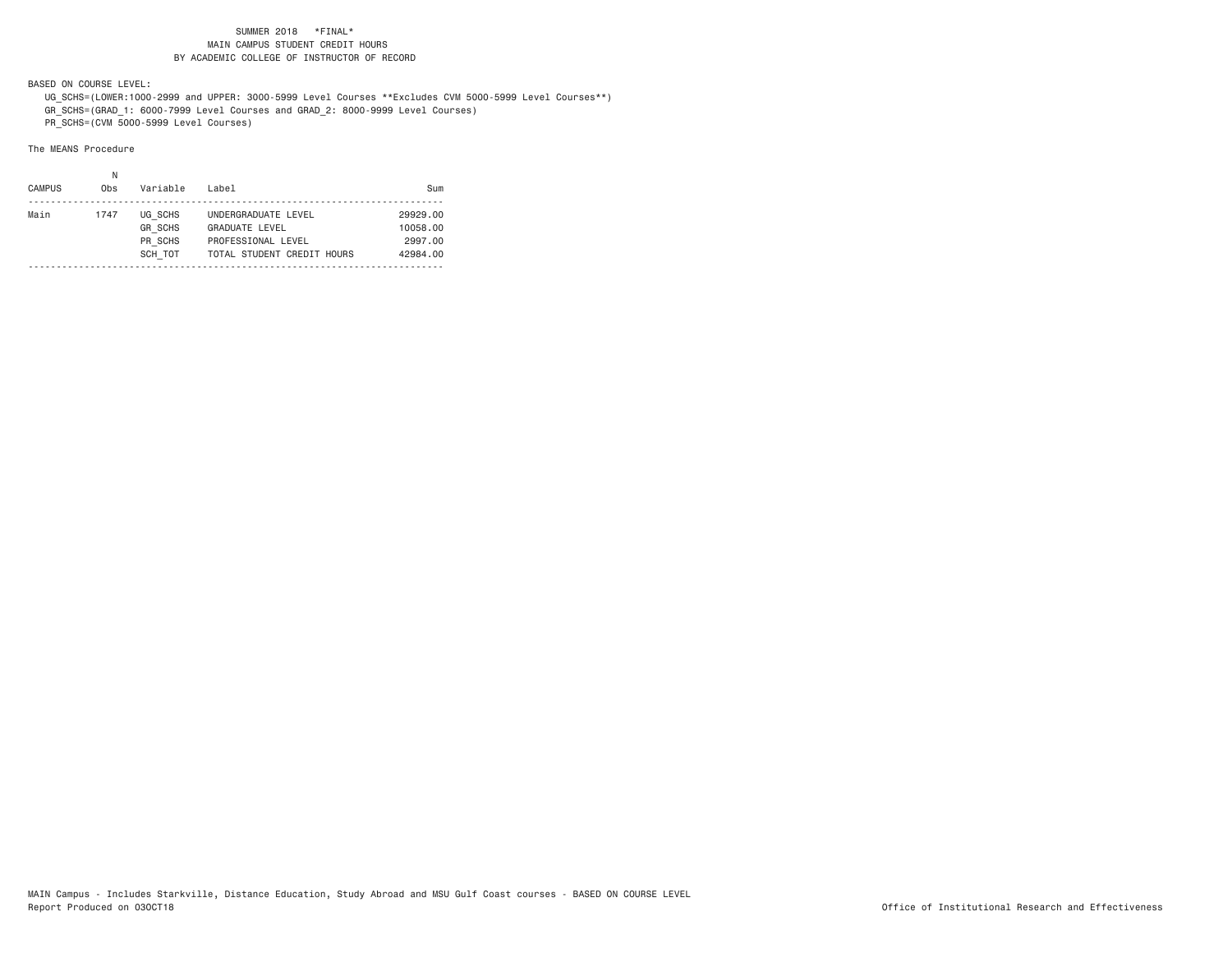SUMMER 2018 *FINAL*
MAIN CAMPUS STUDENT CREDIT HOURS
BY ACADEMIC COLLEGE OF INSTRUCTOR OF RECORD

BASED ON COURSE LEVEL:
UG_SCHS=(LOWER:1000-2999 and UPPER: 3000-5999 Level Courses **Excludes CVM 5000-5999 Level Courses**)
GR_SCHS=(GRAD_1: 6000-7999 Level Courses and GRAD_2: 8000-9999 Level Courses)
PR_SCHS=(CVM 5000-5999 Level Courses)

The MEANS Procedure

| CAMPUS | N Obs | Variable | Label | Sum |
|---|---|---|---|---|
| Main | 1747 | UG_SCHS | UNDERGRADUATE LEVEL | 29929.00 |
| | | GR_SCHS | GRADUATE LEVEL | 10058.00 |
| | | PR_SCHS | PROFESSIONAL LEVEL | 2997.00 |
| | | SCH_TOT | TOTAL STUDENT CREDIT HOURS | 42984.00 |

MAIN Campus - Includes Starkville, Distance Education, Study Abroad and MSU Gulf Coast courses - BASED ON COURSE LEVEL
Report Produced on 03OCT18

Office of Institutional Research and Effectiveness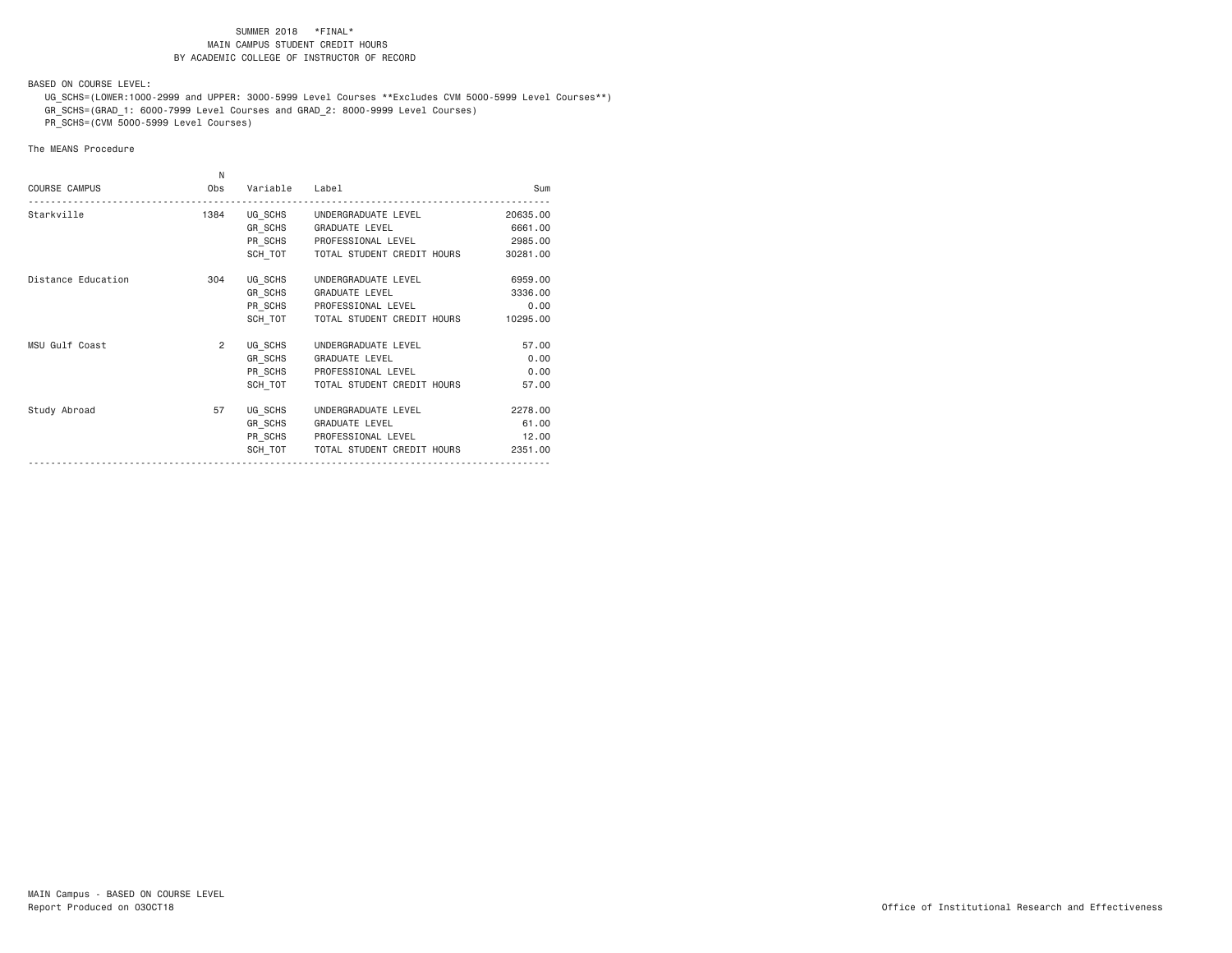SUMMER 2018 \*FINAL\*
MAIN CAMPUS STUDENT CREDIT HOURS
BY ACADEMIC COLLEGE OF INSTRUCTOR OF RECORD

BASED ON COURSE LEVEL:

UG_SCHS=(LOWER:1000-2999 and UPPER: 3000-5999 Level Courses **Excludes CVM 5000-5999 Level Courses**)
GR_SCHS=(GRAD_1: 6000-7999 Level Courses and GRAD_2: 8000-9999 Level Courses)
PR_SCHS=(CVM 5000-5999 Level Courses)

The MEANS Procedure

| COURSE CAMPUS | N Obs | Variable | Label | Sum |
|---|---|---|---|---|
| Starkville | 1384 | UG_SCHS | UNDERGRADUATE LEVEL | 20635.00 |
| | | GR_SCHS | GRADUATE LEVEL | 6661.00 |
| | | PR_SCHS | PROFESSIONAL LEVEL | 2985.00 |
| | | SCH_TOT | TOTAL STUDENT CREDIT HOURS | 30281.00 |
| Distance Education | 304 | UG_SCHS | UNDERGRADUATE LEVEL | 6959.00 |
| | | GR_SCHS | GRADUATE LEVEL | 3336.00 |
| | | PR_SCHS | PROFESSIONAL LEVEL | 0.00 |
| | | SCH_TOT | TOTAL STUDENT CREDIT HOURS | 10295.00 |
| MSU Gulf Coast | 2 | UG_SCHS | UNDERGRADUATE LEVEL | 57.00 |
| | | GR_SCHS | GRADUATE LEVEL | 0.00 |
| | | PR_SCHS | PROFESSIONAL LEVEL | 0.00 |
| | | SCH_TOT | TOTAL STUDENT CREDIT HOURS | 57.00 |
| Study Abroad | 57 | UG_SCHS | UNDERGRADUATE LEVEL | 2278.00 |
| | | GR_SCHS | GRADUATE LEVEL | 61.00 |
| | | PR_SCHS | PROFESSIONAL LEVEL | 12.00 |
| | | SCH_TOT | TOTAL STUDENT CREDIT HOURS | 2351.00 |

MAIN Campus - BASED ON COURSE LEVEL
Report Produced on 03OCT18

Office of Institutional Research and Effectiveness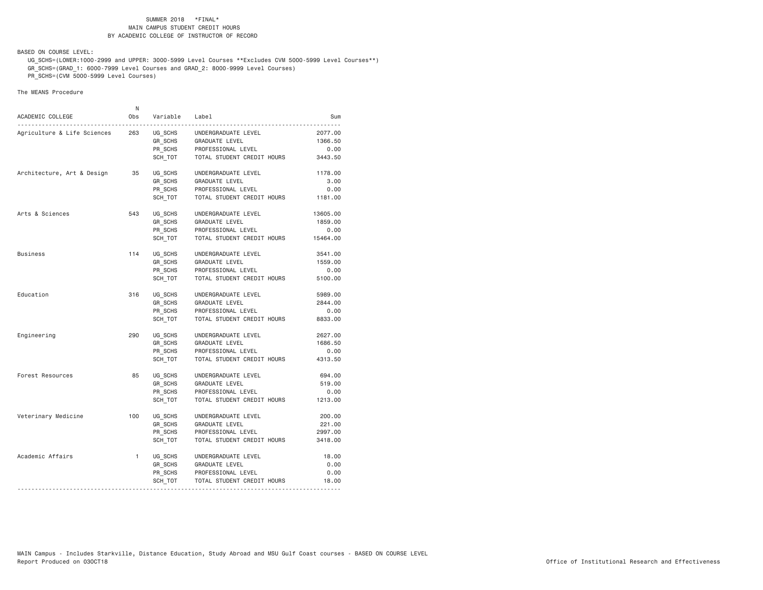SUMMER 2018 *FINAL*
MAIN CAMPUS STUDENT CREDIT HOURS
BY ACADEMIC COLLEGE OF INSTRUCTOR OF RECORD

BASED ON COURSE LEVEL:

UG_SCHS=(LOWER:1000-2999 and UPPER: 3000-5999 Level Courses **Excludes CVM 5000-5999 Level Courses**)
GR_SCHS=(GRAD_1: 6000-7999 Level Courses and GRAD_2: 8000-9999 Level Courses)
PR_SCHS=(CVM 5000-5999 Level Courses)

The MEANS Procedure

| ACADEMIC COLLEGE | N Obs | Variable | Label | Sum |
|---|---|---|---|---|
| Agriculture & Life Sciences | 263 | UG_SCHS | UNDERGRADUATE LEVEL | 2077.00 |
| | | GR_SCHS | GRADUATE LEVEL | 1366.50 |
| | | PR_SCHS | PROFESSIONAL LEVEL | 0.00 |
| | | SCH_TOT | TOTAL STUDENT CREDIT HOURS | 3443.50 |
| Architecture, Art & Design | 35 | UG_SCHS | UNDERGRADUATE LEVEL | 1178.00 |
| | | GR_SCHS | GRADUATE LEVEL | 3.00 |
| | | PR_SCHS | PROFESSIONAL LEVEL | 0.00 |
| | | SCH_TOT | TOTAL STUDENT CREDIT HOURS | 1181.00 |
| Arts & Sciences | 543 | UG_SCHS | UNDERGRADUATE LEVEL | 13605.00 |
| | | GR_SCHS | GRADUATE LEVEL | 1859.00 |
| | | PR_SCHS | PROFESSIONAL LEVEL | 0.00 |
| | | SCH_TOT | TOTAL STUDENT CREDIT HOURS | 15464.00 |
| Business | 114 | UG_SCHS | UNDERGRADUATE LEVEL | 3541.00 |
| | | GR_SCHS | GRADUATE LEVEL | 1559.00 |
| | | PR_SCHS | PROFESSIONAL LEVEL | 0.00 |
| | | SCH_TOT | TOTAL STUDENT CREDIT HOURS | 5100.00 |
| Education | 316 | UG_SCHS | UNDERGRADUATE LEVEL | 5989.00 |
| | | GR_SCHS | GRADUATE LEVEL | 2844.00 |
| | | PR_SCHS | PROFESSIONAL LEVEL | 0.00 |
| | | SCH_TOT | TOTAL STUDENT CREDIT HOURS | 8833.00 |
| Engineering | 290 | UG_SCHS | UNDERGRADUATE LEVEL | 2627.00 |
| | | GR_SCHS | GRADUATE LEVEL | 1686.50 |
| | | PR_SCHS | PROFESSIONAL LEVEL | 0.00 |
| | | SCH_TOT | TOTAL STUDENT CREDIT HOURS | 4313.50 |
| Forest Resources | 85 | UG_SCHS | UNDERGRADUATE LEVEL | 694.00 |
| | | GR_SCHS | GRADUATE LEVEL | 519.00 |
| | | PR_SCHS | PROFESSIONAL LEVEL | 0.00 |
| | | SCH_TOT | TOTAL STUDENT CREDIT HOURS | 1213.00 |
| Veterinary Medicine | 100 | UG_SCHS | UNDERGRADUATE LEVEL | 200.00 |
| | | GR_SCHS | GRADUATE LEVEL | 221.00 |
| | | PR_SCHS | PROFESSIONAL LEVEL | 2997.00 |
| | | SCH_TOT | TOTAL STUDENT CREDIT HOURS | 3418.00 |
| Academic Affairs | 1 | UG_SCHS | UNDERGRADUATE LEVEL | 18.00 |
| | | GR_SCHS | GRADUATE LEVEL | 0.00 |
| | | PR_SCHS | PROFESSIONAL LEVEL | 0.00 |
| | | SCH_TOT | TOTAL STUDENT CREDIT HOURS | 18.00 |

MAIN Campus - Includes Starkville, Distance Education, Study Abroad and MSU Gulf Coast courses - BASED ON COURSE LEVEL
Report Produced on 03OCT18 Office of Institutional Research and Effectiveness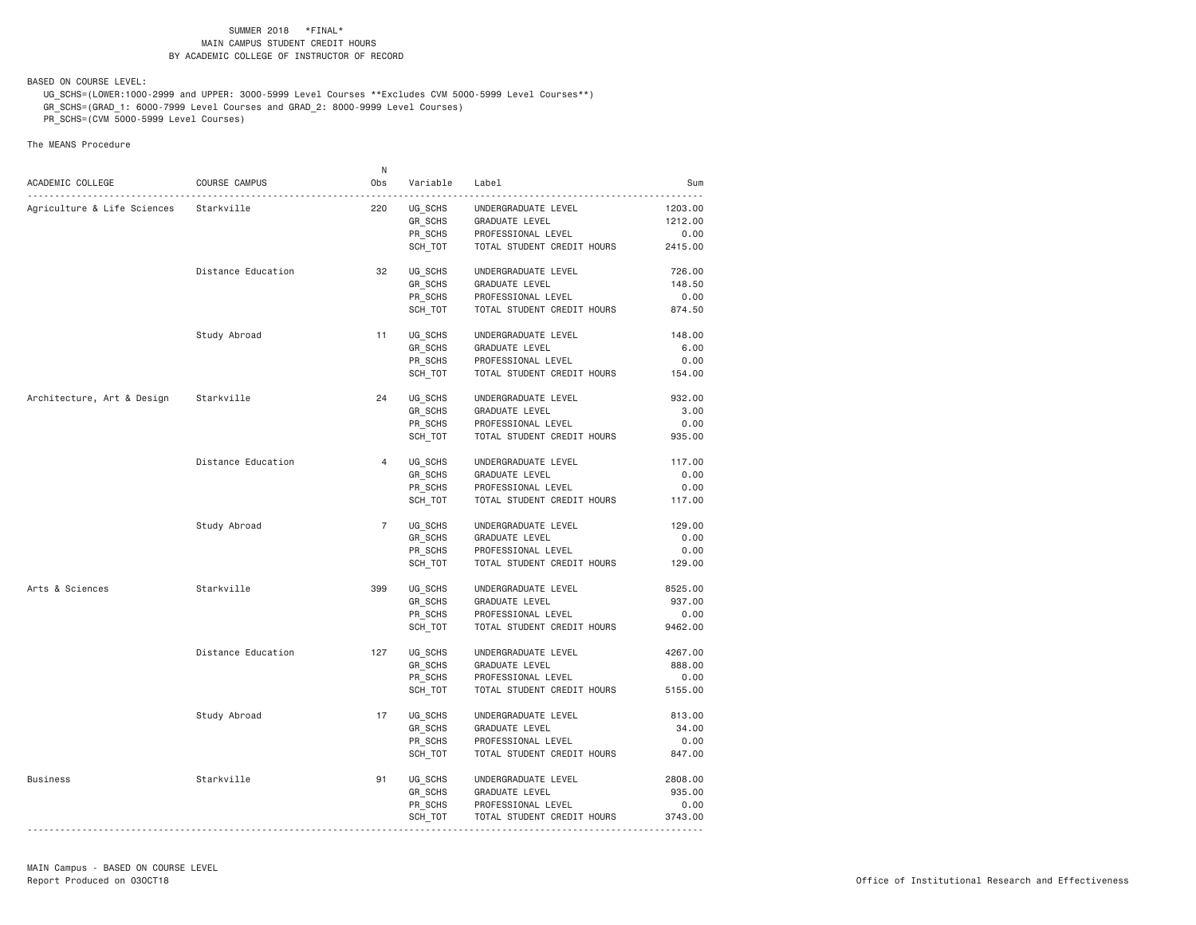SUMMER 2018 *FINAL*
MAIN CAMPUS STUDENT CREDIT HOURS
BY ACADEMIC COLLEGE OF INSTRUCTOR OF RECORD

BASED ON COURSE LEVEL:
UG_SCHS=(LOWER:1000-2999 and UPPER: 3000-5999 Level Courses **Excludes CVM 5000-5999 Level Courses**)
GR_SCHS=(GRAD_1: 6000-7999 Level Courses and GRAD_2: 8000-9999 Level Courses)
PR_SCHS=(CVM 5000-5999 Level Courses)

The MEANS Procedure

| ACADEMIC COLLEGE | COURSE CAMPUS | N Obs | Variable | Label | Sum |
|---|---|---|---|---|---|
| Agriculture & Life Sciences | Starkville | 220 | UG_SCHS | UNDERGRADUATE LEVEL | 1203.00 |
| | | | GR_SCHS | GRADUATE LEVEL | 1212.00 |
| | | | PR_SCHS | PROFESSIONAL LEVEL | 0.00 |
| | | | SCH_TOT | TOTAL STUDENT CREDIT HOURS | 2415.00 |
| | Distance Education | 32 | UG_SCHS | UNDERGRADUATE LEVEL | 726.00 |
| | | | GR_SCHS | GRADUATE LEVEL | 148.50 |
| | | | PR_SCHS | PROFESSIONAL LEVEL | 0.00 |
| | | | SCH_TOT | TOTAL STUDENT CREDIT HOURS | 874.50 |
| | Study Abroad | 11 | UG_SCHS | UNDERGRADUATE LEVEL | 148.00 |
| | | | GR_SCHS | GRADUATE LEVEL | 6.00 |
| | | | PR_SCHS | PROFESSIONAL LEVEL | 0.00 |
| | | | SCH_TOT | TOTAL STUDENT CREDIT HOURS | 154.00 |
| Architecture, Art & Design | Starkville | 24 | UG_SCHS | UNDERGRADUATE LEVEL | 932.00 |
| | | | GR_SCHS | GRADUATE LEVEL | 3.00 |
| | | | PR_SCHS | PROFESSIONAL LEVEL | 0.00 |
| | | | SCH_TOT | TOTAL STUDENT CREDIT HOURS | 935.00 |
| | Distance Education | 4 | UG_SCHS | UNDERGRADUATE LEVEL | 117.00 |
| | | | GR_SCHS | GRADUATE LEVEL | 0.00 |
| | | | PR_SCHS | PROFESSIONAL LEVEL | 0.00 |
| | | | SCH_TOT | TOTAL STUDENT CREDIT HOURS | 117.00 |
| | Study Abroad | 7 | UG_SCHS | UNDERGRADUATE LEVEL | 129.00 |
| | | | GR_SCHS | GRADUATE LEVEL | 0.00 |
| | | | PR_SCHS | PROFESSIONAL LEVEL | 0.00 |
| | | | SCH_TOT | TOTAL STUDENT CREDIT HOURS | 129.00 |
| Arts & Sciences | Starkville | 399 | UG_SCHS | UNDERGRADUATE LEVEL | 8525.00 |
| | | | GR_SCHS | GRADUATE LEVEL | 937.00 |
| | | | PR_SCHS | PROFESSIONAL LEVEL | 0.00 |
| | | | SCH_TOT | TOTAL STUDENT CREDIT HOURS | 9462.00 |
| | Distance Education | 127 | UG_SCHS | UNDERGRADUATE LEVEL | 4267.00 |
| | | | GR_SCHS | GRADUATE LEVEL | 888.00 |
| | | | PR_SCHS | PROFESSIONAL LEVEL | 0.00 |
| | | | SCH_TOT | TOTAL STUDENT CREDIT HOURS | 5155.00 |
| | Study Abroad | 17 | UG_SCHS | UNDERGRADUATE LEVEL | 813.00 |
| | | | GR_SCHS | GRADUATE LEVEL | 34.00 |
| | | | PR_SCHS | PROFESSIONAL LEVEL | 0.00 |
| | | | SCH_TOT | TOTAL STUDENT CREDIT HOURS | 847.00 |
| Business | Starkville | 91 | UG_SCHS | UNDERGRADUATE LEVEL | 2808.00 |
| | | | GR_SCHS | GRADUATE LEVEL | 935.00 |
| | | | PR_SCHS | PROFESSIONAL LEVEL | 0.00 |
| | | | SCH_TOT | TOTAL STUDENT CREDIT HOURS | 3743.00 |

MAIN Campus - BASED ON COURSE LEVEL
Report Produced on 03OCT18

Office of Institutional Research and Effectiveness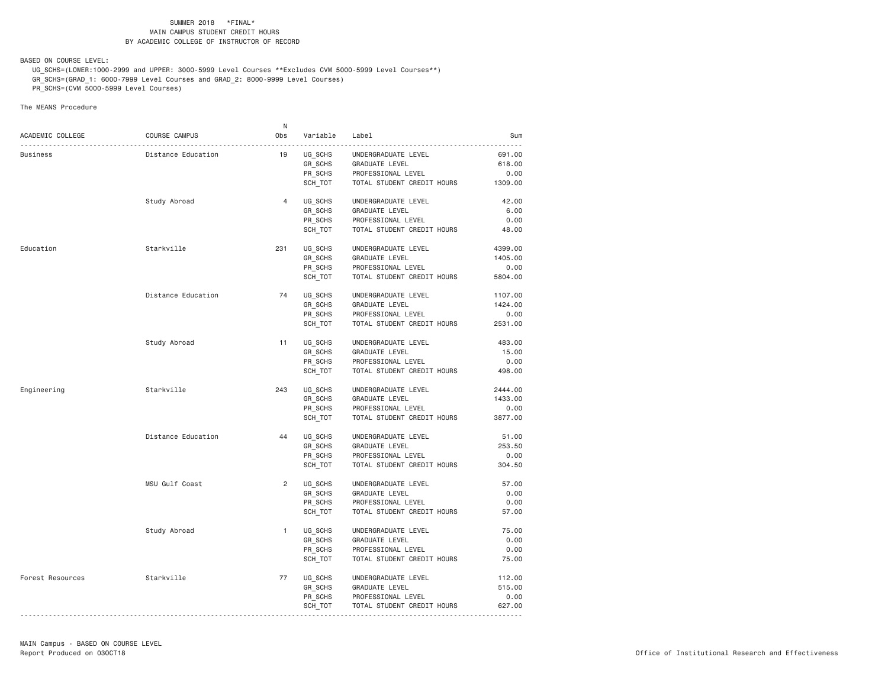SUMMER 2018 *FINAL*
MAIN CAMPUS STUDENT CREDIT HOURS
BY ACADEMIC COLLEGE OF INSTRUCTOR OF RECORD

BASED ON COURSE LEVEL:

UG_SCHS=(LOWER:1000-2999 and UPPER: 3000-5999 Level Courses **Excludes CVM 5000-5999 Level Courses**)
GR_SCHS=(GRAD_1: 6000-7999 Level Courses and GRAD_2: 8000-9999 Level Courses)
PR_SCHS=(CVM 5000-5999 Level Courses)

The MEANS Procedure

| ACADEMIC COLLEGE | COURSE CAMPUS | N Obs | Variable | Label | Sum |
|---|---|---|---|---|---|
| Business | Distance Education | 19 | UG_SCHS | UNDERGRADUATE LEVEL | 691.00 |
| | | | GR_SCHS | GRADUATE LEVEL | 618.00 |
| | | | PR_SCHS | PROFESSIONAL LEVEL | 0.00 |
| | | | SCH_TOT | TOTAL STUDENT CREDIT HOURS | 1309.00 |
| | Study Abroad | 4 | UG_SCHS | UNDERGRADUATE LEVEL | 42.00 |
| | | | GR_SCHS | GRADUATE LEVEL | 6.00 |
| | | | PR_SCHS | PROFESSIONAL LEVEL | 0.00 |
| | | | SCH_TOT | TOTAL STUDENT CREDIT HOURS | 48.00 |
| Education | Starkville | 231 | UG_SCHS | UNDERGRADUATE LEVEL | 4399.00 |
| | | | GR_SCHS | GRADUATE LEVEL | 1405.00 |
| | | | PR_SCHS | PROFESSIONAL LEVEL | 0.00 |
| | | | SCH_TOT | TOTAL STUDENT CREDIT HOURS | 5804.00 |
| | Distance Education | 74 | UG_SCHS | UNDERGRADUATE LEVEL | 1107.00 |
| | | | GR_SCHS | GRADUATE LEVEL | 1424.00 |
| | | | PR_SCHS | PROFESSIONAL LEVEL | 0.00 |
| | | | SCH_TOT | TOTAL STUDENT CREDIT HOURS | 2531.00 |
| | Study Abroad | 11 | UG_SCHS | UNDERGRADUATE LEVEL | 483.00 |
| | | | GR_SCHS | GRADUATE LEVEL | 15.00 |
| | | | PR_SCHS | PROFESSIONAL LEVEL | 0.00 |
| | | | SCH_TOT | TOTAL STUDENT CREDIT HOURS | 498.00 |
| Engineering | Starkville | 243 | UG_SCHS | UNDERGRADUATE LEVEL | 2444.00 |
| | | | GR_SCHS | GRADUATE LEVEL | 1433.00 |
| | | | PR_SCHS | PROFESSIONAL LEVEL | 0.00 |
| | | | SCH_TOT | TOTAL STUDENT CREDIT HOURS | 3877.00 |
| | Distance Education | 44 | UG_SCHS | UNDERGRADUATE LEVEL | 51.00 |
| | | | GR_SCHS | GRADUATE LEVEL | 253.50 |
| | | | PR_SCHS | PROFESSIONAL LEVEL | 0.00 |
| | | | SCH_TOT | TOTAL STUDENT CREDIT HOURS | 304.50 |
| | MSU Gulf Coast | 2 | UG_SCHS | UNDERGRADUATE LEVEL | 57.00 |
| | | | GR_SCHS | GRADUATE LEVEL | 0.00 |
| | | | PR_SCHS | PROFESSIONAL LEVEL | 0.00 |
| | | | SCH_TOT | TOTAL STUDENT CREDIT HOURS | 57.00 |
| | Study Abroad | 1 | UG_SCHS | UNDERGRADUATE LEVEL | 75.00 |
| | | | GR_SCHS | GRADUATE LEVEL | 0.00 |
| | | | PR_SCHS | PROFESSIONAL LEVEL | 0.00 |
| | | | SCH_TOT | TOTAL STUDENT CREDIT HOURS | 75.00 |
| Forest Resources | Starkville | 77 | UG_SCHS | UNDERGRADUATE LEVEL | 112.00 |
| | | | GR_SCHS | GRADUATE LEVEL | 515.00 |
| | | | PR_SCHS | PROFESSIONAL LEVEL | 0.00 |
| | | | SCH_TOT | TOTAL STUDENT CREDIT HOURS | 627.00 |

MAIN Campus - BASED ON COURSE LEVEL
Report Produced on 03OCT18

Office of Institutional Research and Effectiveness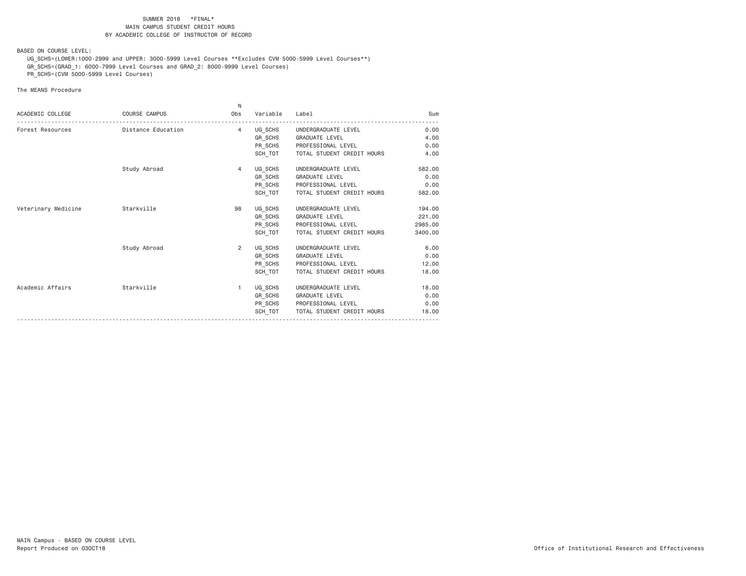SUMMER 2018 *FINAL*
MAIN CAMPUS STUDENT CREDIT HOURS
BY ACADEMIC COLLEGE OF INSTRUCTOR OF RECORD

BASED ON COURSE LEVEL:

UG_SCHS=(LOWER:1000-2999 and UPPER: 3000-5999 Level Courses **Excludes CVM 5000-5999 Level Courses**)
GR_SCHS=(GRAD_1: 6000-7999 Level Courses and GRAD_2: 8000-9999 Level Courses)
PR_SCHS=(CVM 5000-5999 Level Courses)

The MEANS Procedure

| ACADEMIC COLLEGE | COURSE CAMPUS | N Obs | Variable | Label | Sum |
|---|---|---|---|---|---|
| Forest Resources | Distance Education | 4 | UG_SCHS | UNDERGRADUATE LEVEL | 0.00 |
| | | | GR_SCHS | GRADUATE LEVEL | 4.00 |
| | | | PR_SCHS | PROFESSIONAL LEVEL | 0.00 |
| | | | SCH_TOT | TOTAL STUDENT CREDIT HOURS | 4.00 |
| | Study Abroad | 4 | UG_SCHS | UNDERGRADUATE LEVEL | 582.00 |
| | | | GR_SCHS | GRADUATE LEVEL | 0.00 |
| | | | PR_SCHS | PROFESSIONAL LEVEL | 0.00 |
| | | | SCH_TOT | TOTAL STUDENT CREDIT HOURS | 582.00 |
| Veterinary Medicine | Starkville | 98 | UG_SCHS | UNDERGRADUATE LEVEL | 194.00 |
| | | | GR_SCHS | GRADUATE LEVEL | 221.00 |
| | | | PR_SCHS | PROFESSIONAL LEVEL | 2985.00 |
| | | | SCH_TOT | TOTAL STUDENT CREDIT HOURS | 3400.00 |
| | Study Abroad | 2 | UG_SCHS | UNDERGRADUATE LEVEL | 6.00 |
| | | | GR_SCHS | GRADUATE LEVEL | 0.00 |
| | | | PR_SCHS | PROFESSIONAL LEVEL | 12.00 |
| | | | SCH_TOT | TOTAL STUDENT CREDIT HOURS | 18.00 |
| Academic Affairs | Starkville | 1 | UG_SCHS | UNDERGRADUATE LEVEL | 18.00 |
| | | | GR_SCHS | GRADUATE LEVEL | 0.00 |
| | | | PR_SCHS | PROFESSIONAL LEVEL | 0.00 |
| | | | SCH_TOT | TOTAL STUDENT CREDIT HOURS | 18.00 |

MAIN Campus - BASED ON COURSE LEVEL
Report Produced on 03OCT18

Office of Institutional Research and Effectiveness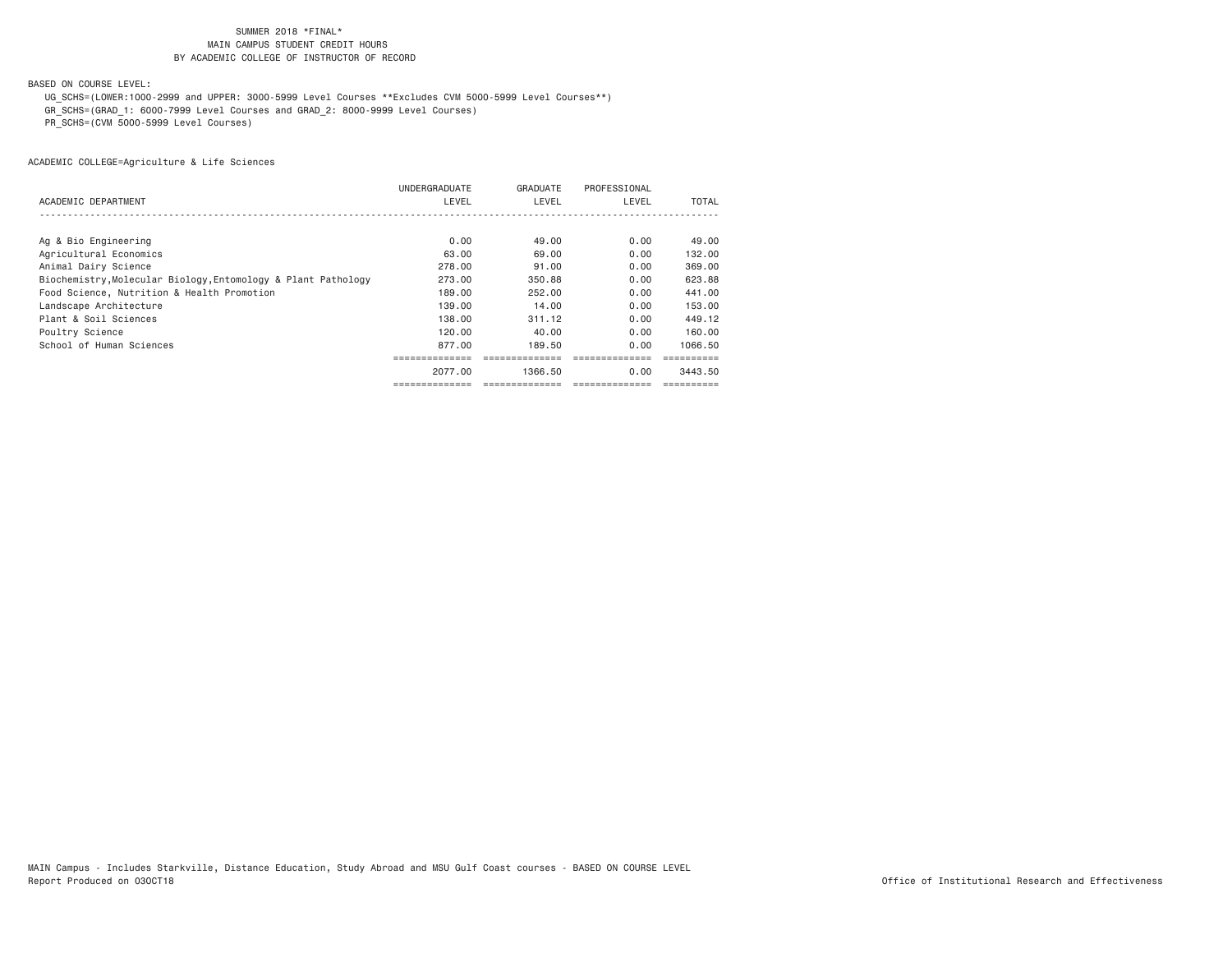SUMMER 2018 *FINAL*
MAIN CAMPUS STUDENT CREDIT HOURS
BY ACADEMIC COLLEGE OF INSTRUCTOR OF RECORD

BASED ON COURSE LEVEL:

UG_SCHS=(LOWER:1000-2999 and UPPER: 3000-5999 Level Courses **Excludes CVM 5000-5999 Level Courses**)
GR_SCHS=(GRAD_1: 6000-7999 Level Courses and GRAD_2: 8000-9999 Level Courses)
PR_SCHS=(CVM 5000-5999 Level Courses)

ACADEMIC COLLEGE=Agriculture & Life Sciences

| ACADEMIC DEPARTMENT | UNDERGRADUATE LEVEL | GRADUATE LEVEL | PROFESSIONAL LEVEL | TOTAL |
|---|---|---|---|---|
| Ag & Bio Engineering | 0.00 | 49.00 | 0.00 | 49.00 |
| Agricultural Economics | 63.00 | 69.00 | 0.00 | 132.00 |
| Animal Dairy Science | 278.00 | 91.00 | 0.00 | 369.00 |
| Biochemistry,Molecular Biology,Entomology & Plant Pathology | 273.00 | 350.88 | 0.00 | 623.88 |
| Food Science, Nutrition & Health Promotion | 189.00 | 252.00 | 0.00 | 441.00 |
| Landscape Architecture | 139.00 | 14.00 | 0.00 | 153.00 |
| Plant & Soil Sciences | 138.00 | 311.12 | 0.00 | 449.12 |
| Poultry Science | 120.00 | 40.00 | 0.00 | 160.00 |
| School of Human Sciences | 877.00 | 189.50 | 0.00 | 1066.50 |
| | 2077.00 | 1366.50 | 0.00 | 3443.50 |

MAIN Campus - Includes Starkville, Distance Education, Study Abroad and MSU Gulf Coast courses - BASED ON COURSE LEVEL
Report Produced on 03OCT18

Office of Institutional Research and Effectiveness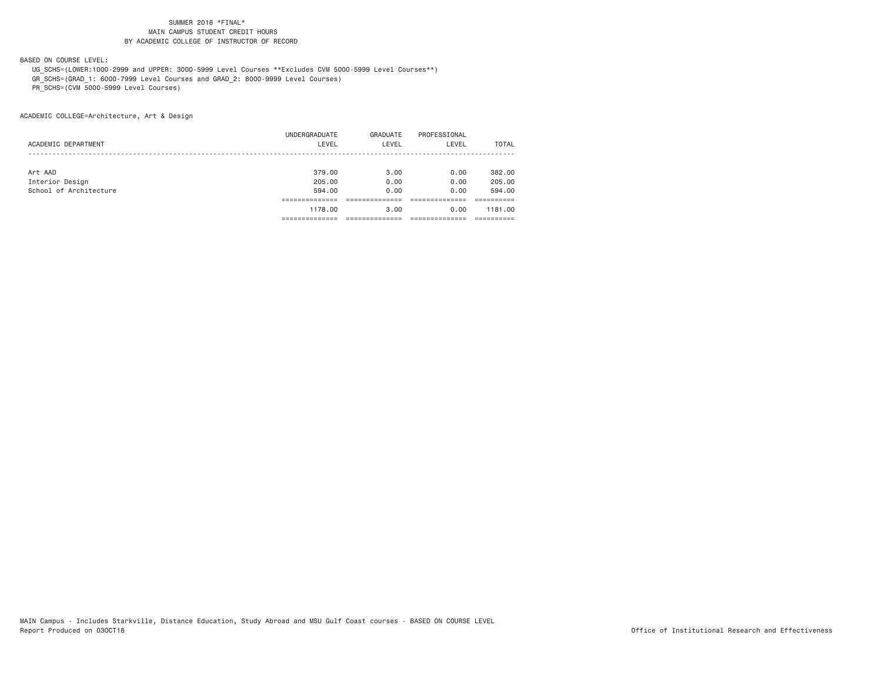SUMMER 2018 *FINAL*
MAIN CAMPUS STUDENT CREDIT HOURS
BY ACADEMIC COLLEGE OF INSTRUCTOR OF RECORD

BASED ON COURSE LEVEL:
UG_SCHS=(LOWER:1000-2999 and UPPER: 3000-5999 Level Courses **Excludes CVM 5000-5999 Level Courses**)
GR_SCHS=(GRAD_1: 6000-7999 Level Courses and GRAD_2: 8000-9999 Level Courses)
PR_SCHS=(CVM 5000-5999 Level Courses)

ACADEMIC COLLEGE=Architecture, Art & Design

| ACADEMIC DEPARTMENT | UNDERGRADUATE LEVEL | GRADUATE LEVEL | PROFESSIONAL LEVEL | TOTAL |
|---|---|---|---|---|
| Art AAD | 379.00 | 3.00 | 0.00 | 382.00 |
| Interior Design | 205.00 | 0.00 | 0.00 | 205.00 |
| School of Architecture | 594.00 | 0.00 | 0.00 | 594.00 |
| | 1178.00 | 3.00 | 0.00 | 1181.00 |

MAIN Campus - Includes Starkville, Distance Education, Study Abroad and MSU Gulf Coast courses - BASED ON COURSE LEVEL
Report Produced on 03OCT18

Office of Institutional Research and Effectiveness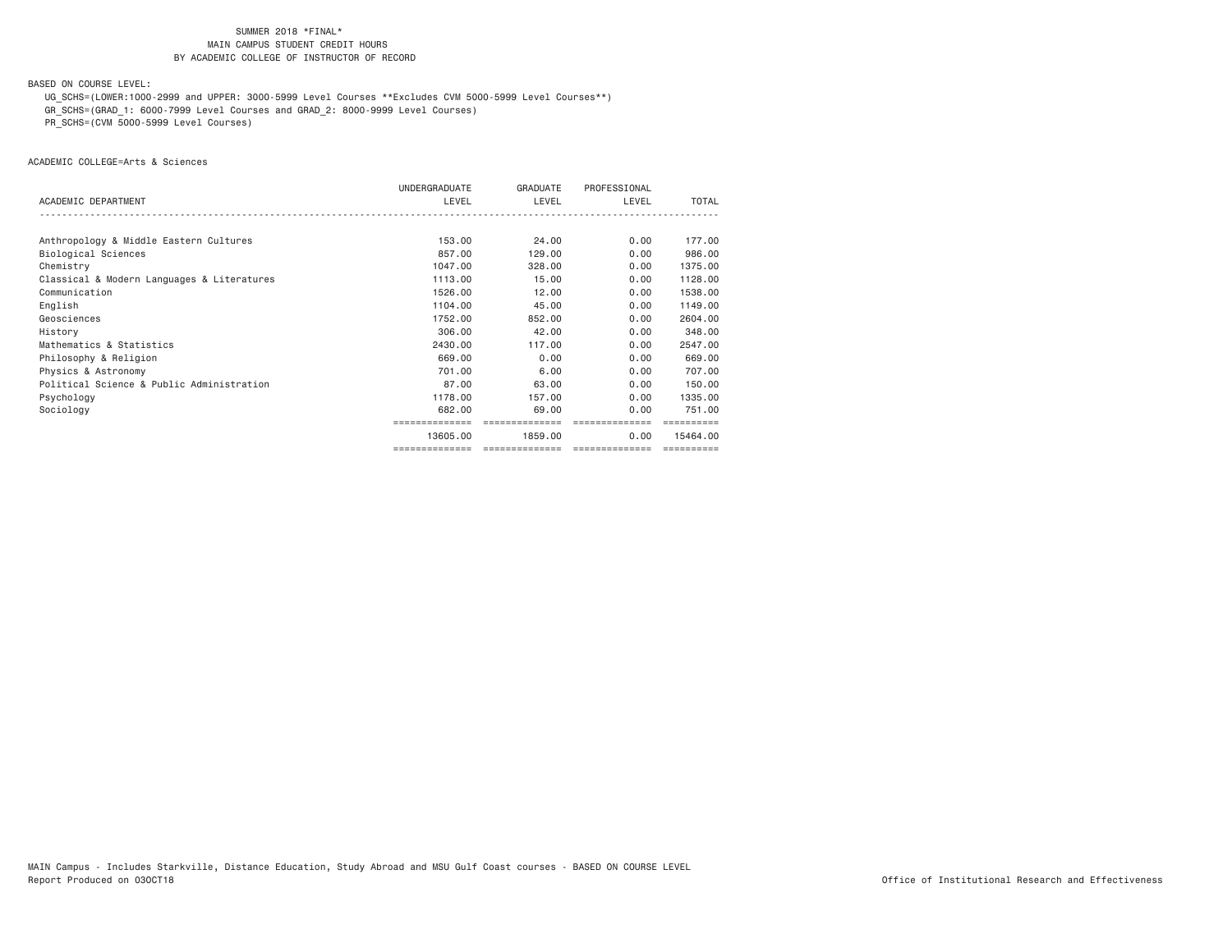SUMMER 2018 *FINAL*
MAIN CAMPUS STUDENT CREDIT HOURS
BY ACADEMIC COLLEGE OF INSTRUCTOR OF RECORD

BASED ON COURSE LEVEL:

UG_SCHS=(LOWER:1000-2999 and UPPER: 3000-5999 Level Courses **Excludes CVM 5000-5999 Level Courses**)
GR_SCHS=(GRAD_1: 6000-7999 Level Courses and GRAD_2: 8000-9999 Level Courses)
PR_SCHS=(CVM 5000-5999 Level Courses)

ACADEMIC COLLEGE=Arts & Sciences

| ACADEMIC DEPARTMENT | UNDERGRADUATE LEVEL | GRADUATE LEVEL | PROFESSIONAL LEVEL | TOTAL |
|---|---|---|---|---|
| Anthropology & Middle Eastern Cultures | 153.00 | 24.00 | 0.00 | 177.00 |
| Biological Sciences | 857.00 | 129.00 | 0.00 | 986.00 |
| Chemistry | 1047.00 | 328.00 | 0.00 | 1375.00 |
| Classical & Modern Languages & Literatures | 1113.00 | 15.00 | 0.00 | 1128.00 |
| Communication | 1526.00 | 12.00 | 0.00 | 1538.00 |
| English | 1104.00 | 45.00 | 0.00 | 1149.00 |
| Geosciences | 1752.00 | 852.00 | 0.00 | 2604.00 |
| History | 306.00 | 42.00 | 0.00 | 348.00 |
| Mathematics & Statistics | 2430.00 | 117.00 | 0.00 | 2547.00 |
| Philosophy & Religion | 669.00 | 0.00 | 0.00 | 669.00 |
| Physics & Astronomy | 701.00 | 6.00 | 0.00 | 707.00 |
| Political Science & Public Administration | 87.00 | 63.00 | 0.00 | 150.00 |
| Psychology | 1178.00 | 157.00 | 0.00 | 1335.00 |
| Sociology | 682.00 | 69.00 | 0.00 | 751.00 |
| | 13605.00 | 1859.00 | 0.00 | 15464.00 |

MAIN Campus - Includes Starkville, Distance Education, Study Abroad and MSU Gulf Coast courses - BASED ON COURSE LEVEL
Report Produced on 03OCT18

Office of Institutional Research and Effectiveness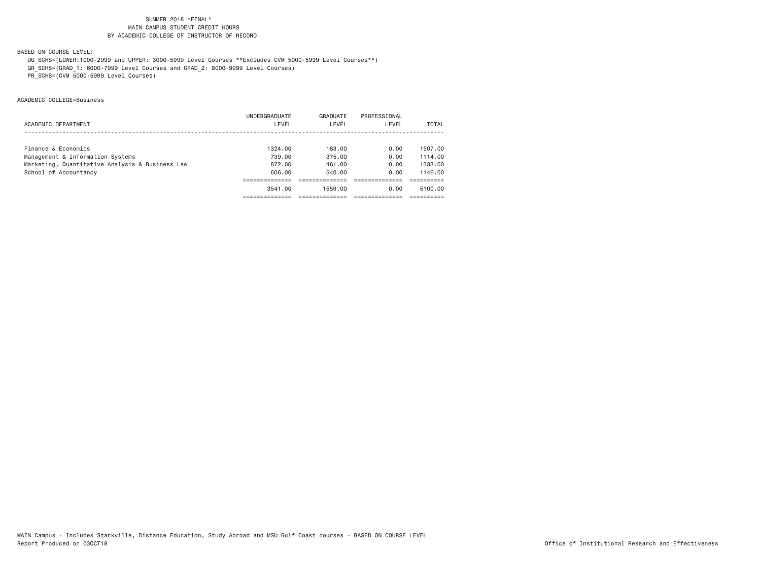SUMMER 2018 *FINAL*
MAIN CAMPUS STUDENT CREDIT HOURS
BY ACADEMIC COLLEGE OF INSTRUCTOR OF RECORD

BASED ON COURSE LEVEL:

UG_SCHS=(LOWER:1000-2999 and UPPER: 3000-5999 Level Courses **Excludes CVM 5000-5999 Level Courses**)
GR_SCHS=(GRAD_1: 6000-7999 Level Courses and GRAD_2: 8000-9999 Level Courses)
PR_SCHS=(CVM 5000-5999 Level Courses)

ACADEMIC COLLEGE=Business

| ACADEMIC DEPARTMENT | UNDERGRADUATE LEVEL | GRADUATE LEVEL | PROFESSIONAL LEVEL | TOTAL |
|---|---|---|---|---|
| Finance & Economics | 1324.00 | 183.00 | 0.00 | 1507.00 |
| Management & Information Systems | 739.00 | 375.00 | 0.00 | 1114.00 |
| Marketing, Quantitative Analysis & Business Law | 872.00 | 461.00 | 0.00 | 1333.00 |
| School of Accountancy | 606.00 | 540.00 | 0.00 | 1146.00 |
| | 3541.00 | 1559.00 | 0.00 | 5100.00 |

MAIN Campus - Includes Starkville, Distance Education, Study Abroad and MSU Gulf Coast courses - BASED ON COURSE LEVEL
Report Produced on 03OCT18

Office of Institutional Research and Effectiveness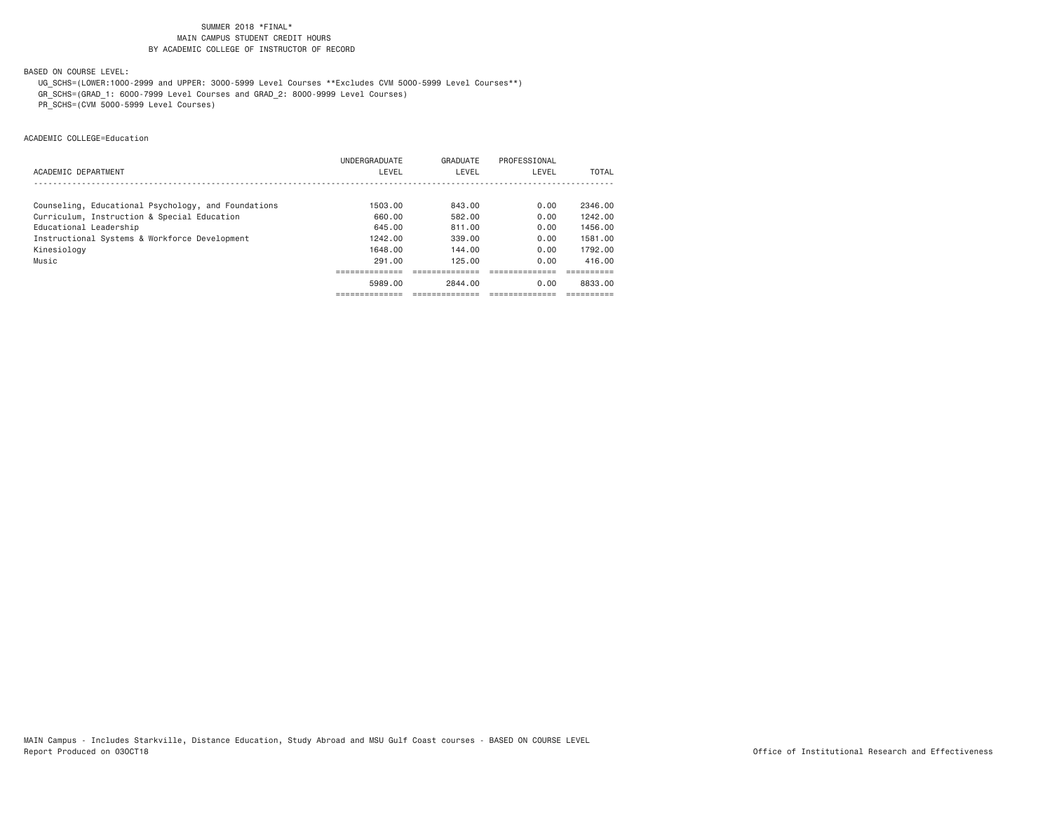SUMMER 2018 *FINAL*
MAIN CAMPUS STUDENT CREDIT HOURS
BY ACADEMIC COLLEGE OF INSTRUCTOR OF RECORD

BASED ON COURSE LEVEL:

UG_SCHS=(LOWER:1000-2999 and UPPER: 3000-5999 Level Courses **Excludes CVM 5000-5999 Level Courses**)
GR_SCHS=(GRAD_1: 6000-7999 Level Courses and GRAD_2: 8000-9999 Level Courses)
PR_SCHS=(CVM 5000-5999 Level Courses)

ACADEMIC COLLEGE=Education

| ACADEMIC DEPARTMENT | UNDERGRADUATE LEVEL | GRADUATE LEVEL | PROFESSIONAL LEVEL | TOTAL |
|---|---|---|---|---|
| Counseling, Educational Psychology, and Foundations | 1503.00 | 843.00 | 0.00 | 2346.00 |
| Curriculum, Instruction & Special Education | 660.00 | 582.00 | 0.00 | 1242.00 |
| Educational Leadership | 645.00 | 811.00 | 0.00 | 1456.00 |
| Instructional Systems & Workforce Development | 1242.00 | 339.00 | 0.00 | 1581.00 |
| Kinesiology | 1648.00 | 144.00 | 0.00 | 1792.00 |
| Music | 291.00 | 125.00 | 0.00 | 416.00 |
| | 5989.00 | 2844.00 | 0.00 | 8833.00 |

MAIN Campus - Includes Starkville, Distance Education, Study Abroad and MSU Gulf Coast courses - BASED ON COURSE LEVEL
Report Produced on 03OCT18

Office of Institutional Research and Effectiveness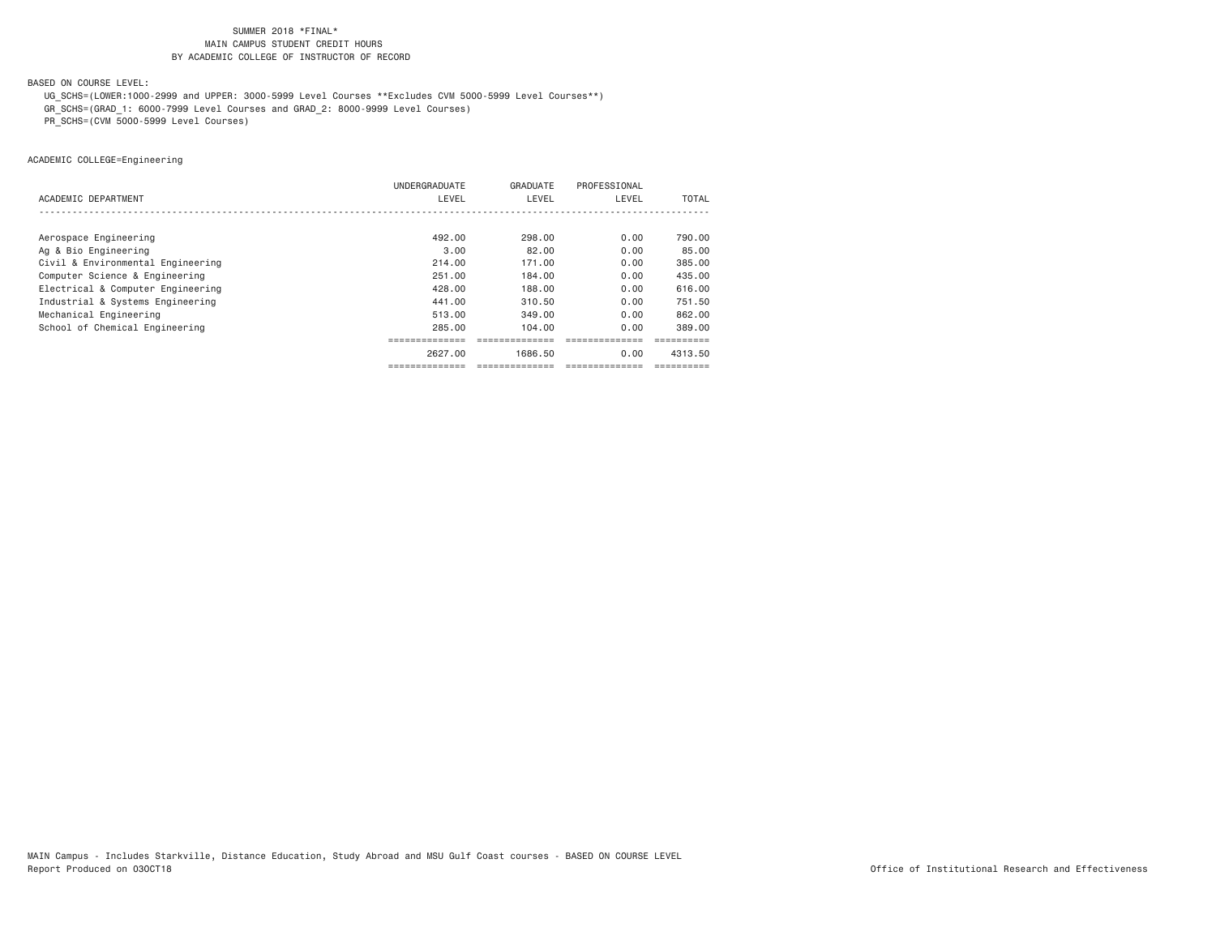SUMMER 2018 *FINAL*
MAIN CAMPUS STUDENT CREDIT HOURS
BY ACADEMIC COLLEGE OF INSTRUCTOR OF RECORD

BASED ON COURSE LEVEL:

UG_SCHS=(LOWER:1000-2999 and UPPER: 3000-5999 Level Courses **Excludes CVM 5000-5999 Level Courses**)
GR_SCHS=(GRAD_1: 6000-7999 Level Courses and GRAD_2: 8000-9999 Level Courses)
PR_SCHS=(CVM 5000-5999 Level Courses)

ACADEMIC COLLEGE=Engineering

| ACADEMIC DEPARTMENT | UNDERGRADUATE LEVEL | GRADUATE LEVEL | PROFESSIONAL LEVEL | TOTAL |
|---|---|---|---|---|
| Aerospace Engineering | 492.00 | 298.00 | 0.00 | 790.00 |
| Ag & Bio Engineering | 3.00 | 82.00 | 0.00 | 85.00 |
| Civil & Environmental Engineering | 214.00 | 171.00 | 0.00 | 385.00 |
| Computer Science & Engineering | 251.00 | 184.00 | 0.00 | 435.00 |
| Electrical & Computer Engineering | 428.00 | 188.00 | 0.00 | 616.00 |
| Industrial & Systems Engineering | 441.00 | 310.50 | 0.00 | 751.50 |
| Mechanical Engineering | 513.00 | 349.00 | 0.00 | 862.00 |
| School of Chemical Engineering | 285.00 | 104.00 | 0.00 | 389.00 |
| | 2627.00 | 1686.50 | 0.00 | 4313.50 |

MAIN Campus - Includes Starkville, Distance Education, Study Abroad and MSU Gulf Coast courses - BASED ON COURSE LEVEL
Report Produced on 03OCT18

Office of Institutional Research and Effectiveness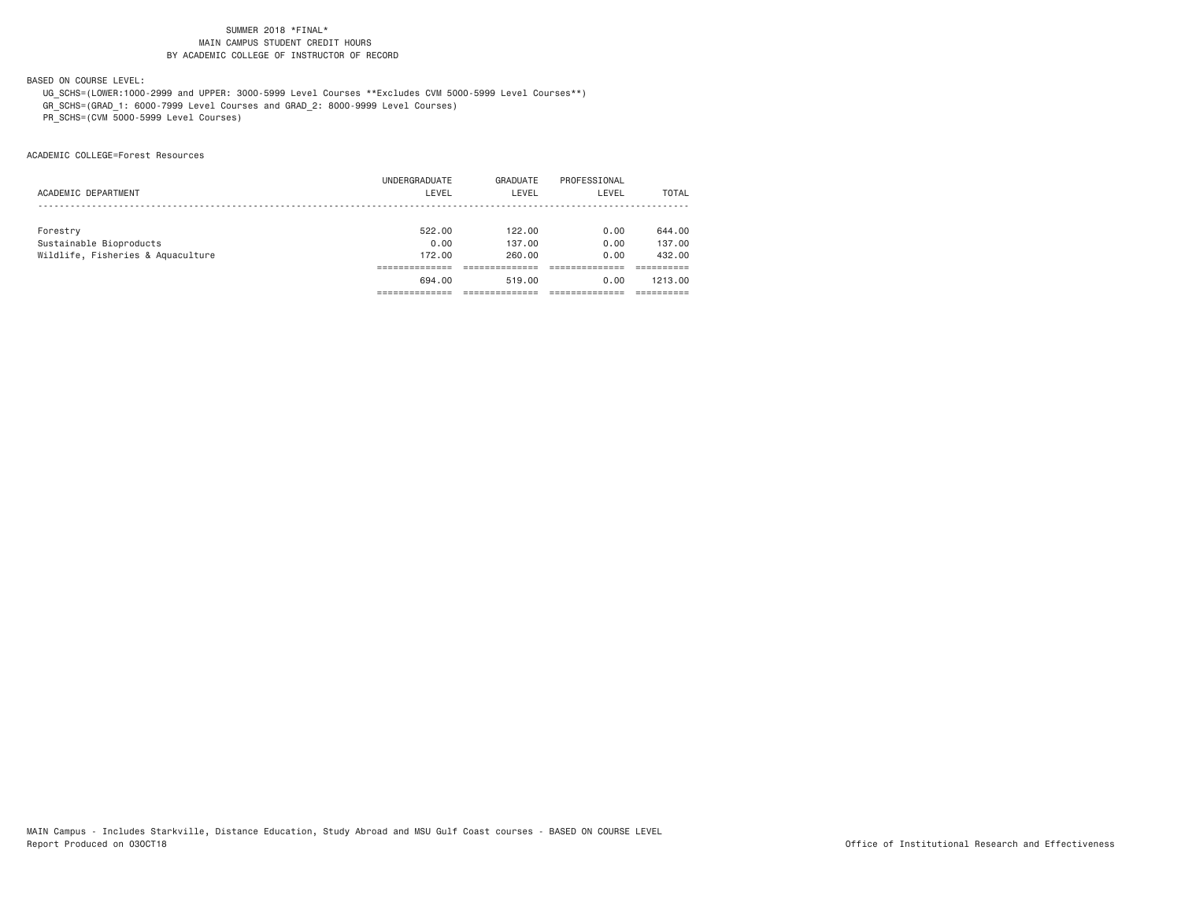SUMMER 2018 *FINAL*
MAIN CAMPUS STUDENT CREDIT HOURS
BY ACADEMIC COLLEGE OF INSTRUCTOR OF RECORD

BASED ON COURSE LEVEL:

UG_SCHS=(LOWER:1000-2999 and UPPER: 3000-5999 Level Courses **Excludes CVM 5000-5999 Level Courses**)
GR_SCHS=(GRAD_1: 6000-7999 Level Courses and GRAD_2: 8000-9999 Level Courses)
PR_SCHS=(CVM 5000-5999 Level Courses)

ACADEMIC COLLEGE=Forest Resources

| ACADEMIC DEPARTMENT | UNDERGRADUATE LEVEL | GRADUATE LEVEL | PROFESSIONAL LEVEL | TOTAL |
|---|---|---|---|---|
| Forestry | 522.00 | 122.00 | 0.00 | 644.00 |
| Sustainable Bioproducts | 0.00 | 137.00 | 0.00 | 137.00 |
| Wildlife, Fisheries & Aquaculture | 172.00 | 260.00 | 0.00 | 432.00 |
| | 694.00 | 519.00 | 0.00 | 1213.00 |

MAIN Campus - Includes Starkville, Distance Education, Study Abroad and MSU Gulf Coast courses - BASED ON COURSE LEVEL
Report Produced on 03OCT18

Office of Institutional Research and Effectiveness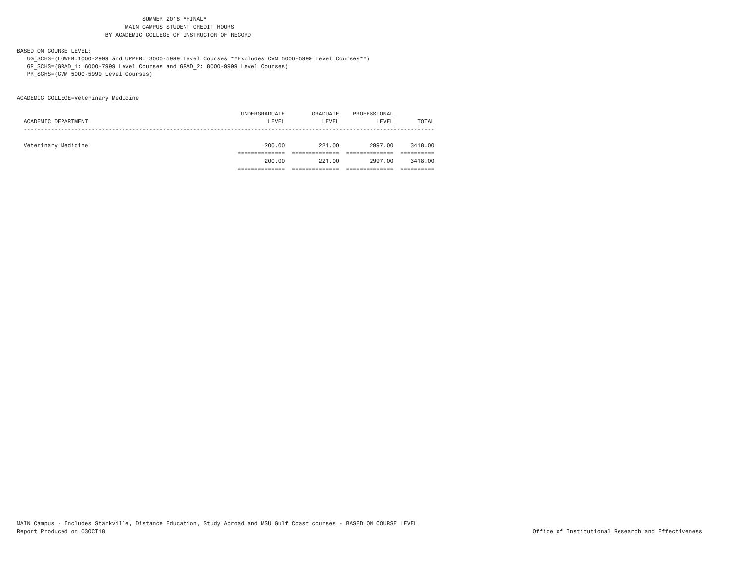SUMMER 2018 *FINAL*
MAIN CAMPUS STUDENT CREDIT HOURS
BY ACADEMIC COLLEGE OF INSTRUCTOR OF RECORD

BASED ON COURSE LEVEL:
UG_SCHS=(LOWER:1000-2999 and UPPER: 3000-5999 Level Courses **Excludes CVM 5000-5999 Level Courses**)
GR_SCHS=(GRAD_1: 6000-7999 Level Courses and GRAD_2: 8000-9999 Level Courses)
PR_SCHS=(CVM 5000-5999 Level Courses)

ACADEMIC COLLEGE=Veterinary Medicine

| ACADEMIC DEPARTMENT | UNDERGRADUATE LEVEL | GRADUATE LEVEL | PROFESSIONAL LEVEL | TOTAL |
|---|---|---|---|---|
| Veterinary Medicine | 200.00 | 221.00 | 2997.00 | 3418.00 |
| | 200.00 | 221.00 | 2997.00 | 3418.00 |

MAIN Campus - Includes Starkville, Distance Education, Study Abroad and MSU Gulf Coast courses - BASED ON COURSE LEVEL
Report Produced on 03OCT18
Office of Institutional Research and Effectiveness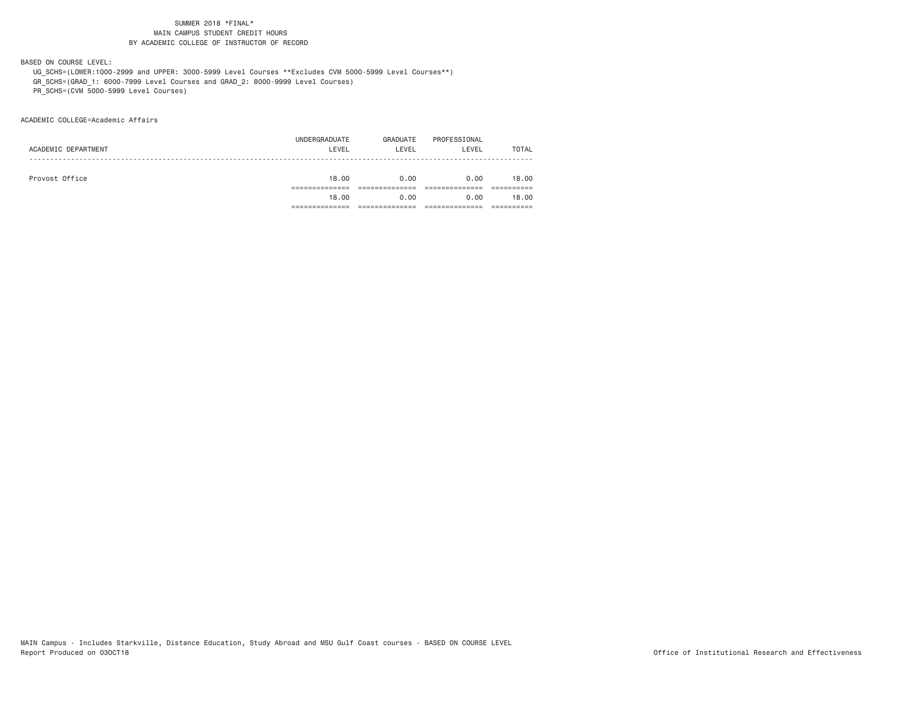SUMMER 2018 *FINAL*
MAIN CAMPUS STUDENT CREDIT HOURS
BY ACADEMIC COLLEGE OF INSTRUCTOR OF RECORD

BASED ON COURSE LEVEL:

UG_SCHS=(LOWER:1000-2999 and UPPER: 3000-5999 Level Courses **Excludes CVM 5000-5999 Level Courses**)
GR_SCHS=(GRAD_1: 6000-7999 Level Courses and GRAD_2: 8000-9999 Level Courses)
PR_SCHS=(CVM 5000-5999 Level Courses)

ACADEMIC COLLEGE=Academic Affairs

| ACADEMIC DEPARTMENT | UNDERGRADUATE LEVEL | GRADUATE LEVEL | PROFESSIONAL LEVEL | TOTAL |
|---|---|---|---|---|
| Provost Office | 18.00 | 0.00 | 0.00 | 18.00 |
| | 18.00 | 0.00 | 0.00 | 18.00 |

MAIN Campus - Includes Starkville, Distance Education, Study Abroad and MSU Gulf Coast courses - BASED ON COURSE LEVEL
Report Produced on 03OCT18

Office of Institutional Research and Effectiveness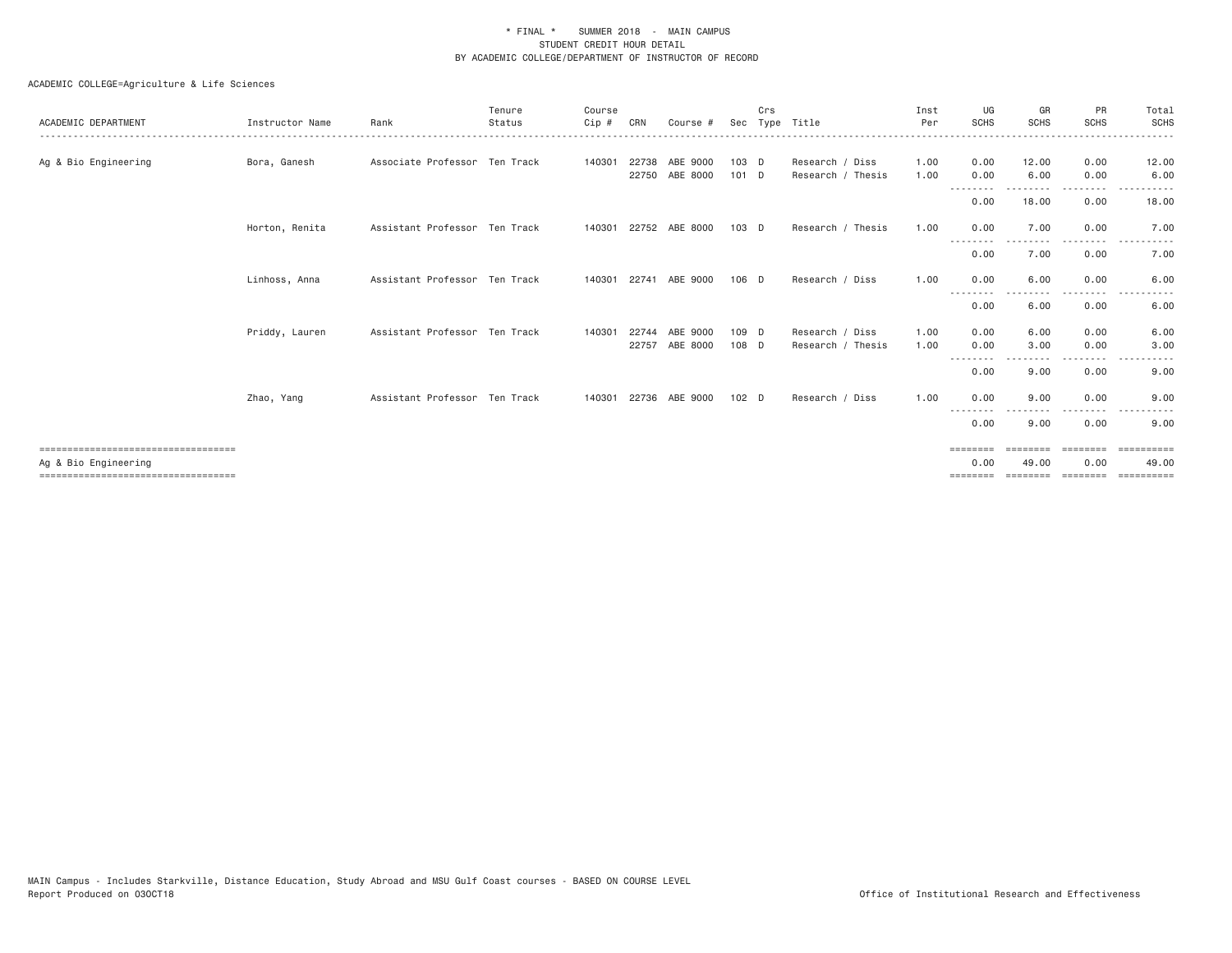\* FINAL \* SUMMER 2018 - MAIN CAMPUS
STUDENT CREDIT HOUR DETAIL
BY ACADEMIC COLLEGE/DEPARTMENT OF INSTRUCTOR OF RECORD

ACADEMIC COLLEGE=Agriculture & Life Sciences

| ACADEMIC DEPARTMENT | Instructor Name | Rank | Tenure Status | Course Cip # | CRN | Course # | Sec | Crs Type | Title | Inst Per | UG SCHS | GR SCHS | PR SCHS | Total SCHS |
|---|---|---|---|---|---|---|---|---|---|---|---|---|---|---|
| Ag & Bio Engineering | Bora, Ganesh | Associate Professor | Ten Track | 140301 | 22738 | ABE 9000 | 103 | D | Research / Diss | 1.00 | 0.00 | 12.00 | 0.00 | 12.00 |
| | | | | | 22750 | ABE 8000 | 101 | D | Research / Thesis | 1.00 | 0.00 | 6.00 | 0.00 | 6.00 |
| | | | | | | | | | | | 0.00 | 18.00 | 0.00 | 18.00 |
| | Horton, Renita | Assistant Professor | Ten Track | 140301 | 22752 | ABE 8000 | 103 | D | Research / Thesis | 1.00 | 0.00 | 7.00 | 0.00 | 7.00 |
| | | | | | | | | | | | 0.00 | 7.00 | 0.00 | 7.00 |
| | Linhoss, Anna | Assistant Professor | Ten Track | 140301 | 22741 | ABE 9000 | 106 | D | Research / Diss | 1.00 | 0.00 | 6.00 | 0.00 | 6.00 |
| | | | | | | | | | | | 0.00 | 6.00 | 0.00 | 6.00 |
| | Priddy, Lauren | Assistant Professor | Ten Track | 140301 | 22744 | ABE 9000 | 109 | D | Research / Diss | 1.00 | 0.00 | 6.00 | 0.00 | 6.00 |
| | | | | | 22757 | ABE 8000 | 108 | D | Research / Thesis | 1.00 | 0.00 | 3.00 | 0.00 | 3.00 |
| | | | | | | | | | | | 0.00 | 9.00 | 0.00 | 9.00 |
| | Zhao, Yang | Assistant Professor | Ten Track | 140301 | 22736 | ABE 9000 | 102 | D | Research / Diss | 1.00 | 0.00 | 9.00 | 0.00 | 9.00 |
| | | | | | | | | | | | 0.00 | 9.00 | 0.00 | 9.00 |
| Ag & Bio Engineering | | | | | | | | | | | 0.00 | 49.00 | 0.00 | 49.00 |

MAIN Campus - Includes Starkville, Distance Education, Study Abroad and MSU Gulf Coast courses - BASED ON COURSE LEVEL
Report Produced on 03OCT18

Office of Institutional Research and Effectiveness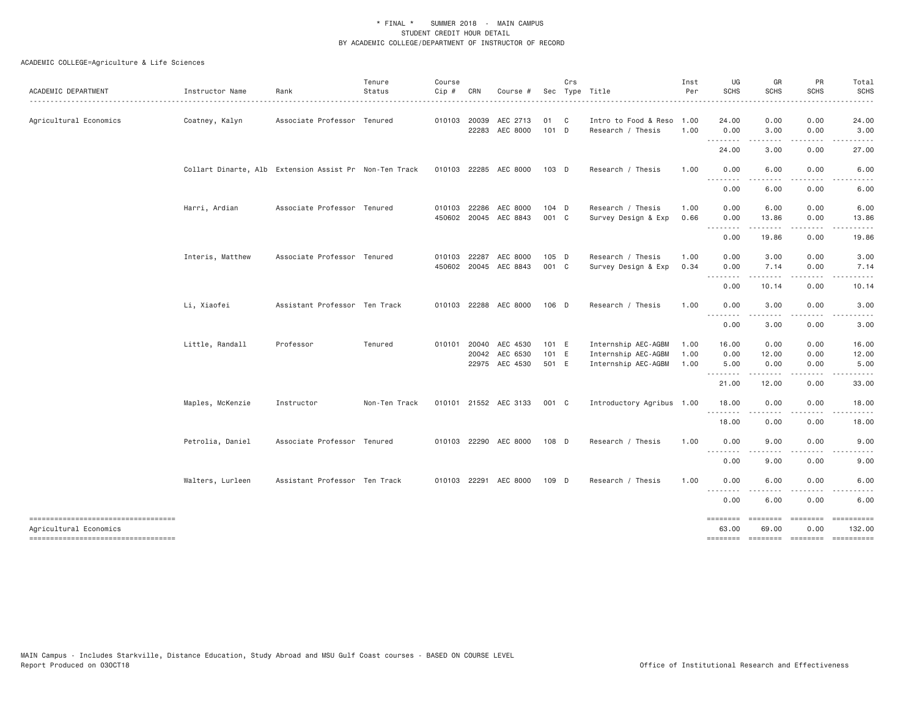\* FINAL \* SUMMER 2018 - MAIN CAMPUS
STUDENT CREDIT HOUR DETAIL
BY ACADEMIC COLLEGE/DEPARTMENT OF INSTRUCTOR OF RECORD

ACADEMIC COLLEGE=Agriculture & Life Sciences

| ACADEMIC DEPARTMENT | Instructor Name | Rank | Tenure Status | Course Cip # | CRN | Course # | Sec | Crs Type | Title | Inst Per | UG SCHS | GR SCHS | PR SCHS | Total SCHS |
|---|---|---|---|---|---|---|---|---|---|---|---|---|---|---|
| Agricultural Economics | Coatney, Kalyn | Associate Professor | Tenured | 010103 | 20039 | AEC 2713 | 01 | C | Intro to Food & Reso | 1.00 | 24.00 | 0.00 | 0.00 | 24.00 |
| | | | | | 22283 | AEC 8000 | 101 | D | Research / Thesis | 1.00 | 0.00 | 3.00 | 0.00 | 3.00 |
| | | | | | | | | | | | 24.00 | 3.00 | 0.00 | 27.00 |
| | Collart Dinarte, Alb | Extension Assist Pr | Non-Ten Track | 010103 | 22285 | AEC 8000 | 103 | D | Research / Thesis | 1.00 | 0.00 | 6.00 | 0.00 | 6.00 |
| | | | | | | | | | | | 0.00 | 6.00 | 0.00 | 6.00 |
| | Harri, Ardian | Associate Professor | Tenured | 010103 | 22286 | AEC 8000 | 104 | D | Research / Thesis | 1.00 | 0.00 | 6.00 | 0.00 | 6.00 |
| | | | | 450602 | 20045 | AEC 8843 | 001 | C | Survey Design & Exp | 0.66 | 0.00 | 13.86 | 0.00 | 13.86 |
| | | | | | | | | | | | 0.00 | 19.86 | 0.00 | 19.86 |
| | Interis, Matthew | Associate Professor | Tenured | 010103 | 22287 | AEC 8000 | 105 | D | Research / Thesis | 1.00 | 0.00 | 3.00 | 0.00 | 3.00 |
| | | | | 450602 | 20045 | AEC 8843 | 001 | C | Survey Design & Exp | 0.34 | 0.00 | 7.14 | 0.00 | 7.14 |
| | | | | | | | | | | | 0.00 | 10.14 | 0.00 | 10.14 |
| | Li, Xiaofei | Assistant Professor | Ten Track | 010103 | 22288 | AEC 8000 | 106 | D | Research / Thesis | 1.00 | 0.00 | 3.00 | 0.00 | 3.00 |
| | | | | | | | | | | | 0.00 | 3.00 | 0.00 | 3.00 |
| | Little, Randall | Professor | Tenured | 010101 | 20040 | AEC 4530 | 101 | E | Internship AEC-AGBM | 1.00 | 16.00 | 0.00 | 0.00 | 16.00 |
| | | | | | 20042 | AEC 6530 | 101 | E | Internship AEC-AGBM | 1.00 | 0.00 | 12.00 | 0.00 | 12.00 |
| | | | | | 22975 | AEC 4530 | 501 | E | Internship AEC-AGBM | 1.00 | 5.00 | 0.00 | 0.00 | 5.00 |
| | | | | | | | | | | | 21.00 | 12.00 | 0.00 | 33.00 |
| | Maples, McKenzie | Instructor | Non-Ten Track | 010101 | 21552 | AEC 3133 | 001 | C | Introductory Agribus | 1.00 | 18.00 | 0.00 | 0.00 | 18.00 |
| | | | | | | | | | | | 18.00 | 0.00 | 0.00 | 18.00 |
| | Petrolia, Daniel | Associate Professor | Tenured | 010103 | 22290 | AEC 8000 | 108 | D | Research / Thesis | 1.00 | 0.00 | 9.00 | 0.00 | 9.00 |
| | | | | | | | | | | | 0.00 | 9.00 | 0.00 | 9.00 |
| | Walters, Lurleen | Assistant Professor | Ten Track | 010103 | 22291 | AEC 8000 | 109 | D | Research / Thesis | 1.00 | 0.00 | 6.00 | 0.00 | 6.00 |
| | | | | | | | | | | | 0.00 | 6.00 | 0.00 | 6.00 |
| Agricultural Economics | | | | | | | | | | | 63.00 | 69.00 | 0.00 | 132.00 |

MAIN Campus - Includes Starkville, Distance Education, Study Abroad and MSU Gulf Coast courses - BASED ON COURSE LEVEL
Report Produced on 03OCT18 Office of Institutional Research and Effectiveness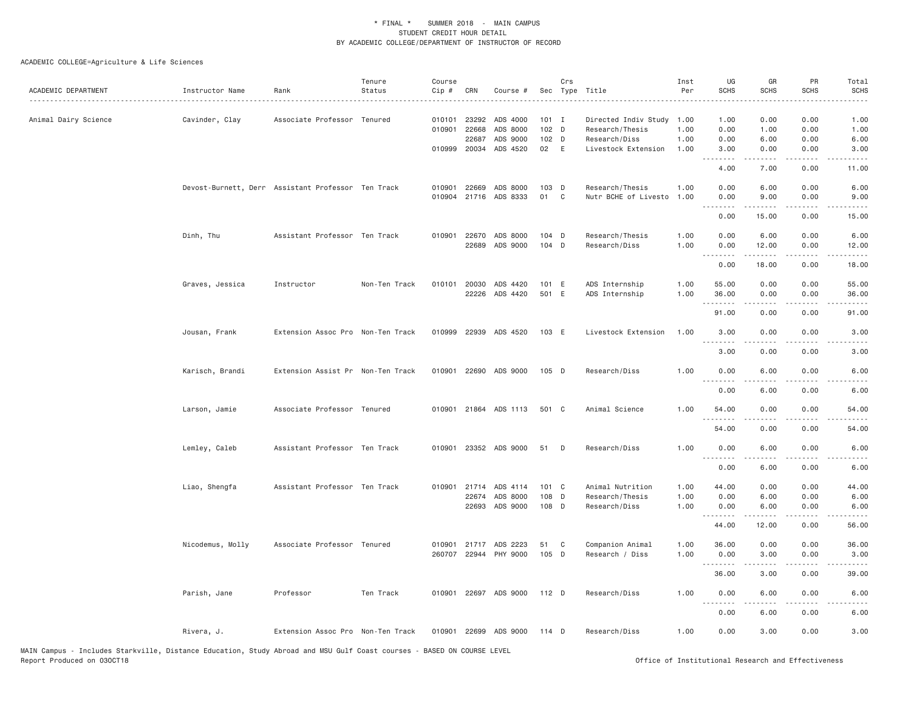# * FINAL * SUMMER 2018 - MAIN CAMPUS
## STUDENT CREDIT HOUR DETAIL
## BY ACADEMIC COLLEGE/DEPARTMENT OF INSTRUCTOR OF RECORD

ACADEMIC COLLEGE=Agriculture & Life Sciences

| ACADEMIC DEPARTMENT | Instructor Name | Rank | Tenure Status | Course Cip # | CRN | Course # | Sec | Crs Type | Title | Inst Per | UG SCHS | GR SCHS | PR SCHS | Total SCHS |
|---|---|---|---|---|---|---|---|---|---|---|---|---|---|---|
| Animal Dairy Science | Cavinder, Clay | Associate Professor | Tenured | 010101 | 23292 | ADS 4000 | 101 | I | Directed Indiv Study | 1.00 | 1.00 | 0.00 | 0.00 | 1.00 |
| | | | | 010901 | 22668 | ADS 8000 | 102 | D | Research/Thesis | 1.00 | 0.00 | 1.00 | 0.00 | 1.00 |
| | | | | | 22687 | ADS 9000 | 102 | D | Research/Diss | 1.00 | 0.00 | 6.00 | 0.00 | 6.00 |
| | | | | 010999 | 20034 | ADS 4520 | 02 | E | Livestock Extension | 1.00 | 3.00 | 0.00 | 0.00 | 3.00 |
| | | | | | | | | | | | 4.00 | 7.00 | 0.00 | 11.00 |
| | Devost-Burnett, Derr | Assistant Professor | Ten Track | 010901 | 22669 | ADS 8000 | 103 | D | Research/Thesis | 1.00 | 0.00 | 6.00 | 0.00 | 6.00 |
| | | | | 010904 | 21716 | ADS 8333 | 01 | C | Nutr BCHE of Livesto | 1.00 | 0.00 | 9.00 | 0.00 | 9.00 |
| | | | | | | | | | | | 0.00 | 15.00 | 0.00 | 15.00 |
| | Dinh, Thu | Assistant Professor | Ten Track | 010901 | 22670 | ADS 8000 | 104 | D | Research/Thesis | 1.00 | 0.00 | 6.00 | 0.00 | 6.00 |
| | | | | | 22689 | ADS 9000 | 104 | D | Research/Diss | 1.00 | 0.00 | 12.00 | 0.00 | 12.00 |
| | | | | | | | | | | | 0.00 | 18.00 | 0.00 | 18.00 |
| | Graves, Jessica | Instructor | Non-Ten Track | 010101 | 20030 | ADS 4420 | 101 | E | ADS Internship | 1.00 | 55.00 | 0.00 | 0.00 | 55.00 |
| | | | | | 22226 | ADS 4420 | 501 | E | ADS Internship | 1.00 | 36.00 | 0.00 | 0.00 | 36.00 |
| | | | | | | | | | | | 91.00 | 0.00 | 0.00 | 91.00 |
| | Jousan, Frank | Extension Assoc Pro | Non-Ten Track | 010999 | 22939 | ADS 4520 | 103 | E | Livestock Extension | 1.00 | 3.00 | 0.00 | 0.00 | 3.00 |
| | | | | | | | | | | | 3.00 | 0.00 | 0.00 | 3.00 |
| | Karisch, Brandi | Extension Assist Pr | Non-Ten Track | 010901 | 22690 | ADS 9000 | 105 | D | Research/Diss | 1.00 | 0.00 | 6.00 | 0.00 | 6.00 |
| | | | | | | | | | | | 0.00 | 6.00 | 0.00 | 6.00 |
| | Larson, Jamie | Associate Professor | Tenured | 010901 | 21864 | ADS 1113 | 501 | C | Animal Science | 1.00 | 54.00 | 0.00 | 0.00 | 54.00 |
| | | | | | | | | | | | 54.00 | 0.00 | 0.00 | 54.00 |
| | Lemley, Caleb | Assistant Professor | Ten Track | 010901 | 23352 | ADS 9000 | 51 | D | Research/Diss | 1.00 | 0.00 | 6.00 | 0.00 | 6.00 |
| | | | | | | | | | | | 0.00 | 6.00 | 0.00 | 6.00 |
| | Liao, Shengfa | Assistant Professor | Ten Track | 010901 | 21714 | ADS 4114 | 101 | C | Animal Nutrition | 1.00 | 44.00 | 0.00 | 0.00 | 44.00 |
| | | | | | 22674 | ADS 8000 | 108 | D | Research/Thesis | 1.00 | 0.00 | 6.00 | 0.00 | 6.00 |
| | | | | | 22693 | ADS 9000 | 108 | D | Research/Diss | 1.00 | 0.00 | 6.00 | 0.00 | 6.00 |
| | | | | | | | | | | | 44.00 | 12.00 | 0.00 | 56.00 |
| | Nicodemus, Molly | Associate Professor | Tenured | 010901 | 21717 | ADS 2223 | 51 | C | Companion Animal | 1.00 | 36.00 | 0.00 | 0.00 | 36.00 |
| | | | | 260707 | 22944 | PHY 9000 | 105 | D | Research / Diss | 1.00 | 0.00 | 3.00 | 0.00 | 3.00 |
| | | | | | | | | | | | 36.00 | 3.00 | 0.00 | 39.00 |
| | Parish, Jane | Professor | Ten Track | 010901 | 22697 | ADS 9000 | 112 | D | Research/Diss | 1.00 | 0.00 | 6.00 | 0.00 | 6.00 |
| | | | | | | | | | | | 0.00 | 6.00 | 0.00 | 6.00 |
| | Rivera, J. | Extension Assoc Pro | Non-Ten Track | 010901 | 22699 | ADS 9000 | 114 | D | Research/Diss | 1.00 | 0.00 | 3.00 | 0.00 | 3.00 |

MAIN Campus - Includes Starkville, Distance Education, Study Abroad and MSU Gulf Coast courses - BASED ON COURSE LEVEL
Report Produced on 03OCT18

Office of Institutional Research and Effectiveness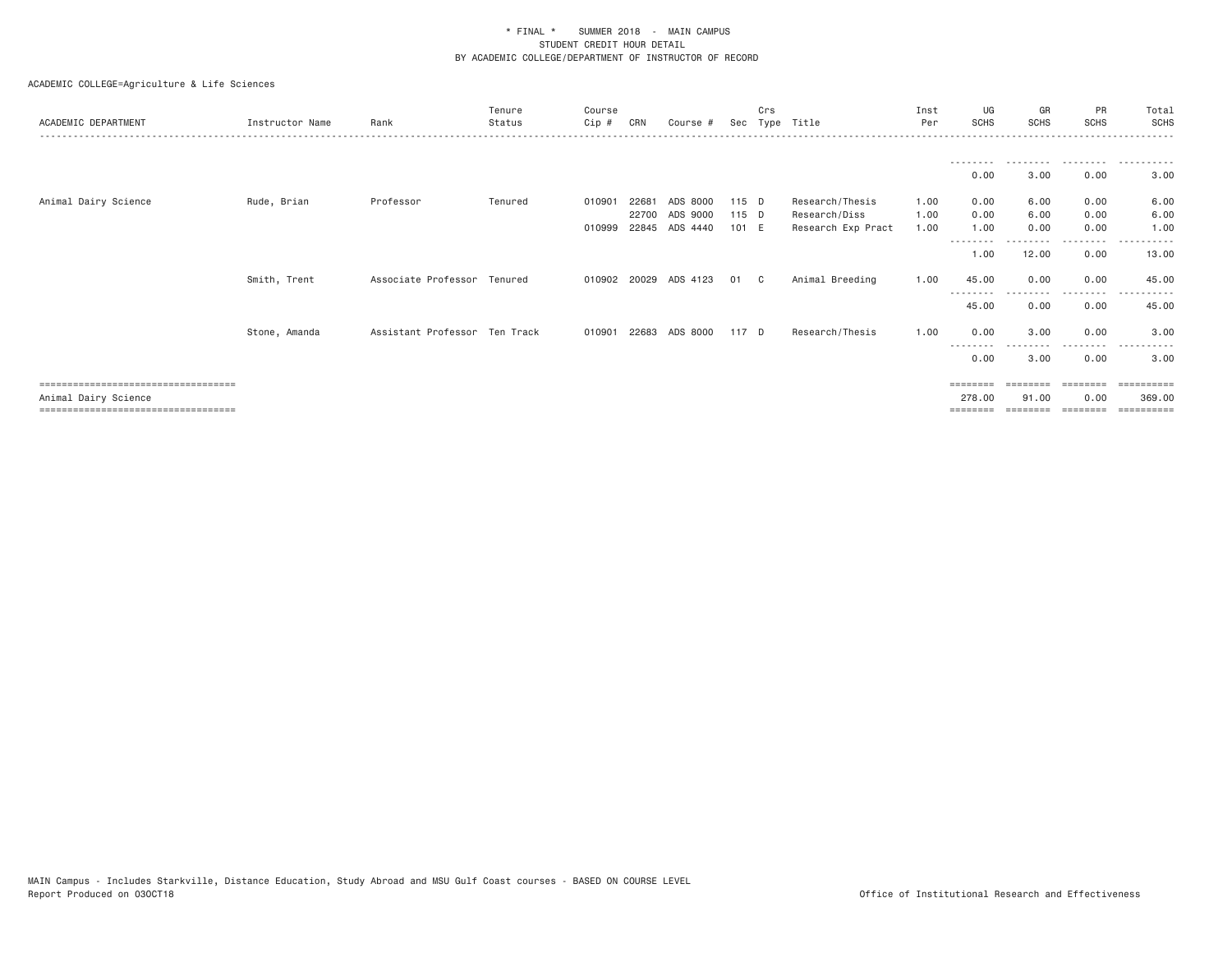\* FINAL \*    SUMMER 2018  -  MAIN CAMPUS
STUDENT CREDIT HOUR DETAIL
BY ACADEMIC COLLEGE/DEPARTMENT OF INSTRUCTOR OF RECORD

ACADEMIC COLLEGE=Agriculture & Life Sciences

| ACADEMIC DEPARTMENT | Instructor Name | Rank | Tenure Status | Course Cip # | CRN | Course # | Sec | Crs Type | Title | Inst Per | UG SCHS | GR SCHS | PR SCHS | Total SCHS |
|---|---|---|---|---|---|---|---|---|---|---|---|---|---|---|
| | | | | | | | | | | | 0.00 | 3.00 | 0.00 | 3.00 |
| Animal Dairy Science | Rude, Brian | Professor | Tenured | 010901 | 22681 | ADS 8000 | 115 | D | Research/Thesis | 1.00 | 0.00 | 6.00 | 0.00 | 6.00 |
| | | | | | 22700 | ADS 9000 | 115 | D | Research/Diss | 1.00 | 0.00 | 6.00 | 0.00 | 6.00 |
| | | | | 010999 | 22845 | ADS 4440 | 101 | E | Research Exp Pract | 1.00 | 1.00 | 0.00 | 0.00 | 1.00 |
| | | | | | | | | | | | 1.00 | 12.00 | 0.00 | 13.00 |
| | Smith, Trent | Associate Professor | Tenured | 010902 | 20029 | ADS 4123 | 01 | C | Animal Breeding | 1.00 | 45.00 | 0.00 | 0.00 | 45.00 |
| | | | | | | | | | | | 45.00 | 0.00 | 0.00 | 45.00 |
| | Stone, Amanda | Assistant Professor | Ten Track | 010901 | 22683 | ADS 8000 | 117 | D | Research/Thesis | 1.00 | 0.00 | 3.00 | 0.00 | 3.00 |
| | | | | | | | | | | | 0.00 | 3.00 | 0.00 | 3.00 |
| Animal Dairy Science | | | | | | | | | | | 278.00 | 91.00 | 0.00 | 369.00 |

MAIN Campus - Includes Starkville, Distance Education, Study Abroad and MSU Gulf Coast courses - BASED ON COURSE LEVEL
Report Produced on 03OCT18    Office of Institutional Research and Effectiveness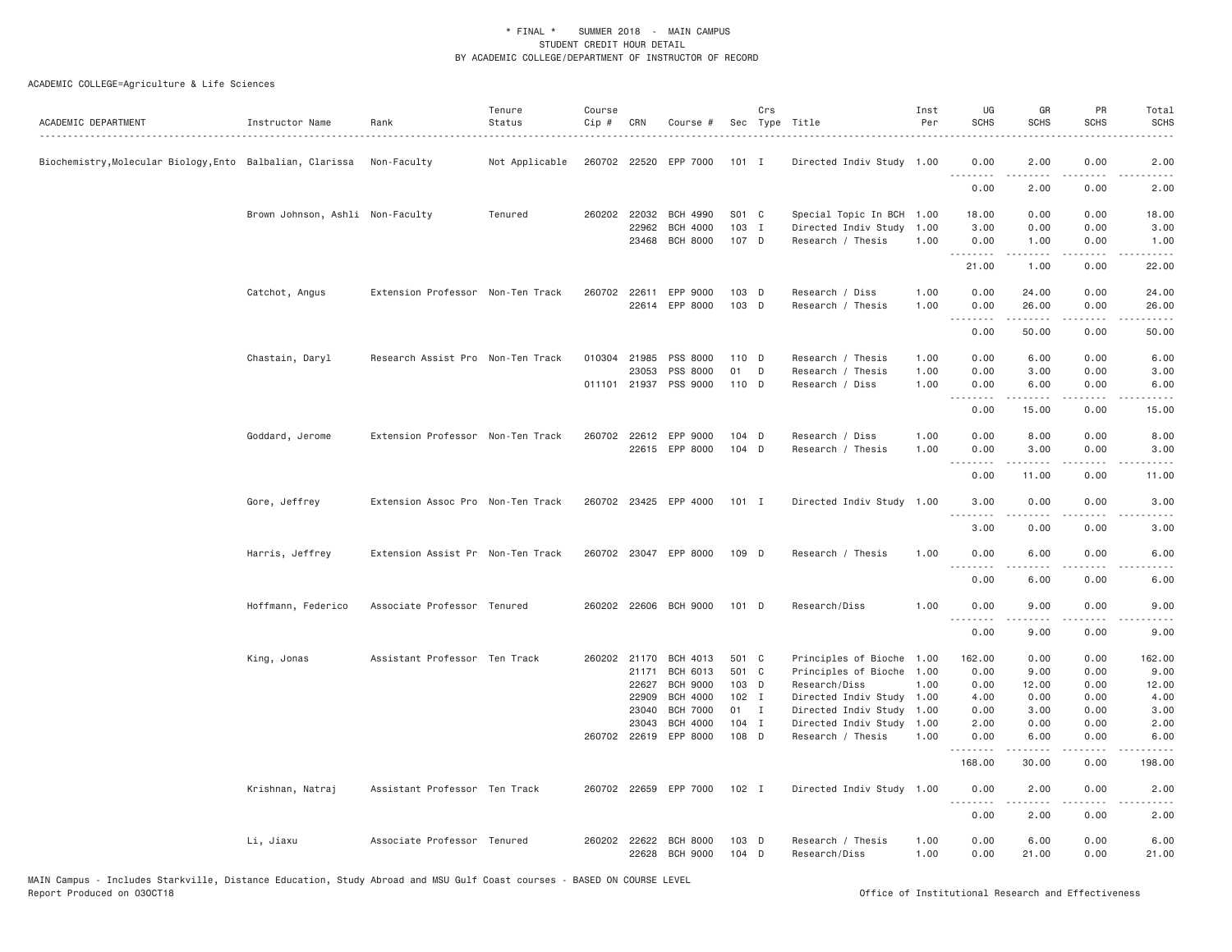\* FINAL \* SUMMER 2018 - MAIN CAMPUS
STUDENT CREDIT HOUR DETAIL
BY ACADEMIC COLLEGE/DEPARTMENT OF INSTRUCTOR OF RECORD

ACADEMIC COLLEGE=Agriculture & Life Sciences

| ACADEMIC DEPARTMENT | Instructor Name | Rank | Tenure Status | Course Cip # | CRN | Course # | Sec | Crs Type | Title | Inst Per | UG SCHS | GR SCHS | PR SCHS | Total SCHS |
|---|---|---|---|---|---|---|---|---|---|---|---|---|---|---|
| Biochemistry,Molecular Biology,Ento | Balbalian, Clarissa | Non-Faculty | Not Applicable | 260702 | 22520 | EPP 7000 | 101 | I | Directed Indiv Study | 1.00 | 0.00 | 2.00 | 0.00 | 2.00 |
| | | | | | | | | | | | 0.00 | 2.00 | 0.00 | 2.00 |
| | Brown Johnson, Ashli | Non-Faculty | Tenured | 260202 | 22032 | BCH 4990 | S01 | C | Special Topic In BCH | 1.00 | 18.00 | 0.00 | 0.00 | 18.00 |
| | | | | | 22962 | BCH 4000 | 103 | I | Directed Indiv Study | 1.00 | 3.00 | 0.00 | 0.00 | 3.00 |
| | | | | | 23468 | BCH 8000 | 107 | D | Research / Thesis | 1.00 | 0.00 | 1.00 | 0.00 | 1.00 |
| | | | | | | | | | | | 21.00 | 1.00 | 0.00 | 22.00 |
| | Catchot, Angus | Extension Professor | Non-Ten Track | 260702 | 22611 | EPP 9000 | 103 | D | Research / Diss | 1.00 | 0.00 | 24.00 | 0.00 | 24.00 |
| | | | | | 22614 | EPP 8000 | 103 | D | Research / Thesis | 1.00 | 0.00 | 26.00 | 0.00 | 26.00 |
| | | | | | | | | | | | 0.00 | 50.00 | 0.00 | 50.00 |
| | Chastain, Daryl | Research Assist Pro | Non-Ten Track | 010304 | 21985 | PSS 8000 | 110 | D | Research / Thesis | 1.00 | 0.00 | 6.00 | 0.00 | 6.00 |
| | | | | | 23053 | PSS 8000 | 01 | D | Research / Thesis | 1.00 | 0.00 | 3.00 | 0.00 | 3.00 |
| | | | | 011101 | 21937 | PSS 9000 | 110 | D | Research / Diss | 1.00 | 0.00 | 6.00 | 0.00 | 6.00 |
| | | | | | | | | | | | 0.00 | 15.00 | 0.00 | 15.00 |
| | Goddard, Jerome | Extension Professor | Non-Ten Track | 260702 | 22612 | EPP 9000 | 104 | D | Research / Diss | 1.00 | 0.00 | 8.00 | 0.00 | 8.00 |
| | | | | | 22615 | EPP 8000 | 104 | D | Research / Thesis | 1.00 | 0.00 | 3.00 | 0.00 | 3.00 |
| | | | | | | | | | | | 0.00 | 11.00 | 0.00 | 11.00 |
| | Gore, Jeffrey | Extension Assoc Pro | Non-Ten Track | 260702 | 23425 | EPP 4000 | 101 | I | Directed Indiv Study | 1.00 | 3.00 | 0.00 | 0.00 | 3.00 |
| | | | | | | | | | | | 3.00 | 0.00 | 0.00 | 3.00 |
| | Harris, Jeffrey | Extension Assist Pr | Non-Ten Track | 260702 | 23047 | EPP 8000 | 109 | D | Research / Thesis | 1.00 | 0.00 | 6.00 | 0.00 | 6.00 |
| | | | | | | | | | | | 0.00 | 6.00 | 0.00 | 6.00 |
| | Hoffmann, Federico | Associate Professor | Tenured | 260202 | 22606 | BCH 9000 | 101 | D | Research/Diss | 1.00 | 0.00 | 9.00 | 0.00 | 9.00 |
| | | | | | | | | | | | 0.00 | 9.00 | 0.00 | 9.00 |
| | King, Jonas | Assistant Professor | Ten Track | 260202 | 21170 | BCH 4013 | 501 | C | Principles of Bioche | 1.00 | 162.00 | 0.00 | 0.00 | 162.00 |
| | | | | | 21171 | BCH 6013 | 501 | C | Principles of Bioche | 1.00 | 0.00 | 9.00 | 0.00 | 9.00 |
| | | | | | 22627 | BCH 9000 | 103 | D | Research/Diss | 1.00 | 0.00 | 12.00 | 0.00 | 12.00 |
| | | | | | 22909 | BCH 4000 | 102 | I | Directed Indiv Study | 1.00 | 4.00 | 0.00 | 0.00 | 4.00 |
| | | | | | 23040 | BCH 7000 | 01 | I | Directed Indiv Study | 1.00 | 0.00 | 3.00 | 0.00 | 3.00 |
| | | | | | 23043 | BCH 4000 | 104 | I | Directed Indiv Study | 1.00 | 2.00 | 0.00 | 0.00 | 2.00 |
| | | | | 260702 | 22619 | EPP 8000 | 108 | D | Research / Thesis | 1.00 | 0.00 | 6.00 | 0.00 | 6.00 |
| | | | | | | | | | | | 168.00 | 30.00 | 0.00 | 198.00 |
| | Krishnan, Natraj | Assistant Professor | Ten Track | 260702 | 22659 | EPP 7000 | 102 | I | Directed Indiv Study | 1.00 | 0.00 | 2.00 | 0.00 | 2.00 |
| | | | | | | | | | | | 0.00 | 2.00 | 0.00 | 2.00 |
| | Li, Jiaxu | Associate Professor | Tenured | 260202 | 22622 | BCH 8000 | 103 | D | Research / Thesis | 1.00 | 0.00 | 6.00 | 0.00 | 6.00 |
| | | | | | 22628 | BCH 9000 | 104 | D | Research/Diss | 1.00 | 0.00 | 21.00 | 0.00 | 21.00 |

MAIN Campus - Includes Starkville, Distance Education, Study Abroad and MSU Gulf Coast courses - BASED ON COURSE LEVEL
Report Produced on 03OCT18 Office of Institutional Research and Effectiveness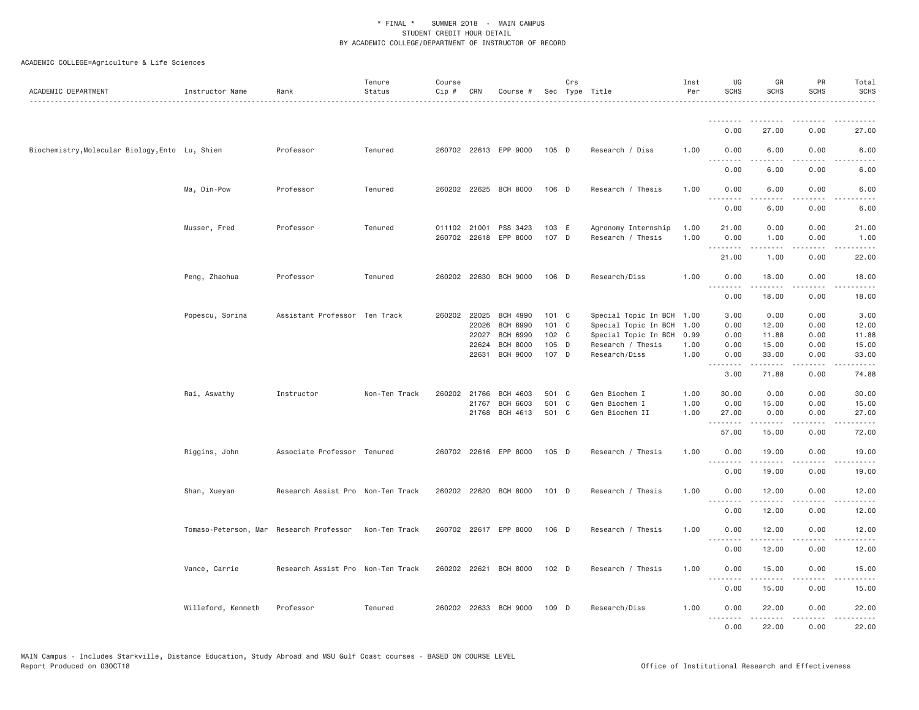ACADEMIC COLLEGE=Agriculture & Life Sciences

| ACADEMIC DEPARTMENT | Instructor Name | Rank | Tenure Status | Course Cip # | CRN | Course # | Sec | Crs Type | Title | Inst Per | UG SCHS | GR SCHS | PR SCHS | Total SCHS |
|---|---|---|---|---|---|---|---|---|---|---|---|---|---|---|
| | | | | | | | | | | | 0.00 | 27.00 | 0.00 | 27.00 |
| Biochemistry,Molecular Biology,Ento | Lu, Shien | Professor | Tenured | 260702 | 22613 | EPP 9000 | 105 | D | Research / Diss | 1.00 | 0.00 | 6.00 | 0.00 | 6.00 |
| | | | | | | | | | | | 0.00 | 6.00 | 0.00 | 6.00 |
| | Ma, Din-Pow | Professor | Tenured | 260202 | 22625 | BCH 8000 | 106 | D | Research / Thesis | 1.00 | 0.00 | 6.00 | 0.00 | 6.00 |
| | | | | | | | | | | | 0.00 | 6.00 | 0.00 | 6.00 |
| | Musser, Fred | Professor | Tenured | 011102 | 21001 | PSS 3423 | 103 | E | Agronomy Internship | 1.00 | 21.00 | 0.00 | 0.00 | 21.00 |
| | | | | 260702 | 22618 | EPP 8000 | 107 | D | Research / Thesis | 1.00 | 0.00 | 1.00 | 0.00 | 1.00 |
| | | | | | | | | | | | 21.00 | 1.00 | 0.00 | 22.00 |
| | Peng, Zhaohua | Professor | Tenured | 260202 | 22630 | BCH 9000 | 106 | D | Research/Diss | 1.00 | 0.00 | 18.00 | 0.00 | 18.00 |
| | | | | | | | | | | | 0.00 | 18.00 | 0.00 | 18.00 |
| | Popescu, Sorina | Assistant Professor | Ten Track | 260202 | 22025 | BCH 4990 | 101 | C | Special Topic In BCH | 1.00 | 3.00 | 0.00 | 0.00 | 3.00 |
| | | | | | 22026 | BCH 6990 | 101 | C | Special Topic In BCH | 1.00 | 0.00 | 12.00 | 0.00 | 12.00 |
| | | | | | 22027 | BCH 6990 | 102 | C | Special Topic In BCH | 0.99 | 0.00 | 11.88 | 0.00 | 11.88 |
| | | | | | 22624 | BCH 8000 | 105 | D | Research / Thesis | 1.00 | 0.00 | 15.00 | 0.00 | 15.00 |
| | | | | | 22631 | BCH 9000 | 107 | D | Research/Diss | 1.00 | 0.00 | 33.00 | 0.00 | 33.00 |
| | | | | | | | | | | | 3.00 | 71.88 | 0.00 | 74.88 |
| | Rai, Aswathy | Instructor | Non-Ten Track | 260202 | 21766 | BCH 4603 | 501 | C | Gen Biochem I | 1.00 | 30.00 | 0.00 | 0.00 | 30.00 |
| | | | | | 21767 | BCH 6603 | 501 | C | Gen Biochem I | 1.00 | 0.00 | 15.00 | 0.00 | 15.00 |
| | | | | | 21768 | BCH 4613 | 501 | C | Gen Biochem II | 1.00 | 27.00 | 0.00 | 0.00 | 27.00 |
| | | | | | | | | | | | 57.00 | 15.00 | 0.00 | 72.00 |
| | Riggins, John | Associate Professor | Tenured | 260702 | 22616 | EPP 8000 | 105 | D | Research / Thesis | 1.00 | 0.00 | 19.00 | 0.00 | 19.00 |
| | | | | | | | | | | | 0.00 | 19.00 | 0.00 | 19.00 |
| | Shan, Xueyan | Research Assist Pro | Non-Ten Track | 260202 | 22620 | BCH 8000 | 101 | D | Research / Thesis | 1.00 | 0.00 | 12.00 | 0.00 | 12.00 |
| | | | | | | | | | | | 0.00 | 12.00 | 0.00 | 12.00 |
| | Tomaso-Peterson, Mar | Research Professor | Non-Ten Track | 260702 | 22617 | EPP 8000 | 106 | D | Research / Thesis | 1.00 | 0.00 | 12.00 | 0.00 | 12.00 |
| | | | | | | | | | | | 0.00 | 12.00 | 0.00 | 12.00 |
| | Vance, Carrie | Research Assist Pro | Non-Ten Track | 260202 | 22621 | BCH 8000 | 102 | D | Research / Thesis | 1.00 | 0.00 | 15.00 | 0.00 | 15.00 |
| | | | | | | | | | | | 0.00 | 15.00 | 0.00 | 15.00 |
| | Willeford, Kenneth | Professor | Tenured | 260202 | 22633 | BCH 9000 | 109 | D | Research/Diss | 1.00 | 0.00 | 22.00 | 0.00 | 22.00 |
| | | | | | | | | | | | 0.00 | 22.00 | 0.00 | 22.00 |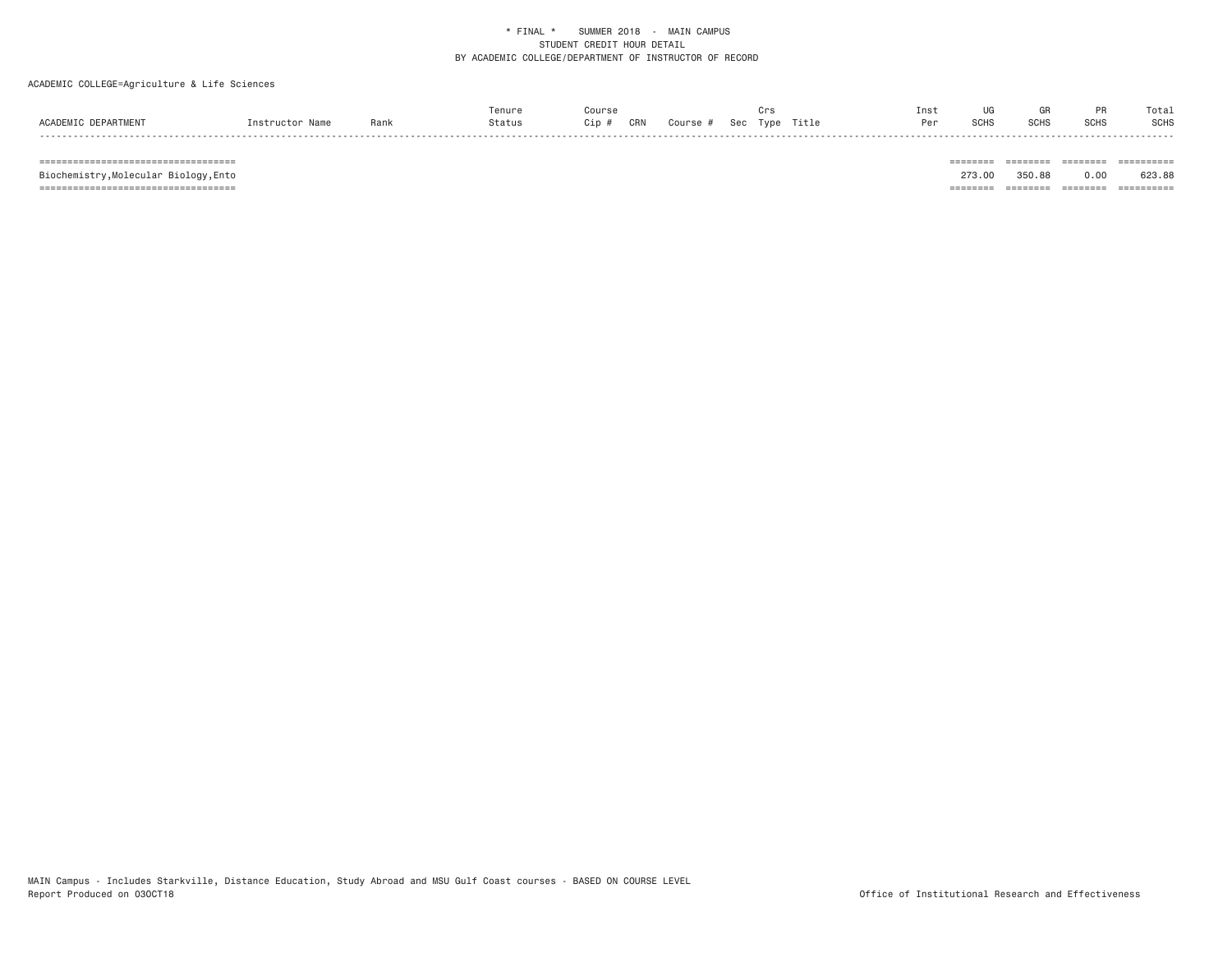\* FINAL \*    SUMMER 2018 - MAIN CAMPUS
STUDENT CREDIT HOUR DETAIL
BY ACADEMIC COLLEGE/DEPARTMENT OF INSTRUCTOR OF RECORD

ACADEMIC COLLEGE=Agriculture & Life Sciences

| ACADEMIC DEPARTMENT | Instructor Name | Rank | Tenure Status | Course Cip # | CRN | Course # | Sec | Crs Type | Title | Inst Per | UG SCHS | GR SCHS | PR SCHS | Total SCHS |
|---|---|---|---|---|---|---|---|---|---|---|---|---|---|---|
| Biochemistry,Molecular Biology,Ento | | | | | | | | | | | 273.00 | 350.88 | 0.00 | 623.88 |

MAIN Campus - Includes Starkville, Distance Education, Study Abroad and MSU Gulf Coast courses - BASED ON COURSE LEVEL
Report Produced on 03OCT18

Office of Institutional Research and Effectiveness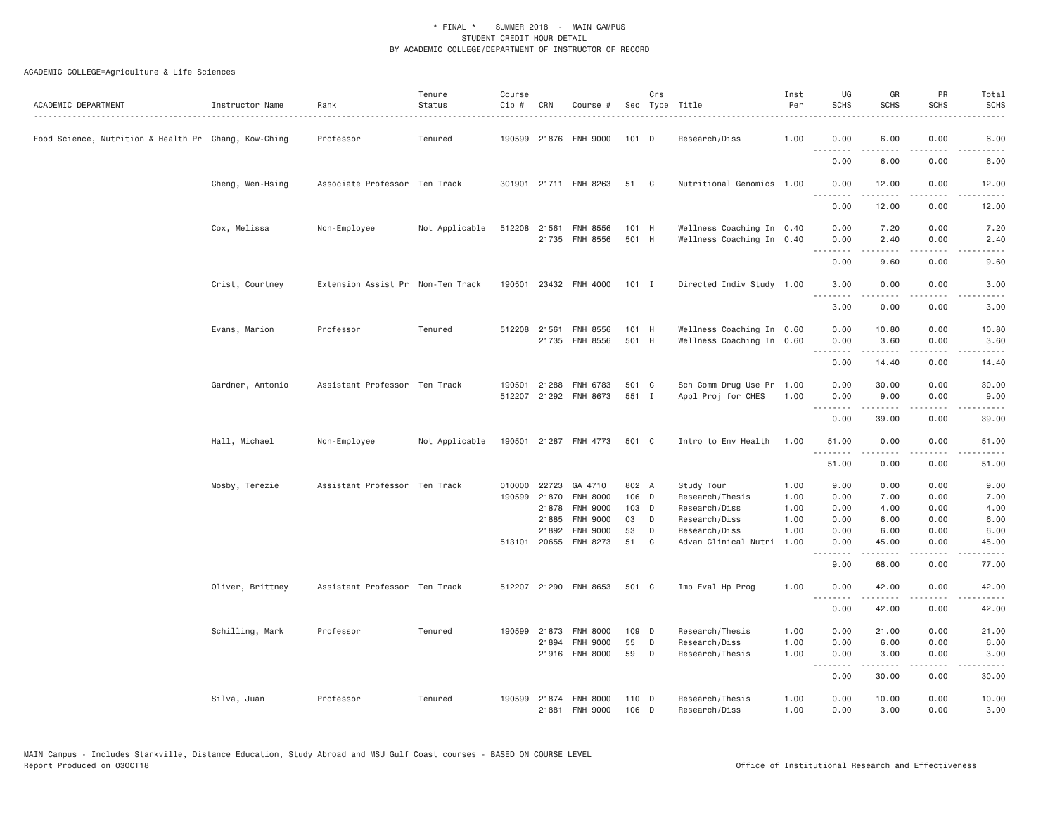\* FINAL \* SUMMER 2018 - MAIN CAMPUS
STUDENT CREDIT HOUR DETAIL
BY ACADEMIC COLLEGE/DEPARTMENT OF INSTRUCTOR OF RECORD

ACADEMIC COLLEGE=Agriculture & Life Sciences

| ACADEMIC DEPARTMENT | Instructor Name | Rank | Tenure Status | Course Cip # | CRN | Course # | Sec | Crs Type | Title | Inst Per | UG SCHS | GR SCHS | PR SCHS | Total SCHS |
|---|---|---|---|---|---|---|---|---|---|---|---|---|---|---|
| Food Science, Nutrition & Health Pr | Chang, Kow-Ching | Professor | Tenured | 190599 | 21876 | FNH 9000 | 101 | D | Research/Diss | 1.00 | 0.00 | 6.00 | 0.00 | 6.00 |
| | | | | | | | | | | | 0.00 | 6.00 | 0.00 | 6.00 |
| | Cheng, Wen-Hsing | Associate Professor | Ten Track | 301901 | 21711 | FNH 8263 | 51 | C | Nutritional Genomics | 1.00 | 0.00 | 12.00 | 0.00 | 12.00 |
| | | | | | | | | | | | 0.00 | 12.00 | 0.00 | 12.00 |
| | Cox, Melissa | Non-Employee | Not Applicable | 512208 | 21561 | FNH 8556 | 101 | H | Wellness Coaching In | 0.40 | 0.00 | 7.20 | 0.00 | 7.20 |
| | | | | | 21735 | FNH 8556 | 501 | H | Wellness Coaching In | 0.40 | 0.00 | 2.40 | 0.00 | 2.40 |
| | | | | | | | | | | | 0.00 | 9.60 | 0.00 | 9.60 |
| | Crist, Courtney | Extension Assist Pr | Non-Ten Track | 190501 | 23432 | FNH 4000 | 101 | I | Directed Indiv Study | 1.00 | 3.00 | 0.00 | 0.00 | 3.00 |
| | | | | | | | | | | | 3.00 | 0.00 | 0.00 | 3.00 |
| | Evans, Marion | Professor | Tenured | 512208 | 21561 | FNH 8556 | 101 | H | Wellness Coaching In | 0.60 | 0.00 | 10.80 | 0.00 | 10.80 |
| | | | | | 21735 | FNH 8556 | 501 | H | Wellness Coaching In | 0.60 | 0.00 | 3.60 | 0.00 | 3.60 |
| | | | | | | | | | | | 0.00 | 14.40 | 0.00 | 14.40 |
| | Gardner, Antonio | Assistant Professor | Ten Track | 190501 | 21288 | FNH 6783 | 501 | C | Sch Comm Drug Use Pr | 1.00 | 0.00 | 30.00 | 0.00 | 30.00 |
| | | | | 512207 | 21292 | FNH 8673 | 551 | I | Appl Proj for CHES | 1.00 | 0.00 | 9.00 | 0.00 | 9.00 |
| | | | | | | | | | | | 0.00 | 39.00 | 0.00 | 39.00 |
| | Hall, Michael | Non-Employee | Not Applicable | 190501 | 21287 | FNH 4773 | 501 | C | Intro to Env Health | 1.00 | 51.00 | 0.00 | 0.00 | 51.00 |
| | | | | | | | | | | | 51.00 | 0.00 | 0.00 | 51.00 |
| | Mosby, Terezie | Assistant Professor | Ten Track | 010000 | 22723 | GA 4710 | 802 | A | Study Tour | 1.00 | 9.00 | 0.00 | 0.00 | 9.00 |
| | | | | 190599 | 21870 | FNH 8000 | 106 | D | Research/Thesis | 1.00 | 0.00 | 7.00 | 0.00 | 7.00 |
| | | | | | 21878 | FNH 9000 | 103 | D | Research/Diss | 1.00 | 0.00 | 4.00 | 0.00 | 4.00 |
| | | | | | 21885 | FNH 9000 | 03 | D | Research/Diss | 1.00 | 0.00 | 6.00 | 0.00 | 6.00 |
| | | | | | 21892 | FNH 9000 | 53 | D | Research/Diss | 1.00 | 0.00 | 6.00 | 0.00 | 6.00 |
| | | | | 513101 | 20655 | FNH 8273 | 51 | C | Advan Clinical Nutri | 1.00 | 0.00 | 45.00 | 0.00 | 45.00 |
| | | | | | | | | | | | 9.00 | 68.00 | 0.00 | 77.00 |
| | Oliver, Brittney | Assistant Professor | Ten Track | 512207 | 21290 | FNH 8653 | 501 | C | Imp Eval Hp Prog | 1.00 | 0.00 | 42.00 | 0.00 | 42.00 |
| | | | | | | | | | | | 0.00 | 42.00 | 0.00 | 42.00 |
| | Schilling, Mark | Professor | Tenured | 190599 | 21873 | FNH 8000 | 109 | D | Research/Thesis | 1.00 | 0.00 | 21.00 | 0.00 | 21.00 |
| | | | | | 21894 | FNH 9000 | 55 | D | Research/Diss | 1.00 | 0.00 | 6.00 | 0.00 | 6.00 |
| | | | | | 21916 | FNH 8000 | 59 | D | Research/Thesis | 1.00 | 0.00 | 3.00 | 0.00 | 3.00 |
| | | | | | | | | | | | 0.00 | 30.00 | 0.00 | 30.00 |
| | Silva, Juan | Professor | Tenured | 190599 | 21874 | FNH 8000 | 110 | D | Research/Thesis | 1.00 | 0.00 | 10.00 | 0.00 | 10.00 |
| | | | | | 21881 | FNH 9000 | 106 | D | Research/Diss | 1.00 | 0.00 | 3.00 | 0.00 | 3.00 |

MAIN Campus - Includes Starkville, Distance Education, Study Abroad and MSU Gulf Coast courses - BASED ON COURSE LEVEL
Report Produced on 03OCT18 Office of Institutional Research and Effectiveness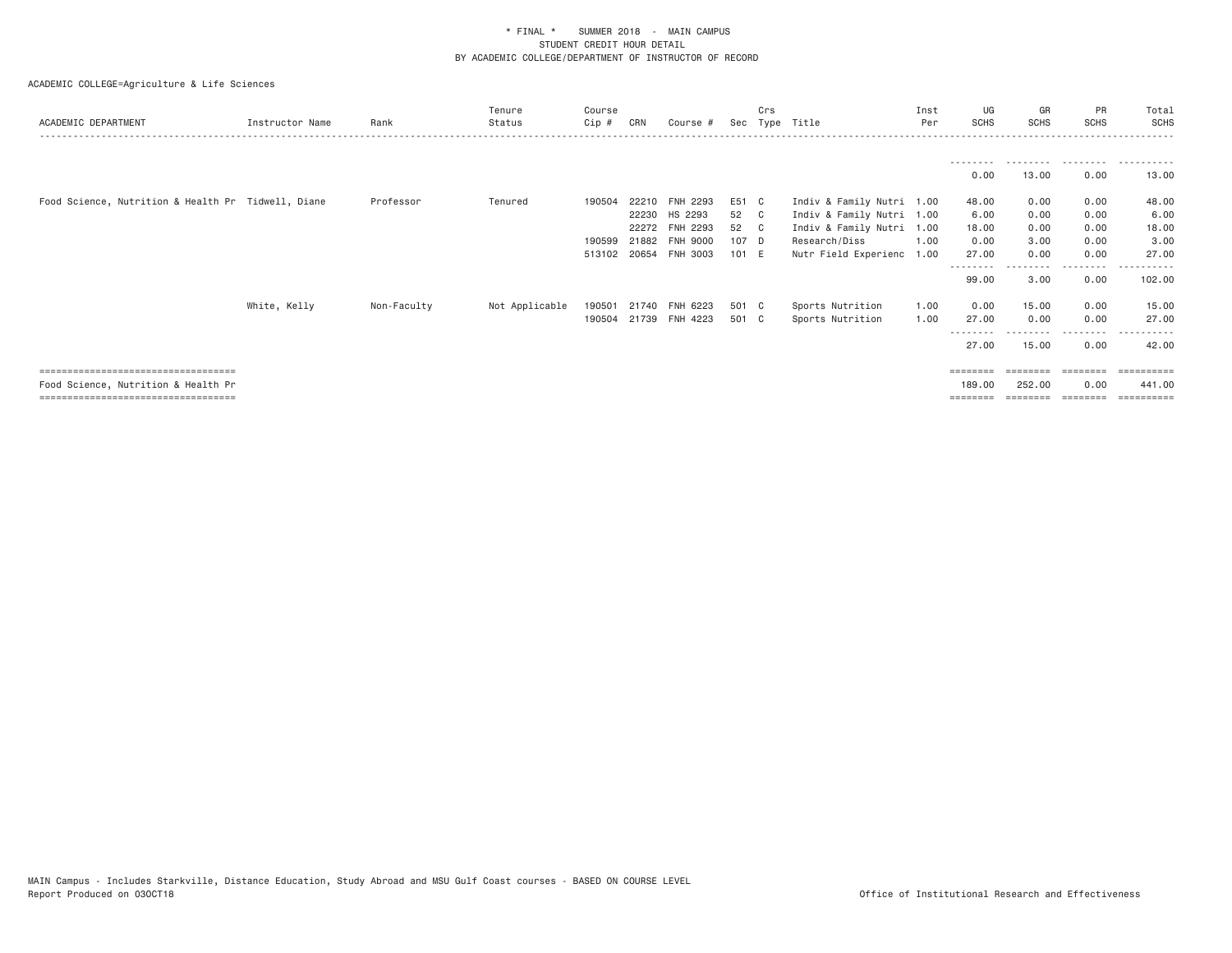\* FINAL \* SUMMER 2018 - MAIN CAMPUS
STUDENT CREDIT HOUR DETAIL
BY ACADEMIC COLLEGE/DEPARTMENT OF INSTRUCTOR OF RECORD

ACADEMIC COLLEGE=Agriculture & Life Sciences

| ACADEMIC DEPARTMENT | Instructor Name | Rank | Tenure Status | Course Cip # | CRN | Course # | Sec | Crs Type | Title | Inst Per | UG SCHS | GR SCHS | PR SCHS | Total SCHS |
|---|---|---|---|---|---|---|---|---|---|---|---|---|---|---|
| | | | | | | | | | | | 0.00 | 13.00 | 0.00 | 13.00 |
| Food Science, Nutrition & Health Pr | Tidwell, Diane | Professor | Tenured | 190504 | 22210 | FNH 2293 | E51 | C | Indiv & Family Nutri | 1.00 | 48.00 | 0.00 | 0.00 | 48.00 |
| | | | | | 22230 | HS 2293 | 52 | C | Indiv & Family Nutri | 1.00 | 6.00 | 0.00 | 0.00 | 6.00 |
| | | | | | 22272 | FNH 2293 | 52 | C | Indiv & Family Nutri | 1.00 | 18.00 | 0.00 | 0.00 | 18.00 |
| | | | | 190599 | 21882 | FNH 9000 | 107 | D | Research/Diss | 1.00 | 0.00 | 3.00 | 0.00 | 3.00 |
| | | | | 513102 | 20654 | FNH 3003 | 101 | E | Nutr Field Experienc | 1.00 | 27.00 | 0.00 | 0.00 | 27.00 |
| | | | | | | | | | | | 99.00 | 3.00 | 0.00 | 102.00 |
| | White, Kelly | Non-Faculty | Not Applicable | 190501 | 21740 | FNH 6223 | 501 | C | Sports Nutrition | 1.00 | 0.00 | 15.00 | 0.00 | 15.00 |
| | | | | 190504 | 21739 | FNH 4223 | 501 | C | Sports Nutrition | 1.00 | 27.00 | 0.00 | 0.00 | 27.00 |
| | | | | | | | | | | | 27.00 | 15.00 | 0.00 | 42.00 |
| Food Science, Nutrition & Health Pr | | | | | | | | | | | 189.00 | 252.00 | 0.00 | 441.00 |

MAIN Campus - Includes Starkville, Distance Education, Study Abroad and MSU Gulf Coast courses - BASED ON COURSE LEVEL
Report Produced on 03OCT18

Office of Institutional Research and Effectiveness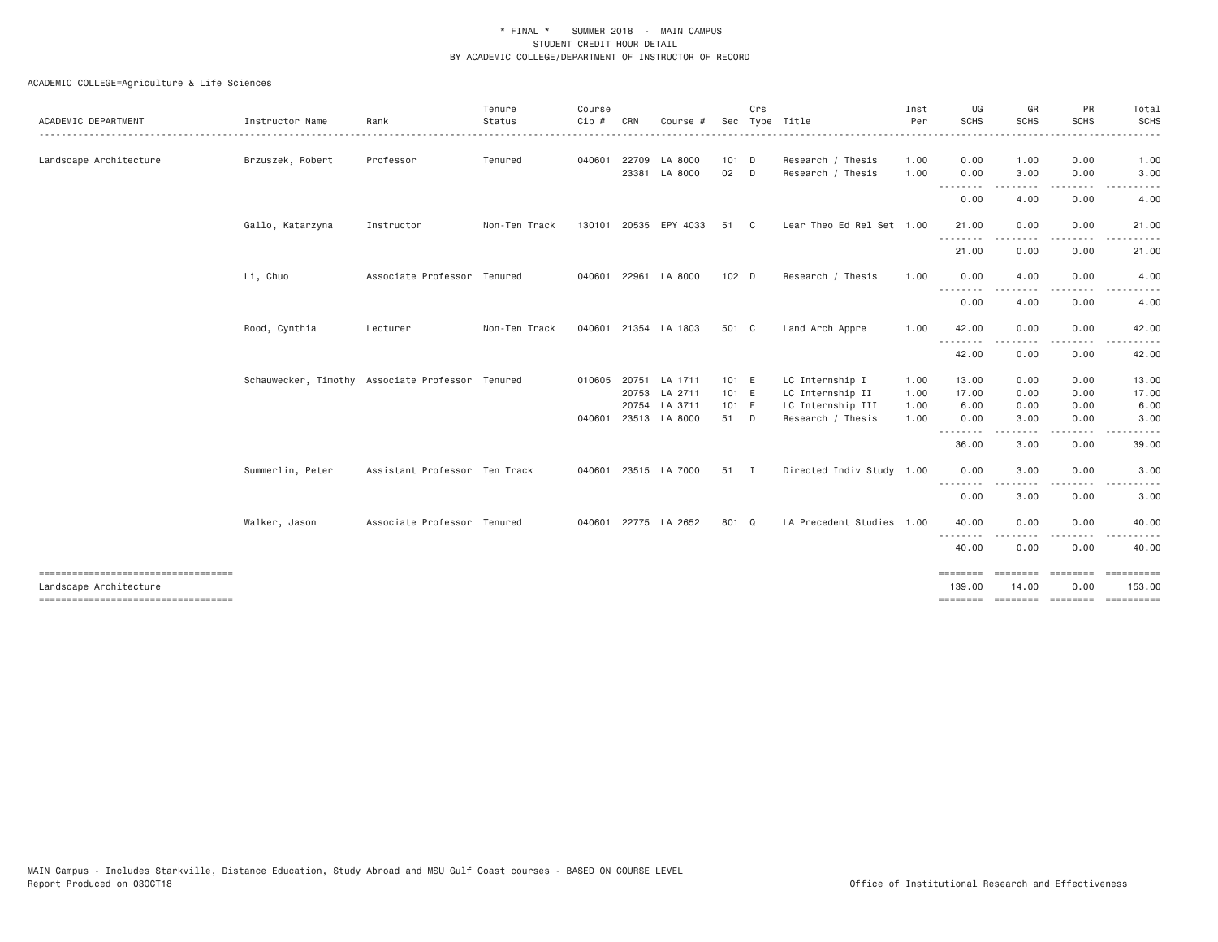\* FINAL \* SUMMER 2018 - MAIN CAMPUS
STUDENT CREDIT HOUR DETAIL
BY ACADEMIC COLLEGE/DEPARTMENT OF INSTRUCTOR OF RECORD

ACADEMIC COLLEGE=Agriculture & Life Sciences

| ACADEMIC DEPARTMENT | Instructor Name | Rank | Tenure Status | Course Cip # | CRN | Course # | Sec | Crs Type | Title | Inst Per | UG SCHS | GR SCHS | PR SCHS | Total SCHS |
|---|---|---|---|---|---|---|---|---|---|---|---|---|---|---|
| Landscape Architecture | Brzuszek, Robert | Professor | Tenured | 040601 | 22709 | LA 8000 | 101 | D | Research / Thesis | 1.00 | 0.00 | 1.00 | 0.00 | 1.00 |
| | | | | | 23381 | LA 8000 | 02 | D | Research / Thesis | 1.00 | 0.00 | 3.00 | 0.00 | 3.00 |
| | | | | | | | | | | | 0.00 | 4.00 | 0.00 | 4.00 |
| | Gallo, Katarzyna | Instructor | Non-Ten Track | 130101 | 20535 | EPY 4033 | 51 | C | Lear Theo Ed Rel Set | 1.00 | 21.00 | 0.00 | 0.00 | 21.00 |
| | | | | | | | | | | | 21.00 | 0.00 | 0.00 | 21.00 |
| | Li, Chuo | Associate Professor | Tenured | 040601 | 22961 | LA 8000 | 102 | D | Research / Thesis | 1.00 | 0.00 | 4.00 | 0.00 | 4.00 |
| | | | | | | | | | | | 0.00 | 4.00 | 0.00 | 4.00 |
| | Rood, Cynthia | Lecturer | Non-Ten Track | 040601 | 21354 | LA 1803 | 501 | C | Land Arch Appre | 1.00 | 42.00 | 0.00 | 0.00 | 42.00 |
| | | | | | | | | | | | 42.00 | 0.00 | 0.00 | 42.00 |
| | Schauwecker, Timothy | Associate Professor | Tenured | 010605 | 20751 | LA 1711 | 101 | E | LC Internship I | 1.00 | 13.00 | 0.00 | 0.00 | 13.00 |
| | | | | | 20753 | LA 2711 | 101 | E | LC Internship II | 1.00 | 17.00 | 0.00 | 0.00 | 17.00 |
| | | | | | 20754 | LA 3711 | 101 | E | LC Internship III | 1.00 | 6.00 | 0.00 | 0.00 | 6.00 |
| | | | | 040601 | 23513 | LA 8000 | 51 | D | Research / Thesis | 1.00 | 0.00 | 3.00 | 0.00 | 3.00 |
| | | | | | | | | | | | 36.00 | 3.00 | 0.00 | 39.00 |
| | Summerlin, Peter | Assistant Professor | Ten Track | 040601 | 23515 | LA 7000 | 51 | I | Directed Indiv Study | 1.00 | 0.00 | 3.00 | 0.00 | 3.00 |
| | | | | | | | | | | | 0.00 | 3.00 | 0.00 | 3.00 |
| | Walker, Jason | Associate Professor | Tenured | 040601 | 22775 | LA 2652 | 801 | Q | LA Precedent Studies | 1.00 | 40.00 | 0.00 | 0.00 | 40.00 |
| | | | | | | | | | | | 40.00 | 0.00 | 0.00 | 40.00 |
| Landscape Architecture | | | | | | | | | | | 139.00 | 14.00 | 0.00 | 153.00 |

MAIN Campus - Includes Starkville, Distance Education, Study Abroad and MSU Gulf Coast courses - BASED ON COURSE LEVEL
Report Produced on 03OCT18

Office of Institutional Research and Effectiveness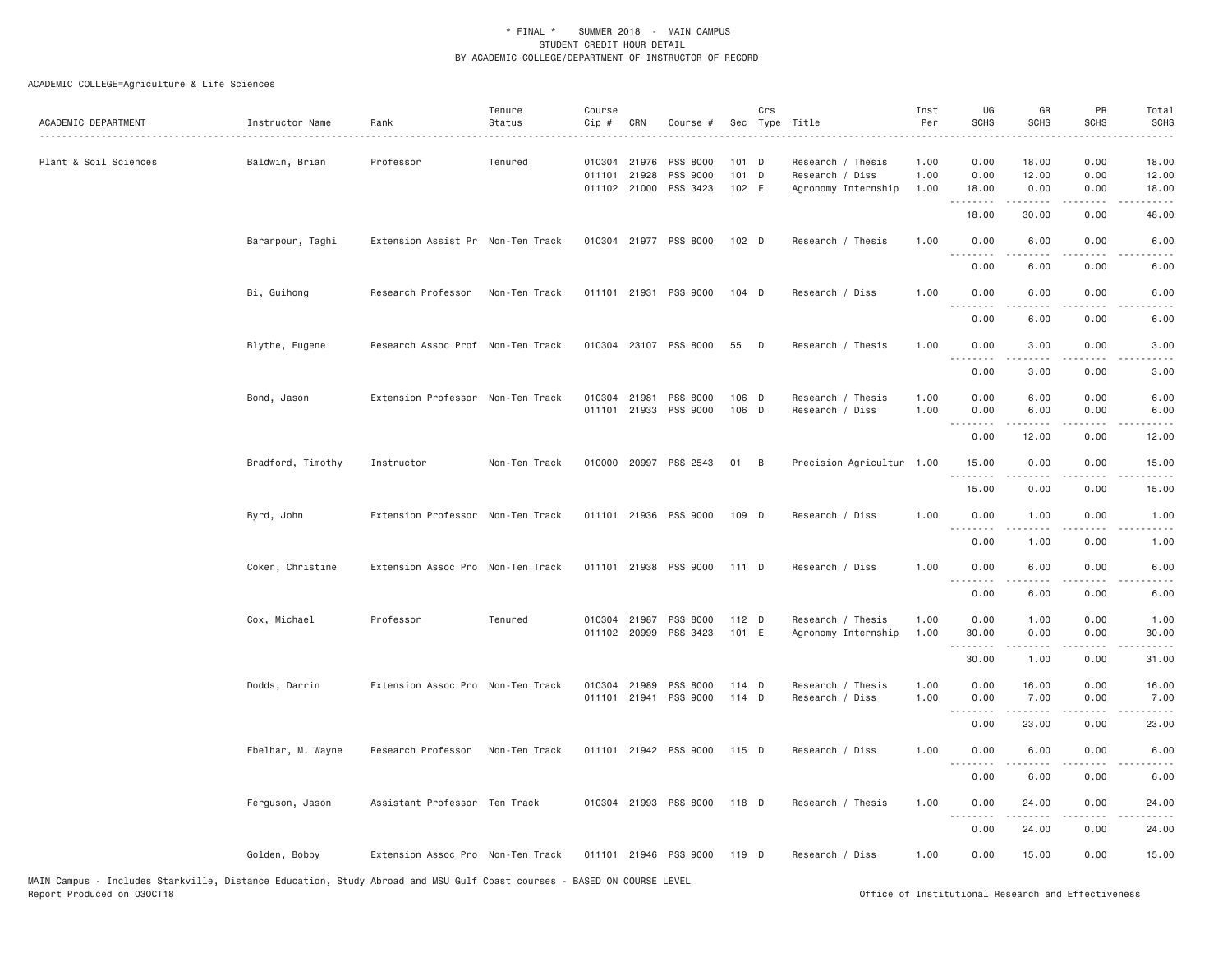\* FINAL \* SUMMER 2018 - MAIN CAMPUS
STUDENT CREDIT HOUR DETAIL
BY ACADEMIC COLLEGE/DEPARTMENT OF INSTRUCTOR OF RECORD

ACADEMIC COLLEGE=Agriculture & Life Sciences

| ACADEMIC DEPARTMENT | Instructor Name | Rank | Tenure Status | Course Cip # | CRN | Course # | Sec | Crs Type | Title | Inst Per | UG SCHS | GR SCHS | PR SCHS | Total SCHS |
|---|---|---|---|---|---|---|---|---|---|---|---|---|---|---|
| Plant & Soil Sciences | Baldwin, Brian | Professor | Tenured | 010304 | 21976 | PSS 8000 | 101 | D | Research / Thesis | 1.00 | 0.00 | 18.00 | 0.00 | 18.00 |
| | | | | 011101 | 21928 | PSS 9000 | 101 | D | Research / Diss | 1.00 | 0.00 | 12.00 | 0.00 | 12.00 |
| | | | | 011102 | 21000 | PSS 3423 | 102 | E | Agronomy Internship | 1.00 | 18.00 | 0.00 | 0.00 | 18.00 |
| | | | | | | | | | | | 18.00 | 30.00 | 0.00 | 48.00 |
| | Bararpour, Taghi | Extension Assist Pr | Non-Ten Track | 010304 | 21977 | PSS 8000 | 102 | D | Research / Thesis | 1.00 | 0.00 | 6.00 | 0.00 | 6.00 |
| | | | | | | | | | | | 0.00 | 6.00 | 0.00 | 6.00 |
| | Bi, Guihong | Research Professor | Non-Ten Track | 011101 | 21931 | PSS 9000 | 104 | D | Research / Diss | 1.00 | 0.00 | 6.00 | 0.00 | 6.00 |
| | | | | | | | | | | | 0.00 | 6.00 | 0.00 | 6.00 |
| | Blythe, Eugene | Research Assoc Prof | Non-Ten Track | 010304 | 23107 | PSS 8000 | 55 | D | Research / Thesis | 1.00 | 0.00 | 3.00 | 0.00 | 3.00 |
| | | | | | | | | | | | 0.00 | 3.00 | 0.00 | 3.00 |
| | Bond, Jason | Extension Professor | Non-Ten Track | 010304 | 21981 | PSS 8000 | 106 | D | Research / Thesis | 1.00 | 0.00 | 6.00 | 0.00 | 6.00 |
| | | | | 011101 | 21933 | PSS 9000 | 106 | D | Research / Diss | 1.00 | 0.00 | 6.00 | 0.00 | 6.00 |
| | | | | | | | | | | | 0.00 | 12.00 | 0.00 | 12.00 |
| | Bradford, Timothy | Instructor | Non-Ten Track | 010000 | 20997 | PSS 2543 | 01 | B | Precision Agricultur | 1.00 | 15.00 | 0.00 | 0.00 | 15.00 |
| | | | | | | | | | | | 15.00 | 0.00 | 0.00 | 15.00 |
| | Byrd, John | Extension Professor | Non-Ten Track | 011101 | 21936 | PSS 9000 | 109 | D | Research / Diss | 1.00 | 0.00 | 1.00 | 0.00 | 1.00 |
| | | | | | | | | | | | 0.00 | 1.00 | 0.00 | 1.00 |
| | Coker, Christine | Extension Assoc Pro | Non-Ten Track | 011101 | 21938 | PSS 9000 | 111 | D | Research / Diss | 1.00 | 0.00 | 6.00 | 0.00 | 6.00 |
| | | | | | | | | | | | 0.00 | 6.00 | 0.00 | 6.00 |
| | Cox, Michael | Professor | Tenured | 010304 | 21987 | PSS 8000 | 112 | D | Research / Thesis | 1.00 | 0.00 | 1.00 | 0.00 | 1.00 |
| | | | | 011102 | 20999 | PSS 3423 | 101 | E | Agronomy Internship | 1.00 | 30.00 | 0.00 | 0.00 | 30.00 |
| | | | | | | | | | | | 30.00 | 1.00 | 0.00 | 31.00 |
| | Dodds, Darrin | Extension Assoc Pro | Non-Ten Track | 010304 | 21989 | PSS 8000 | 114 | D | Research / Thesis | 1.00 | 0.00 | 16.00 | 0.00 | 16.00 |
| | | | | 011101 | 21941 | PSS 9000 | 114 | D | Research / Diss | 1.00 | 0.00 | 7.00 | 0.00 | 7.00 |
| | | | | | | | | | | | 0.00 | 23.00 | 0.00 | 23.00 |
| | Ebelhar, M. Wayne | Research Professor | Non-Ten Track | 011101 | 21942 | PSS 9000 | 115 | D | Research / Diss | 1.00 | 0.00 | 6.00 | 0.00 | 6.00 |
| | | | | | | | | | | | 0.00 | 6.00 | 0.00 | 6.00 |
| | Ferguson, Jason | Assistant Professor | Ten Track | 010304 | 21993 | PSS 8000 | 118 | D | Research / Thesis | 1.00 | 0.00 | 24.00 | 0.00 | 24.00 |
| | | | | | | | | | | | 0.00 | 24.00 | 0.00 | 24.00 |
| | Golden, Bobby | Extension Assoc Pro | Non-Ten Track | 011101 | 21946 | PSS 9000 | 119 | D | Research / Diss | 1.00 | 0.00 | 15.00 | 0.00 | 15.00 |

MAIN Campus - Includes Starkville, Distance Education, Study Abroad and MSU Gulf Coast courses - BASED ON COURSE LEVEL
Report Produced on 03OCT18

Office of Institutional Research and Effectiveness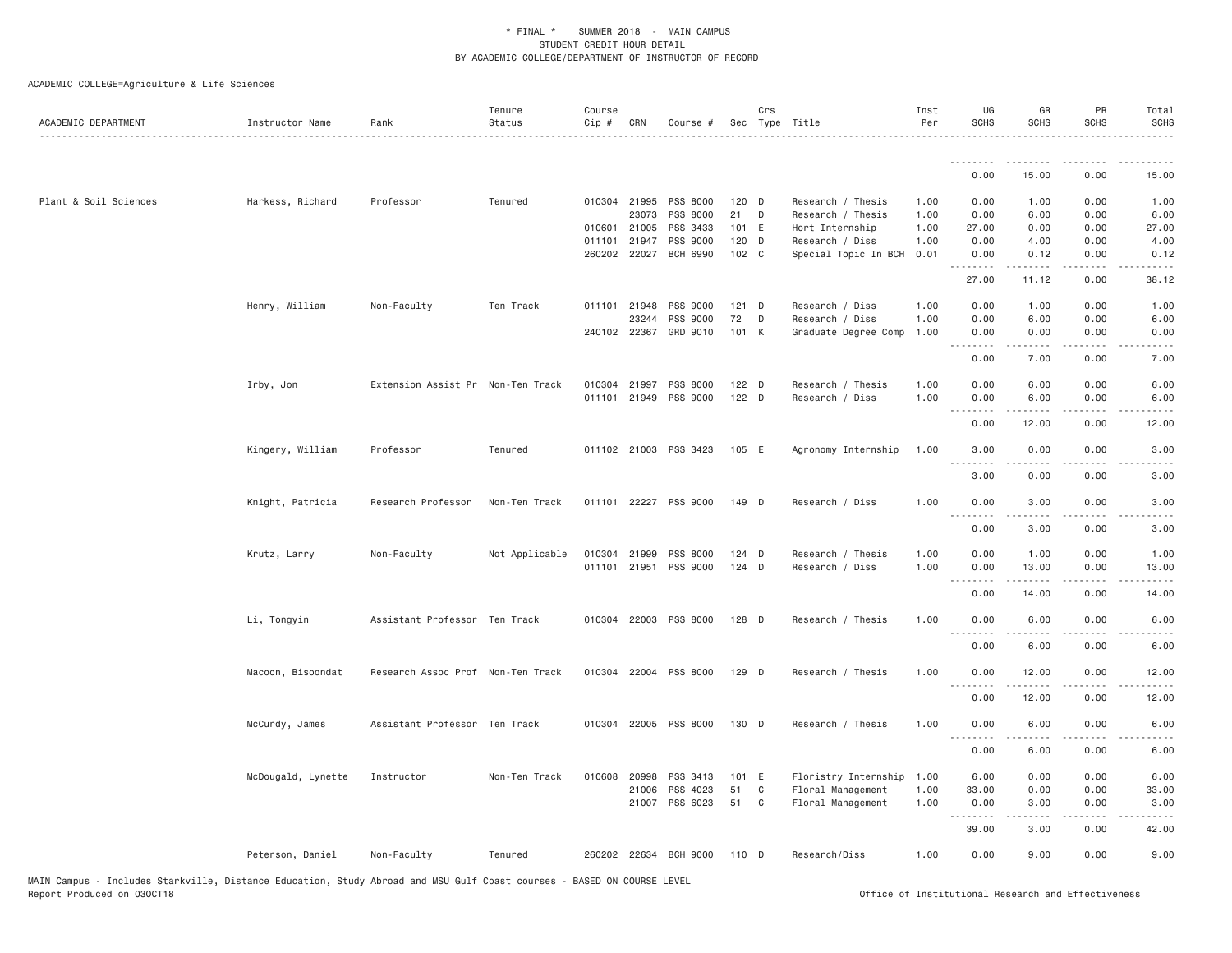ACADEMIC COLLEGE=Agriculture & Life Sciences

| ACADEMIC DEPARTMENT | Instructor Name | Rank | Tenure Status | Course Cip # | CRN | Course # | Sec | Crs Type | Title | Inst Per | UG SCHS | GR SCHS | PR SCHS | Total SCHS |
|---|---|---|---|---|---|---|---|---|---|---|---|---|---|---|
| | | | | | | | | | | | 0.00 | 15.00 | 0.00 | 15.00 |
| Plant & Soil Sciences | Harkess, Richard | Professor | Tenured | 010304 | 21995 | PSS 8000 | 120 | D | Research / Thesis | 1.00 | 0.00 | 1.00 | 0.00 | 1.00 |
| | | | | | 23073 | PSS 8000 | 21 | D | Research / Thesis | 1.00 | 0.00 | 6.00 | 0.00 | 6.00 |
| | | | | 010601 | 21005 | PSS 3433 | 101 | E | Hort Internship | 1.00 | 27.00 | 0.00 | 0.00 | 27.00 |
| | | | | 011101 | 21947 | PSS 9000 | 120 | D | Research / Diss | 1.00 | 0.00 | 4.00 | 0.00 | 4.00 |
| | | | | 260202 | 22027 | BCH 6990 | 102 | C | Special Topic In BCH | 0.01 | 0.00 | 0.12 | 0.00 | 0.12 |
| | | | | | | | | | | | 27.00 | 11.12 | 0.00 | 38.12 |
| | Henry, William | Non-Faculty | Ten Track | 011101 | 21948 | PSS 9000 | 121 | D | Research / Diss | 1.00 | 0.00 | 1.00 | 0.00 | 1.00 |
| | | | | | 23244 | PSS 9000 | 72 | D | Research / Diss | 1.00 | 0.00 | 6.00 | 0.00 | 6.00 |
| | | | | 240102 | 22367 | GRD 9010 | 101 | K | Graduate Degree Comp | 1.00 | 0.00 | 0.00 | 0.00 | 0.00 |
| | | | | | | | | | | | 0.00 | 7.00 | 0.00 | 7.00 |
| | Irby, Jon | Extension Assist Pr | Non-Ten Track | 010304 | 21997 | PSS 8000 | 122 | D | Research / Thesis | 1.00 | 0.00 | 6.00 | 0.00 | 6.00 |
| | | | | 011101 | 21949 | PSS 9000 | 122 | D | Research / Diss | 1.00 | 0.00 | 6.00 | 0.00 | 6.00 |
| | | | | | | | | | | | 0.00 | 12.00 | 0.00 | 12.00 |
| | Kingery, William | Professor | Tenured | 011102 | 21003 | PSS 3423 | 105 | E | Agronomy Internship | 1.00 | 3.00 | 0.00 | 0.00 | 3.00 |
| | | | | | | | | | | | 3.00 | 0.00 | 0.00 | 3.00 |
| | Knight, Patricia | Research Professor | Non-Ten Track | 011101 | 22227 | PSS 9000 | 149 | D | Research / Diss | 1.00 | 0.00 | 3.00 | 0.00 | 3.00 |
| | | | | | | | | | | | 0.00 | 3.00 | 0.00 | 3.00 |
| | Krutz, Larry | Non-Faculty | Not Applicable | 010304 | 21999 | PSS 8000 | 124 | D | Research / Thesis | 1.00 | 0.00 | 1.00 | 0.00 | 1.00 |
| | | | | 011101 | 21951 | PSS 9000 | 124 | D | Research / Diss | 1.00 | 0.00 | 13.00 | 0.00 | 13.00 |
| | | | | | | | | | | | 0.00 | 14.00 | 0.00 | 14.00 |
| | Li, Tongyin | Assistant Professor | Ten Track | 010304 | 22003 | PSS 8000 | 128 | D | Research / Thesis | 1.00 | 0.00 | 6.00 | 0.00 | 6.00 |
| | | | | | | | | | | | 0.00 | 6.00 | 0.00 | 6.00 |
| | Macoon, Bisoondat | Research Assoc Prof | Non-Ten Track | 010304 | 22004 | PSS 8000 | 129 | D | Research / Thesis | 1.00 | 0.00 | 12.00 | 0.00 | 12.00 |
| | | | | | | | | | | | 0.00 | 12.00 | 0.00 | 12.00 |
| | McCurdy, James | Assistant Professor | Ten Track | 010304 | 22005 | PSS 8000 | 130 | D | Research / Thesis | 1.00 | 0.00 | 6.00 | 0.00 | 6.00 |
| | | | | | | | | | | | 0.00 | 6.00 | 0.00 | 6.00 |
| | McDougald, Lynette | Instructor | Non-Ten Track | 010608 | 20998 | PSS 3413 | 101 | E | Floristry Internship | 1.00 | 6.00 | 0.00 | 0.00 | 6.00 |
| | | | | | 21006 | PSS 4023 | 51 | C | Floral Management | 1.00 | 33.00 | 0.00 | 0.00 | 33.00 |
| | | | | | 21007 | PSS 6023 | 51 | C | Floral Management | 1.00 | 0.00 | 3.00 | 0.00 | 3.00 |
| | | | | | | | | | | | 39.00 | 3.00 | 0.00 | 42.00 |
| | Peterson, Daniel | Non-Faculty | Tenured | 260202 | 22634 | BCH 9000 | 110 | D | Research/Diss | 1.00 | 0.00 | 9.00 | 0.00 | 9.00 |

MAIN Campus - Includes Starkville, Distance Education, Study Abroad and MSU Gulf Coast courses - BASED ON COURSE LEVEL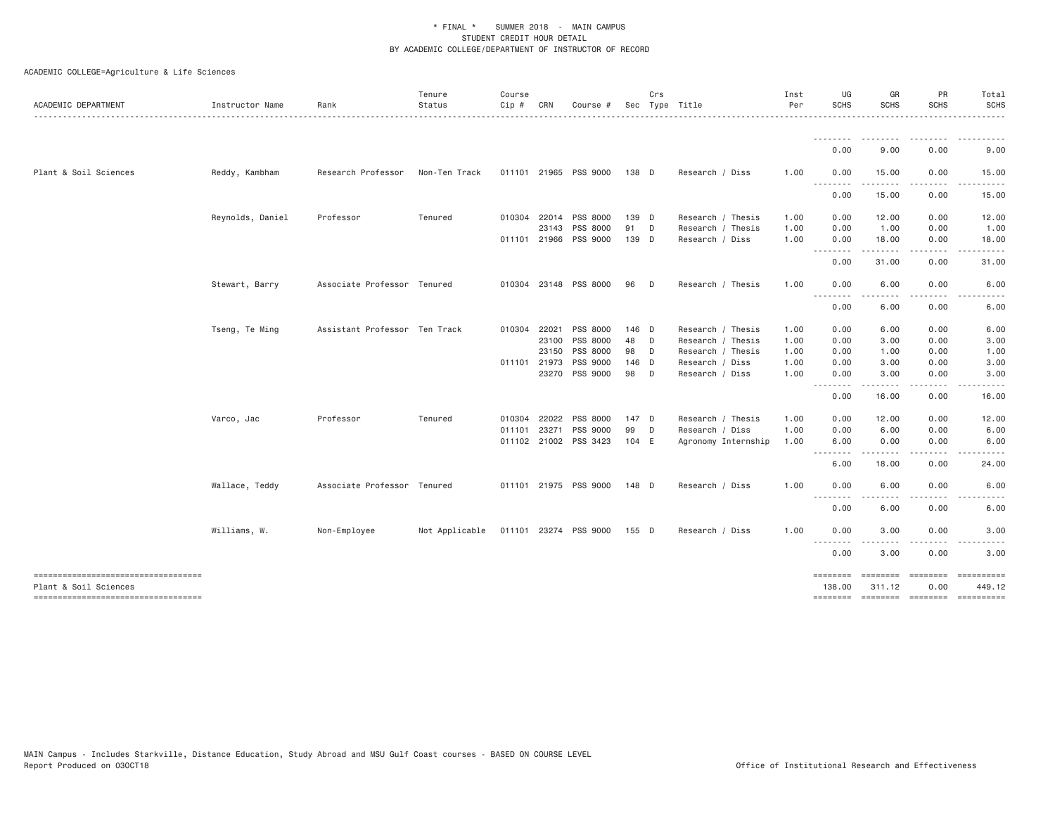\* FINAL \* SUMMER 2018 - MAIN CAMPUS
STUDENT CREDIT HOUR DETAIL
BY ACADEMIC COLLEGE/DEPARTMENT OF INSTRUCTOR OF RECORD

ACADEMIC COLLEGE=Agriculture & Life Sciences

| ACADEMIC DEPARTMENT | Instructor Name | Rank | Tenure Status | Course Cip # | CRN | Course # | Sec | Crs Type | Title | Inst Per | UG SCHS | GR SCHS | PR SCHS | Total SCHS |
|---|---|---|---|---|---|---|---|---|---|---|---|---|---|---|
| | | | | | | | | | | | 0.00 | 9.00 | 0.00 | 9.00 |
| Plant & Soil Sciences | Reddy, Kambham | Research Professor | Non-Ten Track | 011101 | 21965 | PSS 9000 | 138 | D | Research / Diss | 1.00 | 0.00 | 15.00 | 0.00 | 15.00 |
| | | | | | | | | | | | 0.00 | 15.00 | 0.00 | 15.00 |
| | Reynolds, Daniel | Professor | Tenured | 010304 | 22014 | PSS 8000 | 139 | D | Research / Thesis | 1.00 | 0.00 | 12.00 | 0.00 | 12.00 |
| | | | | | 23143 | PSS 8000 | 91 | D | Research / Thesis | 1.00 | 0.00 | 1.00 | 0.00 | 1.00 |
| | | | | 011101 | 21966 | PSS 9000 | 139 | D | Research / Diss | 1.00 | 0.00 | 18.00 | 0.00 | 18.00 |
| | | | | | | | | | | | 0.00 | 31.00 | 0.00 | 31.00 |
| | Stewart, Barry | Associate Professor | Tenured | 010304 | 23148 | PSS 8000 | 96 | D | Research / Thesis | 1.00 | 0.00 | 6.00 | 0.00 | 6.00 |
| | | | | | | | | | | | 0.00 | 6.00 | 0.00 | 6.00 |
| | Tseng, Te Ming | Assistant Professor | Ten Track | 010304 | 22021 | PSS 8000 | 146 | D | Research / Thesis | 1.00 | 0.00 | 6.00 | 0.00 | 6.00 |
| | | | | | 23100 | PSS 8000 | 48 | D | Research / Thesis | 1.00 | 0.00 | 3.00 | 0.00 | 3.00 |
| | | | | | 23150 | PSS 8000 | 98 | D | Research / Thesis | 1.00 | 0.00 | 1.00 | 0.00 | 1.00 |
| | | | | 011101 | 21973 | PSS 9000 | 146 | D | Research / Diss | 1.00 | 0.00 | 3.00 | 0.00 | 3.00 |
| | | | | | 23270 | PSS 9000 | 98 | D | Research / Diss | 1.00 | 0.00 | 3.00 | 0.00 | 3.00 |
| | | | | | | | | | | | 0.00 | 16.00 | 0.00 | 16.00 |
| | Varco, Jac | Professor | Tenured | 010304 | 22022 | PSS 8000 | 147 | D | Research / Thesis | 1.00 | 0.00 | 12.00 | 0.00 | 12.00 |
| | | | | 011101 | 23271 | PSS 9000 | 99 | D | Research / Diss | 1.00 | 0.00 | 6.00 | 0.00 | 6.00 |
| | | | | 011102 | 21002 | PSS 3423 | 104 | E | Agronomy Internship | 1.00 | 6.00 | 0.00 | 0.00 | 6.00 |
| | | | | | | | | | | | 6.00 | 18.00 | 0.00 | 24.00 |
| | Wallace, Teddy | Associate Professor | Tenured | 011101 | 21975 | PSS 9000 | 148 | D | Research / Diss | 1.00 | 0.00 | 6.00 | 0.00 | 6.00 |
| | | | | | | | | | | | 0.00 | 6.00 | 0.00 | 6.00 |
| | Williams, W. | Non-Employee | Not Applicable | 011101 | 23274 | PSS 9000 | 155 | D | Research / Diss | 1.00 | 0.00 | 3.00 | 0.00 | 3.00 |
| | | | | | | | | | | | 0.00 | 3.00 | 0.00 | 3.00 |
| Plant & Soil Sciences | | | | | | | | | | | 138.00 | 311.12 | 0.00 | 449.12 |

MAIN Campus - Includes Starkville, Distance Education, Study Abroad and MSU Gulf Coast courses - BASED ON COURSE LEVEL
Report Produced on 03OCT18 | Office of Institutional Research and Effectiveness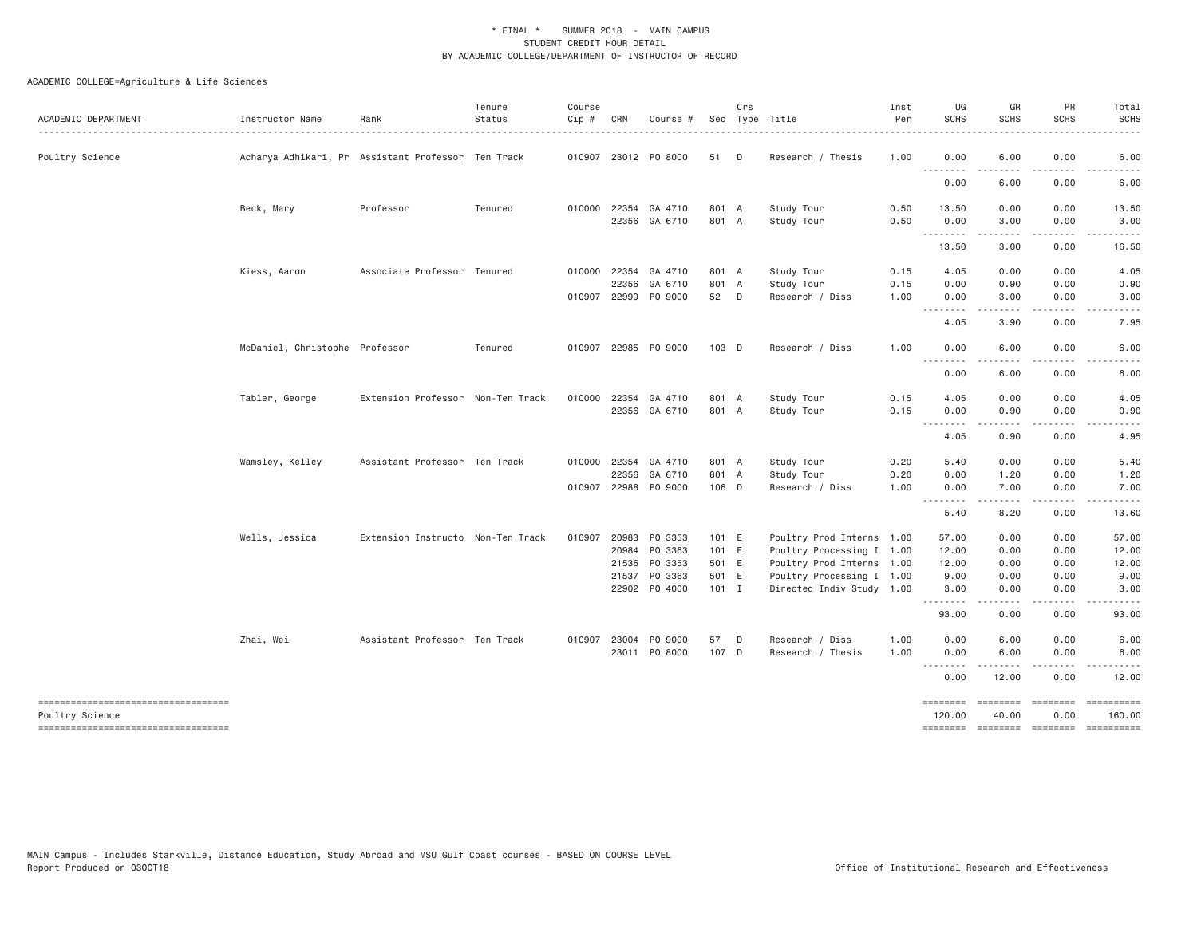\* FINAL \* SUMMER 2018 - MAIN CAMPUS
STUDENT CREDIT HOUR DETAIL
BY ACADEMIC COLLEGE/DEPARTMENT OF INSTRUCTOR OF RECORD

ACADEMIC COLLEGE=Agriculture & Life Sciences

| ACADEMIC DEPARTMENT | Instructor Name | Rank | Tenure Status | Course Cip # | CRN | Course # | Sec | Crs Type | Title | Inst Per | UG SCHS | GR SCHS | PR SCHS | Total SCHS |
|---|---|---|---|---|---|---|---|---|---|---|---|---|---|---|
| Poultry Science | Acharya Adhikari, Pr | Assistant Professor | Ten Track | 010907 | 23012 | PO 8000 | 51 | D | Research / Thesis | 1.00 | 0.00 | 6.00 | 0.00 | 6.00 |
| | | | | | | | | | | | 0.00 | 6.00 | 0.00 | 6.00 |
| | Beck, Mary | Professor | Tenured | 010000 | 22354 | GA 4710 | 801 | A | Study Tour | 0.50 | 13.50 | 0.00 | 0.00 | 13.50 |
| | | | | | 22356 | GA 6710 | 801 | A | Study Tour | 0.50 | 0.00 | 3.00 | 0.00 | 3.00 |
| | | | | | | | | | | | 13.50 | 3.00 | 0.00 | 16.50 |
| | Kiess, Aaron | Associate Professor | Tenured | 010000 | 22354 | GA 4710 | 801 | A | Study Tour | 0.15 | 4.05 | 0.00 | 0.00 | 4.05 |
| | | | | | 22356 | GA 6710 | 801 | A | Study Tour | 0.15 | 0.00 | 0.90 | 0.00 | 0.90 |
| | | | | 010907 | 22999 | PO 9000 | 52 | D | Research / Diss | 1.00 | 0.00 | 3.00 | 0.00 | 3.00 |
| | | | | | | | | | | | 4.05 | 3.90 | 0.00 | 7.95 |
| | McDaniel, Christophe | Professor | Tenured | 010907 | 22985 | PO 9000 | 103 | D | Research / Diss | 1.00 | 0.00 | 6.00 | 0.00 | 6.00 |
| | | | | | | | | | | | 0.00 | 6.00 | 0.00 | 6.00 |
| | Tabler, George | Extension Professor | Non-Ten Track | 010000 | 22354 | GA 4710 | 801 | A | Study Tour | 0.15 | 4.05 | 0.00 | 0.00 | 4.05 |
| | | | | | 22356 | GA 6710 | 801 | A | Study Tour | 0.15 | 0.00 | 0.90 | 0.00 | 0.90 |
| | | | | | | | | | | | 4.05 | 0.90 | 0.00 | 4.95 |
| | Wamsley, Kelley | Assistant Professor | Ten Track | 010000 | 22354 | GA 4710 | 801 | A | Study Tour | 0.20 | 5.40 | 0.00 | 0.00 | 5.40 |
| | | | | | 22356 | GA 6710 | 801 | A | Study Tour | 0.20 | 0.00 | 1.20 | 0.00 | 1.20 |
| | | | | 010907 | 22988 | PO 9000 | 106 | D | Research / Diss | 1.00 | 0.00 | 7.00 | 0.00 | 7.00 |
| | | | | | | | | | | | 5.40 | 8.20 | 0.00 | 13.60 |
| | Wells, Jessica | Extension Instructo | Non-Ten Track | 010907 | 20983 | PO 3353 | 101 | E | Poultry Prod Interns | 1.00 | 57.00 | 0.00 | 0.00 | 57.00 |
| | | | | | 20984 | PO 3363 | 101 | E | Poultry Processing I | 1.00 | 12.00 | 0.00 | 0.00 | 12.00 |
| | | | | | 21536 | PO 3353 | 501 | E | Poultry Prod Interns | 1.00 | 12.00 | 0.00 | 0.00 | 12.00 |
| | | | | | 21537 | PO 3363 | 501 | E | Poultry Processing I | 1.00 | 9.00 | 0.00 | 0.00 | 9.00 |
| | | | | | 22902 | PO 4000 | 101 | I | Directed Indiv Study | 1.00 | 3.00 | 0.00 | 0.00 | 3.00 |
| | | | | | | | | | | | 93.00 | 0.00 | 0.00 | 93.00 |
| | Zhai, Wei | Assistant Professor | Ten Track | 010907 | 23004 | PO 9000 | 57 | D | Research / Diss | 1.00 | 0.00 | 6.00 | 0.00 | 6.00 |
| | | | | | 23011 | PO 8000 | 107 | D | Research / Thesis | 1.00 | 0.00 | 6.00 | 0.00 | 6.00 |
| | | | | | | | | | | | 0.00 | 12.00 | 0.00 | 12.00 |
| Poultry Science | | | | | | | | | | | 120.00 | 40.00 | 0.00 | 160.00 |

MAIN Campus - Includes Starkville, Distance Education, Study Abroad and MSU Gulf Coast courses - BASED ON COURSE LEVEL
Report Produced on 03OCT18 Office of Institutional Research and Effectiveness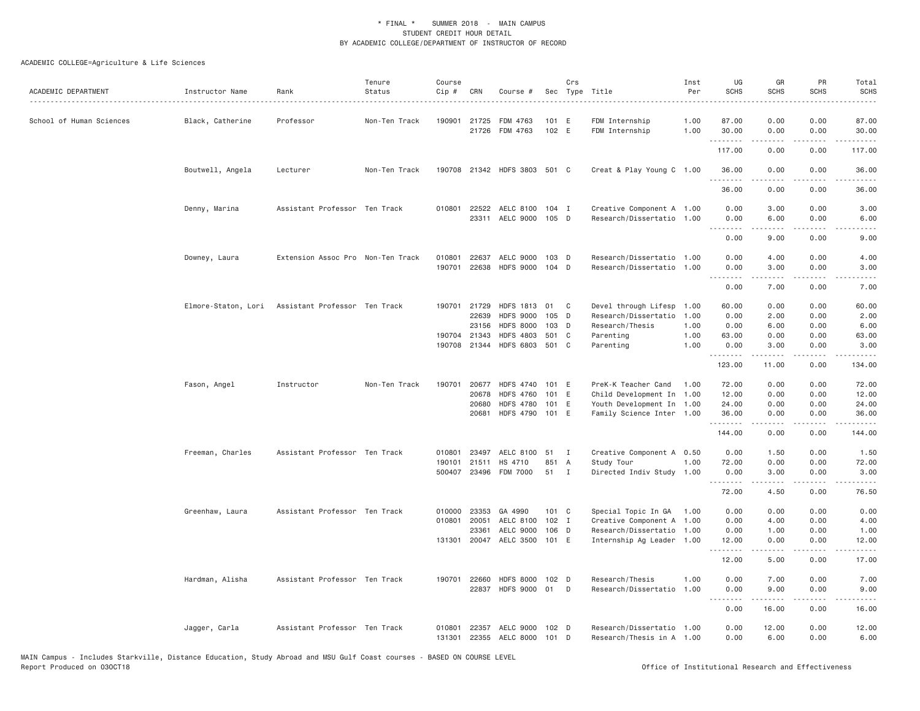\* FINAL \* SUMMER 2018 - MAIN CAMPUS
STUDENT CREDIT HOUR DETAIL
BY ACADEMIC COLLEGE/DEPARTMENT OF INSTRUCTOR OF RECORD

ACADEMIC COLLEGE=Agriculture & Life Sciences

| ACADEMIC DEPARTMENT | Instructor Name | Rank | Tenure Status | Course Cip # | CRN | Course # | Sec | Crs Type | Title | Inst Per | UG SCHS | GR SCHS | PR SCHS | Total SCHS |
|---|---|---|---|---|---|---|---|---|---|---|---|---|---|---|
| School of Human Sciences | Black, Catherine | Professor | Non-Ten Track | 190901 | 21725 | FDM 4763 | 101 | E | FDM Internship | 1.00 | 87.00 | 0.00 | 0.00 | 87.00 |
| | | | | | 21726 | FDM 4763 | 102 | E | FDM Internship | 1.00 | 30.00 | 0.00 | 0.00 | 30.00 |
| | | | | | | | | | | | 117.00 | 0.00 | 0.00 | 117.00 |
| | Boutwell, Angela | Lecturer | Non-Ten Track | 190708 | 21342 | HDFS 3803 | 501 | C | Creat & Play Young C | 1.00 | 36.00 | 0.00 | 0.00 | 36.00 |
| | | | | | | | | | | | 36.00 | 0.00 | 0.00 | 36.00 |
| | Denny, Marina | Assistant Professor | Ten Track | 010801 | 22522 | AELC 8100 | 104 | I | Creative Component A | 1.00 | 0.00 | 3.00 | 0.00 | 3.00 |
| | | | | | 23311 | AELC 9000 | 105 | D | Research/Dissertatio | 1.00 | 0.00 | 6.00 | 0.00 | 6.00 |
| | | | | | | | | | | | 0.00 | 9.00 | 0.00 | 9.00 |
| | Downey, Laura | Extension Assoc Pro | Non-Ten Track | 010801 | 22637 | AELC 9000 | 103 | D | Research/Dissertatio | 1.00 | 0.00 | 4.00 | 0.00 | 4.00 |
| | | | | 190701 | 22638 | HDFS 9000 | 104 | D | Research/Dissertatio | 1.00 | 0.00 | 3.00 | 0.00 | 3.00 |
| | | | | | | | | | | | 0.00 | 7.00 | 0.00 | 7.00 |
| | Elmore-Staton, Lori | Assistant Professor | Ten Track | 190701 | 21729 | HDFS 1813 | 01 | C | Devel through Lifesp | 1.00 | 60.00 | 0.00 | 0.00 | 60.00 |
| | | | | | 22639 | HDFS 9000 | 105 | D | Research/Dissertatio | 1.00 | 0.00 | 2.00 | 0.00 | 2.00 |
| | | | | | 23156 | HDFS 8000 | 103 | D | Research/Thesis | 1.00 | 0.00 | 6.00 | 0.00 | 6.00 |
| | | | | 190704 | 21343 | HDFS 4803 | 501 | C | Parenting | 1.00 | 63.00 | 0.00 | 0.00 | 63.00 |
| | | | | 190708 | 21344 | HDFS 6803 | 501 | C | Parenting | 1.00 | 0.00 | 3.00 | 0.00 | 3.00 |
| | | | | | | | | | | | 123.00 | 11.00 | 0.00 | 134.00 |
| | Fason, Angel | Instructor | Non-Ten Track | 190701 | 20677 | HDFS 4740 | 101 | E | PreK-K Teacher Cand | 1.00 | 72.00 | 0.00 | 0.00 | 72.00 |
| | | | | | 20678 | HDFS 4760 | 101 | E | Child Development In | 1.00 | 12.00 | 0.00 | 0.00 | 12.00 |
| | | | | | 20680 | HDFS 4780 | 101 | E | Youth Development In | 1.00 | 24.00 | 0.00 | 0.00 | 24.00 |
| | | | | | 20681 | HDFS 4790 | 101 | E | Family Science Inter | 1.00 | 36.00 | 0.00 | 0.00 | 36.00 |
| | | | | | | | | | | | 144.00 | 0.00 | 0.00 | 144.00 |
| | Freeman, Charles | Assistant Professor | Ten Track | 010801 | 23497 | AELC 8100 | 51 | I | Creative Component A | 0.50 | 0.00 | 1.50 | 0.00 | 1.50 |
| | | | | 190101 | 21511 | HS 4710 | 851 | A | Study Tour | 1.00 | 72.00 | 0.00 | 0.00 | 72.00 |
| | | | | 500407 | 23496 | FDM 7000 | 51 | I | Directed Indiv Study | 1.00 | 0.00 | 3.00 | 0.00 | 3.00 |
| | | | | | | | | | | | 72.00 | 4.50 | 0.00 | 76.50 |
| | Greenhaw, Laura | Assistant Professor | Ten Track | 010000 | 23353 | GA 4990 | 101 | C | Special Topic In GA | 1.00 | 0.00 | 0.00 | 0.00 | 0.00 |
| | | | | 010801 | 20051 | AELC 8100 | 102 | I | Creative Component A | 1.00 | 0.00 | 4.00 | 0.00 | 4.00 |
| | | | | | 23361 | AELC 9000 | 106 | D | Research/Dissertatio | 1.00 | 0.00 | 1.00 | 0.00 | 1.00 |
| | | | | 131301 | 20047 | AELC 3500 | 101 | E | Internship Ag Leader | 1.00 | 12.00 | 0.00 | 0.00 | 12.00 |
| | | | | | | | | | | | 12.00 | 5.00 | 0.00 | 17.00 |
| | Hardman, Alisha | Assistant Professor | Ten Track | 190701 | 22660 | HDFS 8000 | 102 | D | Research/Thesis | 1.00 | 0.00 | 7.00 | 0.00 | 7.00 |
| | | | | | 22837 | HDFS 9000 | 01 | D | Research/Dissertatio | 1.00 | 0.00 | 9.00 | 0.00 | 9.00 |
| | | | | | | | | | | | 0.00 | 16.00 | 0.00 | 16.00 |
| | Jagger, Carla | Assistant Professor | Ten Track | 010801 | 22357 | AELC 9000 | 102 | D | Research/Dissertatio | 1.00 | 0.00 | 12.00 | 0.00 | 12.00 |
| | | | | 131301 | 22355 | AELC 8000 | 101 | D | Research/Thesis in A | 1.00 | 0.00 | 6.00 | 0.00 | 6.00 |

MAIN Campus - Includes Starkville, Distance Education, Study Abroad and MSU Gulf Coast courses - BASED ON COURSE LEVEL
Report Produced on 03OCT18

Office of Institutional Research and Effectiveness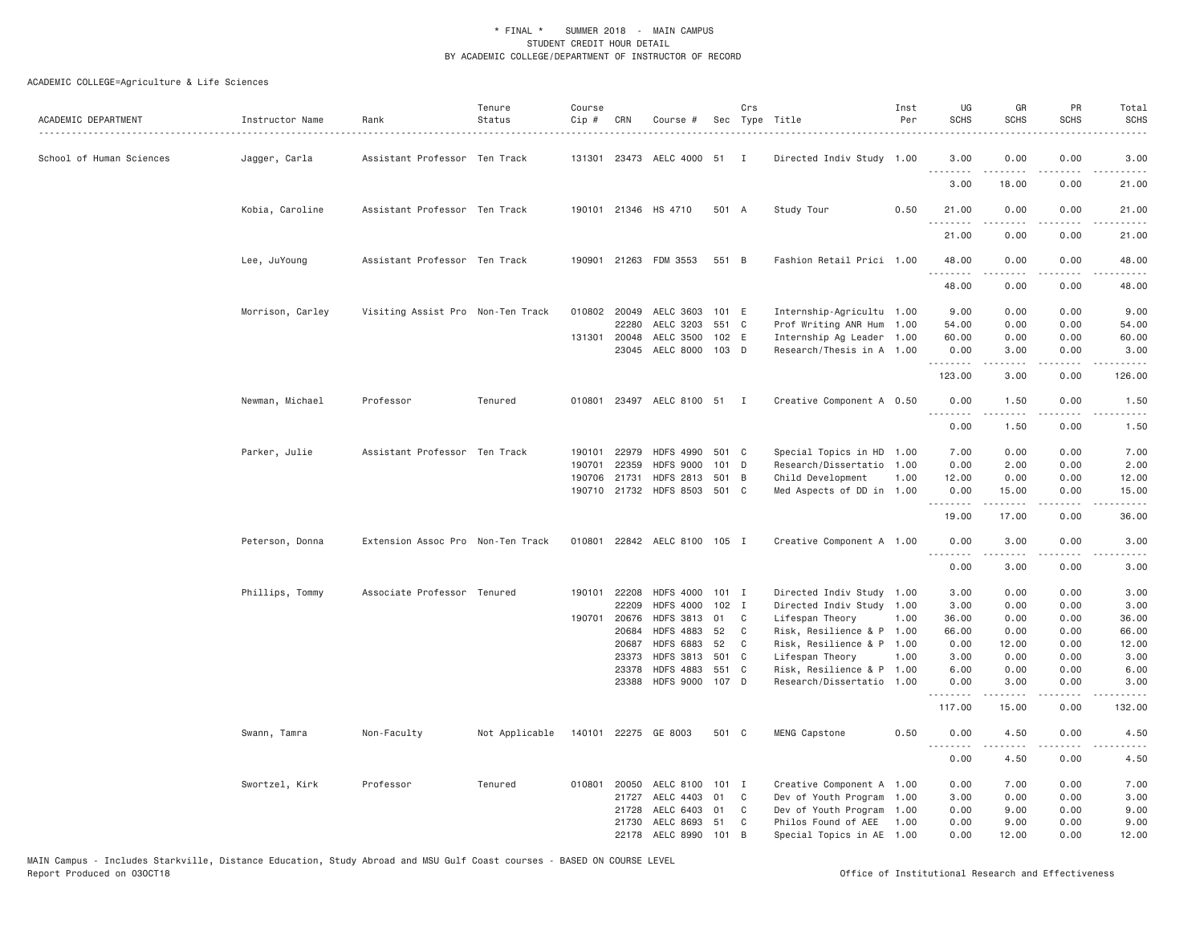\* FINAL \* SUMMER 2018 - MAIN CAMPUS
STUDENT CREDIT HOUR DETAIL
BY ACADEMIC COLLEGE/DEPARTMENT OF INSTRUCTOR OF RECORD

ACADEMIC COLLEGE=Agriculture & Life Sciences

| ACADEMIC DEPARTMENT | Instructor Name | Rank | Tenure Status | Course Cip # | CRN | Course # | Sec | Crs Type | Title | Inst Per | UG SCHS | GR SCHS | PR SCHS | Total SCHS |
|---|---|---|---|---|---|---|---|---|---|---|---|---|---|---|
| School of Human Sciences | Jagger, Carla | Assistant Professor | Ten Track | 131301 | 23473 | AELC 4000 | 51 | I | Directed Indiv Study | 1.00 | 3.00 | 0.00 | 0.00 | 3.00 |
| | | | | | | | | | | | 3.00 | 18.00 | 0.00 | 21.00 |
| | Kobia, Caroline | Assistant Professor | Ten Track | 190101 | 21346 | HS 4710 | 501 | A | Study Tour | 0.50 | 21.00 | 0.00 | 0.00 | 21.00 |
| | | | | | | | | | | | 21.00 | 0.00 | 0.00 | 21.00 |
| | Lee, JuYoung | Assistant Professor | Ten Track | 190901 | 21263 | FDM 3553 | 551 | B | Fashion Retail Prici | 1.00 | 48.00 | 0.00 | 0.00 | 48.00 |
| | | | | | | | | | | | 48.00 | 0.00 | 0.00 | 48.00 |
| | Morrison, Carley | Visiting Assist Pro | Non-Ten Track | 010802 | 20049 | AELC 3603 | 101 | E | Internship-Agricultu | 1.00 | 9.00 | 0.00 | 0.00 | 9.00 |
| | | | | | 22280 | AELC 3203 | 551 | C | Prof Writing ANR Hum | 1.00 | 54.00 | 0.00 | 0.00 | 54.00 |
| | | | | 131301 | 20048 | AELC 3500 | 102 | E | Internship Ag Leader | 1.00 | 60.00 | 0.00 | 0.00 | 60.00 |
| | | | | | 23045 | AELC 8000 | 103 | D | Research/Thesis in A | 1.00 | 0.00 | 3.00 | 0.00 | 3.00 |
| | | | | | | | | | | | 123.00 | 3.00 | 0.00 | 126.00 |
| | Newman, Michael | Professor | Tenured | 010801 | 23497 | AELC 8100 | 51 | I | Creative Component A | 0.50 | 0.00 | 1.50 | 0.00 | 1.50 |
| | | | | | | | | | | | 0.00 | 1.50 | 0.00 | 1.50 |
| | Parker, Julie | Assistant Professor | Ten Track | 190101 | 22979 | HDFS 4990 | 501 | C | Special Topics in HD | 1.00 | 7.00 | 0.00 | 0.00 | 7.00 |
| | | | | 190701 | 22359 | HDFS 9000 | 101 | D | Research/Dissertatio | 1.00 | 0.00 | 2.00 | 0.00 | 2.00 |
| | | | | 190706 | 21731 | HDFS 2813 | 501 | B | Child Development | 1.00 | 12.00 | 0.00 | 0.00 | 12.00 |
| | | | | 190710 | 21732 | HDFS 8503 | 501 | C | Med Aspects of DD in | 1.00 | 0.00 | 15.00 | 0.00 | 15.00 |
| | | | | | | | | | | | 19.00 | 17.00 | 0.00 | 36.00 |
| | Peterson, Donna | Extension Assoc Pro | Non-Ten Track | 010801 | 22842 | AELC 8100 | 105 | I | Creative Component A | 1.00 | 0.00 | 3.00 | 0.00 | 3.00 |
| | | | | | | | | | | | 0.00 | 3.00 | 0.00 | 3.00 |
| | Phillips, Tommy | Associate Professor | Tenured | 190101 | 22208 | HDFS 4000 | 101 | I | Directed Indiv Study | 1.00 | 3.00 | 0.00 | 0.00 | 3.00 |
| | | | | | 22209 | HDFS 4000 | 102 | I | Directed Indiv Study | 1.00 | 3.00 | 0.00 | 0.00 | 3.00 |
| | | | | 190701 | 20676 | HDFS 3813 | 01 | C | Lifespan Theory | 1.00 | 36.00 | 0.00 | 0.00 | 36.00 |
| | | | | | 20684 | HDFS 4883 | 52 | C | Risk, Resilience & P | 1.00 | 66.00 | 0.00 | 0.00 | 66.00 |
| | | | | | 20687 | HDFS 6883 | 52 | C | Risk, Resilience & P | 1.00 | 0.00 | 12.00 | 0.00 | 12.00 |
| | | | | | 23373 | HDFS 3813 | 501 | C | Lifespan Theory | 1.00 | 3.00 | 0.00 | 0.00 | 3.00 |
| | | | | | 23378 | HDFS 4883 | 551 | C | Risk, Resilience & P | 1.00 | 6.00 | 0.00 | 0.00 | 6.00 |
| | | | | | 23388 | HDFS 9000 | 107 | D | Research/Dissertatio | 1.00 | 0.00 | 3.00 | 0.00 | 3.00 |
| | | | | | | | | | | | 117.00 | 15.00 | 0.00 | 132.00 |
| | Swann, Tamra | Non-Faculty | Not Applicable | 140101 | 22275 | GE 8003 | 501 | C | MENG Capstone | 0.50 | 0.00 | 4.50 | 0.00 | 4.50 |
| | | | | | | | | | | | 0.00 | 4.50 | 0.00 | 4.50 |
| | Swortzel, Kirk | Professor | Tenured | 010801 | 20050 | AELC 8100 | 101 | I | Creative Component A | 1.00 | 0.00 | 7.00 | 0.00 | 7.00 |
| | | | | | 21727 | AELC 4403 | 01 | C | Dev of Youth Program | 1.00 | 3.00 | 0.00 | 0.00 | 3.00 |
| | | | | | 21728 | AELC 6403 | 01 | C | Dev of Youth Program | 1.00 | 0.00 | 9.00 | 0.00 | 9.00 |
| | | | | | 21730 | AELC 8693 | 51 | C | Philos Found of AEE | 1.00 | 0.00 | 9.00 | 0.00 | 9.00 |
| | | | | | 22178 | AELC 8990 | 101 | B | Special Topics in AE | 1.00 | 0.00 | 12.00 | 0.00 | 12.00 |

MAIN Campus - Includes Starkville, Distance Education, Study Abroad and MSU Gulf Coast courses - BASED ON COURSE LEVEL
Report Produced on 03OCT18 Office of Institutional Research and Effectiveness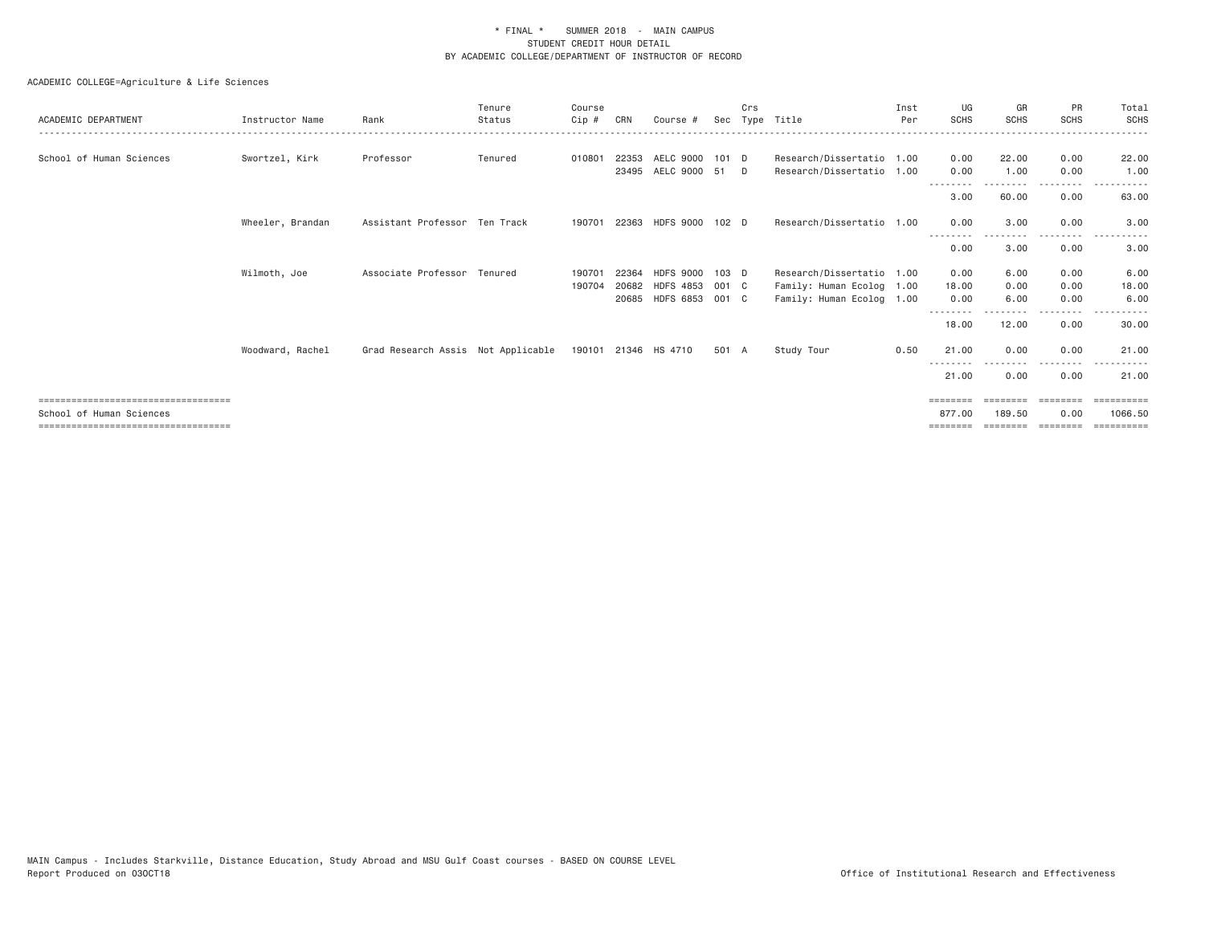\* FINAL \*    SUMMER 2018  -  MAIN CAMPUS
STUDENT CREDIT HOUR DETAIL
BY ACADEMIC COLLEGE/DEPARTMENT OF INSTRUCTOR OF RECORD

ACADEMIC COLLEGE=Agriculture & Life Sciences

| ACADEMIC DEPARTMENT | Instructor Name | Rank | Tenure Status | Course Cip # | CRN | Course # | Sec | Crs Type | Title | Inst Per | UG SCHS | GR SCHS | PR SCHS | Total SCHS |
|---|---|---|---|---|---|---|---|---|---|---|---|---|---|---|
| School of Human Sciences | Swortzel, Kirk | Professor | Tenured | 010801 | 22353 | AELC 9000 | 101 | D | Research/Dissertatio | 1.00 | 0.00 | 22.00 | 0.00 | 22.00 |
| | | | | | 23495 | AELC 9000 | 51 | D | Research/Dissertatio | 1.00 | 0.00 | 1.00 | 0.00 | 1.00 |
| | | | | | | | | | | | 3.00 | 60.00 | 0.00 | 63.00 |
| | Wheeler, Brandan | Assistant Professor | Ten Track | 190701 | 22363 | HDFS 9000 | 102 | D | Research/Dissertatio | 1.00 | 0.00 | 3.00 | 0.00 | 3.00 |
| | | | | | | | | | | | 0.00 | 3.00 | 0.00 | 3.00 |
| | Wilmoth, Joe | Associate Professor | Tenured | 190701 | 22364 | HDFS 9000 | 103 | D | Research/Dissertatio | 1.00 | 0.00 | 6.00 | 0.00 | 6.00 |
| | | | | 190704 | 20682 | HDFS 4853 | 001 | C | Family: Human Ecolog | 1.00 | 18.00 | 0.00 | 0.00 | 18.00 |
| | | | | | 20685 | HDFS 6853 | 001 | C | Family: Human Ecolog | 1.00 | 0.00 | 6.00 | 0.00 | 6.00 |
| | | | | | | | | | | | 18.00 | 12.00 | 0.00 | 30.00 |
| | Woodward, Rachel | Grad Research Assis | Not Applicable | 190101 | 21346 | HS 4710 | 501 | A | Study Tour | 0.50 | 21.00 | 0.00 | 0.00 | 21.00 |
| | | | | | | | | | | | 21.00 | 0.00 | 0.00 | 21.00 |
| School of Human Sciences | | | | | | | | | | | 877.00 | 189.50 | 0.00 | 1066.50 |

MAIN Campus - Includes Starkville, Distance Education, Study Abroad and MSU Gulf Coast courses - BASED ON COURSE LEVEL
Report Produced on 03OCT18    Office of Institutional Research and Effectiveness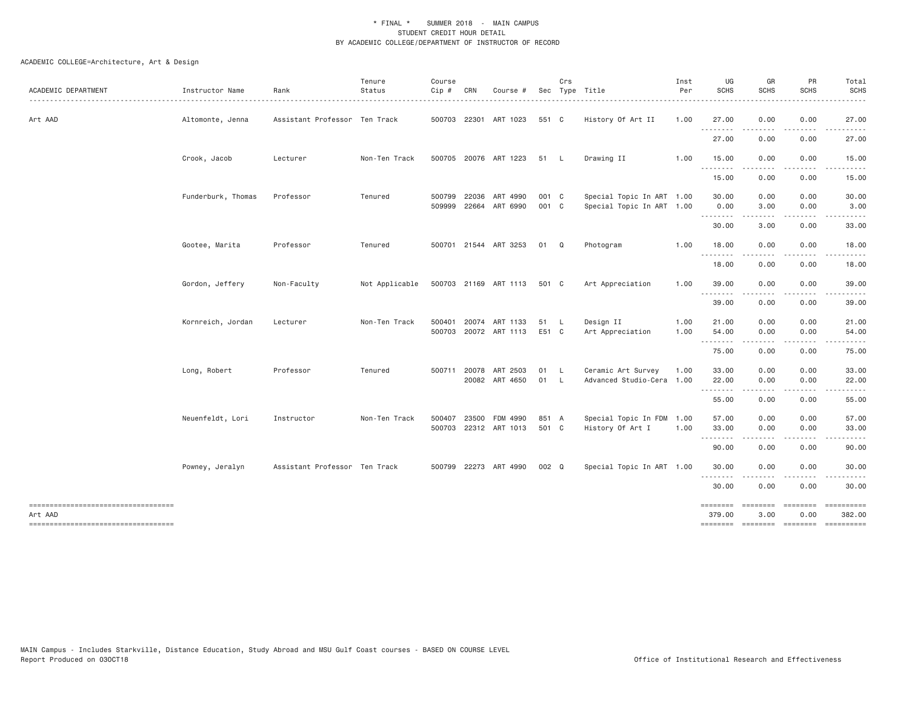\* FINAL \* SUMMER 2018 - MAIN CAMPUS
STUDENT CREDIT HOUR DETAIL
BY ACADEMIC COLLEGE/DEPARTMENT OF INSTRUCTOR OF RECORD

ACADEMIC COLLEGE=Architecture, Art & Design

| ACADEMIC DEPARTMENT | Instructor Name | Rank | Tenure Status | Course Cip # | CRN | Course # | Sec | Crs Type | Title | Inst Per | UG SCHS | GR SCHS | PR SCHS | Total SCHS |
|---|---|---|---|---|---|---|---|---|---|---|---|---|---|---|
| Art AAD | Altomonte, Jenna | Assistant Professor | Ten Track | 500703 | 22301 | ART 1023 | 551 | C | History Of Art II | 1.00 | 27.00 | 0.00 | 0.00 | 27.00 |
| | | | | | | | | | | | 27.00 | 0.00 | 0.00 | 27.00 |
| | Crook, Jacob | Lecturer | Non-Ten Track | 500705 | 20076 | ART 1223 | 51 | L | Drawing II | 1.00 | 15.00 | 0.00 | 0.00 | 15.00 |
| | | | | | | | | | | | 15.00 | 0.00 | 0.00 | 15.00 |
| | Funderburk, Thomas | Professor | Tenured | 500799 | 22036 | ART 4990 | 001 | C | Special Topic In ART | 1.00 | 30.00 | 0.00 | 0.00 | 30.00 |
| | | | | 509999 | 22664 | ART 6990 | 001 | C | Special Topic In ART | 1.00 | 0.00 | 3.00 | 0.00 | 3.00 |
| | | | | | | | | | | | 30.00 | 3.00 | 0.00 | 33.00 |
| | Gootee, Marita | Professor | Tenured | 500701 | 21544 | ART 3253 | 01 | Q | Photogram | 1.00 | 18.00 | 0.00 | 0.00 | 18.00 |
| | | | | | | | | | | | 18.00 | 0.00 | 0.00 | 18.00 |
| | Gordon, Jeffery | Non-Faculty | Not Applicable | 500703 | 21169 | ART 1113 | 501 | C | Art Appreciation | 1.00 | 39.00 | 0.00 | 0.00 | 39.00 |
| | | | | | | | | | | | 39.00 | 0.00 | 0.00 | 39.00 |
| | Kornreich, Jordan | Lecturer | Non-Ten Track | 500401 | 20074 | ART 1133 | 51 | L | Design II | 1.00 | 21.00 | 0.00 | 0.00 | 21.00 |
| | | | | 500703 | 20072 | ART 1113 | E51 | C | Art Appreciation | 1.00 | 54.00 | 0.00 | 0.00 | 54.00 |
| | | | | | | | | | | | 75.00 | 0.00 | 0.00 | 75.00 |
| | Long, Robert | Professor | Tenured | 500711 | 20078 | ART 2503 | 01 | L | Ceramic Art Survey | 1.00 | 33.00 | 0.00 | 0.00 | 33.00 |
| | | | | | 20082 | ART 4650 | 01 | L | Advanced Studio-Cera | 1.00 | 22.00 | 0.00 | 0.00 | 22.00 |
| | | | | | | | | | | | 55.00 | 0.00 | 0.00 | 55.00 |
| | Neuenfeldt, Lori | Instructor | Non-Ten Track | 500407 | 23500 | FDM 4990 | 851 | A | Special Topic In FDM | 1.00 | 57.00 | 0.00 | 0.00 | 57.00 |
| | | | | 500703 | 22312 | ART 1013 | 501 | C | History Of Art I | 1.00 | 33.00 | 0.00 | 0.00 | 33.00 |
| | | | | | | | | | | | 90.00 | 0.00 | 0.00 | 90.00 |
| | Powney, Jeralyn | Assistant Professor | Ten Track | 500799 | 22273 | ART 4990 | 002 | Q | Special Topic In ART | 1.00 | 30.00 | 0.00 | 0.00 | 30.00 |
| | | | | | | | | | | | 30.00 | 0.00 | 0.00 | 30.00 |
| Art AAD | | | | | | | | | | | 379.00 | 3.00 | 0.00 | 382.00 |

MAIN Campus - Includes Starkville, Distance Education, Study Abroad and MSU Gulf Coast courses - BASED ON COURSE LEVEL
Report Produced on 03OCT18

Office of Institutional Research and Effectiveness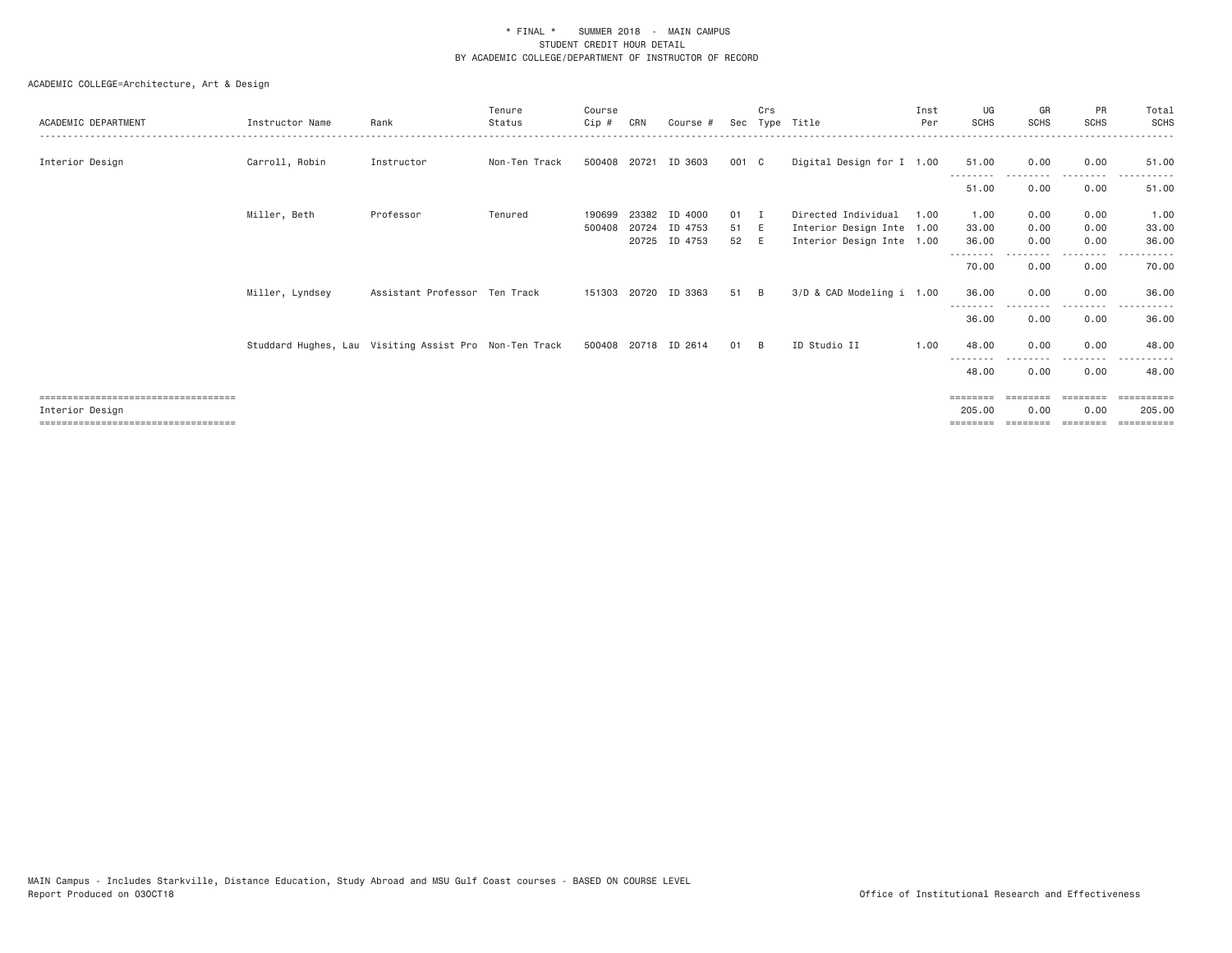\* FINAL \* SUMMER 2018 - MAIN CAMPUS
STUDENT CREDIT HOUR DETAIL
BY ACADEMIC COLLEGE/DEPARTMENT OF INSTRUCTOR OF RECORD

ACADEMIC COLLEGE=Architecture, Art & Design

| ACADEMIC DEPARTMENT | Instructor Name | Rank | Tenure Status | Course Cip # | CRN | Course # | Sec | Crs Type | Title | Inst Per | UG SCHS | GR SCHS | PR SCHS | Total SCHS |
|---|---|---|---|---|---|---|---|---|---|---|---|---|---|---|
| Interior Design | Carroll, Robin | Instructor | Non-Ten Track | 500408 | 20721 | ID 3603 | 001 | C | Digital Design for I | 1.00 | 51.00 | 0.00 | 0.00 | 51.00 |
| | | | | | | | | | | | 51.00 | 0.00 | 0.00 | 51.00 |
| | Miller, Beth | Professor | Tenured | 190699 | 23382 | ID 4000 | 01 | I | Directed Individual | 1.00 | 1.00 | 0.00 | 0.00 | 1.00 |
| | | | | 500408 | 20724 | ID 4753 | 51 | E | Interior Design Inte | 1.00 | 33.00 | 0.00 | 0.00 | 33.00 |
| | | | | | 20725 | ID 4753 | 52 | E | Interior Design Inte | 1.00 | 36.00 | 0.00 | 0.00 | 36.00 |
| | | | | | | | | | | | 70.00 | 0.00 | 0.00 | 70.00 |
| | Miller, Lyndsey | Assistant Professor | Ten Track | 151303 | 20720 | ID 3363 | 51 | B | 3/D & CAD Modeling i | 1.00 | 36.00 | 0.00 | 0.00 | 36.00 |
| | | | | | | | | | | | 36.00 | 0.00 | 0.00 | 36.00 |
| | Studdard Hughes, Lau | Visiting Assist Pro | Non-Ten Track | 500408 | 20718 | ID 2614 | 01 | B | ID Studio II | 1.00 | 48.00 | 0.00 | 0.00 | 48.00 |
| | | | | | | | | | | | 48.00 | 0.00 | 0.00 | 48.00 |
| Interior Design | | | | | | | | | | | 205.00 | 0.00 | 0.00 | 205.00 |

MAIN Campus - Includes Starkville, Distance Education, Study Abroad and MSU Gulf Coast courses - BASED ON COURSE LEVEL
Report Produced on 03OCT18

Office of Institutional Research and Effectiveness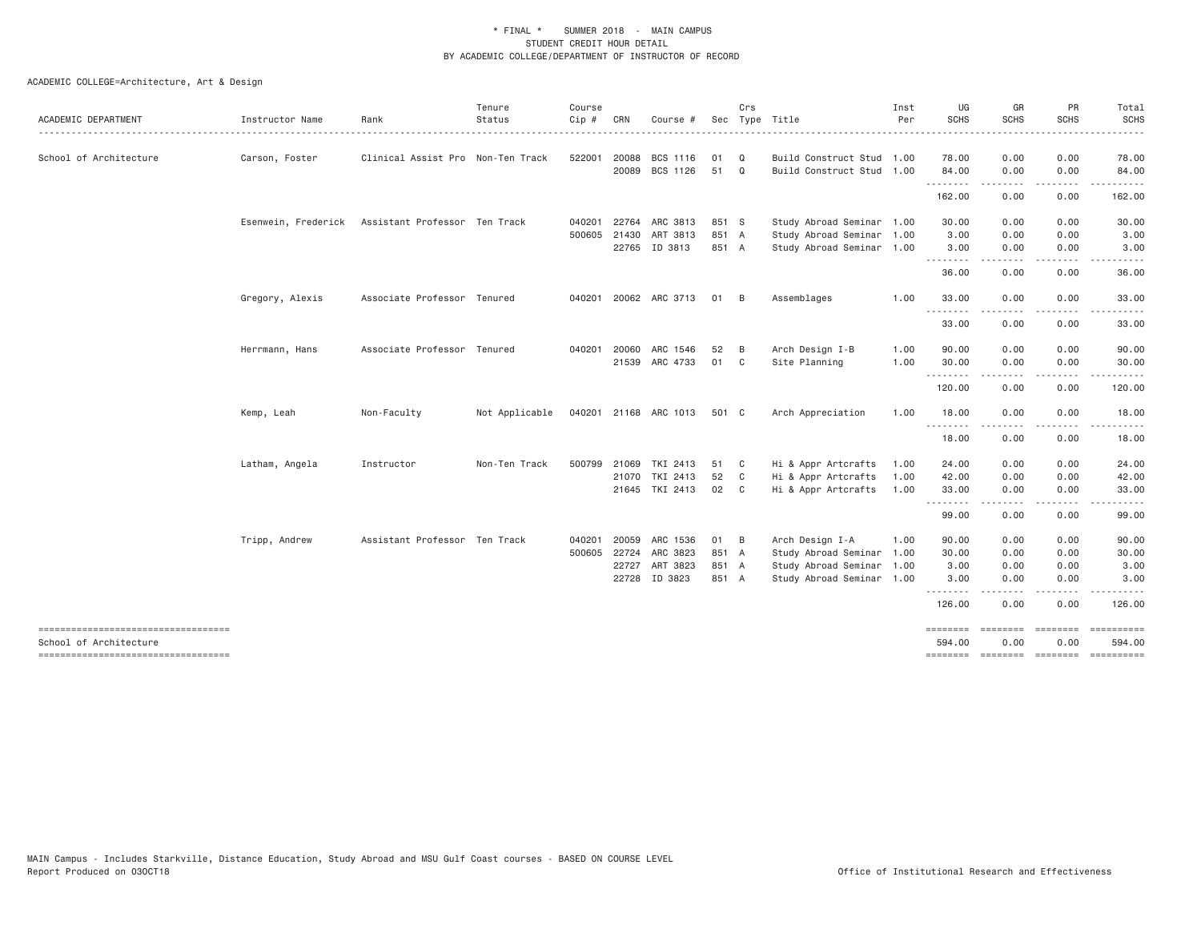\* FINAL \* SUMMER 2018 - MAIN CAMPUS
STUDENT CREDIT HOUR DETAIL
BY ACADEMIC COLLEGE/DEPARTMENT OF INSTRUCTOR OF RECORD

ACADEMIC COLLEGE=Architecture, Art & Design

| ACADEMIC DEPARTMENT | Instructor Name | Rank | Tenure Status | Course Cip # | CRN | Course # | Sec | Crs Type | Title | Inst Per | UG SCHS | GR SCHS | PR SCHS | Total SCHS |
|---|---|---|---|---|---|---|---|---|---|---|---|---|---|---|
| School of Architecture | Carson, Foster | Clinical Assist Pro | Non-Ten Track | 522001 | 20088 | BCS 1116 | 01 | Q | Build Construct Stud | 1.00 | 78.00 | 0.00 | 0.00 | 78.00 |
| | | | | | 20089 | BCS 1126 | 51 | Q | Build Construct Stud | 1.00 | 84.00 | 0.00 | 0.00 | 84.00 |
| | | | | | | | | | | | 162.00 | 0.00 | 0.00 | 162.00 |
| | Esenwein, Frederick | Assistant Professor | Ten Track | 040201 | 22764 | ARC 3813 | 851 | S | Study Abroad Seminar | 1.00 | 30.00 | 0.00 | 0.00 | 30.00 |
| | | | | 500605 | 21430 | ART 3813 | 851 | A | Study Abroad Seminar | 1.00 | 3.00 | 0.00 | 0.00 | 3.00 |
| | | | | | 22765 | ID 3813 | 851 | A | Study Abroad Seminar | 1.00 | 3.00 | 0.00 | 0.00 | 3.00 |
| | | | | | | | | | | | 36.00 | 0.00 | 0.00 | 36.00 |
| | Gregory, Alexis | Associate Professor | Tenured | 040201 | 20062 | ARC 3713 | 01 | B | Assemblages | 1.00 | 33.00 | 0.00 | 0.00 | 33.00 |
| | | | | | | | | | | | 33.00 | 0.00 | 0.00 | 33.00 |
| | Herrmann, Hans | Associate Professor | Tenured | 040201 | 20060 | ARC 1546 | 52 | B | Arch Design I-B | 1.00 | 90.00 | 0.00 | 0.00 | 90.00 |
| | | | | | 21539 | ARC 4733 | 01 | C | Site Planning | 1.00 | 30.00 | 0.00 | 0.00 | 30.00 |
| | | | | | | | | | | | 120.00 | 0.00 | 0.00 | 120.00 |
| | Kemp, Leah | Non-Faculty | Not Applicable | 040201 | 21168 | ARC 1013 | 501 | C | Arch Appreciation | 1.00 | 18.00 | 0.00 | 0.00 | 18.00 |
| | | | | | | | | | | | 18.00 | 0.00 | 0.00 | 18.00 |
| | Latham, Angela | Instructor | Non-Ten Track | 500799 | 21069 | TKI 2413 | 51 | C | Hi & Appr Artcrafts | 1.00 | 24.00 | 0.00 | 0.00 | 24.00 |
| | | | | | 21070 | TKI 2413 | 52 | C | Hi & Appr Artcrafts | 1.00 | 42.00 | 0.00 | 0.00 | 42.00 |
| | | | | | 21645 | TKI 2413 | 02 | C | Hi & Appr Artcrafts | 1.00 | 33.00 | 0.00 | 0.00 | 33.00 |
| | | | | | | | | | | | 99.00 | 0.00 | 0.00 | 99.00 |
| | Tripp, Andrew | Assistant Professor | Ten Track | 040201 | 20059 | ARC 1536 | 01 | B | Arch Design I-A | 1.00 | 90.00 | 0.00 | 0.00 | 90.00 |
| | | | | 500605 | 22724 | ARC 3823 | 851 | A | Study Abroad Seminar | 1.00 | 30.00 | 0.00 | 0.00 | 30.00 |
| | | | | | 22727 | ART 3823 | 851 | A | Study Abroad Seminar | 1.00 | 3.00 | 0.00 | 0.00 | 3.00 |
| | | | | | 22728 | ID 3823 | 851 | A | Study Abroad Seminar | 1.00 | 3.00 | 0.00 | 0.00 | 3.00 |
| | | | | | | | | | | | 126.00 | 0.00 | 0.00 | 126.00 |
| School of Architecture | | | | | | | | | | | 594.00 | 0.00 | 0.00 | 594.00 |

MAIN Campus - Includes Starkville, Distance Education, Study Abroad and MSU Gulf Coast courses - BASED ON COURSE LEVEL
Report Produced on 03OCT18 Office of Institutional Research and Effectiveness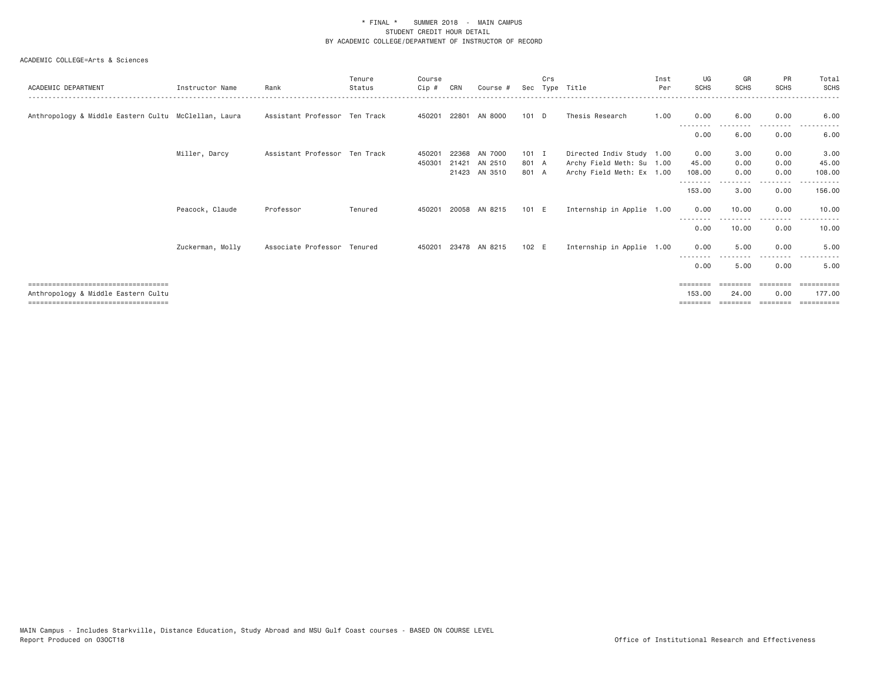\* FINAL \* SUMMER 2018 - MAIN CAMPUS
STUDENT CREDIT HOUR DETAIL
BY ACADEMIC COLLEGE/DEPARTMENT OF INSTRUCTOR OF RECORD

ACADEMIC COLLEGE=Arts & Sciences

| ACADEMIC DEPARTMENT | Instructor Name | Rank | Tenure Status | Course Cip # | CRN | Course # | Sec | Crs Type | Title | Inst Per | UG SCHS | GR SCHS | PR SCHS | Total SCHS |
|---|---|---|---|---|---|---|---|---|---|---|---|---|---|---|
| Anthropology & Middle Eastern Cultu | McClellan, Laura | Assistant Professor | Ten Track | 450201 | 22801 | AN 8000 | 101 | D | Thesis Research | 1.00 | 0.00 | 6.00 | 0.00 | 6.00 |
| | | | | | | | | | | | 0.00 | 6.00 | 0.00 | 6.00 |
| | Miller, Darcy | Assistant Professor | Ten Track | 450201 | 22368 | AN 7000 | 101 | I | Directed Indiv Study | 1.00 | 0.00 | 3.00 | 0.00 | 3.00 |
| | | | | 450301 | 21421 | AN 2510 | 801 | A | Archy Field Meth: Su | 1.00 | 45.00 | 0.00 | 0.00 | 45.00 |
| | | | | | 21423 | AN 3510 | 801 | A | Archy Field Meth: Ex | 1.00 | 108.00 | 0.00 | 0.00 | 108.00 |
| | | | | | | | | | | | 153.00 | 3.00 | 0.00 | 156.00 |
| | Peacock, Claude | Professor | Tenured | 450201 | 20058 | AN 8215 | 101 | E | Internship in Applie | 1.00 | 0.00 | 10.00 | 0.00 | 10.00 |
| | | | | | | | | | | | 0.00 | 10.00 | 0.00 | 10.00 |
| | Zuckerman, Molly | Associate Professor | Tenured | 450201 | 23478 | AN 8215 | 102 | E | Internship in Applie | 1.00 | 0.00 | 5.00 | 0.00 | 5.00 |
| | | | | | | | | | | | 0.00 | 5.00 | 0.00 | 5.00 |
| Anthropology & Middle Eastern Cultu | | | | | | | | | | | 153.00 | 24.00 | 0.00 | 177.00 |

MAIN Campus - Includes Starkville, Distance Education, Study Abroad and MSU Gulf Coast courses - BASED ON COURSE LEVEL
Report Produced on 03OCT18

Office of Institutional Research and Effectiveness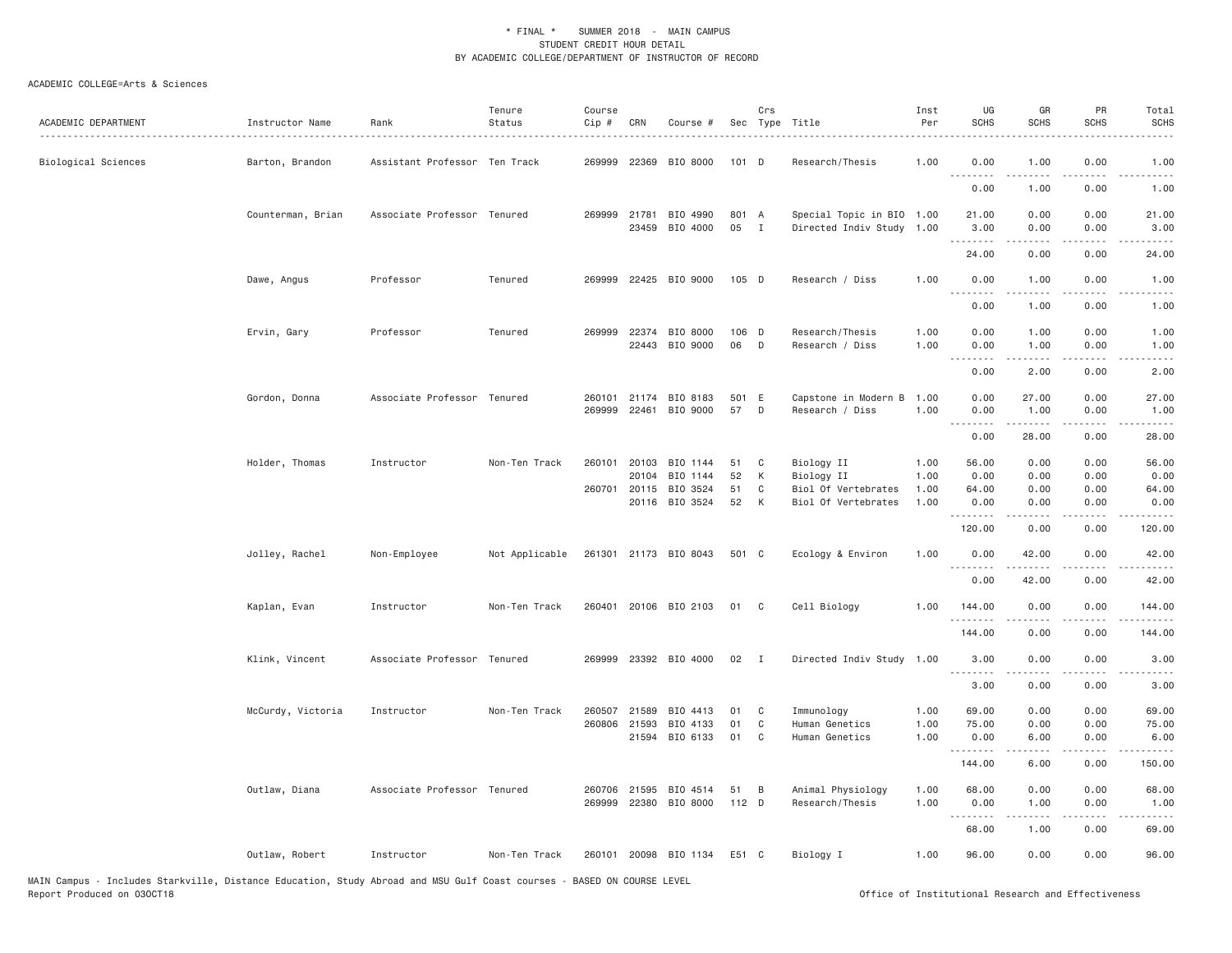\* FINAL \* SUMMER 2018 - MAIN CAMPUS
STUDENT CREDIT HOUR DETAIL
BY ACADEMIC COLLEGE/DEPARTMENT OF INSTRUCTOR OF RECORD

ACADEMIC COLLEGE=Arts & Sciences

| ACADEMIC DEPARTMENT | Instructor Name | Rank | Tenure Status | Course Cip # | CRN | Course # | Sec | Crs Type | Title | Inst Per | UG SCHS | GR SCHS | PR SCHS | Total SCHS |
|---|---|---|---|---|---|---|---|---|---|---|---|---|---|---|
| Biological Sciences | Barton, Brandon | Assistant Professor | Ten Track | 269999 | 22369 | BIO 8000 | 101 | D | Research/Thesis | 1.00 | 0.00 | 1.00 | 0.00 | 1.00 |
| | | | | | | | | | | | 0.00 | 1.00 | 0.00 | 1.00 |
| | Counterman, Brian | Associate Professor | Tenured | 269999 | 21781 | BIO 4990 | 801 | A | Special Topic in BIO | 1.00 | 21.00 | 0.00 | 0.00 | 21.00 |
| | | | | | 23459 | BIO 4000 | 05 | I | Directed Indiv Study | 1.00 | 3.00 | 0.00 | 0.00 | 3.00 |
| | | | | | | | | | | | 24.00 | 0.00 | 0.00 | 24.00 |
| | Dawe, Angus | Professor | Tenured | 269999 | 22425 | BIO 9000 | 105 | D | Research / Diss | 1.00 | 0.00 | 1.00 | 0.00 | 1.00 |
| | | | | | | | | | | | 0.00 | 1.00 | 0.00 | 1.00 |
| | Ervin, Gary | Professor | Tenured | 269999 | 22374 | BIO 8000 | 106 | D | Research/Thesis | 1.00 | 0.00 | 1.00 | 0.00 | 1.00 |
| | | | | | 22443 | BIO 9000 | 06 | D | Research / Diss | 1.00 | 0.00 | 1.00 | 0.00 | 1.00 |
| | | | | | | | | | | | 0.00 | 2.00 | 0.00 | 2.00 |
| | Gordon, Donna | Associate Professor | Tenured | 260101 | 21174 | BIO 8183 | 501 | E | Capstone in Modern B | 1.00 | 0.00 | 27.00 | 0.00 | 27.00 |
| | | | | 269999 | 22461 | BIO 9000 | 57 | D | Research / Diss | 1.00 | 0.00 | 1.00 | 0.00 | 1.00 |
| | | | | | | | | | | | 0.00 | 28.00 | 0.00 | 28.00 |
| | Holder, Thomas | Instructor | Non-Ten Track | 260101 | 20103 | BIO 1144 | 51 | C | Biology II | 1.00 | 56.00 | 0.00 | 0.00 | 56.00 |
| | | | | | 20104 | BIO 1144 | 52 | K | Biology II | 1.00 | 0.00 | 0.00 | 0.00 | 0.00 |
| | | | | 260701 | 20115 | BIO 3524 | 51 | C | Biol Of Vertebrates | 1.00 | 64.00 | 0.00 | 0.00 | 64.00 |
| | | | | | 20116 | BIO 3524 | 52 | K | Biol Of Vertebrates | 1.00 | 0.00 | 0.00 | 0.00 | 0.00 |
| | | | | | | | | | | | 120.00 | 0.00 | 0.00 | 120.00 |
| | Jolley, Rachel | Non-Employee | Not Applicable | 261301 | 21173 | BIO 8043 | 501 | C | Ecology & Environ | 1.00 | 0.00 | 42.00 | 0.00 | 42.00 |
| | | | | | | | | | | | 0.00 | 42.00 | 0.00 | 42.00 |
| | Kaplan, Evan | Instructor | Non-Ten Track | 260401 | 20106 | BIO 2103 | 01 | C | Cell Biology | 1.00 | 144.00 | 0.00 | 0.00 | 144.00 |
| | | | | | | | | | | | 144.00 | 0.00 | 0.00 | 144.00 |
| | Klink, Vincent | Associate Professor | Tenured | 269999 | 23392 | BIO 4000 | 02 | I | Directed Indiv Study | 1.00 | 3.00 | 0.00 | 0.00 | 3.00 |
| | | | | | | | | | | | 3.00 | 0.00 | 0.00 | 3.00 |
| | McCurdy, Victoria | Instructor | Non-Ten Track | 260507 | 21589 | BIO 4413 | 01 | C | Immunology | 1.00 | 69.00 | 0.00 | 0.00 | 69.00 |
| | | | | 260806 | 21593 | BIO 4133 | 01 | C | Human Genetics | 1.00 | 75.00 | 0.00 | 0.00 | 75.00 |
| | | | | | 21594 | BIO 6133 | 01 | C | Human Genetics | 1.00 | 0.00 | 6.00 | 0.00 | 6.00 |
| | | | | | | | | | | | 144.00 | 6.00 | 0.00 | 150.00 |
| | Outlaw, Diana | Associate Professor | Tenured | 260706 | 21595 | BIO 4514 | 51 | B | Animal Physiology | 1.00 | 68.00 | 0.00 | 0.00 | 68.00 |
| | | | | 269999 | 22380 | BIO 8000 | 112 | D | Research/Thesis | 1.00 | 0.00 | 1.00 | 0.00 | 1.00 |
| | | | | | | | | | | | 68.00 | 1.00 | 0.00 | 69.00 |
| | Outlaw, Robert | Instructor | Non-Ten Track | 260101 | 20098 | BIO 1134 | E51 | C | Biology I | 1.00 | 96.00 | 0.00 | 0.00 | 96.00 |

MAIN Campus - Includes Starkville, Distance Education, Study Abroad and MSU Gulf Coast courses - BASED ON COURSE LEVEL
Report Produced on 03OCT18 Office of Institutional Research and Effectiveness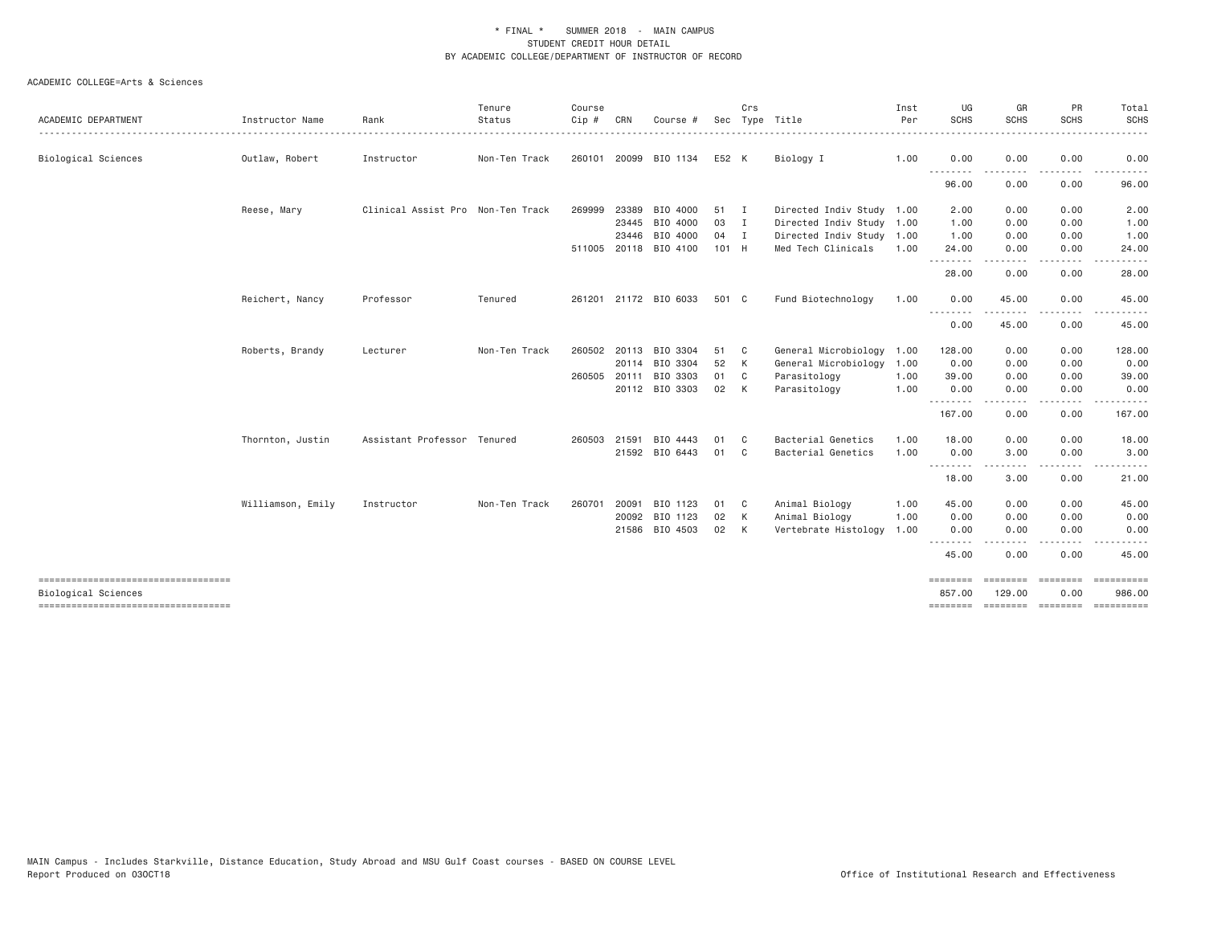\* FINAL \* SUMMER 2018 - MAIN CAMPUS
STUDENT CREDIT HOUR DETAIL
BY ACADEMIC COLLEGE/DEPARTMENT OF INSTRUCTOR OF RECORD

ACADEMIC COLLEGE=Arts & Sciences

| ACADEMIC DEPARTMENT | Instructor Name | Rank | Tenure Status | Course Cip # | CRN | Course # | Sec | Crs Type | Title | Inst Per | UG SCHS | GR SCHS | PR SCHS | Total SCHS |
|---|---|---|---|---|---|---|---|---|---|---|---|---|---|---|
| Biological Sciences | Outlaw, Robert | Instructor | Non-Ten Track | 260101 | 20099 | BIO 1134 | E52 | K | Biology I | 1.00 | 0.00 | 0.00 | 0.00 | 0.00 |
| | | | | | | | | | | | 96.00 | 0.00 | 0.00 | 96.00 |
| | Reese, Mary | Clinical Assist Pro | Non-Ten Track | 269999 | 23389 | BIO 4000 | 51 | I | Directed Indiv Study | 1.00 | 2.00 | 0.00 | 0.00 | 2.00 |
| | | | | | 23445 | BIO 4000 | 03 | I | Directed Indiv Study | 1.00 | 1.00 | 0.00 | 0.00 | 1.00 |
| | | | | | 23446 | BIO 4000 | 04 | I | Directed Indiv Study | 1.00 | 1.00 | 0.00 | 0.00 | 1.00 |
| | | | | 511005 | 20118 | BIO 4100 | 101 | H | Med Tech Clinicals | 1.00 | 24.00 | 0.00 | 0.00 | 24.00 |
| | | | | | | | | | | | 28.00 | 0.00 | 0.00 | 28.00 |
| | Reichert, Nancy | Professor | Tenured | 261201 | 21172 | BIO 6033 | 501 | C | Fund Biotechnology | 1.00 | 0.00 | 45.00 | 0.00 | 45.00 |
| | | | | | | | | | | | 0.00 | 45.00 | 0.00 | 45.00 |
| | Roberts, Brandy | Lecturer | Non-Ten Track | 260502 | 20113 | BIO 3304 | 51 | C | General Microbiology | 1.00 | 128.00 | 0.00 | 0.00 | 128.00 |
| | | | | | 20114 | BIO 3304 | 52 | K | General Microbiology | 1.00 | 0.00 | 0.00 | 0.00 | 0.00 |
| | | | | 260505 | 20111 | BIO 3303 | 01 | C | Parasitology | 1.00 | 39.00 | 0.00 | 0.00 | 39.00 |
| | | | | | 20112 | BIO 3303 | 02 | K | Parasitology | 1.00 | 0.00 | 0.00 | 0.00 | 0.00 |
| | | | | | | | | | | | 167.00 | 0.00 | 0.00 | 167.00 |
| | Thornton, Justin | Assistant Professor | Tenured | 260503 | 21591 | BIO 4443 | 01 | C | Bacterial Genetics | 1.00 | 18.00 | 0.00 | 0.00 | 18.00 |
| | | | | | 21592 | BIO 6443 | 01 | C | Bacterial Genetics | 1.00 | 0.00 | 3.00 | 0.00 | 3.00 |
| | | | | | | | | | | | 18.00 | 3.00 | 0.00 | 21.00 |
| | Williamson, Emily | Instructor | Non-Ten Track | 260701 | 20091 | BIO 1123 | 01 | C | Animal Biology | 1.00 | 45.00 | 0.00 | 0.00 | 45.00 |
| | | | | | 20092 | BIO 1123 | 02 | K | Animal Biology | 1.00 | 0.00 | 0.00 | 0.00 | 0.00 |
| | | | | | 21586 | BIO 4503 | 02 | K | Vertebrate Histology | 1.00 | 0.00 | 0.00 | 0.00 | 0.00 |
| | | | | | | | | | | | 45.00 | 0.00 | 0.00 | 45.00 |
| Biological Sciences | | | | | | | | | | | 857.00 | 129.00 | 0.00 | 986.00 |

MAIN Campus - Includes Starkville, Distance Education, Study Abroad and MSU Gulf Coast courses - BASED ON COURSE LEVEL
Report Produced on 03OCT18

Office of Institutional Research and Effectiveness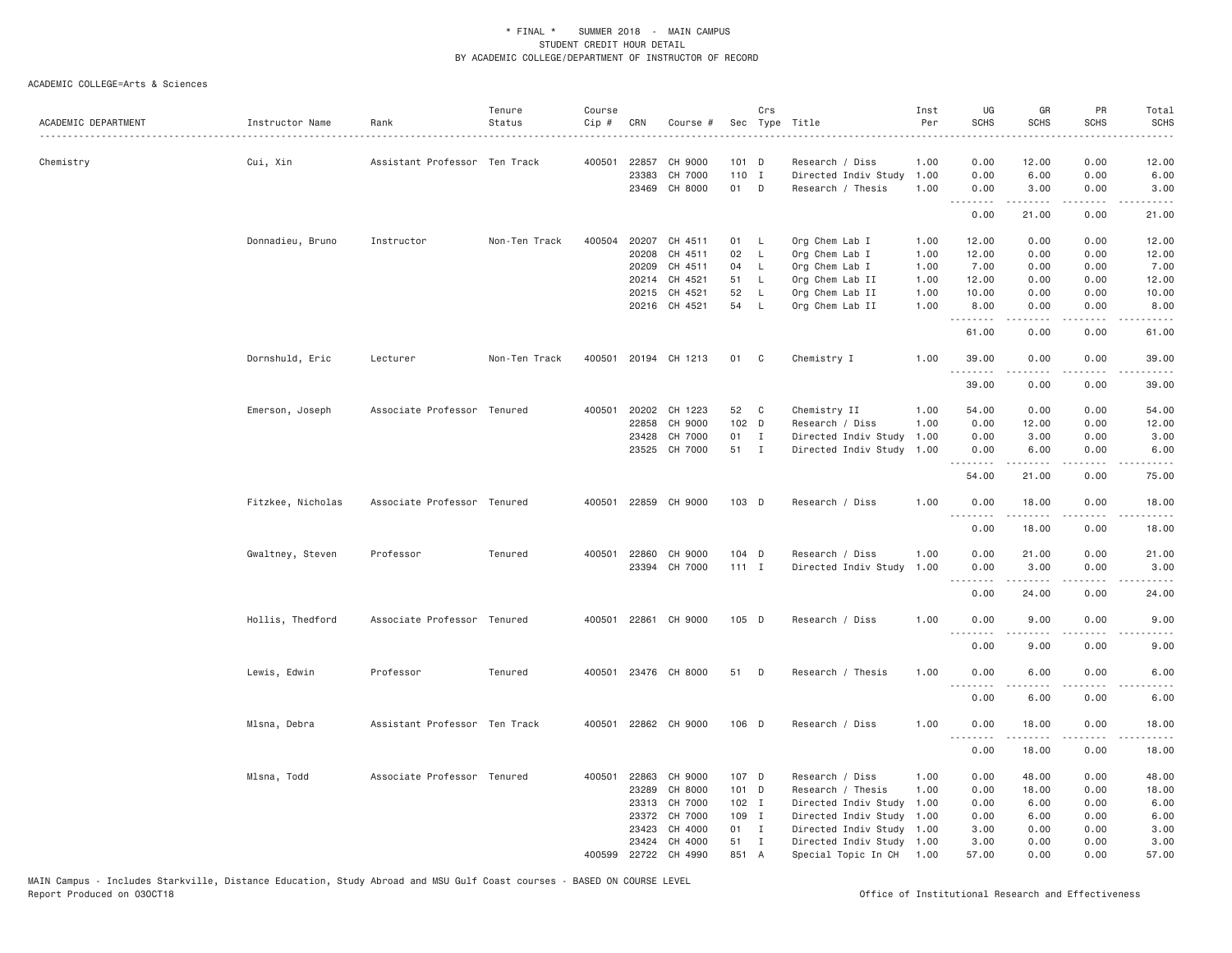\* FINAL \* SUMMER 2018 - MAIN CAMPUS
STUDENT CREDIT HOUR DETAIL
BY ACADEMIC COLLEGE/DEPARTMENT OF INSTRUCTOR OF RECORD

ACADEMIC COLLEGE=Arts & Sciences

| ACADEMIC DEPARTMENT | Instructor Name | Rank | Tenure Status | Course Cip # | CRN | Course # | Sec | Crs Type | Title | Inst Per | UG SCHS | GR SCHS | PR SCHS | Total SCHS |
|---|---|---|---|---|---|---|---|---|---|---|---|---|---|---|
| Chemistry | Cui, Xin | Assistant Professor | Ten Track | 400501 | 22857 | CH 9000 | 101 | D | Research / Diss | 1.00 | 0.00 | 12.00 | 0.00 | 12.00 |
| | | | | | 23383 | CH 7000 | 110 | I | Directed Indiv Study | 1.00 | 0.00 | 6.00 | 0.00 | 6.00 |
| | | | | | 23469 | CH 8000 | 01 | D | Research / Thesis | 1.00 | 0.00 | 3.00 | 0.00 | 3.00 |
| | | | | | | | | | | | 0.00 | 21.00 | 0.00 | 21.00 |
| | Donnadieu, Bruno | Instructor | Non-Ten Track | 400504 | 20207 | CH 4511 | 01 | L | Org Chem Lab I | 1.00 | 12.00 | 0.00 | 0.00 | 12.00 |
| | | | | | 20208 | CH 4511 | 02 | L | Org Chem Lab I | 1.00 | 12.00 | 0.00 | 0.00 | 12.00 |
| | | | | | 20209 | CH 4511 | 04 | L | Org Chem Lab I | 1.00 | 7.00 | 0.00 | 0.00 | 7.00 |
| | | | | | 20214 | CH 4521 | 51 | L | Org Chem Lab II | 1.00 | 12.00 | 0.00 | 0.00 | 12.00 |
| | | | | | 20215 | CH 4521 | 52 | L | Org Chem Lab II | 1.00 | 10.00 | 0.00 | 0.00 | 10.00 |
| | | | | | 20216 | CH 4521 | 54 | L | Org Chem Lab II | 1.00 | 8.00 | 0.00 | 0.00 | 8.00 |
| | | | | | | | | | | | 61.00 | 0.00 | 0.00 | 61.00 |
| | Dornshuld, Eric | Lecturer | Non-Ten Track | 400501 | 20194 | CH 1213 | 01 | C | Chemistry I | 1.00 | 39.00 | 0.00 | 0.00 | 39.00 |
| | | | | | | | | | | | 39.00 | 0.00 | 0.00 | 39.00 |
| | Emerson, Joseph | Associate Professor | Tenured | 400501 | 20202 | CH 1223 | 52 | C | Chemistry II | 1.00 | 54.00 | 0.00 | 0.00 | 54.00 |
| | | | | | 22858 | CH 9000 | 102 | D | Research / Diss | 1.00 | 0.00 | 12.00 | 0.00 | 12.00 |
| | | | | | 23428 | CH 7000 | 01 | I | Directed Indiv Study | 1.00 | 0.00 | 3.00 | 0.00 | 3.00 |
| | | | | | 23525 | CH 7000 | 51 | I | Directed Indiv Study | 1.00 | 0.00 | 6.00 | 0.00 | 6.00 |
| | | | | | | | | | | | 54.00 | 21.00 | 0.00 | 75.00 |
| | Fitzkee, Nicholas | Associate Professor | Tenured | 400501 | 22859 | CH 9000 | 103 | D | Research / Diss | 1.00 | 0.00 | 18.00 | 0.00 | 18.00 |
| | | | | | | | | | | | 0.00 | 18.00 | 0.00 | 18.00 |
| | Gwaltney, Steven | Professor | Tenured | 400501 | 22860 | CH 9000 | 104 | D | Research / Diss | 1.00 | 0.00 | 21.00 | 0.00 | 21.00 |
| | | | | | 23394 | CH 7000 | 111 | I | Directed Indiv Study | 1.00 | 0.00 | 3.00 | 0.00 | 3.00 |
| | | | | | | | | | | | 0.00 | 24.00 | 0.00 | 24.00 |
| | Hollis, Thedford | Associate Professor | Tenured | 400501 | 22861 | CH 9000 | 105 | D | Research / Diss | 1.00 | 0.00 | 9.00 | 0.00 | 9.00 |
| | | | | | | | | | | | 0.00 | 9.00 | 0.00 | 9.00 |
| | Lewis, Edwin | Professor | Tenured | 400501 | 23476 | CH 8000 | 51 | D | Research / Thesis | 1.00 | 0.00 | 6.00 | 0.00 | 6.00 |
| | | | | | | | | | | | 0.00 | 6.00 | 0.00 | 6.00 |
| | Mlsna, Debra | Assistant Professor | Ten Track | 400501 | 22862 | CH 9000 | 106 | D | Research / Diss | 1.00 | 0.00 | 18.00 | 0.00 | 18.00 |
| | | | | | | | | | | | 0.00 | 18.00 | 0.00 | 18.00 |
| | Mlsna, Todd | Associate Professor | Tenured | 400501 | 22863 | CH 9000 | 107 | D | Research / Diss | 1.00 | 0.00 | 48.00 | 0.00 | 48.00 |
| | | | | | 23289 | CH 8000 | 101 | D | Research / Thesis | 1.00 | 0.00 | 18.00 | 0.00 | 18.00 |
| | | | | | 23313 | CH 7000 | 102 | I | Directed Indiv Study | 1.00 | 0.00 | 6.00 | 0.00 | 6.00 |
| | | | | | 23372 | CH 7000 | 109 | I | Directed Indiv Study | 1.00 | 0.00 | 6.00 | 0.00 | 6.00 |
| | | | | | 23423 | CH 4000 | 01 | I | Directed Indiv Study | 1.00 | 3.00 | 0.00 | 0.00 | 3.00 |
| | | | | | 23424 | CH 4000 | 51 | I | Directed Indiv Study | 1.00 | 3.00 | 0.00 | 0.00 | 3.00 |
| | | | | 400599 | 22722 | CH 4990 | 851 | A | Special Topic In CH | 1.00 | 57.00 | 0.00 | 0.00 | 57.00 |

MAIN Campus - Includes Starkville, Distance Education, Study Abroad and MSU Gulf Coast courses - BASED ON COURSE LEVEL
Report Produced on 03OCT18

Office of Institutional Research and Effectiveness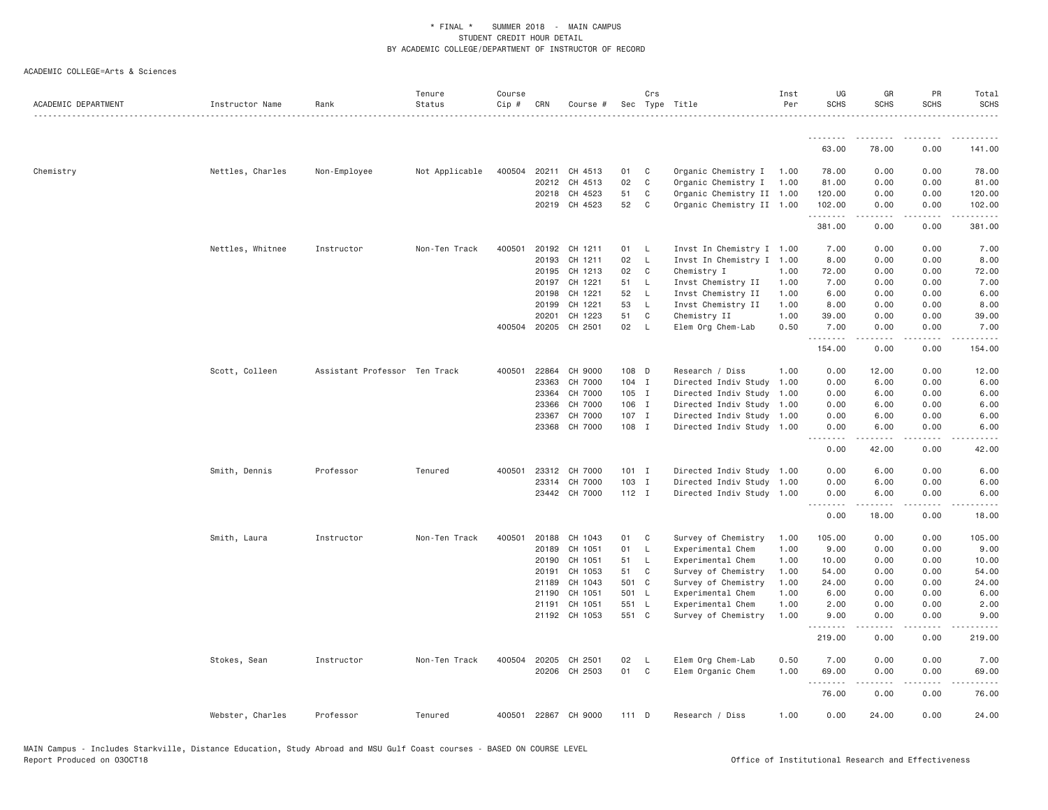\* FINAL \* SUMMER 2018 - MAIN CAMPUS
STUDENT CREDIT HOUR DETAIL
BY ACADEMIC COLLEGE/DEPARTMENT OF INSTRUCTOR OF RECORD

ACADEMIC COLLEGE=Arts & Sciences

| ACADEMIC DEPARTMENT | Instructor Name | Rank | Tenure Status | Course Cip # | CRN | Course # | Sec | Crs Type | Title | Inst Per | UG SCHS | GR SCHS | PR SCHS | Total SCHS |
|---|---|---|---|---|---|---|---|---|---|---|---|---|---|---|
| | | | | | | | | | | | 63.00 | 78.00 | 0.00 | 141.00 |
| Chemistry | Nettles, Charles | Non-Employee | Not Applicable | 400504 | 20211 | CH 4513 | 01 | C | Organic Chemistry I | 1.00 | 78.00 | 0.00 | 0.00 | 78.00 |
| | | | | | 20212 | CH 4513 | 02 | C | Organic Chemistry I | 1.00 | 81.00 | 0.00 | 0.00 | 81.00 |
| | | | | | 20218 | CH 4523 | 51 | C | Organic Chemistry II | 1.00 | 120.00 | 0.00 | 0.00 | 120.00 |
| | | | | | 20219 | CH 4523 | 52 | C | Organic Chemistry II | 1.00 | 102.00 | 0.00 | 0.00 | 102.00 |
| | | | | | | | | | | | 381.00 | 0.00 | 0.00 | 381.00 |
| | Nettles, Whitnee | Instructor | Non-Ten Track | 400501 | 20192 | CH 1211 | 01 | L | Invst In Chemistry I | 1.00 | 7.00 | 0.00 | 0.00 | 7.00 |
| | | | | | 20193 | CH 1211 | 02 | L | Invst In Chemistry I | 1.00 | 8.00 | 0.00 | 0.00 | 8.00 |
| | | | | | 20195 | CH 1213 | 02 | C | Chemistry I | 1.00 | 72.00 | 0.00 | 0.00 | 72.00 |
| | | | | | 20197 | CH 1221 | 51 | L | Invst Chemistry II | 1.00 | 7.00 | 0.00 | 0.00 | 7.00 |
| | | | | | 20198 | CH 1221 | 52 | L | Invst Chemistry II | 1.00 | 6.00 | 0.00 | 0.00 | 6.00 |
| | | | | | 20199 | CH 1221 | 53 | L | Invst Chemistry II | 1.00 | 8.00 | 0.00 | 0.00 | 8.00 |
| | | | | | 20201 | CH 1223 | 51 | C | Chemistry II | 1.00 | 39.00 | 0.00 | 0.00 | 39.00 |
| | | | | 400504 | 20205 | CH 2501 | 02 | L | Elem Org Chem-Lab | 0.50 | 7.00 | 0.00 | 0.00 | 7.00 |
| | | | | | | | | | | | 154.00 | 0.00 | 0.00 | 154.00 |
| | Scott, Colleen | Assistant Professor | Ten Track | 400501 | 22864 | CH 9000 | 108 | D | Research / Diss | 1.00 | 0.00 | 12.00 | 0.00 | 12.00 |
| | | | | | 23363 | CH 7000 | 104 | I | Directed Indiv Study | 1.00 | 0.00 | 6.00 | 0.00 | 6.00 |
| | | | | | 23364 | CH 7000 | 105 | I | Directed Indiv Study | 1.00 | 0.00 | 6.00 | 0.00 | 6.00 |
| | | | | | 23366 | CH 7000 | 106 | I | Directed Indiv Study | 1.00 | 0.00 | 6.00 | 0.00 | 6.00 |
| | | | | | 23367 | CH 7000 | 107 | I | Directed Indiv Study | 1.00 | 0.00 | 6.00 | 0.00 | 6.00 |
| | | | | | 23368 | CH 7000 | 108 | I | Directed Indiv Study | 1.00 | 0.00 | 6.00 | 0.00 | 6.00 |
| | | | | | | | | | | | 0.00 | 42.00 | 0.00 | 42.00 |
| | Smith, Dennis | Professor | Tenured | 400501 | 23312 | CH 7000 | 101 | I | Directed Indiv Study | 1.00 | 0.00 | 6.00 | 0.00 | 6.00 |
| | | | | | 23314 | CH 7000 | 103 | I | Directed Indiv Study | 1.00 | 0.00 | 6.00 | 0.00 | 6.00 |
| | | | | | 23442 | CH 7000 | 112 | I | Directed Indiv Study | 1.00 | 0.00 | 6.00 | 0.00 | 6.00 |
| | | | | | | | | | | | 0.00 | 18.00 | 0.00 | 18.00 |
| | Smith, Laura | Instructor | Non-Ten Track | 400501 | 20188 | CH 1043 | 01 | C | Survey of Chemistry | 1.00 | 105.00 | 0.00 | 0.00 | 105.00 |
| | | | | | 20189 | CH 1051 | 01 | L | Experimental Chem | 1.00 | 9.00 | 0.00 | 0.00 | 9.00 |
| | | | | | 20190 | CH 1051 | 51 | L | Experimental Chem | 1.00 | 10.00 | 0.00 | 0.00 | 10.00 |
| | | | | | 20191 | CH 1053 | 51 | C | Survey of Chemistry | 1.00 | 54.00 | 0.00 | 0.00 | 54.00 |
| | | | | | 21189 | CH 1043 | 501 | C | Survey of Chemistry | 1.00 | 24.00 | 0.00 | 0.00 | 24.00 |
| | | | | | 21190 | CH 1051 | 501 | L | Experimental Chem | 1.00 | 6.00 | 0.00 | 0.00 | 6.00 |
| | | | | | 21191 | CH 1051 | 551 | L | Experimental Chem | 1.00 | 2.00 | 0.00 | 0.00 | 2.00 |
| | | | | | 21192 | CH 1053 | 551 | C | Survey of Chemistry | 1.00 | 9.00 | 0.00 | 0.00 | 9.00 |
| | | | | | | | | | | | 219.00 | 0.00 | 0.00 | 219.00 |
| | Stokes, Sean | Instructor | Non-Ten Track | 400504 | 20205 | CH 2501 | 02 | L | Elem Org Chem-Lab | 0.50 | 7.00 | 0.00 | 0.00 | 7.00 |
| | | | | | 20206 | CH 2503 | 01 | C | Elem Organic Chem | 1.00 | 69.00 | 0.00 | 0.00 | 69.00 |
| | | | | | | | | | | | 76.00 | 0.00 | 0.00 | 76.00 |
| | Webster, Charles | Professor | Tenured | 400501 | 22867 | CH 9000 | 111 | D | Research / Diss | 1.00 | 0.00 | 24.00 | 0.00 | 24.00 |

MAIN Campus - Includes Starkville, Distance Education, Study Abroad and MSU Gulf Coast courses - BASED ON COURSE LEVEL
Report Produced on 03OCT18 Office of Institutional Research and Effectiveness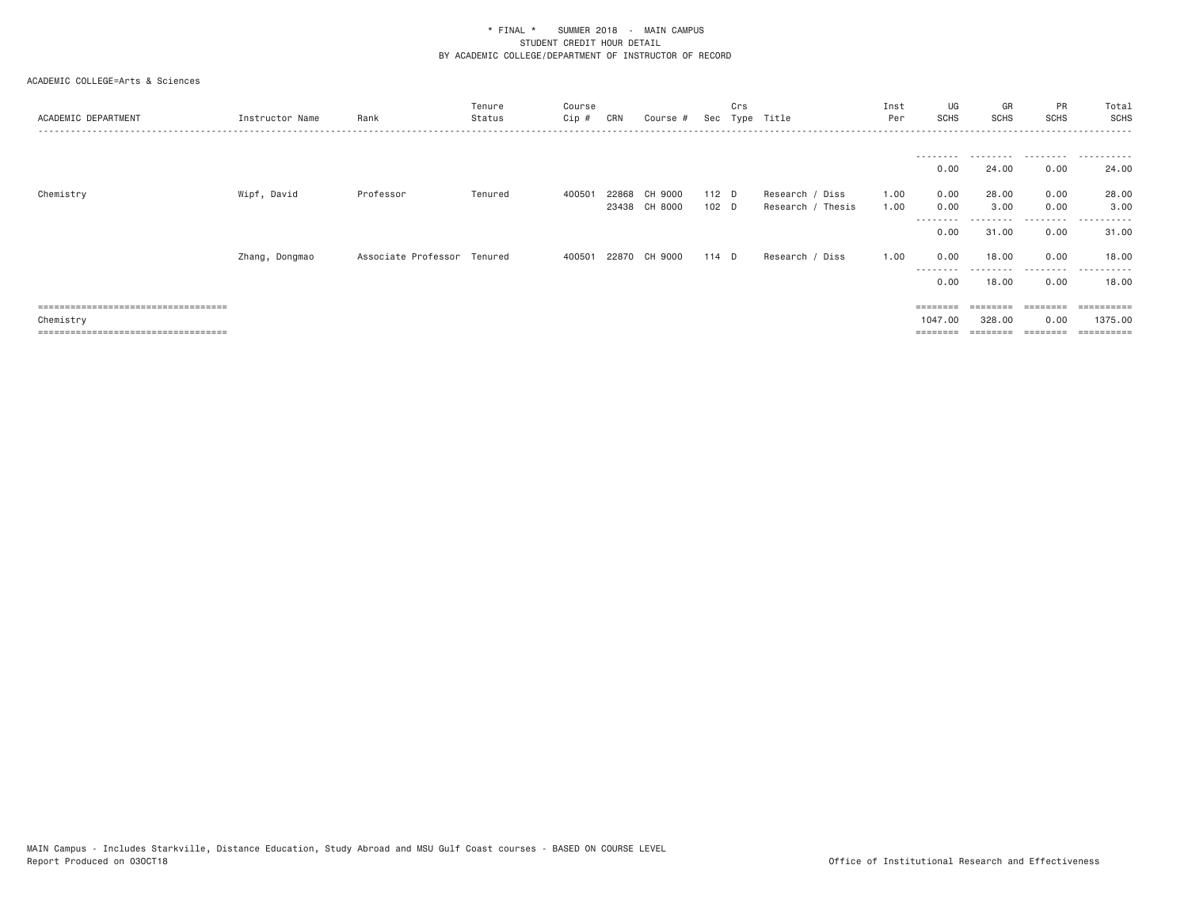\* FINAL \*    SUMMER 2018  -  MAIN CAMPUS
STUDENT CREDIT HOUR DETAIL
BY ACADEMIC COLLEGE/DEPARTMENT OF INSTRUCTOR OF RECORD

ACADEMIC COLLEGE=Arts & Sciences

| ACADEMIC DEPARTMENT | Instructor Name | Rank | Tenure Status | Course Cip # | CRN | Course # | Sec | Crs Type | Title | Inst Per | UG SCHS | GR SCHS | PR SCHS | Total SCHS |
|---|---|---|---|---|---|---|---|---|---|---|---|---|---|---|
| | | | | | | | | | | | 0.00 | 24.00 | 0.00 | 24.00 |
| Chemistry | Wipf, David | Professor | Tenured | 400501 | 22868 | CH 9000 | 112 | D | Research / Diss | 1.00 | 0.00 | 28.00 | 0.00 | 28.00 |
| | | | | | 23438 | CH 8000 | 102 | D | Research / Thesis | 1.00 | 0.00 | 3.00 | 0.00 | 3.00 |
| | | | | | | | | | | | 0.00 | 31.00 | 0.00 | 31.00 |
| | Zhang, Dongmao | Associate Professor | Tenured | 400501 | 22870 | CH 9000 | 114 | D | Research / Diss | 1.00 | 0.00 | 18.00 | 0.00 | 18.00 |
| | | | | | | | | | | | 0.00 | 18.00 | 0.00 | 18.00 |
| Chemistry | | | | | | | | | | | 1047.00 | 328.00 | 0.00 | 1375.00 |

MAIN Campus - Includes Starkville, Distance Education, Study Abroad and MSU Gulf Coast courses - BASED ON COURSE LEVEL
Report Produced on 03OCT18

Office of Institutional Research and Effectiveness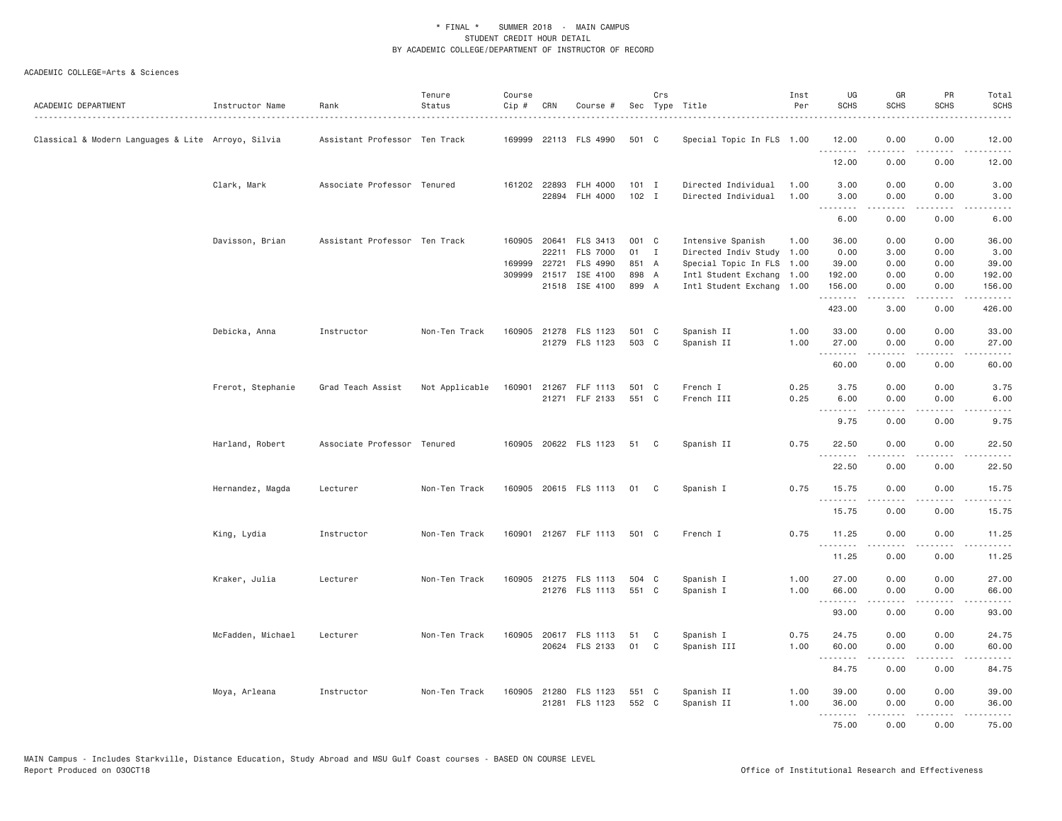\* FINAL \* SUMMER 2018 - MAIN CAMPUS
STUDENT CREDIT HOUR DETAIL
BY ACADEMIC COLLEGE/DEPARTMENT OF INSTRUCTOR OF RECORD

ACADEMIC COLLEGE=Arts & Sciences

| ACADEMIC DEPARTMENT | Instructor Name | Rank | Tenure Status | Course Cip # | CRN | Course # | Sec | Crs Type | Title | Inst Per | UG SCHS | GR SCHS | PR SCHS | Total SCHS |
|---|---|---|---|---|---|---|---|---|---|---|---|---|---|---|
| Classical & Modern Languages & Lite | Arroyo, Silvia | Assistant Professor | Ten Track | 169999 | 22113 | FLS 4990 | 501 | C | Special Topic In FLS | 1.00 | 12.00 | 0.00 | 0.00 | 12.00 |
| | | | | | | | | | | | 12.00 | 0.00 | 0.00 | 12.00 |
| | Clark, Mark | Associate Professor | Tenured | 161202 | 22893 | FLH 4000 | 101 | I | Directed Individual | 1.00 | 3.00 | 0.00 | 0.00 | 3.00 |
| | | | | | 22894 | FLH 4000 | 102 | I | Directed Individual | 1.00 | 3.00 | 0.00 | 0.00 | 3.00 |
| | | | | | | | | | | | 6.00 | 0.00 | 0.00 | 6.00 |
| | Davisson, Brian | Assistant Professor | Ten Track | 160905 | 20641 | FLS 3413 | 001 | C | Intensive Spanish | 1.00 | 36.00 | 0.00 | 0.00 | 36.00 |
| | | | | | 22211 | FLS 7000 | 01 | I | Directed Indiv Study | 1.00 | 0.00 | 3.00 | 0.00 | 3.00 |
| | | | | 169999 | 22721 | FLS 4990 | 851 | A | Special Topic In FLS | 1.00 | 39.00 | 0.00 | 0.00 | 39.00 |
| | | | | 309999 | 21517 | ISE 4100 | 898 | A | Intl Student Exchang | 1.00 | 192.00 | 0.00 | 0.00 | 192.00 |
| | | | | | 21518 | ISE 4100 | 899 | A | Intl Student Exchang | 1.00 | 156.00 | 0.00 | 0.00 | 156.00 |
| | | | | | | | | | | | 423.00 | 3.00 | 0.00 | 426.00 |
| | Debicka, Anna | Instructor | Non-Ten Track | 160905 | 21278 | FLS 1123 | 501 | C | Spanish II | 1.00 | 33.00 | 0.00 | 0.00 | 33.00 |
| | | | | | 21279 | FLS 1123 | 503 | C | Spanish II | 1.00 | 27.00 | 0.00 | 0.00 | 27.00 |
| | | | | | | | | | | | 60.00 | 0.00 | 0.00 | 60.00 |
| | Frerot, Stephanie | Grad Teach Assist | Not Applicable | 160901 | 21267 | FLF 1113 | 501 | C | French I | 0.25 | 3.75 | 0.00 | 0.00 | 3.75 |
| | | | | | 21271 | FLF 2133 | 551 | C | French III | 0.25 | 6.00 | 0.00 | 0.00 | 6.00 |
| | | | | | | | | | | | 9.75 | 0.00 | 0.00 | 9.75 |
| | Harland, Robert | Associate Professor | Tenured | 160905 | 20622 | FLS 1123 | 51 | C | Spanish II | 0.75 | 22.50 | 0.00 | 0.00 | 22.50 |
| | | | | | | | | | | | 22.50 | 0.00 | 0.00 | 22.50 |
| | Hernandez, Magda | Lecturer | Non-Ten Track | 160905 | 20615 | FLS 1113 | 01 | C | Spanish I | 0.75 | 15.75 | 0.00 | 0.00 | 15.75 |
| | | | | | | | | | | | 15.75 | 0.00 | 0.00 | 15.75 |
| | King, Lydia | Instructor | Non-Ten Track | 160901 | 21267 | FLF 1113 | 501 | C | French I | 0.75 | 11.25 | 0.00 | 0.00 | 11.25 |
| | | | | | | | | | | | 11.25 | 0.00 | 0.00 | 11.25 |
| | Kraker, Julia | Lecturer | Non-Ten Track | 160905 | 21275 | FLS 1113 | 504 | C | Spanish I | 1.00 | 27.00 | 0.00 | 0.00 | 27.00 |
| | | | | | 21276 | FLS 1113 | 551 | C | Spanish I | 1.00 | 66.00 | 0.00 | 0.00 | 66.00 |
| | | | | | | | | | | | 93.00 | 0.00 | 0.00 | 93.00 |
| | McFadden, Michael | Lecturer | Non-Ten Track | 160905 | 20617 | FLS 1113 | 51 | C | Spanish I | 0.75 | 24.75 | 0.00 | 0.00 | 24.75 |
| | | | | | 20624 | FLS 2133 | 01 | C | Spanish III | 1.00 | 60.00 | 0.00 | 0.00 | 60.00 |
| | | | | | | | | | | | 84.75 | 0.00 | 0.00 | 84.75 |
| | Moya, Arleana | Instructor | Non-Ten Track | 160905 | 21280 | FLS 1123 | 551 | C | Spanish II | 1.00 | 39.00 | 0.00 | 0.00 | 39.00 |
| | | | | | 21281 | FLS 1123 | 552 | C | Spanish II | 1.00 | 36.00 | 0.00 | 0.00 | 36.00 |
| | | | | | | | | | | | 75.00 | 0.00 | 0.00 | 75.00 |

MAIN Campus - Includes Starkville, Distance Education, Study Abroad and MSU Gulf Coast courses - BASED ON COURSE LEVEL
Report Produced on 03OCT18 Office of Institutional Research and Effectiveness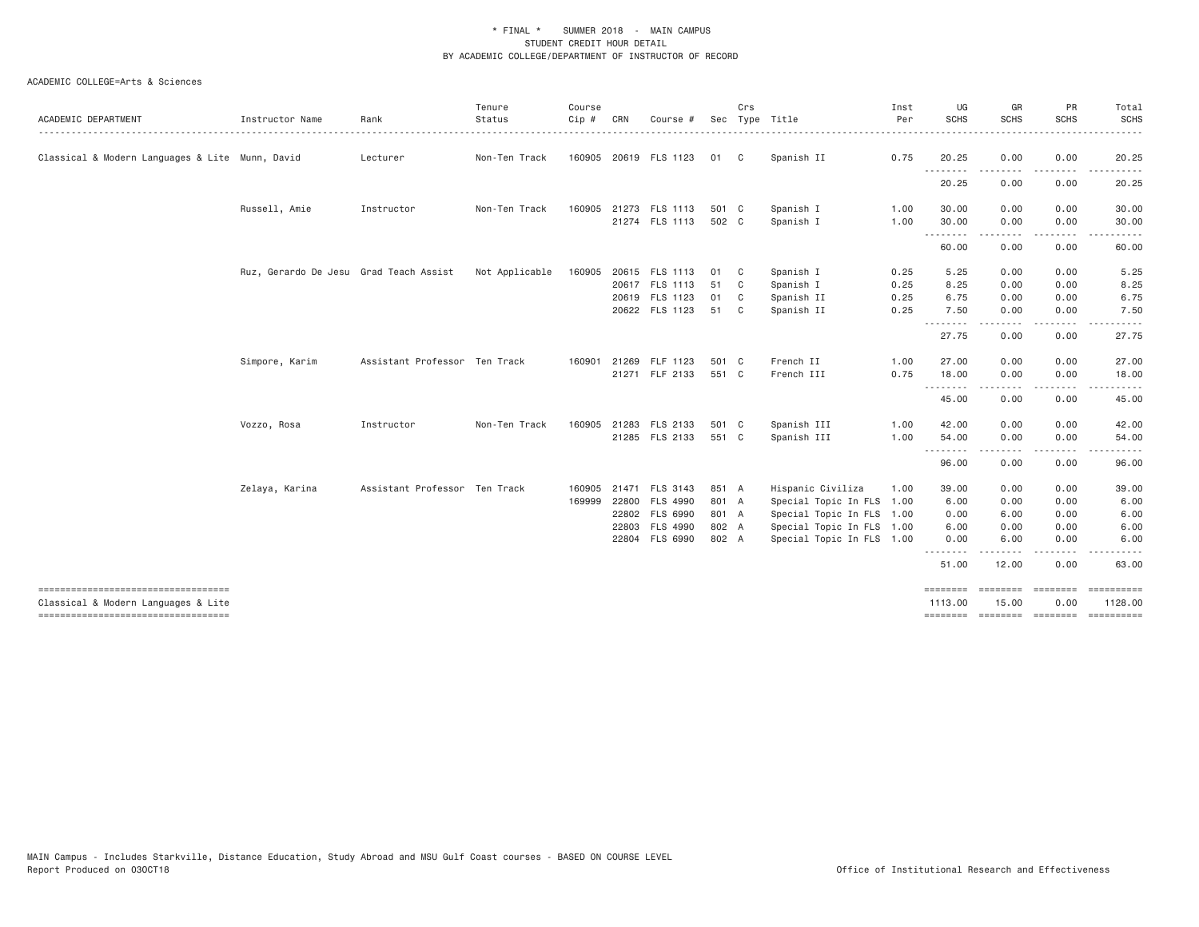\* FINAL \* SUMMER 2018 - MAIN CAMPUS
STUDENT CREDIT HOUR DETAIL
BY ACADEMIC COLLEGE/DEPARTMENT OF INSTRUCTOR OF RECORD

ACADEMIC COLLEGE=Arts & Sciences

| ACADEMIC DEPARTMENT | Instructor Name | Rank | Tenure Status | Course Cip # | CRN | Course # | Sec | Crs Type | Title | Inst Per | UG SCHS | GR SCHS | PR SCHS | Total SCHS |
|---|---|---|---|---|---|---|---|---|---|---|---|---|---|---|
| Classical & Modern Languages & Lite | Munn, David | Lecturer | Non-Ten Track | 160905 | 20619 | FLS 1123 | 01 | C | Spanish II | 0.75 | 20.25 | 0.00 | 0.00 | 20.25 |
| | | | | | | | | | | | 20.25 | 0.00 | 0.00 | 20.25 |
| | Russell, Amie | Instructor | Non-Ten Track | 160905 | 21273 | FLS 1113 | 501 | C | Spanish I | 1.00 | 30.00 | 0.00 | 0.00 | 30.00 |
| | | | | | 21274 | FLS 1113 | 502 | C | Spanish I | 1.00 | 30.00 | 0.00 | 0.00 | 30.00 |
| | | | | | | | | | | | 60.00 | 0.00 | 0.00 | 60.00 |
| | Ruz, Gerardo De Jesu | Grad Teach Assist | Not Applicable | 160905 | 20615 | FLS 1113 | 01 | C | Spanish I | 0.25 | 5.25 | 0.00 | 0.00 | 5.25 |
| | | | | | 20617 | FLS 1113 | 51 | C | Spanish I | 0.25 | 8.25 | 0.00 | 0.00 | 8.25 |
| | | | | | 20619 | FLS 1123 | 01 | C | Spanish II | 0.25 | 6.75 | 0.00 | 0.00 | 6.75 |
| | | | | | 20622 | FLS 1123 | 51 | C | Spanish II | 0.25 | 7.50 | 0.00 | 0.00 | 7.50 |
| | | | | | | | | | | | 27.75 | 0.00 | 0.00 | 27.75 |
| | Simpore, Karim | Assistant Professor | Ten Track | 160901 | 21269 | FLF 1123 | 501 | C | French II | 1.00 | 27.00 | 0.00 | 0.00 | 27.00 |
| | | | | | 21271 | FLF 2133 | 551 | C | French III | 0.75 | 18.00 | 0.00 | 0.00 | 18.00 |
| | | | | | | | | | | | 45.00 | 0.00 | 0.00 | 45.00 |
| | Vozzo, Rosa | Instructor | Non-Ten Track | 160905 | 21283 | FLS 2133 | 501 | C | Spanish III | 1.00 | 42.00 | 0.00 | 0.00 | 42.00 |
| | | | | | 21285 | FLS 2133 | 551 | C | Spanish III | 1.00 | 54.00 | 0.00 | 0.00 | 54.00 |
| | | | | | | | | | | | 96.00 | 0.00 | 0.00 | 96.00 |
| | Zelaya, Karina | Assistant Professor | Ten Track | 160905 | 21471 | FLS 3143 | 851 | A | Hispanic Civiliza | 1.00 | 39.00 | 0.00 | 0.00 | 39.00 |
| | | | | 169999 | 22800 | FLS 4990 | 801 | A | Special Topic In FLS | 1.00 | 6.00 | 0.00 | 0.00 | 6.00 |
| | | | | | 22802 | FLS 6990 | 801 | A | Special Topic In FLS | 1.00 | 0.00 | 6.00 | 0.00 | 6.00 |
| | | | | | 22803 | FLS 4990 | 802 | A | Special Topic In FLS | 1.00 | 6.00 | 0.00 | 0.00 | 6.00 |
| | | | | | 22804 | FLS 6990 | 802 | A | Special Topic In FLS | 1.00 | 0.00 | 6.00 | 0.00 | 6.00 |
| | | | | | | | | | | | 51.00 | 12.00 | 0.00 | 63.00 |
| Classical & Modern Languages & Lite | | | | | | | | | | | 1113.00 | 15.00 | 0.00 | 1128.00 |

MAIN Campus - Includes Starkville, Distance Education, Study Abroad and MSU Gulf Coast courses - BASED ON COURSE LEVEL
Report Produced on 03OCT18

Office of Institutional Research and Effectiveness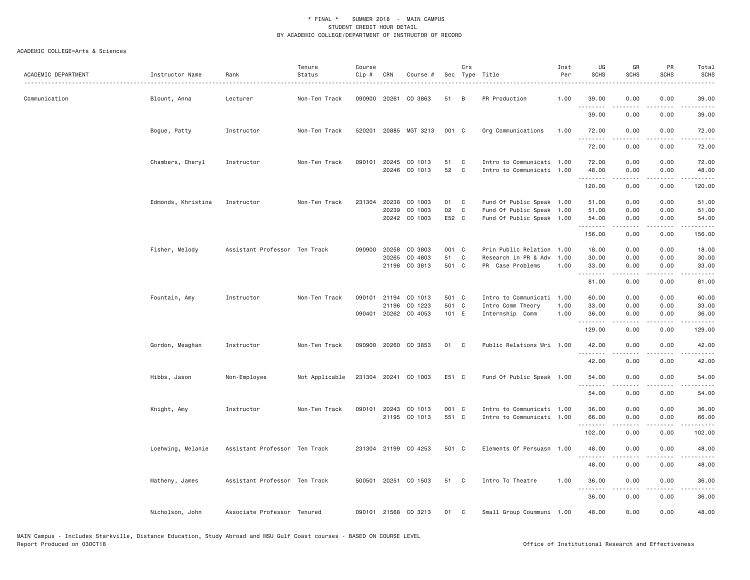\* FINAL \* SUMMER 2018 - MAIN CAMPUS
STUDENT CREDIT HOUR DETAIL
BY ACADEMIC COLLEGE/DEPARTMENT OF INSTRUCTOR OF RECORD

ACADEMIC COLLEGE=Arts & Sciences

| ACADEMIC DEPARTMENT | Instructor Name | Rank | Tenure Status | Course Cip # | CRN | Course # | Sec | Crs Type | Title | Inst Per | UG SCHS | GR SCHS | PR SCHS | Total SCHS |
|---|---|---|---|---|---|---|---|---|---|---|---|---|---|---|
| Communication | Blount, Anna | Lecturer | Non-Ten Track | 090900 | 20261 | CO 3863 | 51 | B | PR Production | 1.00 | 39.00 | 0.00 | 0.00 | 39.00 |
| | | | | | | | | | | | 39.00 | 0.00 | 0.00 | 39.00 |
| | Bogue, Patty | Instructor | Non-Ten Track | 520201 | 20885 | MGT 3213 | 001 | C | Org Communications | 1.00 | 72.00 | 0.00 | 0.00 | 72.00 |
| | | | | | | | | | | | 72.00 | 0.00 | 0.00 | 72.00 |
| | Chambers, Cheryl | Instructor | Non-Ten Track | 090101 | 20245 | CO 1013 | 51 | C | Intro to Communicati | 1.00 | 72.00 | 0.00 | 0.00 | 72.00 |
| | | | | | 20246 | CO 1013 | 52 | C | Intro to Communicati | 1.00 | 48.00 | 0.00 | 0.00 | 48.00 |
| | | | | | | | | | | | 120.00 | 0.00 | 0.00 | 120.00 |
| | Edmonds, Khristina | Instructor | Non-Ten Track | 231304 | 20238 | CO 1003 | 01 | C | Fund Of Public Speak | 1.00 | 51.00 | 0.00 | 0.00 | 51.00 |
| | | | | | 20239 | CO 1003 | 02 | C | Fund Of Public Speak | 1.00 | 51.00 | 0.00 | 0.00 | 51.00 |
| | | | | | 20242 | CO 1003 | E52 | C | Fund Of Public Speak | 1.00 | 54.00 | 0.00 | 0.00 | 54.00 |
| | | | | | | | | | | | 156.00 | 0.00 | 0.00 | 156.00 |
| | Fisher, Melody | Assistant Professor | Ten Track | 090900 | 20258 | CO 3803 | 001 | C | Prin Public Relation | 1.00 | 18.00 | 0.00 | 0.00 | 18.00 |
| | | | | | 20265 | CO 4803 | 51 | C | Research in PR & Adv | 1.00 | 30.00 | 0.00 | 0.00 | 30.00 |
| | | | | | 21198 | CO 3813 | 501 | C | PR Case Problems | 1.00 | 33.00 | 0.00 | 0.00 | 33.00 |
| | | | | | | | | | | | 81.00 | 0.00 | 0.00 | 81.00 |
| | Fountain, Amy | Instructor | Non-Ten Track | 090101 | 21194 | CO 1013 | 501 | C | Intro to Communicati | 1.00 | 60.00 | 0.00 | 0.00 | 60.00 |
| | | | | | 21196 | CO 1223 | 501 | C | Intro Comm Theory | 1.00 | 33.00 | 0.00 | 0.00 | 33.00 |
| | | | | 090401 | 20262 | CO 4053 | 101 | E | Internship Comm | 1.00 | 36.00 | 0.00 | 0.00 | 36.00 |
| | | | | | | | | | | | 129.00 | 0.00 | 0.00 | 129.00 |
| | Gordon, Meaghan | Instructor | Non-Ten Track | 090900 | 20260 | CO 3853 | 01 | C | Public Relations Wri | 1.00 | 42.00 | 0.00 | 0.00 | 42.00 |
| | | | | | | | | | | | 42.00 | 0.00 | 0.00 | 42.00 |
| | Hibbs, Jason | Non-Employee | Not Applicable | 231304 | 20241 | CO 1003 | E51 | C | Fund Of Public Speak | 1.00 | 54.00 | 0.00 | 0.00 | 54.00 |
| | | | | | | | | | | | 54.00 | 0.00 | 0.00 | 54.00 |
| | Knight, Amy | Instructor | Non-Ten Track | 090101 | 20243 | CO 1013 | 001 | C | Intro to Communicati | 1.00 | 36.00 | 0.00 | 0.00 | 36.00 |
| | | | | | 21195 | CO 1013 | 551 | C | Intro to Communicati | 1.00 | 66.00 | 0.00 | 0.00 | 66.00 |
| | | | | | | | | | | | 102.00 | 0.00 | 0.00 | 102.00 |
| | Loehwing, Melanie | Assistant Professor | Ten Track | 231304 | 21199 | CO 4253 | 501 | C | Elements Of Persuasn | 1.00 | 48.00 | 0.00 | 0.00 | 48.00 |
| | | | | | | | | | | | 48.00 | 0.00 | 0.00 | 48.00 |
| | Matheny, James | Assistant Professor | Ten Track | 500501 | 20251 | CO 1503 | 51 | C | Intro To Theatre | 1.00 | 36.00 | 0.00 | 0.00 | 36.00 |
| | | | | | | | | | | | 36.00 | 0.00 | 0.00 | 36.00 |
| | Nicholson, John | Associate Professor | Tenured | 090101 | 21568 | CO 3213 | 01 | C | Small Group Coummuni | 1.00 | 48.00 | 0.00 | 0.00 | 48.00 |

MAIN Campus - Includes Starkville, Distance Education, Study Abroad and MSU Gulf Coast courses - BASED ON COURSE LEVEL
Report Produced on 03OCT18 Office of Institutional Research and Effectiveness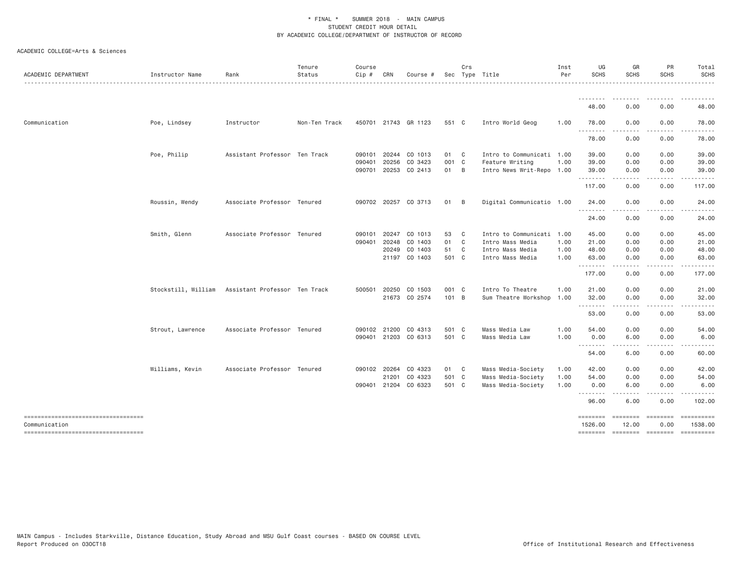\* FINAL \* SUMMER 2018 - MAIN CAMPUS
STUDENT CREDIT HOUR DETAIL
BY ACADEMIC COLLEGE/DEPARTMENT OF INSTRUCTOR OF RECORD

ACADEMIC COLLEGE=Arts & Sciences

| ACADEMIC DEPARTMENT | Instructor Name | Rank | Tenure Status | Course Cip # | CRN | Course # | Sec | Crs Type | Title | Inst Per | UG SCHS | GR SCHS | PR SCHS | Total SCHS |
|---|---|---|---|---|---|---|---|---|---|---|---|---|---|---|
| | | | | | | | | | | | 48.00 | 0.00 | 0.00 | 48.00 |
| Communication | Poe, Lindsey | Instructor | Non-Ten Track | 450701 | 21743 | GR 1123 | 551 | C | Intro World Geog | 1.00 | 78.00 | 0.00 | 0.00 | 78.00 |
| | | | | | | | | | | | 78.00 | 0.00 | 0.00 | 78.00 |
| | Poe, Philip | Assistant Professor | Ten Track | 090101 | 20244 | CO 1013 | 01 | C | Intro to Communicati | 1.00 | 39.00 | 0.00 | 0.00 | 39.00 |
| | | | | 090401 | 20256 | CO 3423 | 001 | C | Feature Writing | 1.00 | 39.00 | 0.00 | 0.00 | 39.00 |
| | | | | 090701 | 20253 | CO 2413 | 01 | B | Intro News Writ-Repo | 1.00 | 39.00 | 0.00 | 0.00 | 39.00 |
| | | | | | | | | | | | 117.00 | 0.00 | 0.00 | 117.00 |
| | Roussin, Wendy | Associate Professor | Tenured | 090702 | 20257 | CO 3713 | 01 | B | Digital Communicatio | 1.00 | 24.00 | 0.00 | 0.00 | 24.00 |
| | | | | | | | | | | | 24.00 | 0.00 | 0.00 | 24.00 |
| | Smith, Glenn | Associate Professor | Tenured | 090101 | 20247 | CO 1013 | 53 | C | Intro to Communicati | 1.00 | 45.00 | 0.00 | 0.00 | 45.00 |
| | | | | 090401 | 20248 | CO 1403 | 01 | C | Intro Mass Media | 1.00 | 21.00 | 0.00 | 0.00 | 21.00 |
| | | | | | 20249 | CO 1403 | 51 | C | Intro Mass Media | 1.00 | 48.00 | 0.00 | 0.00 | 48.00 |
| | | | | | 21197 | CO 1403 | 501 | C | Intro Mass Media | 1.00 | 63.00 | 0.00 | 0.00 | 63.00 |
| | | | | | | | | | | | 177.00 | 0.00 | 0.00 | 177.00 |
| | Stockstill, William | Assistant Professor | Ten Track | 500501 | 20250 | CO 1503 | 001 | C | Intro To Theatre | 1.00 | 21.00 | 0.00 | 0.00 | 21.00 |
| | | | | | 21673 | CO 2574 | 101 | B | Sum Theatre Workshop | 1.00 | 32.00 | 0.00 | 0.00 | 32.00 |
| | | | | | | | | | | | 53.00 | 0.00 | 0.00 | 53.00 |
| | Strout, Lawrence | Associate Professor | Tenured | 090102 | 21200 | CO 4313 | 501 | C | Mass Media Law | 1.00 | 54.00 | 0.00 | 0.00 | 54.00 |
| | | | | 090401 | 21203 | CO 6313 | 501 | C | Mass Media Law | 1.00 | 0.00 | 6.00 | 0.00 | 6.00 |
| | | | | | | | | | | | 54.00 | 6.00 | 0.00 | 60.00 |
| | Williams, Kevin | Associate Professor | Tenured | 090102 | 20264 | CO 4323 | 01 | C | Mass Media-Society | 1.00 | 42.00 | 0.00 | 0.00 | 42.00 |
| | | | | | 21201 | CO 4323 | 501 | C | Mass Media-Society | 1.00 | 54.00 | 0.00 | 0.00 | 54.00 |
| | | | | 090401 | 21204 | CO 6323 | 501 | C | Mass Media-Society | 1.00 | 0.00 | 6.00 | 0.00 | 6.00 |
| | | | | | | | | | | | 96.00 | 6.00 | 0.00 | 102.00 |
| Communication | | | | | | | | | | | 1526.00 | 12.00 | 0.00 | 1538.00 |

MAIN Campus - Includes Starkville, Distance Education, Study Abroad and MSU Gulf Coast courses - BASED ON COURSE LEVEL
Report Produced on 03OCT18

Office of Institutional Research and Effectiveness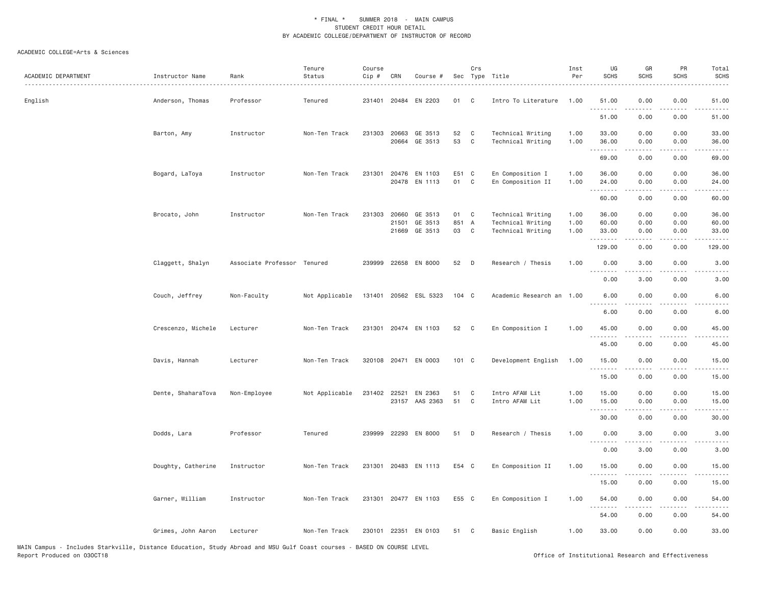\* FINAL \* SUMMER 2018 - MAIN CAMPUS
STUDENT CREDIT HOUR DETAIL
BY ACADEMIC COLLEGE/DEPARTMENT OF INSTRUCTOR OF RECORD

ACADEMIC COLLEGE=Arts & Sciences

| ACADEMIC DEPARTMENT | Instructor Name | Rank | Tenure Status | Course Cip # | CRN | Course # | Sec | Crs Type | Title | Inst Per | UG SCHS | GR SCHS | PR SCHS | Total SCHS |
|---|---|---|---|---|---|---|---|---|---|---|---|---|---|---|
| English | Anderson, Thomas | Professor | Tenured | 231401 | 20484 | EN 2203 | 01 | C | Intro To Literature | 1.00 | 51.00 | 0.00 | 0.00 | 51.00 |
| | | | | | | | | | | | 51.00 | 0.00 | 0.00 | 51.00 |
| | Barton, Amy | Instructor | Non-Ten Track | 231303 | 20663 | GE 3513 | 52 | C | Technical Writing | 1.00 | 33.00 | 0.00 | 0.00 | 33.00 |
| | | | | | 20664 | GE 3513 | 53 | C | Technical Writing | 1.00 | 36.00 | 0.00 | 0.00 | 36.00 |
| | | | | | | | | | | | 69.00 | 0.00 | 0.00 | 69.00 |
| | Bogard, LaToya | Instructor | Non-Ten Track | 231301 | 20476 | EN 1103 | E51 | C | En Composition I | 1.00 | 36.00 | 0.00 | 0.00 | 36.00 |
| | | | | | 20478 | EN 1113 | 01 | C | En Composition II | 1.00 | 24.00 | 0.00 | 0.00 | 24.00 |
| | | | | | | | | | | | 60.00 | 0.00 | 0.00 | 60.00 |
| | Brocato, John | Instructor | Non-Ten Track | 231303 | 20660 | GE 3513 | 01 | C | Technical Writing | 1.00 | 36.00 | 0.00 | 0.00 | 36.00 |
| | | | | | 21501 | GE 3513 | 851 | A | Technical Writing | 1.00 | 60.00 | 0.00 | 0.00 | 60.00 |
| | | | | | 21669 | GE 3513 | 03 | C | Technical Writing | 1.00 | 33.00 | 0.00 | 0.00 | 33.00 |
| | | | | | | | | | | | 129.00 | 0.00 | 0.00 | 129.00 |
| | Claggett, Shalyn | Associate Professor | Tenured | 239999 | 22658 | EN 8000 | 52 | D | Research / Thesis | 1.00 | 0.00 | 3.00 | 0.00 | 3.00 |
| | | | | | | | | | | | 0.00 | 3.00 | 0.00 | 3.00 |
| | Couch, Jeffrey | Non-Faculty | Not Applicable | 131401 | 20562 | ESL 5323 | 104 | C | Academic Research an | 1.00 | 6.00 | 0.00 | 0.00 | 6.00 |
| | | | | | | | | | | | 6.00 | 0.00 | 0.00 | 6.00 |
| | Crescenzo, Michele | Lecturer | Non-Ten Track | 231301 | 20474 | EN 1103 | 52 | C | En Composition I | 1.00 | 45.00 | 0.00 | 0.00 | 45.00 |
| | | | | | | | | | | | 45.00 | 0.00 | 0.00 | 45.00 |
| | Davis, Hannah | Lecturer | Non-Ten Track | 320108 | 20471 | EN 0003 | 101 | C | Development English | 1.00 | 15.00 | 0.00 | 0.00 | 15.00 |
| | | | | | | | | | | | 15.00 | 0.00 | 0.00 | 15.00 |
| | Dente, ShaharaTova | Non-Employee | Not Applicable | 231402 | 22521 | EN 2363 | 51 | C | Intro AFAM Lit | 1.00 | 15.00 | 0.00 | 0.00 | 15.00 |
| | | | | | 23157 | AAS 2363 | 51 | C | Intro AFAM Lit | 1.00 | 15.00 | 0.00 | 0.00 | 15.00 |
| | | | | | | | | | | | 30.00 | 0.00 | 0.00 | 30.00 |
| | Dodds, Lara | Professor | Tenured | 239999 | 22293 | EN 8000 | 51 | D | Research / Thesis | 1.00 | 0.00 | 3.00 | 0.00 | 3.00 |
| | | | | | | | | | | | 0.00 | 3.00 | 0.00 | 3.00 |
| | Doughty, Catherine | Instructor | Non-Ten Track | 231301 | 20483 | EN 1113 | E54 | C | En Composition II | 1.00 | 15.00 | 0.00 | 0.00 | 15.00 |
| | | | | | | | | | | | 15.00 | 0.00 | 0.00 | 15.00 |
| | Garner, William | Instructor | Non-Ten Track | 231301 | 20477 | EN 1103 | E55 | C | En Composition I | 1.00 | 54.00 | 0.00 | 0.00 | 54.00 |
| | | | | | | | | | | | 54.00 | 0.00 | 0.00 | 54.00 |
| | Grimes, John Aaron | Lecturer | Non-Ten Track | 230101 | 22351 | EN 0103 | 51 | C | Basic English | 1.00 | 33.00 | 0.00 | 0.00 | 33.00 |

MAIN Campus - Includes Starkville, Distance Education, Study Abroad and MSU Gulf Coast courses - BASED ON COURSE LEVEL
Report Produced on 03OCT18 Office of Institutional Research and Effectiveness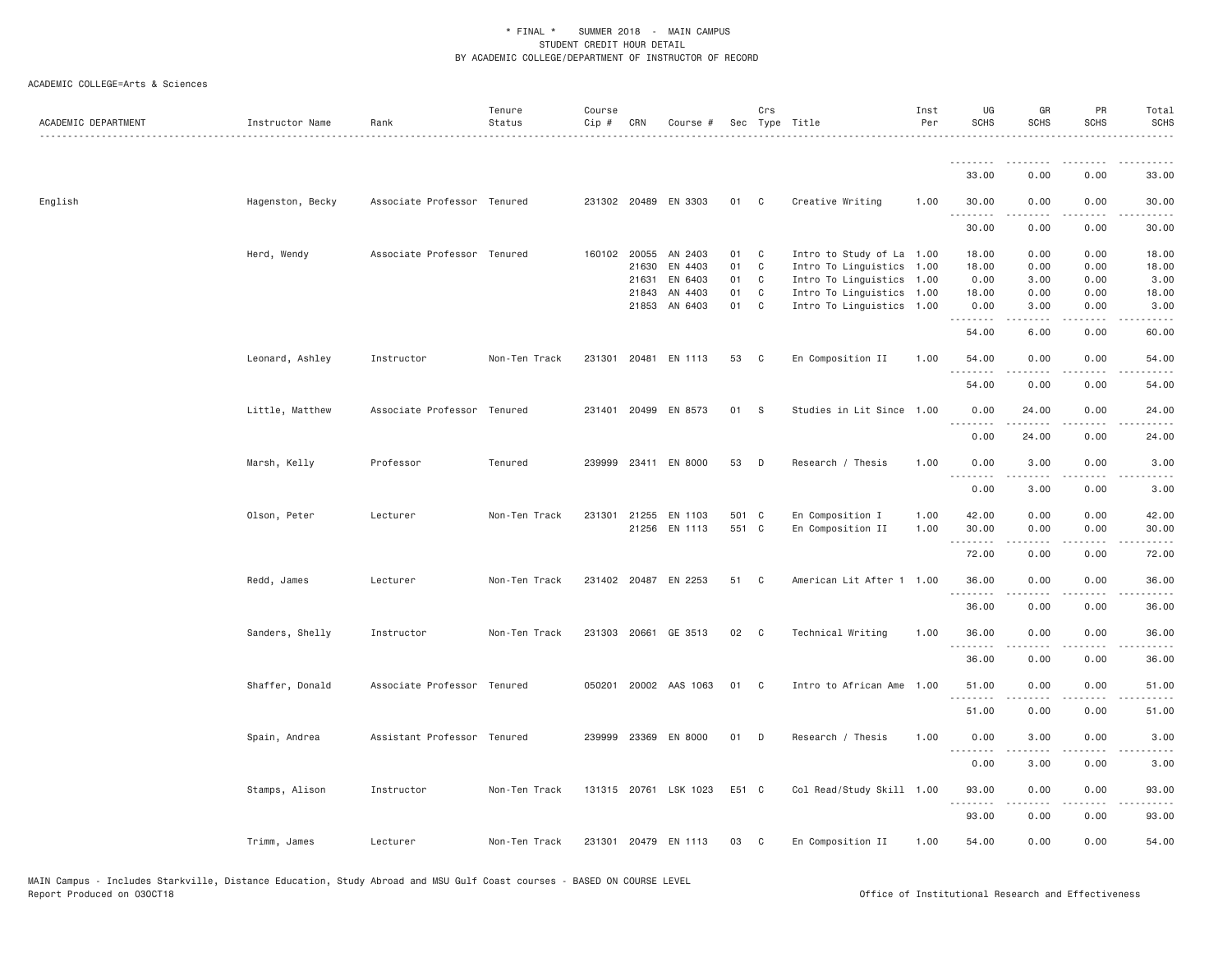\* FINAL \* SUMMER 2018 - MAIN CAMPUS
STUDENT CREDIT HOUR DETAIL
BY ACADEMIC COLLEGE/DEPARTMENT OF INSTRUCTOR OF RECORD

ACADEMIC COLLEGE=Arts & Sciences

| ACADEMIC DEPARTMENT | Instructor Name | Rank | Tenure Status | Course Cip # | CRN | Course # | Sec | Crs Type | Title | Inst Per | UG SCHS | GR SCHS | PR SCHS | Total SCHS |
|---|---|---|---|---|---|---|---|---|---|---|---|---|---|---|
| | | | | | | | | | | | 33.00 | 0.00 | 0.00 | 33.00 |
| English | Hagenston, Becky | Associate Professor | Tenured | 231302 | 20489 | EN 3303 | 01 | C | Creative Writing | 1.00 | 30.00 | 0.00 | 0.00 | 30.00 |
| | | | | | | | | | | | 30.00 | 0.00 | 0.00 | 30.00 |
| | Herd, Wendy | Associate Professor | Tenured | 160102 | 20055 | AN 2403 | 01 | C | Intro to Study of La | 1.00 | 18.00 | 0.00 | 0.00 | 18.00 |
| | | | | | 21630 | EN 4403 | 01 | C | Intro To Linguistics | 1.00 | 18.00 | 0.00 | 0.00 | 18.00 |
| | | | | | 21631 | EN 6403 | 01 | C | Intro To Linguistics | 1.00 | 0.00 | 3.00 | 0.00 | 3.00 |
| | | | | | 21843 | AN 4403 | 01 | C | Intro To Linguistics | 1.00 | 18.00 | 0.00 | 0.00 | 18.00 |
| | | | | | 21853 | AN 6403 | 01 | C | Intro To Linguistics | 1.00 | 0.00 | 3.00 | 0.00 | 3.00 |
| | | | | | | | | | | | 54.00 | 6.00 | 0.00 | 60.00 |
| | Leonard, Ashley | Instructor | Non-Ten Track | 231301 | 20481 | EN 1113 | 53 | C | En Composition II | 1.00 | 54.00 | 0.00 | 0.00 | 54.00 |
| | | | | | | | | | | | 54.00 | 0.00 | 0.00 | 54.00 |
| | Little, Matthew | Associate Professor | Tenured | 231401 | 20499 | EN 8573 | 01 | S | Studies in Lit Since | 1.00 | 0.00 | 24.00 | 0.00 | 24.00 |
| | | | | | | | | | | | 0.00 | 24.00 | 0.00 | 24.00 |
| | Marsh, Kelly | Professor | Tenured | 239999 | 23411 | EN 8000 | 53 | D | Research / Thesis | 1.00 | 0.00 | 3.00 | 0.00 | 3.00 |
| | | | | | | | | | | | 0.00 | 3.00 | 0.00 | 3.00 |
| | Olson, Peter | Lecturer | Non-Ten Track | 231301 | 21255 | EN 1103 | 501 | C | En Composition I | 1.00 | 42.00 | 0.00 | 0.00 | 42.00 |
| | | | | | 21256 | EN 1113 | 551 | C | En Composition II | 1.00 | 30.00 | 0.00 | 0.00 | 30.00 |
| | | | | | | | | | | | 72.00 | 0.00 | 0.00 | 72.00 |
| | Redd, James | Lecturer | Non-Ten Track | 231402 | 20487 | EN 2253 | 51 | C | American Lit After 1 | 1.00 | 36.00 | 0.00 | 0.00 | 36.00 |
| | | | | | | | | | | | 36.00 | 0.00 | 0.00 | 36.00 |
| | Sanders, Shelly | Instructor | Non-Ten Track | 231303 | 20661 | GE 3513 | 02 | C | Technical Writing | 1.00 | 36.00 | 0.00 | 0.00 | 36.00 |
| | | | | | | | | | | | 36.00 | 0.00 | 0.00 | 36.00 |
| | Shaffer, Donald | Associate Professor | Tenured | 050201 | 20002 | AAS 1063 | 01 | C | Intro to African Ame | 1.00 | 51.00 | 0.00 | 0.00 | 51.00 |
| | | | | | | | | | | | 51.00 | 0.00 | 0.00 | 51.00 |
| | Spain, Andrea | Assistant Professor | Tenured | 239999 | 23369 | EN 8000 | 01 | D | Research / Thesis | 1.00 | 0.00 | 3.00 | 0.00 | 3.00 |
| | | | | | | | | | | | 0.00 | 3.00 | 0.00 | 3.00 |
| | Stamps, Alison | Instructor | Non-Ten Track | 131315 | 20761 | LSK 1023 | E51 | C | Col Read/Study Skill | 1.00 | 93.00 | 0.00 | 0.00 | 93.00 |
| | | | | | | | | | | | 93.00 | 0.00 | 0.00 | 93.00 |
| | Trimm, James | Lecturer | Non-Ten Track | 231301 | 20479 | EN 1113 | 03 | C | En Composition II | 1.00 | 54.00 | 0.00 | 0.00 | 54.00 |

MAIN Campus - Includes Starkville, Distance Education, Study Abroad and MSU Gulf Coast courses - BASED ON COURSE LEVEL
Report Produced on 03OCT18

Office of Institutional Research and Effectiveness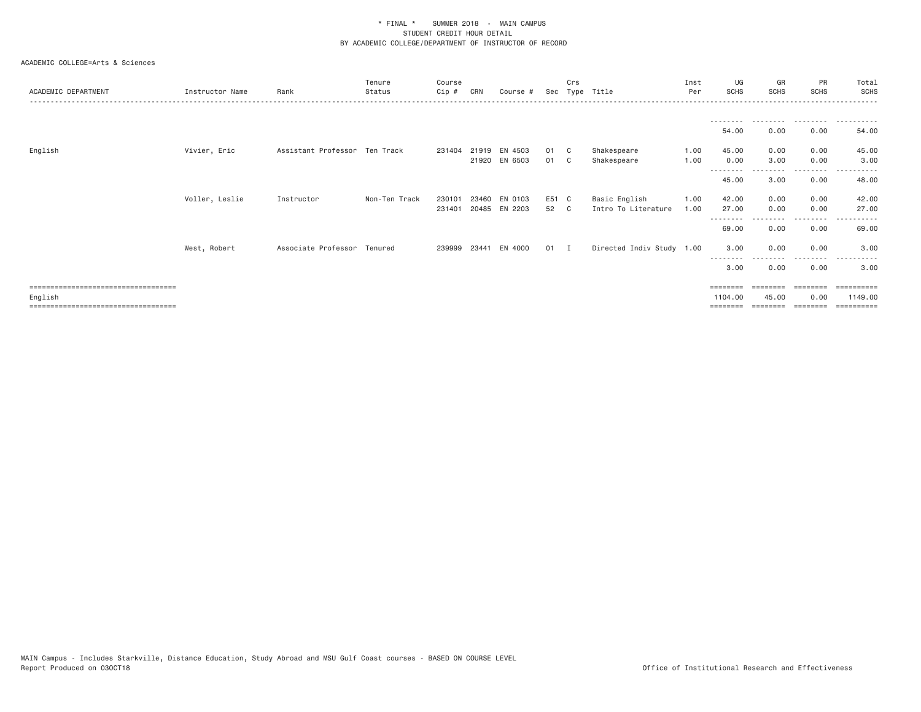\* FINAL \* SUMMER 2018 - MAIN CAMPUS
STUDENT CREDIT HOUR DETAIL
BY ACADEMIC COLLEGE/DEPARTMENT OF INSTRUCTOR OF RECORD

ACADEMIC COLLEGE=Arts & Sciences

| ACADEMIC DEPARTMENT | Instructor Name | Rank | Tenure Status | Course Cip # | CRN | Course # | Sec | Crs Type | Title | Inst Per | UG SCHS | GR SCHS | PR SCHS | Total SCHS |
|---|---|---|---|---|---|---|---|---|---|---|---|---|---|---|
| | | | | | | | | | | | 54.00 | 0.00 | 0.00 | 54.00 |
| English | Vivier, Eric | Assistant Professor | Ten Track | 231404 | 21919 | EN 4503 | 01 | C | Shakespeare | 1.00 | 45.00 | 0.00 | 0.00 | 45.00 |
| | | | | | 21920 | EN 6503 | 01 | C | Shakespeare | 1.00 | 0.00 | 3.00 | 0.00 | 3.00 |
| | | | | | | | | | | | 45.00 | 3.00 | 0.00 | 48.00 |
| | Voller, Leslie | Instructor | Non-Ten Track | 230101 | 23460 | EN 0103 | E51 | C | Basic English | 1.00 | 42.00 | 0.00 | 0.00 | 42.00 |
| | | | | 231401 | 20485 | EN 2203 | 52 | C | Intro To Literature | 1.00 | 27.00 | 0.00 | 0.00 | 27.00 |
| | | | | | | | | | | | 69.00 | 0.00 | 0.00 | 69.00 |
| | West, Robert | Associate Professor | Tenured | 239999 | 23441 | EN 4000 | 01 | I | Directed Indiv Study | 1.00 | 3.00 | 0.00 | 0.00 | 3.00 |
| | | | | | | | | | | | 3.00 | 0.00 | 0.00 | 3.00 |
| English | | | | | | | | | | | 1104.00 | 45.00 | 0.00 | 1149.00 |

MAIN Campus - Includes Starkville, Distance Education, Study Abroad and MSU Gulf Coast courses - BASED ON COURSE LEVEL
Report Produced on 03OCT18

Office of Institutional Research and Effectiveness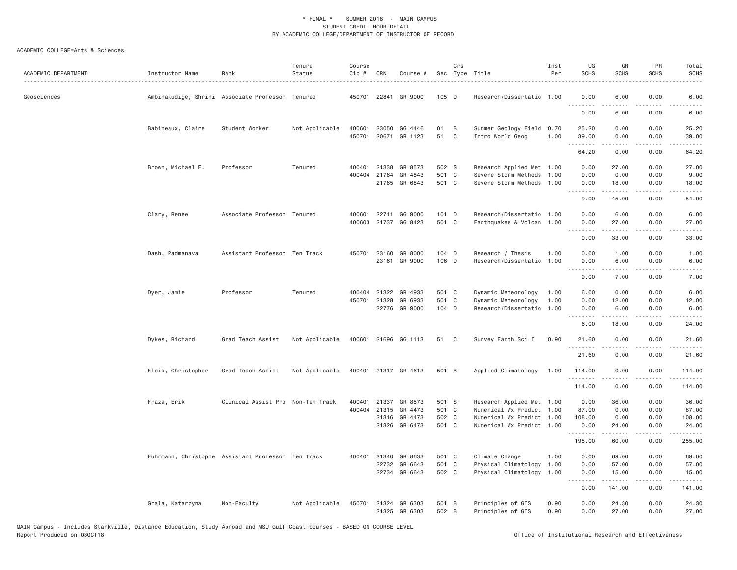\* FINAL \* SUMMER 2018 - MAIN CAMPUS
STUDENT CREDIT HOUR DETAIL
BY ACADEMIC COLLEGE/DEPARTMENT OF INSTRUCTOR OF RECORD

ACADEMIC COLLEGE=Arts & Sciences

| ACADEMIC DEPARTMENT | Instructor Name | Rank | Tenure Status | Course Cip # | CRN | Course # | Sec | Crs Type | Title | Inst Per | UG SCHS | GR SCHS | PR SCHS | Total SCHS |
|---|---|---|---|---|---|---|---|---|---|---|---|---|---|---|
| Geosciences | Ambinakudige, Shrini | Associate Professor | Tenured | 450701 | 22841 | GR 9000 | 105 | D | Research/Dissertatio | 1.00 | 0.00 | 6.00 | 0.00 | 6.00 |
| | | | | | | | | | | | 0.00 | 6.00 | 0.00 | 6.00 |
| | Babineaux, Claire | Student Worker | Not Applicable | 400601 | 23050 | GG 4446 | 01 | B | Summer Geology Field | 0.70 | 25.20 | 0.00 | 0.00 | 25.20 |
| | | | | 450701 | 20671 | GR 1123 | 51 | C | Intro World Geog | 1.00 | 39.00 | 0.00 | 0.00 | 39.00 |
| | | | | | | | | | | | 64.20 | 0.00 | 0.00 | 64.20 |
| | Brown, Michael E. | Professor | Tenured | 400401 | 21338 | GR 8573 | 502 | S | Research Applied Met | 1.00 | 0.00 | 27.00 | 0.00 | 27.00 |
| | | | | 400404 | 21764 | GR 4843 | 501 | C | Severe Storm Methods | 1.00 | 9.00 | 0.00 | 0.00 | 9.00 |
| | | | | | 21765 | GR 6843 | 501 | C | Severe Storm Methods | 1.00 | 0.00 | 18.00 | 0.00 | 18.00 |
| | | | | | | | | | | | 9.00 | 45.00 | 0.00 | 54.00 |
| | Clary, Renee | Associate Professor | Tenured | 400601 | 22711 | GG 9000 | 101 | D | Research/Dissertatio | 1.00 | 0.00 | 6.00 | 0.00 | 6.00 |
| | | | | 400603 | 21737 | GG 8423 | 501 | C | Earthquakes & Volcan | 1.00 | 0.00 | 27.00 | 0.00 | 27.00 |
| | | | | | | | | | | | 0.00 | 33.00 | 0.00 | 33.00 |
| | Dash, Padmanava | Assistant Professor | Ten Track | 450701 | 23160 | GR 8000 | 104 | D | Research / Thesis | 1.00 | 0.00 | 1.00 | 0.00 | 1.00 |
| | | | | | 23161 | GR 9000 | 106 | D | Research/Dissertatio | 1.00 | 0.00 | 6.00 | 0.00 | 6.00 |
| | | | | | | | | | | | 0.00 | 7.00 | 0.00 | 7.00 |
| | Dyer, Jamie | Professor | Tenured | 400404 | 21322 | GR 4933 | 501 | C | Dynamic Meteorology | 1.00 | 6.00 | 0.00 | 0.00 | 6.00 |
| | | | | 450701 | 21328 | GR 6933 | 501 | C | Dynamic Meteorology | 1.00 | 0.00 | 12.00 | 0.00 | 12.00 |
| | | | | | 22776 | GR 9000 | 104 | D | Research/Dissertatio | 1.00 | 0.00 | 6.00 | 0.00 | 6.00 |
| | | | | | | | | | | | 6.00 | 18.00 | 0.00 | 24.00 |
| | Dykes, Richard | Grad Teach Assist | Not Applicable | 400601 | 21696 | GG 1113 | 51 | C | Survey Earth Sci I | 0.90 | 21.60 | 0.00 | 0.00 | 21.60 |
| | | | | | | | | | | | 21.60 | 0.00 | 0.00 | 21.60 |
| | Elcik, Christopher | Grad Teach Assist | Not Applicable | 400401 | 21317 | GR 4613 | 501 | B | Applied Climatology | 1.00 | 114.00 | 0.00 | 0.00 | 114.00 |
| | | | | | | | | | | | 114.00 | 0.00 | 0.00 | 114.00 |
| | Fraza, Erik | Clinical Assist Pro | Non-Ten Track | 400401 | 21337 | GR 8573 | 501 | S | Research Applied Met | 1.00 | 0.00 | 36.00 | 0.00 | 36.00 |
| | | | | 400404 | 21315 | GR 4473 | 501 | C | Numerical Wx Predict | 1.00 | 87.00 | 0.00 | 0.00 | 87.00 |
| | | | | | 21316 | GR 4473 | 502 | C | Numerical Wx Predict | 1.00 | 108.00 | 0.00 | 0.00 | 108.00 |
| | | | | | 21326 | GR 6473 | 501 | C | Numerical Wx Predict | 1.00 | 0.00 | 24.00 | 0.00 | 24.00 |
| | | | | | | | | | | | 195.00 | 60.00 | 0.00 | 255.00 |
| | Fuhrmann, Christophe | Assistant Professor | Ten Track | 400401 | 21340 | GR 8633 | 501 | C | Climate Change | 1.00 | 0.00 | 69.00 | 0.00 | 69.00 |
| | | | | | 22732 | GR 6643 | 501 | C | Physical Climatology | 1.00 | 0.00 | 57.00 | 0.00 | 57.00 |
| | | | | | 22734 | GR 6643 | 502 | C | Physical Climatology | 1.00 | 0.00 | 15.00 | 0.00 | 15.00 |
| | | | | | | | | | | | 0.00 | 141.00 | 0.00 | 141.00 |
| | Grala, Katarzyna | Non-Faculty | Not Applicable | 450701 | 21324 | GR 6303 | 501 | B | Principles of GIS | 0.90 | 0.00 | 24.30 | 0.00 | 24.30 |
| | | | | | 21325 | GR 6303 | 502 | B | Principles of GIS | 0.90 | 0.00 | 27.00 | 0.00 | 27.00 |

MAIN Campus - Includes Starkville, Distance Education, Study Abroad and MSU Gulf Coast courses - BASED ON COURSE LEVEL
Report Produced on 03OCT18

Office of Institutional Research and Effectiveness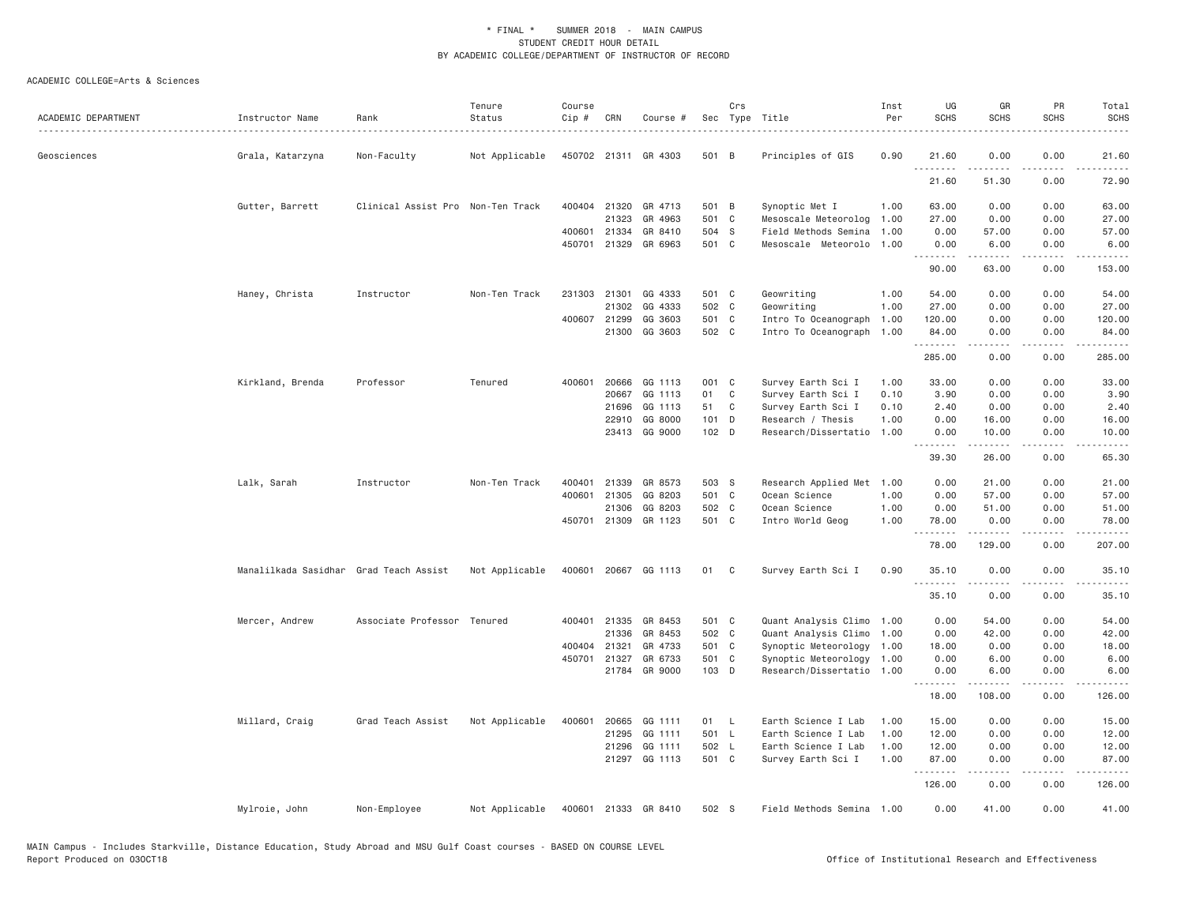\* FINAL \* SUMMER 2018 - MAIN CAMPUS
STUDENT CREDIT HOUR DETAIL
BY ACADEMIC COLLEGE/DEPARTMENT OF INSTRUCTOR OF RECORD

ACADEMIC COLLEGE=Arts & Sciences

| ACADEMIC DEPARTMENT | Instructor Name | Rank | Tenure Status | Course Cip # | CRN | Course # | Sec | Crs Type | Title | Inst Per | UG SCHS | GR SCHS | PR SCHS | Total SCHS |
|---|---|---|---|---|---|---|---|---|---|---|---|---|---|---|
| Geosciences | Grala, Katarzyna | Non-Faculty | Not Applicable | 450702 | 21311 | GR 4303 | 501 | B | Principles of GIS | 0.90 | 21.60 | 0.00 | 0.00 | 21.60 |
| | | | | | | | | | | | 21.60 | 51.30 | 0.00 | 72.90 |
| | Gutter, Barrett | Clinical Assist Pro | Non-Ten Track | 400404 | 21320 | GR 4713 | 501 | B | Synoptic Met I | 1.00 | 63.00 | 0.00 | 0.00 | 63.00 |
| | | | | | 21323 | GR 4963 | 501 | C | Mesoscale Meteorolog | 1.00 | 27.00 | 0.00 | 0.00 | 27.00 |
| | | | | 400601 | 21334 | GR 8410 | 504 | S | Field Methods Semina | 1.00 | 0.00 | 57.00 | 0.00 | 57.00 |
| | | | | 450701 | 21329 | GR 6963 | 501 | C | Mesoscale Meteorolo | 1.00 | 0.00 | 6.00 | 0.00 | 6.00 |
| | | | | | | | | | | | 90.00 | 63.00 | 0.00 | 153.00 |
| | Haney, Christa | Instructor | Non-Ten Track | 231303 | 21301 | GG 4333 | 501 | C | Geowriting | 1.00 | 54.00 | 0.00 | 0.00 | 54.00 |
| | | | | | 21302 | GG 4333 | 502 | C | Geowriting | 1.00 | 27.00 | 0.00 | 0.00 | 27.00 |
| | | | | 400607 | 21299 | GG 3603 | 501 | C | Intro To Oceanograph | 1.00 | 120.00 | 0.00 | 0.00 | 120.00 |
| | | | | | 21300 | GG 3603 | 502 | C | Intro To Oceanograph | 1.00 | 84.00 | 0.00 | 0.00 | 84.00 |
| | | | | | | | | | | | 285.00 | 0.00 | 0.00 | 285.00 |
| | Kirkland, Brenda | Professor | Tenured | 400601 | 20666 | GG 1113 | 001 | C | Survey Earth Sci I | 1.00 | 33.00 | 0.00 | 0.00 | 33.00 |
| | | | | | 20667 | GG 1113 | 01 | C | Survey Earth Sci I | 0.10 | 3.90 | 0.00 | 0.00 | 3.90 |
| | | | | | 21696 | GG 1113 | 51 | C | Survey Earth Sci I | 0.10 | 2.40 | 0.00 | 0.00 | 2.40 |
| | | | | | 22910 | GG 8000 | 101 | D | Research / Thesis | 1.00 | 0.00 | 16.00 | 0.00 | 16.00 |
| | | | | | 23413 | GG 9000 | 102 | D | Research/Dissertatio | 1.00 | 0.00 | 10.00 | 0.00 | 10.00 |
| | | | | | | | | | | | 39.30 | 26.00 | 0.00 | 65.30 |
| | Lalk, Sarah | Instructor | Non-Ten Track | 400401 | 21339 | GR 8573 | 503 | S | Research Applied Met | 1.00 | 0.00 | 21.00 | 0.00 | 21.00 |
| | | | | 400601 | 21305 | GG 8203 | 501 | C | Ocean Science | 1.00 | 0.00 | 57.00 | 0.00 | 57.00 |
| | | | | | 21306 | GG 8203 | 502 | C | Ocean Science | 1.00 | 0.00 | 51.00 | 0.00 | 51.00 |
| | | | | 450701 | 21309 | GR 1123 | 501 | C | Intro World Geog | 1.00 | 78.00 | 0.00 | 0.00 | 78.00 |
| | | | | | | | | | | | 78.00 | 129.00 | 0.00 | 207.00 |
| | Manalilkada Sasidhar | Grad Teach Assist | Not Applicable | 400601 | 20667 | GG 1113 | 01 | C | Survey Earth Sci I | 0.90 | 35.10 | 0.00 | 0.00 | 35.10 |
| | | | | | | | | | | | 35.10 | 0.00 | 0.00 | 35.10 |
| | Mercer, Andrew | Associate Professor | Tenured | 400401 | 21335 | GR 8453 | 501 | C | Quant Analysis Climo | 1.00 | 0.00 | 54.00 | 0.00 | 54.00 |
| | | | | | 21336 | GR 8453 | 502 | C | Quant Analysis Climo | 1.00 | 0.00 | 42.00 | 0.00 | 42.00 |
| | | | | 400404 | 21321 | GR 4733 | 501 | C | Synoptic Meteorology | 1.00 | 18.00 | 0.00 | 0.00 | 18.00 |
| | | | | 450701 | 21327 | GR 6733 | 501 | C | Synoptic Meteorology | 1.00 | 0.00 | 6.00 | 0.00 | 6.00 |
| | | | | | 21784 | GR 9000 | 103 | D | Research/Dissertatio | 1.00 | 0.00 | 6.00 | 0.00 | 6.00 |
| | | | | | | | | | | | 18.00 | 108.00 | 0.00 | 126.00 |
| | Millard, Craig | Grad Teach Assist | Not Applicable | 400601 | 20665 | GG 1111 | 01 | L | Earth Science I Lab | 1.00 | 15.00 | 0.00 | 0.00 | 15.00 |
| | | | | | 21295 | GG 1111 | 501 | L | Earth Science I Lab | 1.00 | 12.00 | 0.00 | 0.00 | 12.00 |
| | | | | | 21296 | GG 1111 | 502 | L | Earth Science I Lab | 1.00 | 12.00 | 0.00 | 0.00 | 12.00 |
| | | | | | 21297 | GG 1113 | 501 | C | Survey Earth Sci I | 1.00 | 87.00 | 0.00 | 0.00 | 87.00 |
| | | | | | | | | | | | 126.00 | 0.00 | 0.00 | 126.00 |
| | Mylroie, John | Non-Employee | Not Applicable | 400601 | 21333 | GR 8410 | 502 | S | Field Methods Semina | 1.00 | 0.00 | 41.00 | 0.00 | 41.00 |

MAIN Campus - Includes Starkville, Distance Education, Study Abroad and MSU Gulf Coast courses - BASED ON COURSE LEVEL
Report Produced on 03OCT18 Office of Institutional Research and Effectiveness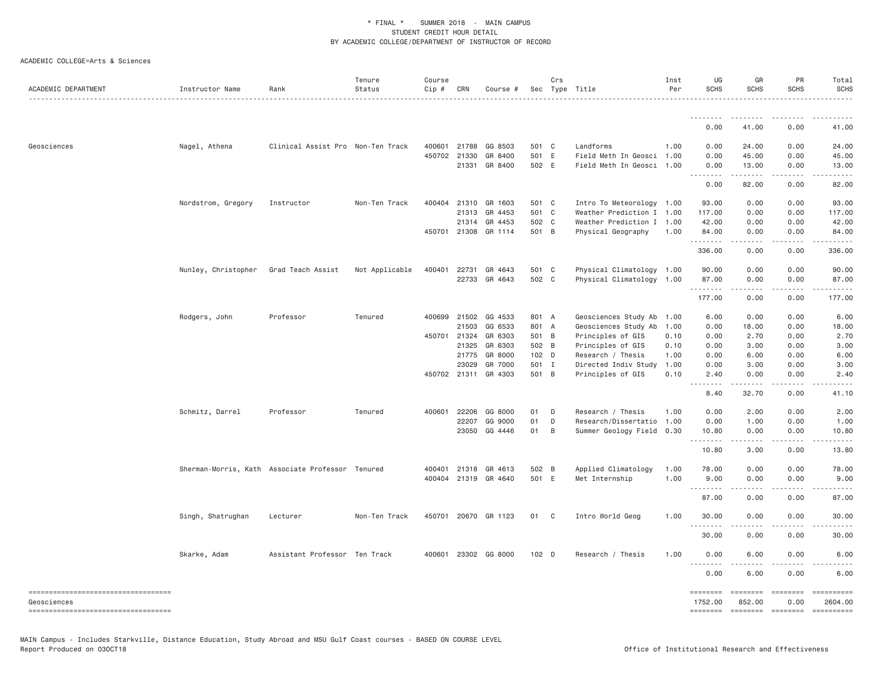\* FINAL \* SUMMER 2018 - MAIN CAMPUS
STUDENT CREDIT HOUR DETAIL
BY ACADEMIC COLLEGE/DEPARTMENT OF INSTRUCTOR OF RECORD

ACADEMIC COLLEGE=Arts & Sciences

| ACADEMIC DEPARTMENT | Instructor Name | Rank | Tenure Status | Course Cip # | CRN | Course # | Sec | Crs Type | Title | Inst Per | UG SCHS | GR SCHS | PR SCHS | Total SCHS |
|---|---|---|---|---|---|---|---|---|---|---|---|---|---|---|
| | | | | | | | | | | | 0.00 | 41.00 | 0.00 | 41.00 |
| Geosciences | Nagel, Athena | Clinical Assist Pro | Non-Ten Track | 400601 | 21788 | GG 8503 | 501 | C | Landforms | 1.00 | 0.00 | 24.00 | 0.00 | 24.00 |
| | | | | 450702 | 21330 | GR 8400 | 501 | E | Field Meth In Geosci | 1.00 | 0.00 | 45.00 | 0.00 | 45.00 |
| | | | | | 21331 | GR 8400 | 502 | E | Field Meth In Geosci | 1.00 | 0.00 | 13.00 | 0.00 | 13.00 |
| | | | | | | | | | | | 0.00 | 82.00 | 0.00 | 82.00 |
| | Nordstrom, Gregory | Instructor | Non-Ten Track | 400404 | 21310 | GR 1603 | 501 | C | Intro To Meteorology | 1.00 | 93.00 | 0.00 | 0.00 | 93.00 |
| | | | | | 21313 | GR 4453 | 501 | C | Weather Prediction I | 1.00 | 117.00 | 0.00 | 0.00 | 117.00 |
| | | | | | 21314 | GR 4453 | 502 | C | Weather Prediction I | 1.00 | 42.00 | 0.00 | 0.00 | 42.00 |
| | | | | 450701 | 21308 | GR 1114 | 501 | B | Physical Geography | 1.00 | 84.00 | 0.00 | 0.00 | 84.00 |
| | | | | | | | | | | | 336.00 | 0.00 | 0.00 | 336.00 |
| | Nunley, Christopher | Grad Teach Assist | Not Applicable | 400401 | 22731 | GR 4643 | 501 | C | Physical Climatology | 1.00 | 90.00 | 0.00 | 0.00 | 90.00 |
| | | | | | 22733 | GR 4643 | 502 | C | Physical Climatology | 1.00 | 87.00 | 0.00 | 0.00 | 87.00 |
| | | | | | | | | | | | 177.00 | 0.00 | 0.00 | 177.00 |
| | Rodgers, John | Professor | Tenured | 400699 | 21502 | GG 4533 | 801 | A | Geosciences Study Ab | 1.00 | 6.00 | 0.00 | 0.00 | 6.00 |
| | | | | | 21503 | GG 6533 | 801 | A | Geosciences Study Ab | 1.00 | 0.00 | 18.00 | 0.00 | 18.00 |
| | | | | 450701 | 21324 | GR 6303 | 501 | B | Principles of GIS | 0.10 | 0.00 | 2.70 | 0.00 | 2.70 |
| | | | | | 21325 | GR 6303 | 502 | B | Principles of GIS | 0.10 | 0.00 | 3.00 | 0.00 | 3.00 |
| | | | | | 21775 | GR 8000 | 102 | D | Research / Thesis | 1.00 | 0.00 | 6.00 | 0.00 | 6.00 |
| | | | | | 23029 | GR 7000 | 501 | I | Directed Indiv Study | 1.00 | 0.00 | 3.00 | 0.00 | 3.00 |
| | | | | 450702 | 21311 | GR 4303 | 501 | B | Principles of GIS | 0.10 | 2.40 | 0.00 | 0.00 | 2.40 |
| | | | | | | | | | | | 8.40 | 32.70 | 0.00 | 41.10 |
| | Schmitz, Darrel | Professor | Tenured | 400601 | 22206 | GG 8000 | 01 | D | Research / Thesis | 1.00 | 0.00 | 2.00 | 0.00 | 2.00 |
| | | | | | 22207 | GG 9000 | 01 | D | Research/Dissertatio | 1.00 | 0.00 | 1.00 | 0.00 | 1.00 |
| | | | | | 23050 | GG 4446 | 01 | B | Summer Geology Field | 0.30 | 10.80 | 0.00 | 0.00 | 10.80 |
| | | | | | | | | | | | 10.80 | 3.00 | 0.00 | 13.80 |
| | Sherman-Morris, Kath | Associate Professor | Tenured | 400401 | 21318 | GR 4613 | 502 | B | Applied Climatology | 1.00 | 78.00 | 0.00 | 0.00 | 78.00 |
| | | | | 400404 | 21319 | GR 4640 | 501 | E | Met Internship | 1.00 | 9.00 | 0.00 | 0.00 | 9.00 |
| | | | | | | | | | | | 87.00 | 0.00 | 0.00 | 87.00 |
| | Singh, Shatrughan | Lecturer | Non-Ten Track | 450701 | 20670 | GR 1123 | 01 | C | Intro World Geog | 1.00 | 30.00 | 0.00 | 0.00 | 30.00 |
| | | | | | | | | | | | 30.00 | 0.00 | 0.00 | 30.00 |
| | Skarke, Adam | Assistant Professor | Ten Track | 400601 | 23302 | GG 8000 | 102 | D | Research / Thesis | 1.00 | 0.00 | 6.00 | 0.00 | 6.00 |
| | | | | | | | | | | | 0.00 | 6.00 | 0.00 | 6.00 |
| Geosciences | | | | | | | | | | | 1752.00 | 852.00 | 0.00 | 2604.00 |

MAIN Campus - Includes Starkville, Distance Education, Study Abroad and MSU Gulf Coast courses - BASED ON COURSE LEVEL
Report Produced on 03OCT18

Office of Institutional Research and Effectiveness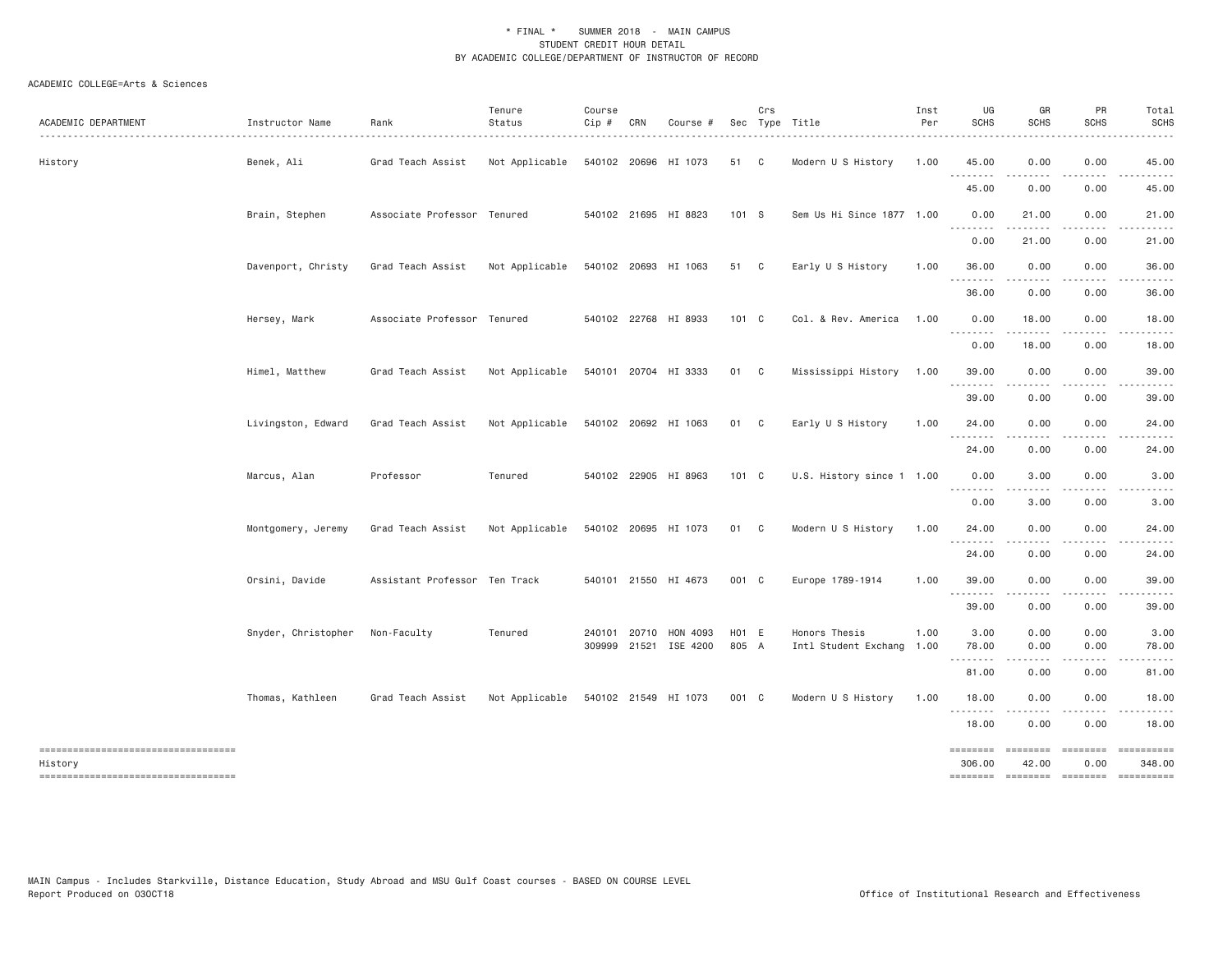\* FINAL \* SUMMER 2018 - MAIN CAMPUS
STUDENT CREDIT HOUR DETAIL
BY ACADEMIC COLLEGE/DEPARTMENT OF INSTRUCTOR OF RECORD

ACADEMIC COLLEGE=Arts & Sciences

| ACADEMIC DEPARTMENT | Instructor Name | Rank | Tenure Status | Course Cip # | CRN | Course # | Sec | Crs Type | Title | Inst Per | UG SCHS | GR SCHS | PR SCHS | Total SCHS |
|---|---|---|---|---|---|---|---|---|---|---|---|---|---|---|
| History | Benek, Ali | Grad Teach Assist | Not Applicable | 540102 | 20696 | HI 1073 | 51 | C | Modern U S History | 1.00 | 45.00 | 0.00 | 0.00 | 45.00 |
| | | | | | | | | | | | 45.00 | 0.00 | 0.00 | 45.00 |
| | Brain, Stephen | Associate Professor | Tenured | 540102 | 21695 | HI 8823 | 101 | S | Sem Us Hi Since 1877 | 1.00 | 0.00 | 21.00 | 0.00 | 21.00 |
| | | | | | | | | | | | 0.00 | 21.00 | 0.00 | 21.00 |
| | Davenport, Christy | Grad Teach Assist | Not Applicable | 540102 | 20693 | HI 1063 | 51 | C | Early U S History | 1.00 | 36.00 | 0.00 | 0.00 | 36.00 |
| | | | | | | | | | | | 36.00 | 0.00 | 0.00 | 36.00 |
| | Hersey, Mark | Associate Professor | Tenured | 540102 | 22768 | HI 8933 | 101 | C | Col. & Rev. America | 1.00 | 0.00 | 18.00 | 0.00 | 18.00 |
| | | | | | | | | | | | 0.00 | 18.00 | 0.00 | 18.00 |
| | Himel, Matthew | Grad Teach Assist | Not Applicable | 540101 | 20704 | HI 3333 | 01 | C | Mississippi History | 1.00 | 39.00 | 0.00 | 0.00 | 39.00 |
| | | | | | | | | | | | 39.00 | 0.00 | 0.00 | 39.00 |
| | Livingston, Edward | Grad Teach Assist | Not Applicable | 540102 | 20692 | HI 1063 | 01 | C | Early U S History | 1.00 | 24.00 | 0.00 | 0.00 | 24.00 |
| | | | | | | | | | | | 24.00 | 0.00 | 0.00 | 24.00 |
| | Marcus, Alan | Professor | Tenured | 540102 | 22905 | HI 8963 | 101 | C | U.S. History since 1 | 1.00 | 0.00 | 3.00 | 0.00 | 3.00 |
| | | | | | | | | | | | 0.00 | 3.00 | 0.00 | 3.00 |
| | Montgomery, Jeremy | Grad Teach Assist | Not Applicable | 540102 | 20695 | HI 1073 | 01 | C | Modern U S History | 1.00 | 24.00 | 0.00 | 0.00 | 24.00 |
| | | | | | | | | | | | 24.00 | 0.00 | 0.00 | 24.00 |
| | Orsini, Davide | Assistant Professor | Ten Track | 540101 | 21550 | HI 4673 | 001 | C | Europe 1789-1914 | 1.00 | 39.00 | 0.00 | 0.00 | 39.00 |
| | | | | | | | | | | | 39.00 | 0.00 | 0.00 | 39.00 |
| | Snyder, Christopher | Non-Faculty | Tenured | 240101 | 20710 | HON 4093 | H01 | E | Honors Thesis | 1.00 | 3.00 | 0.00 | 0.00 | 3.00 |
| | | | | 309999 | 21521 | ISE 4200 | 805 | A | Intl Student Exchang | 1.00 | 78.00 | 0.00 | 0.00 | 78.00 |
| | | | | | | | | | | | 81.00 | 0.00 | 0.00 | 81.00 |
| | Thomas, Kathleen | Grad Teach Assist | Not Applicable | 540102 | 21549 | HI 1073 | 001 | C | Modern U S History | 1.00 | 18.00 | 0.00 | 0.00 | 18.00 |
| | | | | | | | | | | | 18.00 | 0.00 | 0.00 | 18.00 |
| History | | | | | | | | | | | 306.00 | 42.00 | 0.00 | 348.00 |

MAIN Campus - Includes Starkville, Distance Education, Study Abroad and MSU Gulf Coast courses - BASED ON COURSE LEVEL
Report Produced on 03OCT18

Office of Institutional Research and Effectiveness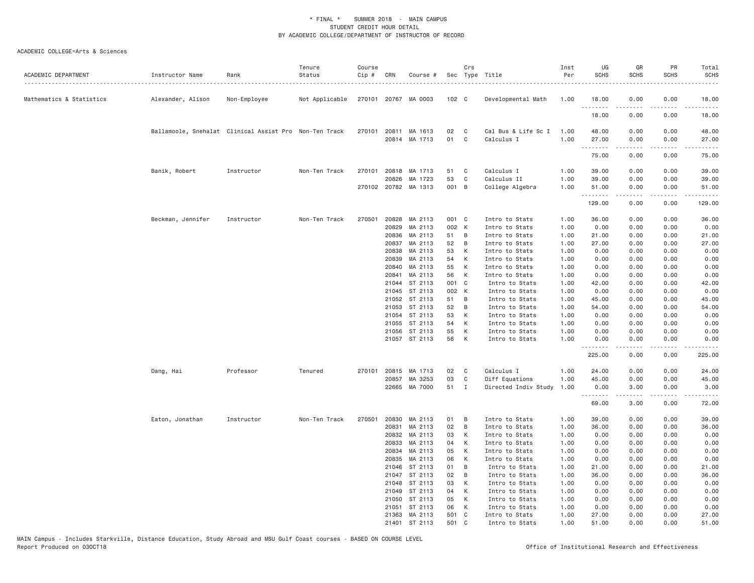\* FINAL \* SUMMER 2018 - MAIN CAMPUS
STUDENT CREDIT HOUR DETAIL
BY ACADEMIC COLLEGE/DEPARTMENT OF INSTRUCTOR OF RECORD

ACADEMIC COLLEGE=Arts & Sciences

| ACADEMIC DEPARTMENT | Instructor Name | Rank | Tenure Status | Course Cip # | CRN | Course # | Sec | Crs Type | Title | Inst Per | UG SCHS | GR SCHS | PR SCHS | Total SCHS |
|---|---|---|---|---|---|---|---|---|---|---|---|---|---|---|
| Mathematics & Statistics | Alexander, Alison | Non-Employee | Not Applicable | 270101 | 20767 | MA 0003 | 102 | C | Developmental Math | 1.00 | 18.00 | 0.00 | 0.00 | 18.00 |
| | | | | | | | | | | | 18.00 | 0.00 | 0.00 | 18.00 |
| | Ballamoole, Snehalat | Clinical Assist Pro | Non-Ten Track | 270101 | 20811 | MA 1613 | 02 | C | Cal Bus & Life Sc I | 1.00 | 48.00 | 0.00 | 0.00 | 48.00 |
| | | | | | 20814 | MA 1713 | 01 | C | Calculus I | 1.00 | 27.00 | 0.00 | 0.00 | 27.00 |
| | | | | | | | | | | | 75.00 | 0.00 | 0.00 | 75.00 |
| | Banik, Robert | Instructor | Non-Ten Track | 270101 | 20818 | MA 1713 | 51 | C | Calculus I | 1.00 | 39.00 | 0.00 | 0.00 | 39.00 |
| | | | | | 20826 | MA 1723 | 53 | C | Calculus II | 1.00 | 39.00 | 0.00 | 0.00 | 39.00 |
| | | | | 270102 | 20782 | MA 1313 | 001 | B | College Algebra | 1.00 | 51.00 | 0.00 | 0.00 | 51.00 |
| | | | | | | | | | | | 129.00 | 0.00 | 0.00 | 129.00 |
| | Beckman, Jennifer | Instructor | Non-Ten Track | 270501 | 20828 | MA 2113 | 001 | C | Intro to Stats | 1.00 | 36.00 | 0.00 | 0.00 | 36.00 |
| | | | | | 20829 | MA 2113 | 002 | K | Intro to Stats | 1.00 | 0.00 | 0.00 | 0.00 | 0.00 |
| | | | | | 20836 | MA 2113 | 51 | B | Intro to Stats | 1.00 | 21.00 | 0.00 | 0.00 | 21.00 |
| | | | | | 20837 | MA 2113 | 52 | B | Intro to Stats | 1.00 | 27.00 | 0.00 | 0.00 | 27.00 |
| | | | | | 20838 | MA 2113 | 53 | K | Intro to Stats | 1.00 | 0.00 | 0.00 | 0.00 | 0.00 |
| | | | | | 20839 | MA 2113 | 54 | K | Intro to Stats | 1.00 | 0.00 | 0.00 | 0.00 | 0.00 |
| | | | | | 20840 | MA 2113 | 55 | K | Intro to Stats | 1.00 | 0.00 | 0.00 | 0.00 | 0.00 |
| | | | | | 20841 | MA 2113 | 56 | K | Intro to Stats | 1.00 | 0.00 | 0.00 | 0.00 | 0.00 |
| | | | | | 21044 | ST 2113 | 001 | C | Intro to Stats | 1.00 | 42.00 | 0.00 | 0.00 | 42.00 |
| | | | | | 21045 | ST 2113 | 002 | K | Intro to Stats | 1.00 | 0.00 | 0.00 | 0.00 | 0.00 |
| | | | | | 21052 | ST 2113 | 51 | B | Intro to Stats | 1.00 | 45.00 | 0.00 | 0.00 | 45.00 |
| | | | | | 21053 | ST 2113 | 52 | B | Intro to Stats | 1.00 | 54.00 | 0.00 | 0.00 | 54.00 |
| | | | | | 21054 | ST 2113 | 53 | K | Intro to Stats | 1.00 | 0.00 | 0.00 | 0.00 | 0.00 |
| | | | | | 21055 | ST 2113 | 54 | K | Intro to Stats | 1.00 | 0.00 | 0.00 | 0.00 | 0.00 |
| | | | | | 21056 | ST 2113 | 55 | K | Intro to Stats | 1.00 | 0.00 | 0.00 | 0.00 | 0.00 |
| | | | | | 21057 | ST 2113 | 56 | K | Intro to Stats | 1.00 | 0.00 | 0.00 | 0.00 | 0.00 |
| | | | | | | | | | | | 225.00 | 0.00 | 0.00 | 225.00 |
| | Dang, Hai | Professor | Tenured | 270101 | 20815 | MA 1713 | 02 | C | Calculus I | 1.00 | 24.00 | 0.00 | 0.00 | 24.00 |
| | | | | | 20857 | MA 3253 | 03 | C | Diff Equations | 1.00 | 45.00 | 0.00 | 0.00 | 45.00 |
| | | | | | 22665 | MA 7000 | 51 | I | Directed Indiv Study | 1.00 | 0.00 | 3.00 | 0.00 | 3.00 |
| | | | | | | | | | | | 69.00 | 3.00 | 0.00 | 72.00 |
| | Eaton, Jonathan | Instructor | Non-Ten Track | 270501 | 20830 | MA 2113 | 01 | B | Intro to Stats | 1.00 | 39.00 | 0.00 | 0.00 | 39.00 |
| | | | | | 20831 | MA 2113 | 02 | B | Intro to Stats | 1.00 | 36.00 | 0.00 | 0.00 | 36.00 |
| | | | | | 20832 | MA 2113 | 03 | K | Intro to Stats | 1.00 | 0.00 | 0.00 | 0.00 | 0.00 |
| | | | | | 20833 | MA 2113 | 04 | K | Intro to Stats | 1.00 | 0.00 | 0.00 | 0.00 | 0.00 |
| | | | | | 20834 | MA 2113 | 05 | K | Intro to Stats | 1.00 | 0.00 | 0.00 | 0.00 | 0.00 |
| | | | | | 20835 | MA 2113 | 06 | K | Intro to Stats | 1.00 | 0.00 | 0.00 | 0.00 | 0.00 |
| | | | | | 21046 | ST 2113 | 01 | B | Intro to Stats | 1.00 | 21.00 | 0.00 | 0.00 | 21.00 |
| | | | | | 21047 | ST 2113 | 02 | B | Intro to Stats | 1.00 | 36.00 | 0.00 | 0.00 | 36.00 |
| | | | | | 21048 | ST 2113 | 03 | K | Intro to Stats | 1.00 | 0.00 | 0.00 | 0.00 | 0.00 |
| | | | | | 21049 | ST 2113 | 04 | K | Intro to Stats | 1.00 | 0.00 | 0.00 | 0.00 | 0.00 |
| | | | | | 21050 | ST 2113 | 05 | K | Intro to Stats | 1.00 | 0.00 | 0.00 | 0.00 | 0.00 |
| | | | | | 21051 | ST 2113 | 06 | K | Intro to Stats | 1.00 | 0.00 | 0.00 | 0.00 | 0.00 |
| | | | | | 21363 | MA 2113 | 501 | C | Intro to Stats | 1.00 | 27.00 | 0.00 | 0.00 | 27.00 |
| | | | | | 21401 | ST 2113 | 501 | C | Intro to Stats | 1.00 | 51.00 | 0.00 | 0.00 | 51.00 |

MAIN Campus - Includes Starkville, Distance Education, Study Abroad and MSU Gulf Coast courses - BASED ON COURSE LEVEL
Report Produced on 03OCT18 Office of Institutional Research and Effectiveness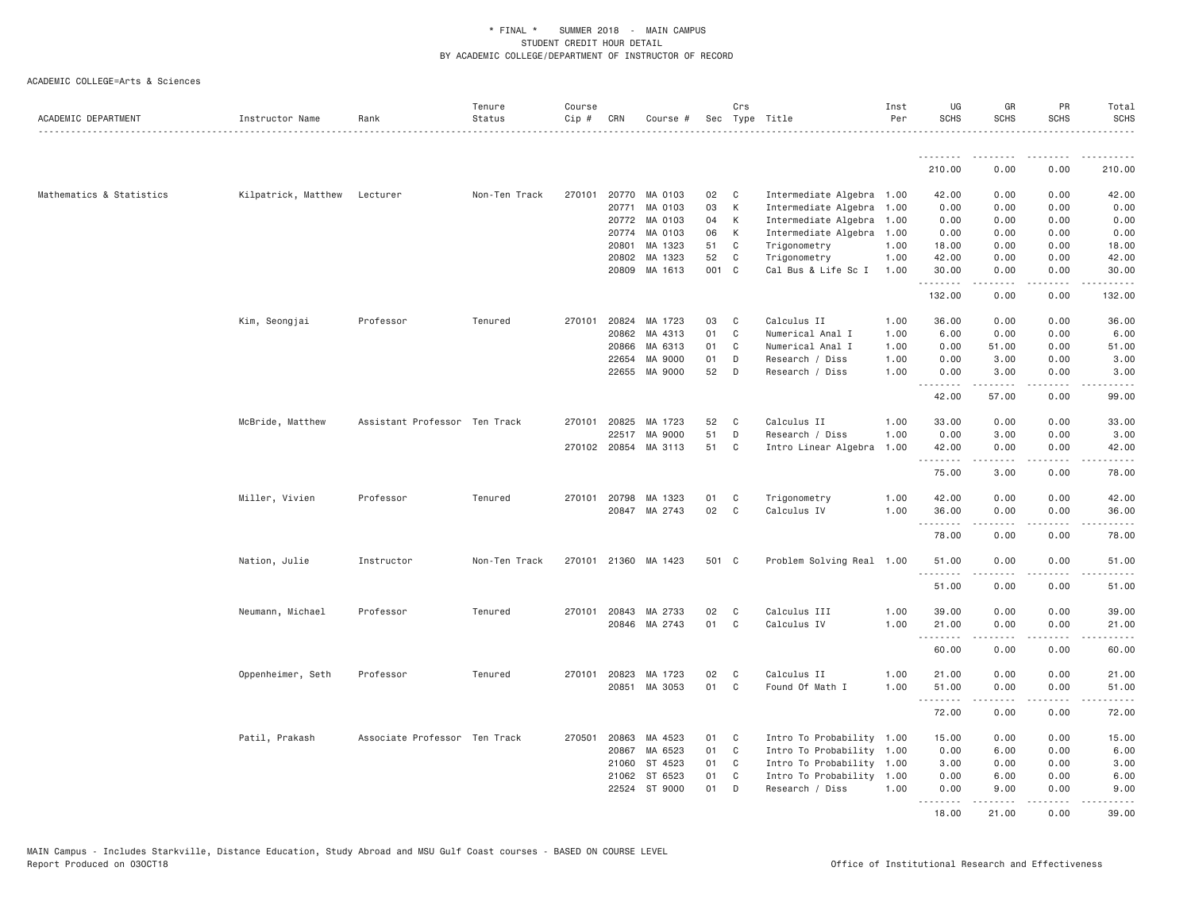\* FINAL \* SUMMER 2018 - MAIN CAMPUS
STUDENT CREDIT HOUR DETAIL
BY ACADEMIC COLLEGE/DEPARTMENT OF INSTRUCTOR OF RECORD

ACADEMIC COLLEGE=Arts & Sciences

| ACADEMIC DEPARTMENT | Instructor Name | Rank | Tenure Status | Course Cip # | CRN | Course # | Sec | Crs Type | Title | Inst Per | UG SCHS | GR SCHS | PR SCHS | Total SCHS |
|---|---|---|---|---|---|---|---|---|---|---|---|---|---|---|
| | | | | | | | | | | | 210.00 | 0.00 | 0.00 | 210.00 |
| Mathematics & Statistics | Kilpatrick, Matthew | Lecturer | Non-Ten Track | 270101 | 20770 | MA 0103 | 02 | C | Intermediate Algebra | 1.00 | 42.00 | 0.00 | 0.00 | 42.00 |
| | | | | | 20771 | MA 0103 | 03 | K | Intermediate Algebra | 1.00 | 0.00 | 0.00 | 0.00 | 0.00 |
| | | | | | 20772 | MA 0103 | 04 | K | Intermediate Algebra | 1.00 | 0.00 | 0.00 | 0.00 | 0.00 |
| | | | | | 20774 | MA 0103 | 06 | K | Intermediate Algebra | 1.00 | 0.00 | 0.00 | 0.00 | 0.00 |
| | | | | | 20801 | MA 1323 | 51 | C | Trigonometry | 1.00 | 18.00 | 0.00 | 0.00 | 18.00 |
| | | | | | 20802 | MA 1323 | 52 | C | Trigonometry | 1.00 | 42.00 | 0.00 | 0.00 | 42.00 |
| | | | | | 20809 | MA 1613 | 001 | C | Cal Bus & Life Sc I | 1.00 | 30.00 | 0.00 | 0.00 | 30.00 |
| | | | | | | | | | | | 132.00 | 0.00 | 0.00 | 132.00 |
| | Kim, Seongjai | Professor | Tenured | 270101 | 20824 | MA 1723 | 03 | C | Calculus II | 1.00 | 36.00 | 0.00 | 0.00 | 36.00 |
| | | | | | 20862 | MA 4313 | 01 | C | Numerical Anal I | 1.00 | 6.00 | 0.00 | 0.00 | 6.00 |
| | | | | | 20866 | MA 6313 | 01 | C | Numerical Anal I | 1.00 | 0.00 | 51.00 | 0.00 | 51.00 |
| | | | | | 22654 | MA 9000 | 01 | D | Research / Diss | 1.00 | 0.00 | 3.00 | 0.00 | 3.00 |
| | | | | | 22655 | MA 9000 | 52 | D | Research / Diss | 1.00 | 0.00 | 3.00 | 0.00 | 3.00 |
| | | | | | | | | | | | 42.00 | 57.00 | 0.00 | 99.00 |
| | McBride, Matthew | Assistant Professor | Ten Track | 270101 | 20825 | MA 1723 | 52 | C | Calculus II | 1.00 | 33.00 | 0.00 | 0.00 | 33.00 |
| | | | | | 22517 | MA 9000 | 51 | D | Research / Diss | 1.00 | 0.00 | 3.00 | 0.00 | 3.00 |
| | | | | 270102 | 20854 | MA 3113 | 51 | C | Intro Linear Algebra | 1.00 | 42.00 | 0.00 | 0.00 | 42.00 |
| | | | | | | | | | | | 75.00 | 3.00 | 0.00 | 78.00 |
| | Miller, Vivien | Professor | Tenured | 270101 | 20798 | MA 1323 | 01 | C | Trigonometry | 1.00 | 42.00 | 0.00 | 0.00 | 42.00 |
| | | | | | 20847 | MA 2743 | 02 | C | Calculus IV | 1.00 | 36.00 | 0.00 | 0.00 | 36.00 |
| | | | | | | | | | | | 78.00 | 0.00 | 0.00 | 78.00 |
| | Nation, Julie | Instructor | Non-Ten Track | 270101 | 21360 | MA 1423 | 501 | C | Problem Solving Real | 1.00 | 51.00 | 0.00 | 0.00 | 51.00 |
| | | | | | | | | | | | 51.00 | 0.00 | 0.00 | 51.00 |
| | Neumann, Michael | Professor | Tenured | 270101 | 20843 | MA 2733 | 02 | C | Calculus III | 1.00 | 39.00 | 0.00 | 0.00 | 39.00 |
| | | | | | 20846 | MA 2743 | 01 | C | Calculus IV | 1.00 | 21.00 | 0.00 | 0.00 | 21.00 |
| | | | | | | | | | | | 60.00 | 0.00 | 0.00 | 60.00 |
| | Oppenheimer, Seth | Professor | Tenured | 270101 | 20823 | MA 1723 | 02 | C | Calculus II | 1.00 | 21.00 | 0.00 | 0.00 | 21.00 |
| | | | | | 20851 | MA 3053 | 01 | C | Found Of Math I | 1.00 | 51.00 | 0.00 | 0.00 | 51.00 |
| | | | | | | | | | | | 72.00 | 0.00 | 0.00 | 72.00 |
| | Patil, Prakash | Associate Professor | Ten Track | 270501 | 20863 | MA 4523 | 01 | C | Intro To Probability | 1.00 | 15.00 | 0.00 | 0.00 | 15.00 |
| | | | | | 20867 | MA 6523 | 01 | C | Intro To Probability | 1.00 | 0.00 | 6.00 | 0.00 | 6.00 |
| | | | | | 21060 | ST 4523 | 01 | C | Intro To Probability | 1.00 | 3.00 | 0.00 | 0.00 | 3.00 |
| | | | | | 21062 | ST 6523 | 01 | C | Intro To Probability | 1.00 | 0.00 | 6.00 | 0.00 | 6.00 |
| | | | | | 22524 | ST 9000 | 01 | D | Research / Diss | 1.00 | 0.00 | 9.00 | 0.00 | 9.00 |
| | | | | | | | | | | | 18.00 | 21.00 | 0.00 | 39.00 |

MAIN Campus - Includes Starkville, Distance Education, Study Abroad and MSU Gulf Coast courses - BASED ON COURSE LEVEL
Report Produced on 03OCT18 Office of Institutional Research and Effectiveness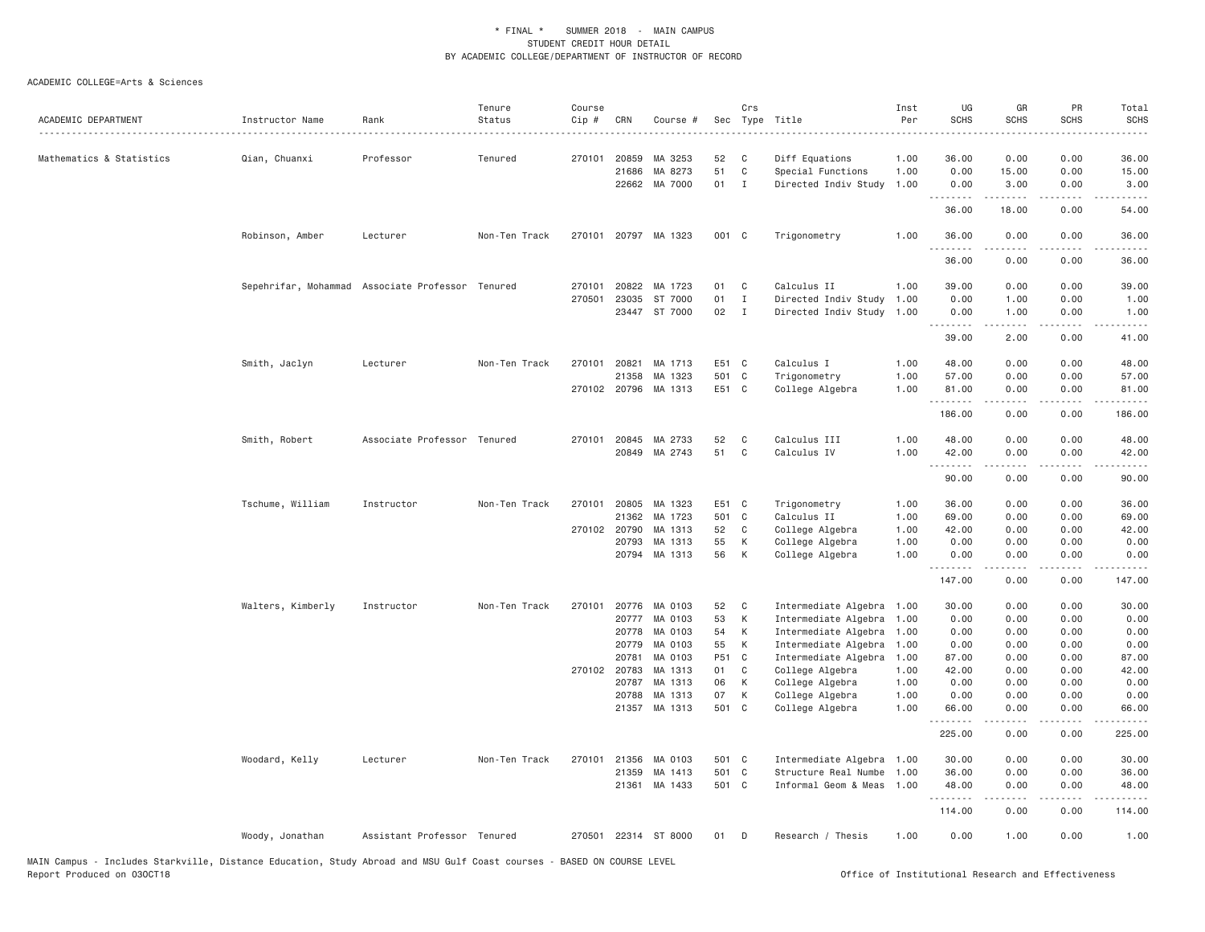\* FINAL \* SUMMER 2018 - MAIN CAMPUS
STUDENT CREDIT HOUR DETAIL
BY ACADEMIC COLLEGE/DEPARTMENT OF INSTRUCTOR OF RECORD

ACADEMIC COLLEGE=Arts & Sciences

| ACADEMIC DEPARTMENT | Instructor Name | Rank | Tenure Status | Course Cip # | CRN | Course # | Sec | Crs Type | Title | Inst Per | UG SCHS | GR SCHS | PR SCHS | Total SCHS |
|---|---|---|---|---|---|---|---|---|---|---|---|---|---|---|
| Mathematics & Statistics | Qian, Chuanxi | Professor | Tenured | 270101 | 20859 | MA 3253 | 52 | C | Diff Equations | 1.00 | 36.00 | 0.00 | 0.00 | 36.00 |
| | | | | | 21686 | MA 8273 | 51 | C | Special Functions | 1.00 | 0.00 | 15.00 | 0.00 | 15.00 |
| | | | | | 22662 | MA 7000 | 01 | I | Directed Indiv Study | 1.00 | 0.00 | 3.00 | 0.00 | 3.00 |
| | | | | | | | | | | | 36.00 | 18.00 | 0.00 | 54.00 |
| | Robinson, Amber | Lecturer | Non-Ten Track | 270101 | 20797 | MA 1323 | 001 | C | Trigonometry | 1.00 | 36.00 | 0.00 | 0.00 | 36.00 |
| | | | | | | | | | | | 36.00 | 0.00 | 0.00 | 36.00 |
| | Sepehrifar, Mohammad | Associate Professor | Tenured | 270101 | 20822 | MA 1723 | 01 | C | Calculus II | 1.00 | 39.00 | 0.00 | 0.00 | 39.00 |
| | | | | 270501 | 23035 | ST 7000 | 01 | I | Directed Indiv Study | 1.00 | 0.00 | 1.00 | 0.00 | 1.00 |
| | | | | | 23447 | ST 7000 | 02 | I | Directed Indiv Study | 1.00 | 0.00 | 1.00 | 0.00 | 1.00 |
| | | | | | | | | | | | 39.00 | 2.00 | 0.00 | 41.00 |
| | Smith, Jaclyn | Lecturer | Non-Ten Track | 270101 | 20821 | MA 1713 | E51 | C | Calculus I | 1.00 | 48.00 | 0.00 | 0.00 | 48.00 |
| | | | | | 21358 | MA 1323 | 501 | C | Trigonometry | 1.00 | 57.00 | 0.00 | 0.00 | 57.00 |
| | | | | 270102 | 20796 | MA 1313 | E51 | C | College Algebra | 1.00 | 81.00 | 0.00 | 0.00 | 81.00 |
| | | | | | | | | | | | 186.00 | 0.00 | 0.00 | 186.00 |
| | Smith, Robert | Associate Professor | Tenured | 270101 | 20845 | MA 2733 | 52 | C | Calculus III | 1.00 | 48.00 | 0.00 | 0.00 | 48.00 |
| | | | | | 20849 | MA 2743 | 51 | C | Calculus IV | 1.00 | 42.00 | 0.00 | 0.00 | 42.00 |
| | | | | | | | | | | | 90.00 | 0.00 | 0.00 | 90.00 |
| | Tschume, William | Instructor | Non-Ten Track | 270101 | 20805 | MA 1323 | E51 | C | Trigonometry | 1.00 | 36.00 | 0.00 | 0.00 | 36.00 |
| | | | | | 21362 | MA 1723 | 501 | C | Calculus II | 1.00 | 69.00 | 0.00 | 0.00 | 69.00 |
| | | | | 270102 | 20790 | MA 1313 | 52 | C | College Algebra | 1.00 | 42.00 | 0.00 | 0.00 | 42.00 |
| | | | | | 20793 | MA 1313 | 55 | K | College Algebra | 1.00 | 0.00 | 0.00 | 0.00 | 0.00 |
| | | | | | 20794 | MA 1313 | 56 | K | College Algebra | 1.00 | 0.00 | 0.00 | 0.00 | 0.00 |
| | | | | | | | | | | | 147.00 | 0.00 | 0.00 | 147.00 |
| | Walters, Kimberly | Instructor | Non-Ten Track | 270101 | 20776 | MA 0103 | 52 | C | Intermediate Algebra | 1.00 | 30.00 | 0.00 | 0.00 | 30.00 |
| | | | | | 20777 | MA 0103 | 53 | K | Intermediate Algebra | 1.00 | 0.00 | 0.00 | 0.00 | 0.00 |
| | | | | | 20778 | MA 0103 | 54 | K | Intermediate Algebra | 1.00 | 0.00 | 0.00 | 0.00 | 0.00 |
| | | | | | 20779 | MA 0103 | 55 | K | Intermediate Algebra | 1.00 | 0.00 | 0.00 | 0.00 | 0.00 |
| | | | | | 20781 | MA 0103 | P51 | C | Intermediate Algebra | 1.00 | 87.00 | 0.00 | 0.00 | 87.00 |
| | | | | 270102 | 20783 | MA 1313 | 01 | C | College Algebra | 1.00 | 42.00 | 0.00 | 0.00 | 42.00 |
| | | | | | 20787 | MA 1313 | 06 | K | College Algebra | 1.00 | 0.00 | 0.00 | 0.00 | 0.00 |
| | | | | | 20788 | MA 1313 | 07 | K | College Algebra | 1.00 | 0.00 | 0.00 | 0.00 | 0.00 |
| | | | | | 21357 | MA 1313 | 501 | C | College Algebra | 1.00 | 66.00 | 0.00 | 0.00 | 66.00 |
| | | | | | | | | | | | 225.00 | 0.00 | 0.00 | 225.00 |
| | Woodard, Kelly | Lecturer | Non-Ten Track | 270101 | 21356 | MA 0103 | 501 | C | Intermediate Algebra | 1.00 | 30.00 | 0.00 | 0.00 | 30.00 |
| | | | | | 21359 | MA 1413 | 501 | C | Structure Real Numbe | 1.00 | 36.00 | 0.00 | 0.00 | 36.00 |
| | | | | | 21361 | MA 1433 | 501 | C | Informal Geom & Meas | 1.00 | 48.00 | 0.00 | 0.00 | 48.00 |
| | | | | | | | | | | | 114.00 | 0.00 | 0.00 | 114.00 |
| | Woody, Jonathan | Assistant Professor | Tenured | 270501 | 22314 | ST 8000 | 01 | D | Research / Thesis | 1.00 | 0.00 | 1.00 | 0.00 | 1.00 |

MAIN Campus - Includes Starkville, Distance Education, Study Abroad and MSU Gulf Coast courses - BASED ON COURSE LEVEL
Report Produced on 03OCT18 Office of Institutional Research and Effectiveness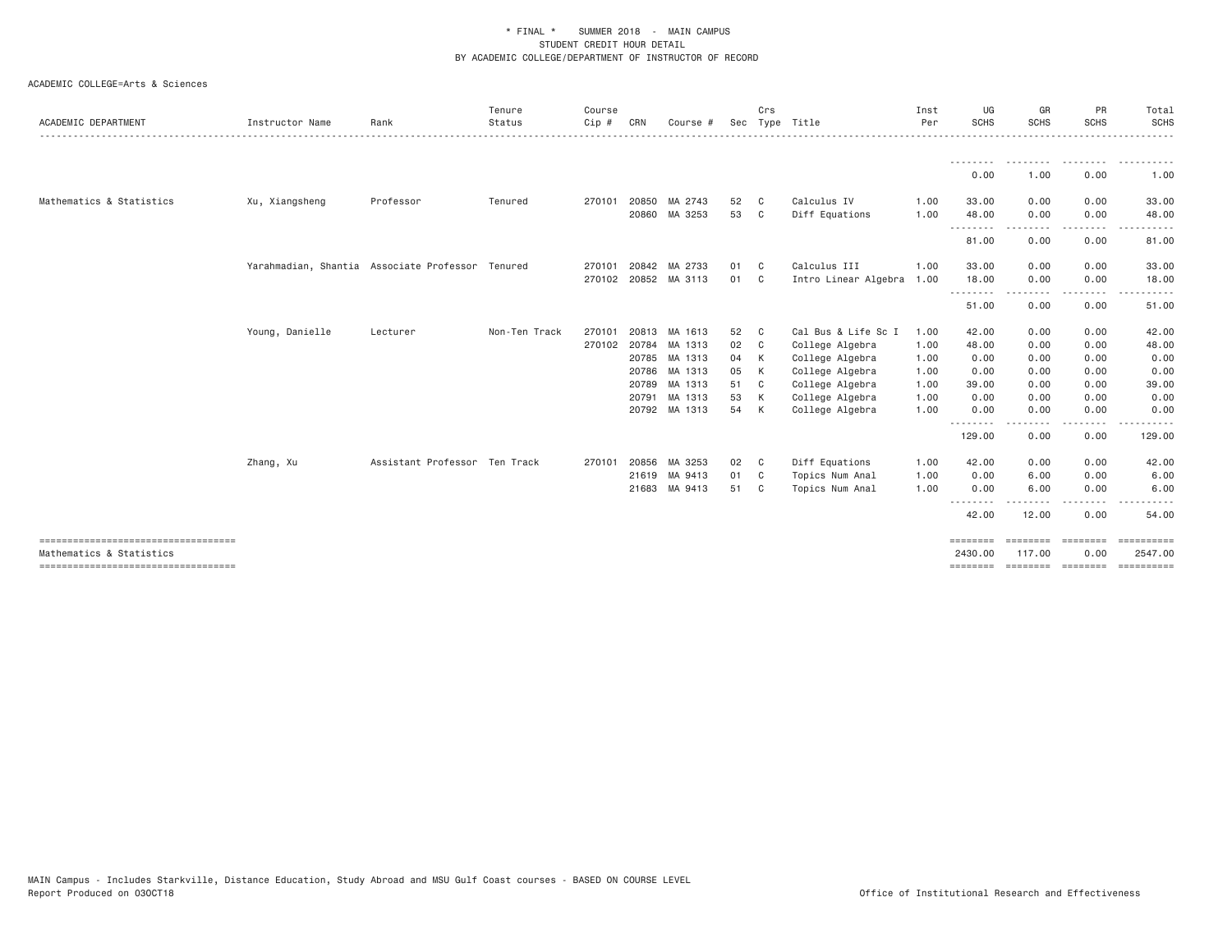\* FINAL \* SUMMER 2018 - MAIN CAMPUS
STUDENT CREDIT HOUR DETAIL
BY ACADEMIC COLLEGE/DEPARTMENT OF INSTRUCTOR OF RECORD

ACADEMIC COLLEGE=Arts & Sciences

| ACADEMIC DEPARTMENT | Instructor Name | Rank | Tenure Status | Course Cip # | CRN | Course # | Sec | Crs Type | Title | Inst Per | UG SCHS | GR SCHS | PR SCHS | Total SCHS |
|---|---|---|---|---|---|---|---|---|---|---|---|---|---|---|
| | | | | | | | | | | | 0.00 | 1.00 | 0.00 | 1.00 |
| Mathematics & Statistics | Xu, Xiangsheng | Professor | Tenured | 270101 | 20850 | MA 2743 | 52 | C | Calculus IV | 1.00 | 33.00 | 0.00 | 0.00 | 33.00 |
| | | | | | 20860 | MA 3253 | 53 | C | Diff Equations | 1.00 | 48.00 | 0.00 | 0.00 | 48.00 |
| | | | | | | | | | | | 81.00 | 0.00 | 0.00 | 81.00 |
| | Yarahmadian, Shantia | Associate Professor | Tenured | 270101 | 20842 | MA 2733 | 01 | C | Calculus III | 1.00 | 33.00 | 0.00 | 0.00 | 33.00 |
| | | | | 270102 | 20852 | MA 3113 | 01 | C | Intro Linear Algebra | 1.00 | 18.00 | 0.00 | 0.00 | 18.00 |
| | | | | | | | | | | | 51.00 | 0.00 | 0.00 | 51.00 |
| | Young, Danielle | Lecturer | Non-Ten Track | 270101 | 20813 | MA 1613 | 52 | C | Cal Bus & Life Sc I | 1.00 | 42.00 | 0.00 | 0.00 | 42.00 |
| | | | | 270102 | 20784 | MA 1313 | 02 | C | College Algebra | 1.00 | 48.00 | 0.00 | 0.00 | 48.00 |
| | | | | | 20785 | MA 1313 | 04 | K | College Algebra | 1.00 | 0.00 | 0.00 | 0.00 | 0.00 |
| | | | | | 20786 | MA 1313 | 05 | K | College Algebra | 1.00 | 0.00 | 0.00 | 0.00 | 0.00 |
| | | | | | 20789 | MA 1313 | 51 | C | College Algebra | 1.00 | 39.00 | 0.00 | 0.00 | 39.00 |
| | | | | | 20791 | MA 1313 | 53 | K | College Algebra | 1.00 | 0.00 | 0.00 | 0.00 | 0.00 |
| | | | | | 20792 | MA 1313 | 54 | K | College Algebra | 1.00 | 0.00 | 0.00 | 0.00 | 0.00 |
| | | | | | | | | | | | 129.00 | 0.00 | 0.00 | 129.00 |
| | Zhang, Xu | Assistant Professor | Ten Track | 270101 | 20856 | MA 3253 | 02 | C | Diff Equations | 1.00 | 42.00 | 0.00 | 0.00 | 42.00 |
| | | | | | 21619 | MA 9413 | 01 | C | Topics Num Anal | 1.00 | 0.00 | 6.00 | 0.00 | 6.00 |
| | | | | | 21683 | MA 9413 | 51 | C | Topics Num Anal | 1.00 | 0.00 | 6.00 | 0.00 | 6.00 |
| | | | | | | | | | | | 42.00 | 12.00 | 0.00 | 54.00 |
| Mathematics & Statistics | | | | | | | | | | | 2430.00 | 117.00 | 0.00 | 2547.00 |

MAIN Campus - Includes Starkville, Distance Education, Study Abroad and MSU Gulf Coast courses - BASED ON COURSE LEVEL
Report Produced on 03OCT18

Office of Institutional Research and Effectiveness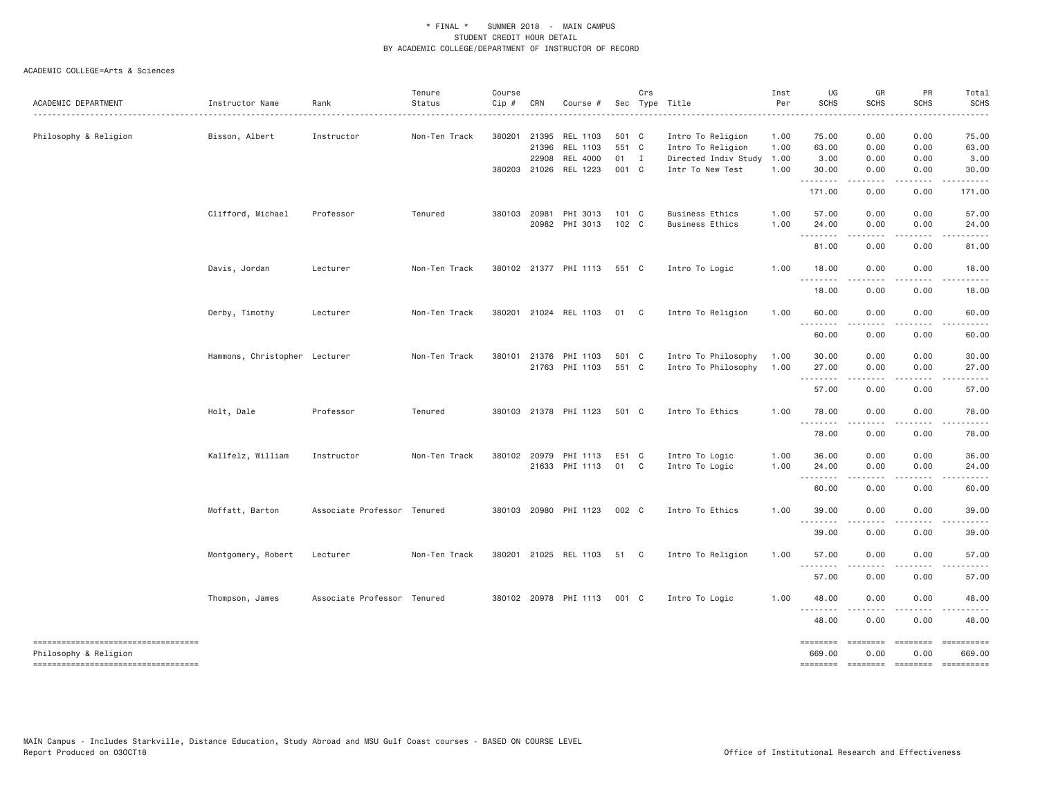\* FINAL \* SUMMER 2018 - MAIN CAMPUS
STUDENT CREDIT HOUR DETAIL
BY ACADEMIC COLLEGE/DEPARTMENT OF INSTRUCTOR OF RECORD

ACADEMIC COLLEGE=Arts & Sciences

| ACADEMIC DEPARTMENT | Instructor Name | Rank | Tenure Status | Course Cip # | CRN | Course # | Sec | Crs Type | Title | Inst Per | UG SCHS | GR SCHS | PR SCHS | Total SCHS |
|---|---|---|---|---|---|---|---|---|---|---|---|---|---|---|
| Philosophy & Religion | Bisson, Albert | Instructor | Non-Ten Track | 380201 | 21395 | REL 1103 | 501 | C | Intro To Religion | 1.00 | 75.00 | 0.00 | 0.00 | 75.00 |
| | | | | | 21396 | REL 1103 | 551 | C | Intro To Religion | 1.00 | 63.00 | 0.00 | 0.00 | 63.00 |
| | | | | | 22908 | REL 4000 | 01 | I | Directed Indiv Study | 1.00 | 3.00 | 0.00 | 0.00 | 3.00 |
| | | | | 380203 | 21026 | REL 1223 | 001 | C | Intr To New Test | 1.00 | 30.00 | 0.00 | 0.00 | 30.00 |
| | | | | | | | | | | | 171.00 | 0.00 | 0.00 | 171.00 |
| | Clifford, Michael | Professor | Tenured | 380103 | 20981 | PHI 3013 | 101 | C | Business Ethics | 1.00 | 57.00 | 0.00 | 0.00 | 57.00 |
| | | | | | 20982 | PHI 3013 | 102 | C | Business Ethics | 1.00 | 24.00 | 0.00 | 0.00 | 24.00 |
| | | | | | | | | | | | 81.00 | 0.00 | 0.00 | 81.00 |
| | Davis, Jordan | Lecturer | Non-Ten Track | 380102 | 21377 | PHI 1113 | 551 | C | Intro To Logic | 1.00 | 18.00 | 0.00 | 0.00 | 18.00 |
| | | | | | | | | | | | 18.00 | 0.00 | 0.00 | 18.00 |
| | Derby, Timothy | Lecturer | Non-Ten Track | 380201 | 21024 | REL 1103 | 01 | C | Intro To Religion | 1.00 | 60.00 | 0.00 | 0.00 | 60.00 |
| | | | | | | | | | | | 60.00 | 0.00 | 0.00 | 60.00 |
| | Hammons, Christopher | Lecturer | Non-Ten Track | 380101 | 21376 | PHI 1103 | 501 | C | Intro To Philosophy | 1.00 | 30.00 | 0.00 | 0.00 | 30.00 |
| | | | | | 21763 | PHI 1103 | 551 | C | Intro To Philosophy | 1.00 | 27.00 | 0.00 | 0.00 | 27.00 |
| | | | | | | | | | | | 57.00 | 0.00 | 0.00 | 57.00 |
| | Holt, Dale | Professor | Tenured | 380103 | 21378 | PHI 1123 | 501 | C | Intro To Ethics | 1.00 | 78.00 | 0.00 | 0.00 | 78.00 |
| | | | | | | | | | | | 78.00 | 0.00 | 0.00 | 78.00 |
| | Kallfelz, William | Instructor | Non-Ten Track | 380102 | 20979 | PHI 1113 | E51 | C | Intro To Logic | 1.00 | 36.00 | 0.00 | 0.00 | 36.00 |
| | | | | | 21633 | PHI 1113 | 01 | C | Intro To Logic | 1.00 | 24.00 | 0.00 | 0.00 | 24.00 |
| | | | | | | | | | | | 60.00 | 0.00 | 0.00 | 60.00 |
| | Moffatt, Barton | Associate Professor | Tenured | 380103 | 20980 | PHI 1123 | 002 | C | Intro To Ethics | 1.00 | 39.00 | 0.00 | 0.00 | 39.00 |
| | | | | | | | | | | | 39.00 | 0.00 | 0.00 | 39.00 |
| | Montgomery, Robert | Lecturer | Non-Ten Track | 380201 | 21025 | REL 1103 | 51 | C | Intro To Religion | 1.00 | 57.00 | 0.00 | 0.00 | 57.00 |
| | | | | | | | | | | | 57.00 | 0.00 | 0.00 | 57.00 |
| | Thompson, James | Associate Professor | Tenured | 380102 | 20978 | PHI 1113 | 001 | C | Intro To Logic | 1.00 | 48.00 | 0.00 | 0.00 | 48.00 |
| | | | | | | | | | | | 48.00 | 0.00 | 0.00 | 48.00 |
| Philosophy & Religion | | | | | | | | | | | 669.00 | 0.00 | 0.00 | 669.00 |

MAIN Campus - Includes Starkville, Distance Education, Study Abroad and MSU Gulf Coast courses - BASED ON COURSE LEVEL
Report Produced on 03OCT18 — Office of Institutional Research and Effectiveness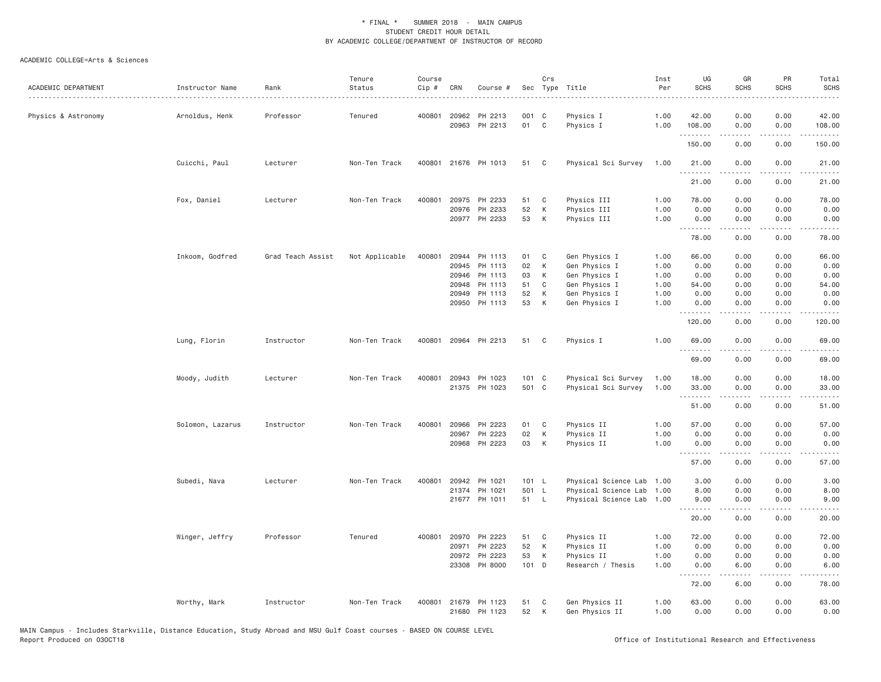\* FINAL \* SUMMER 2018 - MAIN CAMPUS
STUDENT CREDIT HOUR DETAIL
BY ACADEMIC COLLEGE/DEPARTMENT OF INSTRUCTOR OF RECORD

ACADEMIC COLLEGE=Arts & Sciences

| ACADEMIC DEPARTMENT | Instructor Name | Rank | Tenure Status | Course Cip # | CRN | Course # | Sec | Crs Type | Title | Inst Per | UG SCHS | GR SCHS | PR SCHS | Total SCHS |
|---|---|---|---|---|---|---|---|---|---|---|---|---|---|---|
| Physics & Astronomy | Arnoldus, Henk | Professor | Tenured | 400801 | 20962 | PH 2213 | 001 | C | Physics I | 1.00 | 42.00 | 0.00 | 0.00 | 42.00 |
| | | | | | 20963 | PH 2213 | 01 | C | Physics I | 1.00 | 108.00 | 0.00 | 0.00 | 108.00 |
| | | | | | | | | | | | 150.00 | 0.00 | 0.00 | 150.00 |
| | Cuicchi, Paul | Lecturer | Non-Ten Track | 400801 | 21676 | PH 1013 | 51 | C | Physical Sci Survey | 1.00 | 21.00 | 0.00 | 0.00 | 21.00 |
| | | | | | | | | | | | 21.00 | 0.00 | 0.00 | 21.00 |
| | Fox, Daniel | Lecturer | Non-Ten Track | 400801 | 20975 | PH 2233 | 51 | C | Physics III | 1.00 | 78.00 | 0.00 | 0.00 | 78.00 |
| | | | | | 20976 | PH 2233 | 52 | K | Physics III | 1.00 | 0.00 | 0.00 | 0.00 | 0.00 |
| | | | | | 20977 | PH 2233 | 53 | K | Physics III | 1.00 | 0.00 | 0.00 | 0.00 | 0.00 |
| | | | | | | | | | | | 78.00 | 0.00 | 0.00 | 78.00 |
| | Inkoom, Godfred | Grad Teach Assist | Not Applicable | 400801 | 20944 | PH 1113 | 01 | C | Gen Physics I | 1.00 | 66.00 | 0.00 | 0.00 | 66.00 |
| | | | | | 20945 | PH 1113 | 02 | K | Gen Physics I | 1.00 | 0.00 | 0.00 | 0.00 | 0.00 |
| | | | | | 20946 | PH 1113 | 03 | K | Gen Physics I | 1.00 | 0.00 | 0.00 | 0.00 | 0.00 |
| | | | | | 20948 | PH 1113 | 51 | C | Gen Physics I | 1.00 | 54.00 | 0.00 | 0.00 | 54.00 |
| | | | | | 20949 | PH 1113 | 52 | K | Gen Physics I | 1.00 | 0.00 | 0.00 | 0.00 | 0.00 |
| | | | | | 20950 | PH 1113 | 53 | K | Gen Physics I | 1.00 | 0.00 | 0.00 | 0.00 | 0.00 |
| | | | | | | | | | | | 120.00 | 0.00 | 0.00 | 120.00 |
| | Lung, Florin | Instructor | Non-Ten Track | 400801 | 20964 | PH 2213 | 51 | C | Physics I | 1.00 | 69.00 | 0.00 | 0.00 | 69.00 |
| | | | | | | | | | | | 69.00 | 0.00 | 0.00 | 69.00 |
| | Moody, Judith | Lecturer | Non-Ten Track | 400801 | 20943 | PH 1023 | 101 | C | Physical Sci Survey | 1.00 | 18.00 | 0.00 | 0.00 | 18.00 |
| | | | | | 21375 | PH 1023 | 501 | C | Physical Sci Survey | 1.00 | 33.00 | 0.00 | 0.00 | 33.00 |
| | | | | | | | | | | | 51.00 | 0.00 | 0.00 | 51.00 |
| | Solomon, Lazarus | Instructor | Non-Ten Track | 400801 | 20966 | PH 2223 | 01 | C | Physics II | 1.00 | 57.00 | 0.00 | 0.00 | 57.00 |
| | | | | | 20967 | PH 2223 | 02 | K | Physics II | 1.00 | 0.00 | 0.00 | 0.00 | 0.00 |
| | | | | | 20968 | PH 2223 | 03 | K | Physics II | 1.00 | 0.00 | 0.00 | 0.00 | 0.00 |
| | | | | | | | | | | | 57.00 | 0.00 | 0.00 | 57.00 |
| | Subedi, Nava | Lecturer | Non-Ten Track | 400801 | 20942 | PH 1021 | 101 | L | Physical Science Lab | 1.00 | 3.00 | 0.00 | 0.00 | 3.00 |
| | | | | | 21374 | PH 1021 | 501 | L | Physical Science Lab | 1.00 | 8.00 | 0.00 | 0.00 | 8.00 |
| | | | | | 21677 | PH 1011 | 51 | L | Physical Science Lab | 1.00 | 9.00 | 0.00 | 0.00 | 9.00 |
| | | | | | | | | | | | 20.00 | 0.00 | 0.00 | 20.00 |
| | Winger, Jeffry | Professor | Tenured | 400801 | 20970 | PH 2223 | 51 | C | Physics II | 1.00 | 72.00 | 0.00 | 0.00 | 72.00 |
| | | | | | 20971 | PH 2223 | 52 | K | Physics II | 1.00 | 0.00 | 0.00 | 0.00 | 0.00 |
| | | | | | 20972 | PH 2223 | 53 | K | Physics II | 1.00 | 0.00 | 0.00 | 0.00 | 0.00 |
| | | | | | 23308 | PH 8000 | 101 | D | Research / Thesis | 1.00 | 0.00 | 6.00 | 0.00 | 6.00 |
| | | | | | | | | | | | 72.00 | 6.00 | 0.00 | 78.00 |
| | Worthy, Mark | Instructor | Non-Ten Track | 400801 | 21679 | PH 1123 | 51 | C | Gen Physics II | 1.00 | 63.00 | 0.00 | 0.00 | 63.00 |
| | | | | | 21680 | PH 1123 | 52 | K | Gen Physics II | 1.00 | 0.00 | 0.00 | 0.00 | 0.00 |

MAIN Campus - Includes Starkville, Distance Education, Study Abroad and MSU Gulf Coast courses - BASED ON COURSE LEVEL
Report Produced on 03OCT18 Office of Institutional Research and Effectiveness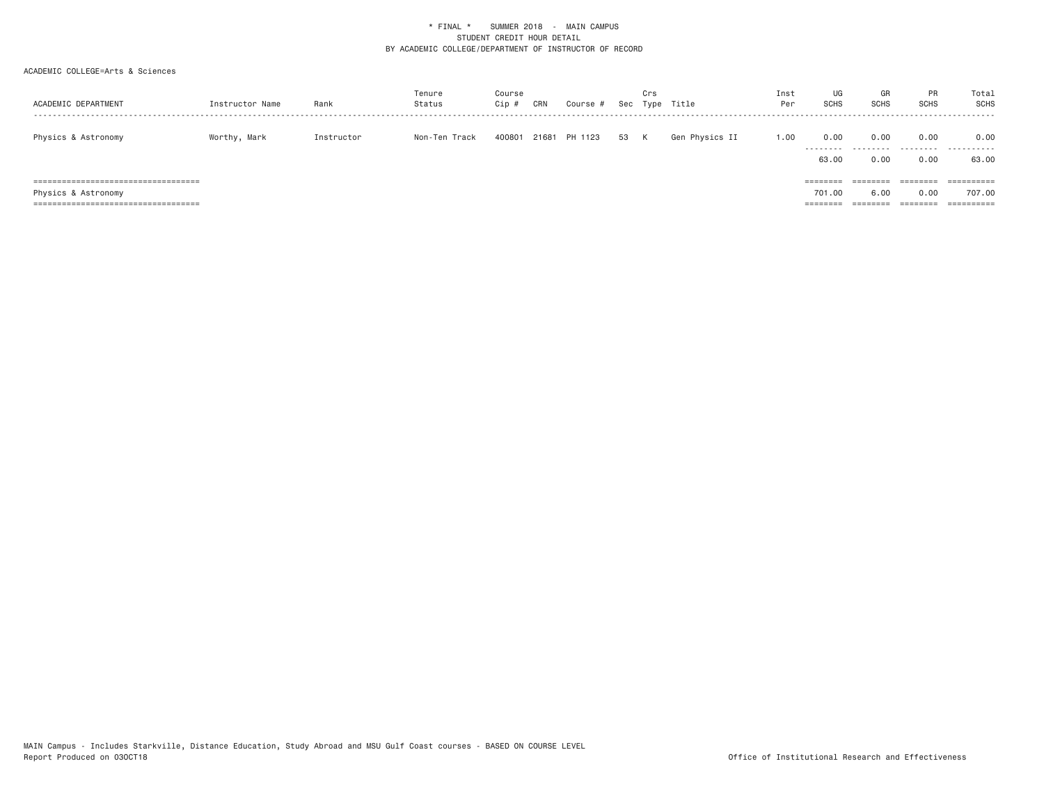\* FINAL \*    SUMMER 2018  -  MAIN CAMPUS
STUDENT CREDIT HOUR DETAIL
BY ACADEMIC COLLEGE/DEPARTMENT OF INSTRUCTOR OF RECORD

ACADEMIC COLLEGE=Arts & Sciences

| ACADEMIC DEPARTMENT | Instructor Name | Rank | Tenure Status | Course Cip # | CRN | Course # | Sec | Crs Type | Title | Inst Per | UG SCHS | GR SCHS | PR SCHS | Total SCHS |
|---|---|---|---|---|---|---|---|---|---|---|---|---|---|---|
| Physics & Astronomy | Worthy, Mark | Instructor | Non-Ten Track | 400801 | 21681 | PH 1123 | 53 | K | Gen Physics II | 1.00 | 0.00 | 0.00 | 0.00 | 0.00 |
| | | | | | | | | | | | 63.00 | 0.00 | 0.00 | 63.00 |
| Physics & Astronomy | | | | | | | | | | | 701.00 | 6.00 | 0.00 | 707.00 |

MAIN Campus - Includes Starkville, Distance Education, Study Abroad and MSU Gulf Coast courses - BASED ON COURSE LEVEL
Report Produced on 03OCT18

Office of Institutional Research and Effectiveness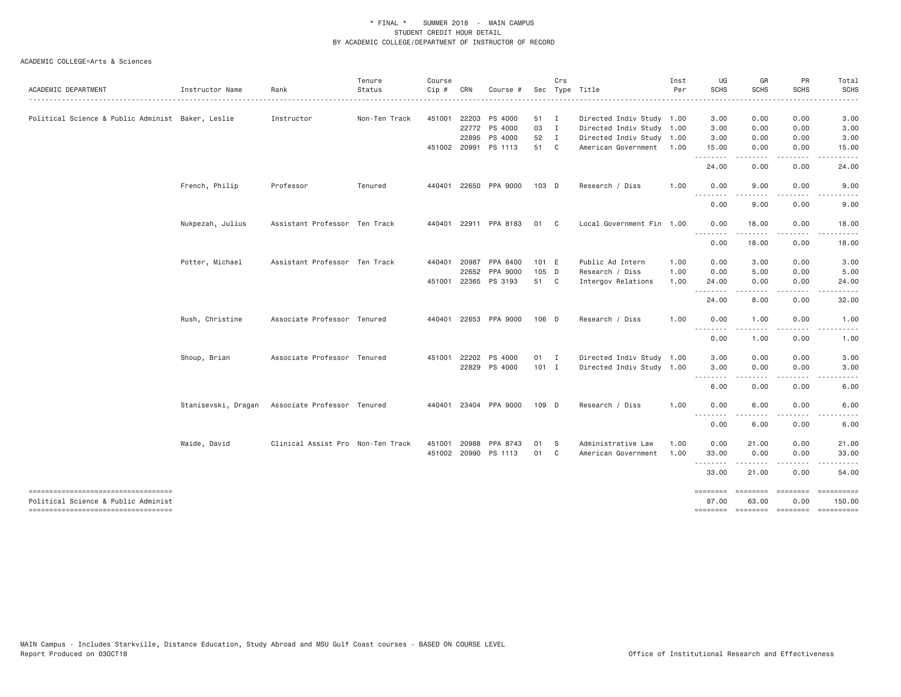\* FINAL \* SUMMER 2018 - MAIN CAMPUS
STUDENT CREDIT HOUR DETAIL
BY ACADEMIC COLLEGE/DEPARTMENT OF INSTRUCTOR OF RECORD

ACADEMIC COLLEGE=Arts & Sciences

| ACADEMIC DEPARTMENT | Instructor Name | Rank | Tenure Status | Course Cip # | CRN | Course # | Sec | Crs Type | Title | Inst Per | UG SCHS | GR SCHS | PR SCHS | Total SCHS |
|---|---|---|---|---|---|---|---|---|---|---|---|---|---|---|
| Political Science & Public Administ | Baker, Leslie | Instructor | Non-Ten Track | 451001 | 22203 | PS 4000 | 51 | I | Directed Indiv Study | 1.00 | 3.00 | 0.00 | 0.00 | 3.00 |
| | | | | | 22772 | PS 4000 | 03 | I | Directed Indiv Study | 1.00 | 3.00 | 0.00 | 0.00 | 3.00 |
| | | | | | 22895 | PS 4000 | 52 | I | Directed Indiv Study | 1.00 | 3.00 | 0.00 | 0.00 | 3.00 |
| | | | | 451002 | 20991 | PS 1113 | 51 | C | American Government | 1.00 | 15.00 | 0.00 | 0.00 | 15.00 |
| | | | | | | | | | | | 24.00 | 0.00 | 0.00 | 24.00 |
| | French, Philip | Professor | Tenured | 440401 | 22650 | PPA 9000 | 103 | D | Research / Diss | 1.00 | 0.00 | 9.00 | 0.00 | 9.00 |
| | | | | | | | | | | | 0.00 | 9.00 | 0.00 | 9.00 |
| | Nukpezah, Julius | Assistant Professor | Ten Track | 440401 | 22911 | PPA 8183 | 01 | C | Local Government Fin | 1.00 | 0.00 | 18.00 | 0.00 | 18.00 |
| | | | | | | | | | | | 0.00 | 18.00 | 0.00 | 18.00 |
| | Potter, Michael | Assistant Professor | Ten Track | 440401 | 20987 | PPA 8400 | 101 | E | Public Ad Intern | 1.00 | 0.00 | 3.00 | 0.00 | 3.00 |
| | | | | | 22652 | PPA 9000 | 105 | D | Research / Diss | 1.00 | 0.00 | 5.00 | 0.00 | 5.00 |
| | | | | 451001 | 22365 | PS 3193 | 51 | C | Intergov Relations | 1.00 | 24.00 | 0.00 | 0.00 | 24.00 |
| | | | | | | | | | | | 24.00 | 8.00 | 0.00 | 32.00 |
| | Rush, Christine | Associate Professor | Tenured | 440401 | 22653 | PPA 9000 | 106 | D | Research / Diss | 1.00 | 0.00 | 1.00 | 0.00 | 1.00 |
| | | | | | | | | | | | 0.00 | 1.00 | 0.00 | 1.00 |
| | Shoup, Brian | Associate Professor | Tenured | 451001 | 22202 | PS 4000 | 01 | I | Directed Indiv Study | 1.00 | 3.00 | 0.00 | 0.00 | 3.00 |
| | | | | | 22829 | PS 4000 | 101 | I | Directed Indiv Study | 1.00 | 3.00 | 0.00 | 0.00 | 3.00 |
| | | | | | | | | | | | 6.00 | 0.00 | 0.00 | 6.00 |
| | Stanisevski, Dragan | Associate Professor | Tenured | 440401 | 23404 | PPA 9000 | 109 | D | Research / Diss | 1.00 | 0.00 | 6.00 | 0.00 | 6.00 |
| | | | | | | | | | | | 0.00 | 6.00 | 0.00 | 6.00 |
| | Waide, David | Clinical Assist Pro | Non-Ten Track | 451001 | 20988 | PPA 8743 | 01 | S | Administrative Law | 1.00 | 0.00 | 21.00 | 0.00 | 21.00 |
| | | | | 451002 | 20990 | PS 1113 | 01 | C | American Government | 1.00 | 33.00 | 0.00 | 0.00 | 33.00 |
| | | | | | | | | | | | 33.00 | 21.00 | 0.00 | 54.00 |
| Political Science & Public Administ | | | | | | | | | | | 87.00 | 63.00 | 0.00 | 150.00 |

MAIN Campus - Includes Starkville, Distance Education, Study Abroad and MSU Gulf Coast courses - BASED ON COURSE LEVEL
Report Produced on 03OCT18

Office of Institutional Research and Effectiveness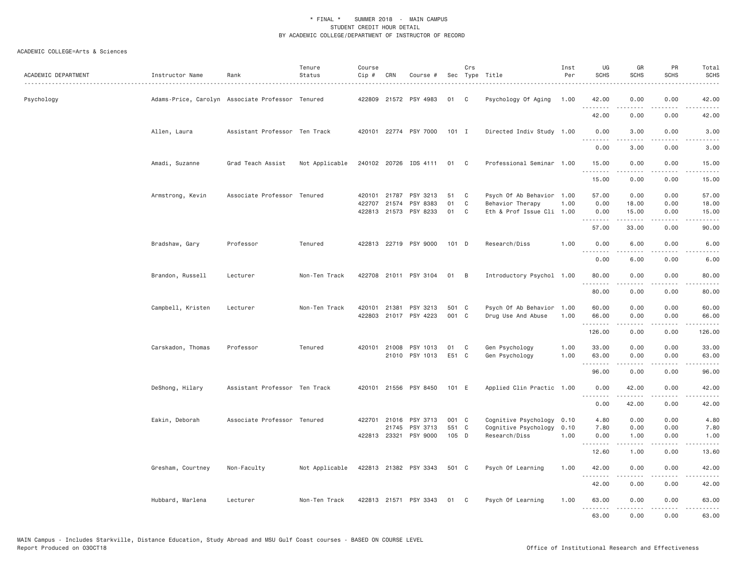\* FINAL \* SUMMER 2018 - MAIN CAMPUS
STUDENT CREDIT HOUR DETAIL
BY ACADEMIC COLLEGE/DEPARTMENT OF INSTRUCTOR OF RECORD

ACADEMIC COLLEGE=Arts & Sciences

| ACADEMIC DEPARTMENT | Instructor Name | Rank | Tenure Status | Course Cip # | CRN | Course # | Sec | Crs Type | Title | Inst Per | UG SCHS | GR SCHS | PR SCHS | Total SCHS |
|---|---|---|---|---|---|---|---|---|---|---|---|---|---|---|
| Psychology | Adams-Price, Carolyn | Associate Professor | Tenured | 422809 | 21572 | PSY 4983 | 01 | C | Psychology Of Aging | 1.00 | 42.00 | 0.00 | 0.00 | 42.00 |
| | | | | | | | | | | | 42.00 | 0.00 | 0.00 | 42.00 |
| | Allen, Laura | Assistant Professor | Ten Track | 420101 | 22774 | PSY 7000 | 101 | I | Directed Indiv Study | 1.00 | 0.00 | 3.00 | 0.00 | 3.00 |
| | | | | | | | | | | | 0.00 | 3.00 | 0.00 | 3.00 |
| | Amadi, Suzanne | Grad Teach Assist | Not Applicable | 240102 | 20726 | IDS 4111 | 01 | C | Professional Seminar | 1.00 | 15.00 | 0.00 | 0.00 | 15.00 |
| | | | | | | | | | | | 15.00 | 0.00 | 0.00 | 15.00 |
| | Armstrong, Kevin | Associate Professor | Tenured | 420101 | 21787 | PSY 3213 | 51 | C | Psych Of Ab Behavior | 1.00 | 57.00 | 0.00 | 0.00 | 57.00 |
| | | | | 422707 | 21574 | PSY 8383 | 01 | C | Behavior Therapy | 1.00 | 0.00 | 18.00 | 0.00 | 18.00 |
| | | | | 422813 | 21573 | PSY 8233 | 01 | C | Eth & Prof Issue Cli | 1.00 | 0.00 | 15.00 | 0.00 | 15.00 |
| | | | | | | | | | | | 57.00 | 33.00 | 0.00 | 90.00 |
| | Bradshaw, Gary | Professor | Tenured | 422813 | 22719 | PSY 9000 | 101 | D | Research/Diss | 1.00 | 0.00 | 6.00 | 0.00 | 6.00 |
| | | | | | | | | | | | 0.00 | 6.00 | 0.00 | 6.00 |
| | Brandon, Russell | Lecturer | Non-Ten Track | 422708 | 21011 | PSY 3104 | 01 | B | Introductory Psychol | 1.00 | 80.00 | 0.00 | 0.00 | 80.00 |
| | | | | | | | | | | | 80.00 | 0.00 | 0.00 | 80.00 |
| | Campbell, Kristen | Lecturer | Non-Ten Track | 420101 | 21381 | PSY 3213 | 501 | C | Psych Of Ab Behavior | 1.00 | 60.00 | 0.00 | 0.00 | 60.00 |
| | | | | 422803 | 21017 | PSY 4223 | 001 | C | Drug Use And Abuse | 1.00 | 66.00 | 0.00 | 0.00 | 66.00 |
| | | | | | | | | | | | 126.00 | 0.00 | 0.00 | 126.00 |
| | Carskadon, Thomas | Professor | Tenured | 420101 | 21008 | PSY 1013 | 01 | C | Gen Psychology | 1.00 | 33.00 | 0.00 | 0.00 | 33.00 |
| | | | | | 21010 | PSY 1013 | E51 | C | Gen Psychology | 1.00 | 63.00 | 0.00 | 0.00 | 63.00 |
| | | | | | | | | | | | 96.00 | 0.00 | 0.00 | 96.00 |
| | DeShong, Hilary | Assistant Professor | Ten Track | 420101 | 21556 | PSY 8450 | 101 | E | Applied Clin Practic | 1.00 | 0.00 | 42.00 | 0.00 | 42.00 |
| | | | | | | | | | | | 0.00 | 42.00 | 0.00 | 42.00 |
| | Eakin, Deborah | Associate Professor | Tenured | 422701 | 21016 | PSY 3713 | 001 | C | Cognitive Psychology | 0.10 | 4.80 | 0.00 | 0.00 | 4.80 |
| | | | | | 21745 | PSY 3713 | 551 | C | Cognitive Psychology | 0.10 | 7.80 | 0.00 | 0.00 | 7.80 |
| | | | | 422813 | 23321 | PSY 9000 | 105 | D | Research/Diss | 1.00 | 0.00 | 1.00 | 0.00 | 1.00 |
| | | | | | | | | | | | 12.60 | 1.00 | 0.00 | 13.60 |
| | Gresham, Courtney | Non-Faculty | Not Applicable | 422813 | 21382 | PSY 3343 | 501 | C | Psych Of Learning | 1.00 | 42.00 | 0.00 | 0.00 | 42.00 |
| | | | | | | | | | | | 42.00 | 0.00 | 0.00 | 42.00 |
| | Hubbard, Marlena | Lecturer | Non-Ten Track | 422813 | 21571 | PSY 3343 | 01 | C | Psych Of Learning | 1.00 | 63.00 | 0.00 | 0.00 | 63.00 |
| | | | | | | | | | | | 63.00 | 0.00 | 0.00 | 63.00 |

MAIN Campus - Includes Starkville, Distance Education, Study Abroad and MSU Gulf Coast courses - BASED ON COURSE LEVEL
Report Produced on 03OCT18 Office of Institutional Research and Effectiveness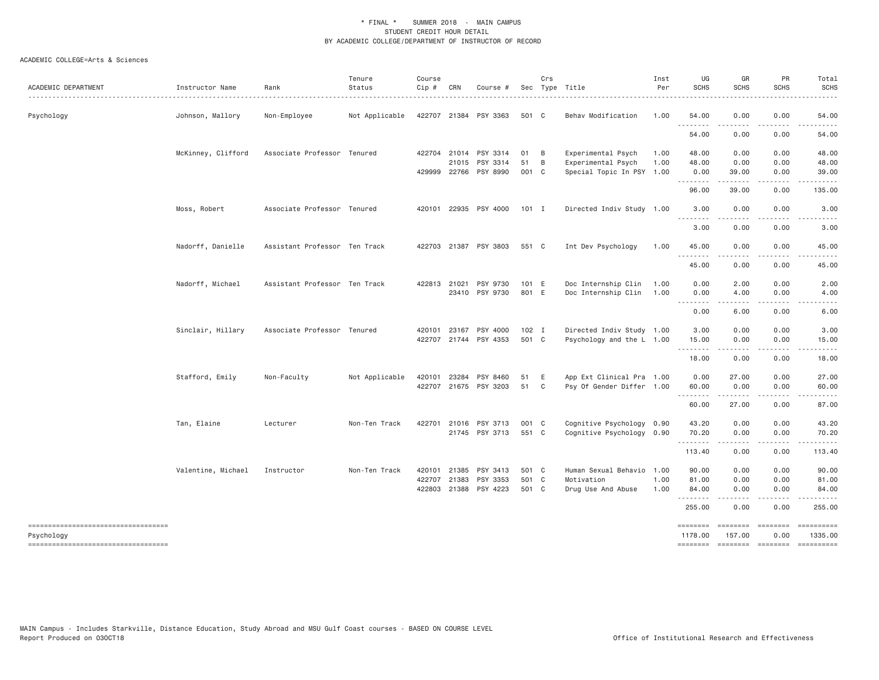\* FINAL \* SUMMER 2018 - MAIN CAMPUS
STUDENT CREDIT HOUR DETAIL
BY ACADEMIC COLLEGE/DEPARTMENT OF INSTRUCTOR OF RECORD

ACADEMIC COLLEGE=Arts & Sciences

| ACADEMIC DEPARTMENT | Instructor Name | Rank | Tenure Status | Course Cip # | CRN | Course # | Sec | Crs Type | Title | Inst Per | UG SCHS | GR SCHS | PR SCHS | Total SCHS |
|---|---|---|---|---|---|---|---|---|---|---|---|---|---|---|
| Psychology | Johnson, Mallory | Non-Employee | Not Applicable | 422707 | 21384 | PSY 3363 | 501 | C | Behav Modification | 1.00 | 54.00 | 0.00 | 0.00 | 54.00 |
| | | | | | | | | | | | 54.00 | 0.00 | 0.00 | 54.00 |
| | McKinney, Clifford | Associate Professor | Tenured | 422704 | 21014 | PSY 3314 | 01 | B | Experimental Psych | 1.00 | 48.00 | 0.00 | 0.00 | 48.00 |
| | | | | | 21015 | PSY 3314 | 51 | B | Experimental Psych | 1.00 | 48.00 | 0.00 | 0.00 | 48.00 |
| | | | | 429999 | 22766 | PSY 8990 | 001 | C | Special Topic In PSY | 1.00 | 0.00 | 39.00 | 0.00 | 39.00 |
| | | | | | | | | | | | 96.00 | 39.00 | 0.00 | 135.00 |
| | Moss, Robert | Associate Professor | Tenured | 420101 | 22935 | PSY 4000 | 101 | I | Directed Indiv Study | 1.00 | 3.00 | 0.00 | 0.00 | 3.00 |
| | | | | | | | | | | | 3.00 | 0.00 | 0.00 | 3.00 |
| | Nadorff, Danielle | Assistant Professor | Ten Track | 422703 | 21387 | PSY 3803 | 551 | C | Int Dev Psychology | 1.00 | 45.00 | 0.00 | 0.00 | 45.00 |
| | | | | | | | | | | | 45.00 | 0.00 | 0.00 | 45.00 |
| | Nadorff, Michael | Assistant Professor | Ten Track | 422813 | 21021 | PSY 9730 | 101 | E | Doc Internship Clin | 1.00 | 0.00 | 2.00 | 0.00 | 2.00 |
| | | | | | 23410 | PSY 9730 | 801 | E | Doc Internship Clin | 1.00 | 0.00 | 4.00 | 0.00 | 4.00 |
| | | | | | | | | | | | 0.00 | 6.00 | 0.00 | 6.00 |
| | Sinclair, Hillary | Associate Professor | Tenured | 420101 | 23167 | PSY 4000 | 102 | I | Directed Indiv Study | 1.00 | 3.00 | 0.00 | 0.00 | 3.00 |
| | | | | 422707 | 21744 | PSY 4353 | 501 | C | Psychology and the L | 1.00 | 15.00 | 0.00 | 0.00 | 15.00 |
| | | | | | | | | | | | 18.00 | 0.00 | 0.00 | 18.00 |
| | Stafford, Emily | Non-Faculty | Not Applicable | 420101 | 23284 | PSY 8460 | 51 | E | App Ext Clinical Pra | 1.00 | 0.00 | 27.00 | 0.00 | 27.00 |
| | | | | 422707 | 21675 | PSY 3203 | 51 | C | Psy Of Gender Differ | 1.00 | 60.00 | 0.00 | 0.00 | 60.00 |
| | | | | | | | | | | | 60.00 | 27.00 | 0.00 | 87.00 |
| | Tan, Elaine | Lecturer | Non-Ten Track | 422701 | 21016 | PSY 3713 | 001 | C | Cognitive Psychology | 0.90 | 43.20 | 0.00 | 0.00 | 43.20 |
| | | | | | 21745 | PSY 3713 | 551 | C | Cognitive Psychology | 0.90 | 70.20 | 0.00 | 0.00 | 70.20 |
| | | | | | | | | | | | 113.40 | 0.00 | 0.00 | 113.40 |
| | Valentine, Michael | Instructor | Non-Ten Track | 420101 | 21385 | PSY 3413 | 501 | C | Human Sexual Behavio | 1.00 | 90.00 | 0.00 | 0.00 | 90.00 |
| | | | | 422707 | 21383 | PSY 3353 | 501 | C | Motivation | 1.00 | 81.00 | 0.00 | 0.00 | 81.00 |
| | | | | 422803 | 21388 | PSY 4223 | 501 | C | Drug Use And Abuse | 1.00 | 84.00 | 0.00 | 0.00 | 84.00 |
| | | | | | | | | | | | 255.00 | 0.00 | 0.00 | 255.00 |
| Psychology | | | | | | | | | | | 1178.00 | 157.00 | 0.00 | 1335.00 |

MAIN Campus - Includes Starkville, Distance Education, Study Abroad and MSU Gulf Coast courses - BASED ON COURSE LEVEL
Report Produced on 03OCT18

Office of Institutional Research and Effectiveness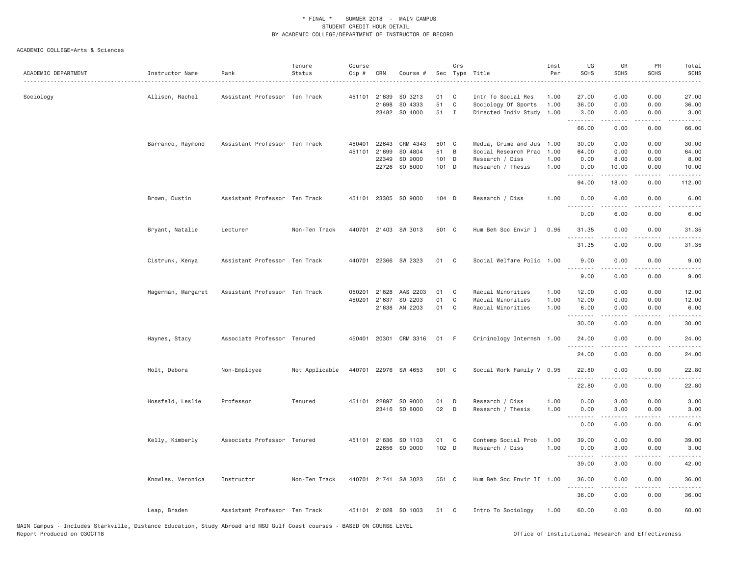\* FINAL \* SUMMER 2018 - MAIN CAMPUS
STUDENT CREDIT HOUR DETAIL
BY ACADEMIC COLLEGE/DEPARTMENT OF INSTRUCTOR OF RECORD

ACADEMIC COLLEGE=Arts & Sciences

| ACADEMIC DEPARTMENT | Instructor Name | Rank | Tenure Status | Course Cip # | CRN | Course # | Sec | Crs Type | Title | Inst Per | UG SCHS | GR SCHS | PR SCHS | Total SCHS |
|---|---|---|---|---|---|---|---|---|---|---|---|---|---|---|
| Sociology | Allison, Rachel | Assistant Professor | Ten Track | 451101 | 21639 | SO 3213 | 01 | C | Intr To Social Res | 1.00 | 27.00 | 0.00 | 0.00 | 27.00 |
| | | | | | 21698 | SO 4333 | 51 | C | Sociology Of Sports | 1.00 | 36.00 | 0.00 | 0.00 | 36.00 |
| | | | | | 23482 | SO 4000 | 51 | I | Directed Indiv Study | 1.00 | 3.00 | 0.00 | 0.00 | 3.00 |
| | | | | | | | | | | | 66.00 | 0.00 | 0.00 | 66.00 |
| | Barranco, Raymond | Assistant Professor | Ten Track | 450401 | 22643 | CRM 4343 | 501 | C | Media, Crime and Jus | 1.00 | 30.00 | 0.00 | 0.00 | 30.00 |
| | | | | 451101 | 21699 | SO 4804 | 51 | B | Social Research Prac | 1.00 | 64.00 | 0.00 | 0.00 | 64.00 |
| | | | | | 22349 | SO 9000 | 101 | D | Research / Diss | 1.00 | 0.00 | 8.00 | 0.00 | 8.00 |
| | | | | | 22726 | SO 8000 | 101 | D | Research / Thesis | 1.00 | 0.00 | 10.00 | 0.00 | 10.00 |
| | | | | | | | | | | | 94.00 | 18.00 | 0.00 | 112.00 |
| | Brown, Dustin | Assistant Professor | Ten Track | 451101 | 23305 | SO 9000 | 104 | D | Research / Diss | 1.00 | 0.00 | 6.00 | 0.00 | 6.00 |
| | | | | | | | | | | | 0.00 | 6.00 | 0.00 | 6.00 |
| | Bryant, Natalie | Lecturer | Non-Ten Track | 440701 | 21403 | SW 3013 | 501 | C | Hum Beh Soc Envir I | 0.95 | 31.35 | 0.00 | 0.00 | 31.35 |
| | | | | | | | | | | | 31.35 | 0.00 | 0.00 | 31.35 |
| | Cistrunk, Kenya | Assistant Professor | Ten Track | 440701 | 22366 | SW 2323 | 01 | C | Social Welfare Polic | 1.00 | 9.00 | 0.00 | 0.00 | 9.00 |
| | | | | | | | | | | | 9.00 | 0.00 | 0.00 | 9.00 |
| | Hagerman, Margaret | Assistant Professor | Ten Track | 050201 | 21628 | AAS 2203 | 01 | C | Racial Minorities | 1.00 | 12.00 | 0.00 | 0.00 | 12.00 |
| | | | | 450201 | 21637 | SO 2203 | 01 | C | Racial Minorities | 1.00 | 12.00 | 0.00 | 0.00 | 12.00 |
| | | | | | 21638 | AN 2203 | 01 | C | Racial Minorities | 1.00 | 6.00 | 0.00 | 0.00 | 6.00 |
| | | | | | | | | | | | 30.00 | 0.00 | 0.00 | 30.00 |
| | Haynes, Stacy | Associate Professor | Tenured | 450401 | 20301 | CRM 3316 | 01 | F | Criminology Internsh | 1.00 | 24.00 | 0.00 | 0.00 | 24.00 |
| | | | | | | | | | | | 24.00 | 0.00 | 0.00 | 24.00 |
| | Holt, Debora | Non-Employee | Not Applicable | 440701 | 22976 | SW 4653 | 501 | C | Social Work Family V | 0.95 | 22.80 | 0.00 | 0.00 | 22.80 |
| | | | | | | | | | | | 22.80 | 0.00 | 0.00 | 22.80 |
| | Hossfeld, Leslie | Professor | Tenured | 451101 | 22897 | SO 9000 | 01 | D | Research / Diss | 1.00 | 0.00 | 3.00 | 0.00 | 3.00 |
| | | | | | 23416 | SO 8000 | 02 | D | Research / Thesis | 1.00 | 0.00 | 3.00 | 0.00 | 3.00 |
| | | | | | | | | | | | 0.00 | 6.00 | 0.00 | 6.00 |
| | Kelly, Kimberly | Associate Professor | Tenured | 451101 | 21636 | SO 1103 | 01 | C | Contemp Social Prob | 1.00 | 39.00 | 0.00 | 0.00 | 39.00 |
| | | | | | 22656 | SO 9000 | 102 | D | Research / Diss | 1.00 | 0.00 | 3.00 | 0.00 | 3.00 |
| | | | | | | | | | | | 39.00 | 3.00 | 0.00 | 42.00 |
| | Knowles, Veronica | Instructor | Non-Ten Track | 440701 | 21741 | SW 3023 | 551 | C | Hum Beh Soc Envir II | 1.00 | 36.00 | 0.00 | 0.00 | 36.00 |
| | | | | | | | | | | | 36.00 | 0.00 | 0.00 | 36.00 |
| | Leap, Braden | Assistant Professor | Ten Track | 451101 | 21028 | SO 1003 | 51 | C | Intro To Sociology | 1.00 | 60.00 | 0.00 | 0.00 | 60.00 |

MAIN Campus - Includes Starkville, Distance Education, Study Abroad and MSU Gulf Coast courses - BASED ON COURSE LEVEL
Report Produced on 03OCT18 Office of Institutional Research and Effectiveness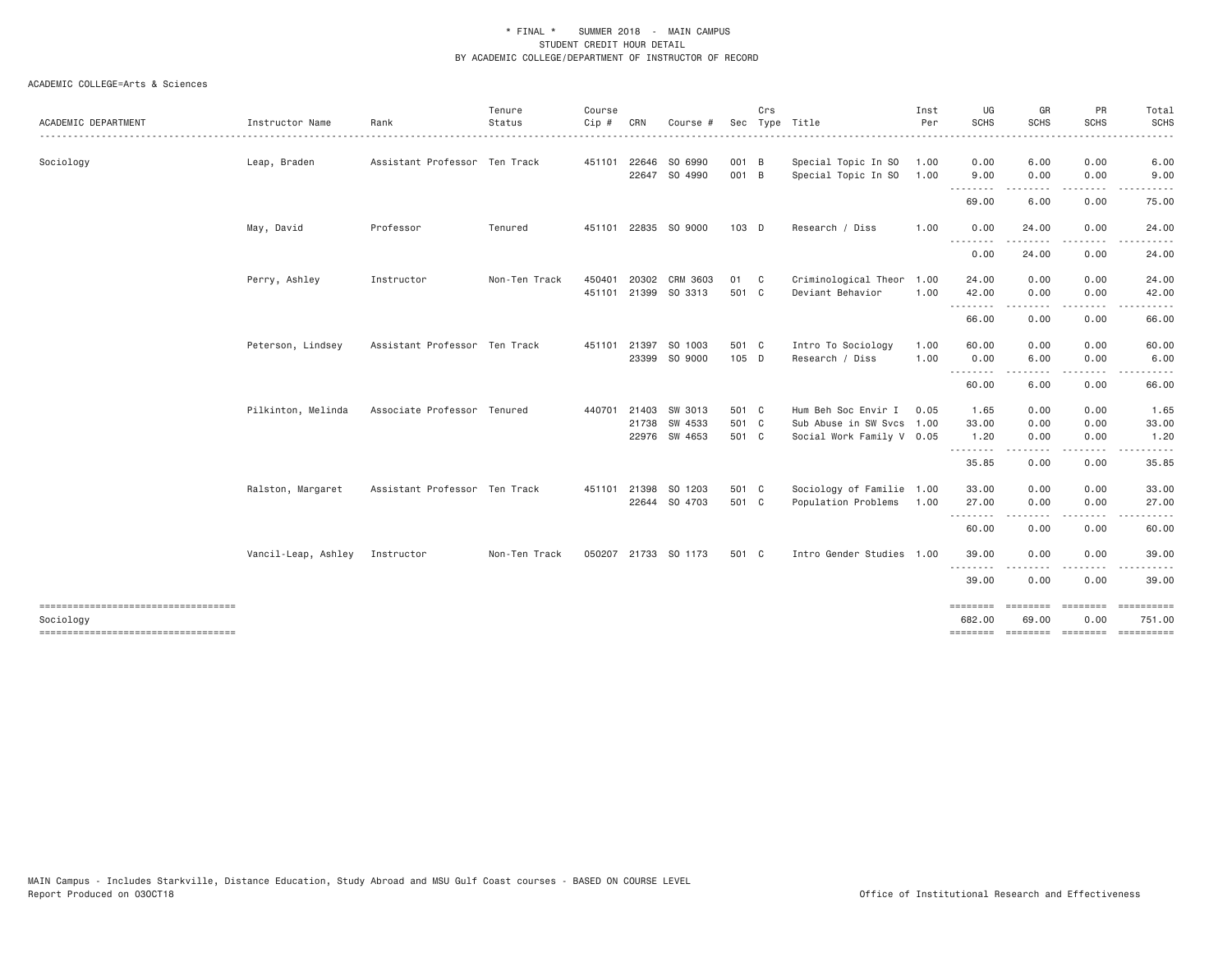\* FINAL \* SUMMER 2018 - MAIN CAMPUS
STUDENT CREDIT HOUR DETAIL
BY ACADEMIC COLLEGE/DEPARTMENT OF INSTRUCTOR OF RECORD

ACADEMIC COLLEGE=Arts & Sciences

| ACADEMIC DEPARTMENT | Instructor Name | Rank | Tenure Status | Course Cip # | CRN | Course # | Sec | Crs Type | Title | Inst Per | UG SCHS | GR SCHS | PR SCHS | Total SCHS |
|---|---|---|---|---|---|---|---|---|---|---|---|---|---|---|
| Sociology | Leap, Braden | Assistant Professor | Ten Track | 451101 | 22646 | SO 6990 | 001 | B | Special Topic In SO | 1.00 | 0.00 | 6.00 | 0.00 | 6.00 |
| | | | | | 22647 | SO 4990 | 001 | B | Special Topic In SO | 1.00 | 9.00 | 0.00 | 0.00 | 9.00 |
| | | | | | | | | | | | 69.00 | 6.00 | 0.00 | 75.00 |
| | May, David | Professor | Tenured | 451101 | 22835 | SO 9000 | 103 | D | Research / Diss | 1.00 | 0.00 | 24.00 | 0.00 | 24.00 |
| | | | | | | | | | | | 0.00 | 24.00 | 0.00 | 24.00 |
| | Perry, Ashley | Instructor | Non-Ten Track | 450401 | 20302 | CRM 3603 | 01 | C | Criminological Theor | 1.00 | 24.00 | 0.00 | 0.00 | 24.00 |
| | | | | 451101 | 21399 | SO 3313 | 501 | C | Deviant Behavior | 1.00 | 42.00 | 0.00 | 0.00 | 42.00 |
| | | | | | | | | | | | 66.00 | 0.00 | 0.00 | 66.00 |
| | Peterson, Lindsey | Assistant Professor | Ten Track | 451101 | 21397 | SO 1003 | 501 | C | Intro To Sociology | 1.00 | 60.00 | 0.00 | 0.00 | 60.00 |
| | | | | | 23399 | SO 9000 | 105 | D | Research / Diss | 1.00 | 0.00 | 6.00 | 0.00 | 6.00 |
| | | | | | | | | | | | 60.00 | 6.00 | 0.00 | 66.00 |
| | Pilkinton, Melinda | Associate Professor | Tenured | 440701 | 21403 | SW 3013 | 501 | C | Hum Beh Soc Envir I | 0.05 | 1.65 | 0.00 | 0.00 | 1.65 |
| | | | | | 21738 | SW 4533 | 501 | C | Sub Abuse in SW Svcs | 1.00 | 33.00 | 0.00 | 0.00 | 33.00 |
| | | | | | 22976 | SW 4653 | 501 | C | Social Work Family V | 0.05 | 1.20 | 0.00 | 0.00 | 1.20 |
| | | | | | | | | | | | 35.85 | 0.00 | 0.00 | 35.85 |
| | Ralston, Margaret | Assistant Professor | Ten Track | 451101 | 21398 | SO 1203 | 501 | C | Sociology of Familie | 1.00 | 33.00 | 0.00 | 0.00 | 33.00 |
| | | | | | 22644 | SO 4703 | 501 | C | Population Problems | 1.00 | 27.00 | 0.00 | 0.00 | 27.00 |
| | | | | | | | | | | | 60.00 | 0.00 | 0.00 | 60.00 |
| | Vancil-Leap, Ashley | Instructor | Non-Ten Track | 050207 | 21733 | SO 1173 | 501 | C | Intro Gender Studies | 1.00 | 39.00 | 0.00 | 0.00 | 39.00 |
| | | | | | | | | | | | 39.00 | 0.00 | 0.00 | 39.00 |
| Sociology | | | | | | | | | | | 682.00 | 69.00 | 0.00 | 751.00 |

MAIN Campus - Includes Starkville, Distance Education, Study Abroad and MSU Gulf Coast courses - BASED ON COURSE LEVEL
Report Produced on 03OCT18

Office of Institutional Research and Effectiveness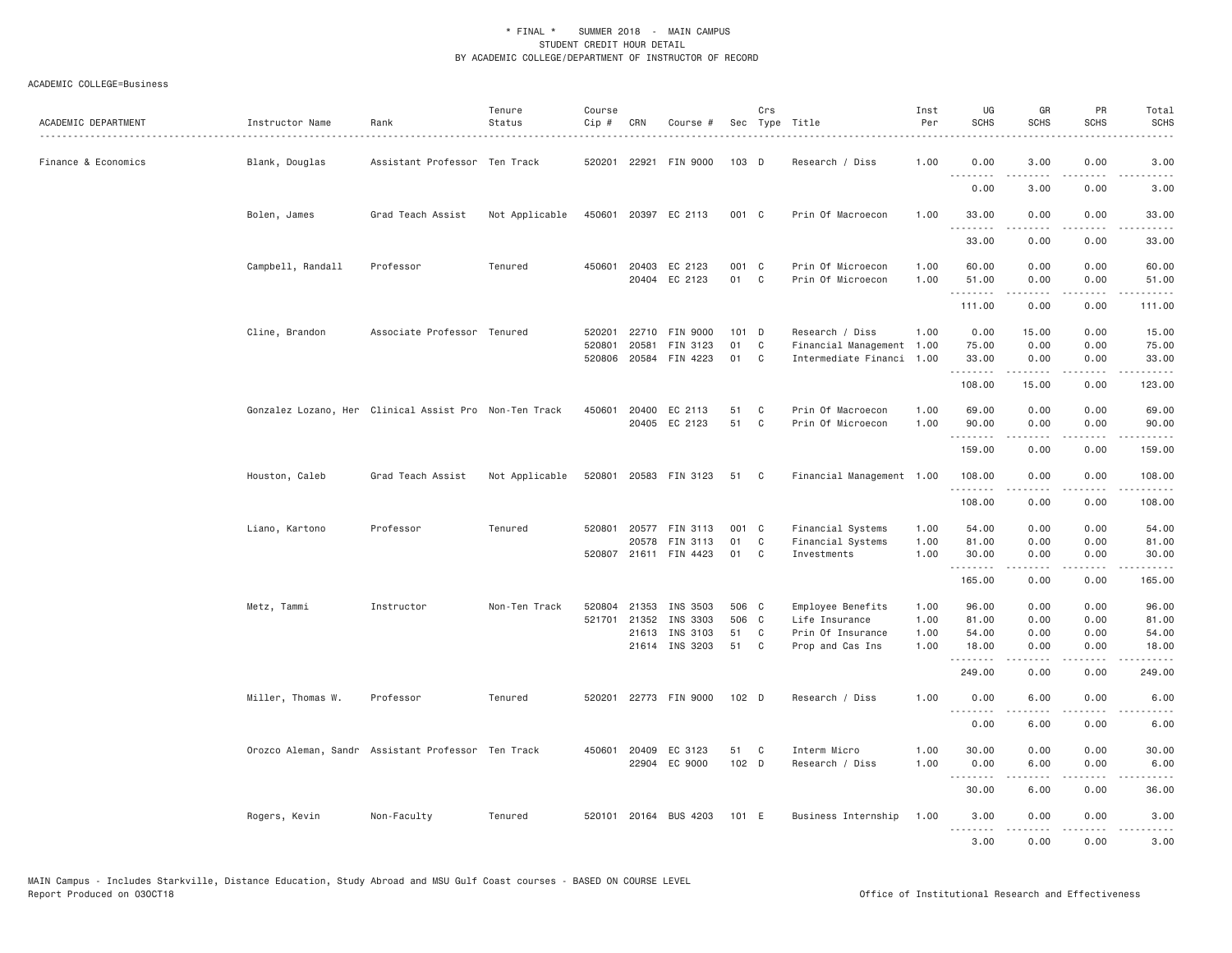\* FINAL \* SUMMER 2018 - MAIN CAMPUS
STUDENT CREDIT HOUR DETAIL
BY ACADEMIC COLLEGE/DEPARTMENT OF INSTRUCTOR OF RECORD

ACADEMIC COLLEGE=Business

| ACADEMIC DEPARTMENT | Instructor Name | Rank | Tenure Status | Course Cip # | CRN | Course # | Sec | Crs Type | Title | Inst Per | UG SCHS | GR SCHS | PR SCHS | Total SCHS |
|---|---|---|---|---|---|---|---|---|---|---|---|---|---|---|
| Finance & Economics | Blank, Douglas | Assistant Professor | Ten Track | 520201 | 22921 | FIN 9000 | 103 | D | Research / Diss | 1.00 | 0.00 | 3.00 | 0.00 | 3.00 |
| | | | | | | | | | | | 0.00 | 3.00 | 0.00 | 3.00 |
| | Bolen, James | Grad Teach Assist | Not Applicable | 450601 | 20397 | EC 2113 | 001 | C | Prin Of Macroecon | 1.00 | 33.00 | 0.00 | 0.00 | 33.00 |
| | | | | | | | | | | | 33.00 | 0.00 | 0.00 | 33.00 |
| | Campbell, Randall | Professor | Tenured | 450601 | 20403 | EC 2123 | 001 | C | Prin Of Microecon | 1.00 | 60.00 | 0.00 | 0.00 | 60.00 |
| | | | | | 20404 | EC 2123 | 01 | C | Prin Of Microecon | 1.00 | 51.00 | 0.00 | 0.00 | 51.00 |
| | | | | | | | | | | | 111.00 | 0.00 | 0.00 | 111.00 |
| | Cline, Brandon | Associate Professor | Tenured | 520201 | 22710 | FIN 9000 | 101 | D | Research / Diss | 1.00 | 0.00 | 15.00 | 0.00 | 15.00 |
| | | | | 520801 | 20581 | FIN 3123 | 01 | C | Financial Management | 1.00 | 75.00 | 0.00 | 0.00 | 75.00 |
| | | | | 520806 | 20584 | FIN 4223 | 01 | C | Intermediate Financi | 1.00 | 33.00 | 0.00 | 0.00 | 33.00 |
| | | | | | | | | | | | 108.00 | 15.00 | 0.00 | 123.00 |
| | Gonzalez Lozano, Her | Clinical Assist Pro | Non-Ten Track | 450601 | 20400 | EC 2113 | 51 | C | Prin Of Macroecon | 1.00 | 69.00 | 0.00 | 0.00 | 69.00 |
| | | | | | 20405 | EC 2123 | 51 | C | Prin Of Microecon | 1.00 | 90.00 | 0.00 | 0.00 | 90.00 |
| | | | | | | | | | | | 159.00 | 0.00 | 0.00 | 159.00 |
| | Houston, Caleb | Grad Teach Assist | Not Applicable | 520801 | 20583 | FIN 3123 | 51 | C | Financial Management | 1.00 | 108.00 | 0.00 | 0.00 | 108.00 |
| | | | | | | | | | | | 108.00 | 0.00 | 0.00 | 108.00 |
| | Liano, Kartono | Professor | Tenured | 520801 | 20577 | FIN 3113 | 001 | C | Financial Systems | 1.00 | 54.00 | 0.00 | 0.00 | 54.00 |
| | | | | | 20578 | FIN 3113 | 01 | C | Financial Systems | 1.00 | 81.00 | 0.00 | 0.00 | 81.00 |
| | | | | 520807 | 21611 | FIN 4423 | 01 | C | Investments | 1.00 | 30.00 | 0.00 | 0.00 | 30.00 |
| | | | | | | | | | | | 165.00 | 0.00 | 0.00 | 165.00 |
| | Metz, Tammi | Instructor | Non-Ten Track | 520804 | 21353 | INS 3503 | 506 | C | Employee Benefits | 1.00 | 96.00 | 0.00 | 0.00 | 96.00 |
| | | | | 521701 | 21352 | INS 3303 | 506 | C | Life Insurance | 1.00 | 81.00 | 0.00 | 0.00 | 81.00 |
| | | | | | 21613 | INS 3103 | 51 | C | Prin Of Insurance | 1.00 | 54.00 | 0.00 | 0.00 | 54.00 |
| | | | | | 21614 | INS 3203 | 51 | C | Prop and Cas Ins | 1.00 | 18.00 | 0.00 | 0.00 | 18.00 |
| | | | | | | | | | | | 249.00 | 0.00 | 0.00 | 249.00 |
| | Miller, Thomas W. | Professor | Tenured | 520201 | 22773 | FIN 9000 | 102 | D | Research / Diss | 1.00 | 0.00 | 6.00 | 0.00 | 6.00 |
| | | | | | | | | | | | 0.00 | 6.00 | 0.00 | 6.00 |
| | Orozco Aleman, Sandr | Assistant Professor | Ten Track | 450601 | 20409 | EC 3123 | 51 | C | Interm Micro | 1.00 | 30.00 | 0.00 | 0.00 | 30.00 |
| | | | | | 22904 | EC 9000 | 102 | D | Research / Diss | 1.00 | 0.00 | 6.00 | 0.00 | 6.00 |
| | | | | | | | | | | | 30.00 | 6.00 | 0.00 | 36.00 |
| | Rogers, Kevin | Non-Faculty | Tenured | 520101 | 20164 | BUS 4203 | 101 | E | Business Internship | 1.00 | 3.00 | 0.00 | 0.00 | 3.00 |
| | | | | | | | | | | | 3.00 | 0.00 | 0.00 | 3.00 |

MAIN Campus - Includes Starkville, Distance Education, Study Abroad and MSU Gulf Coast courses - BASED ON COURSE LEVEL
Report Produced on 03OCT18 Office of Institutional Research and Effectiveness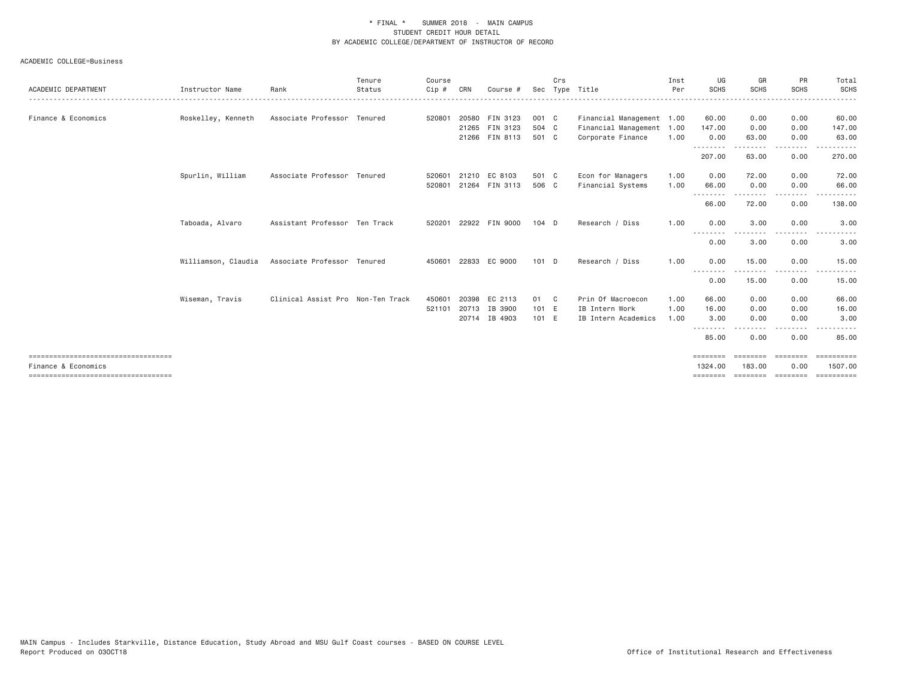\* FINAL \* SUMMER 2018 - MAIN CAMPUS
STUDENT CREDIT HOUR DETAIL
BY ACADEMIC COLLEGE/DEPARTMENT OF INSTRUCTOR OF RECORD

ACADEMIC COLLEGE=Business

| ACADEMIC DEPARTMENT | Instructor Name | Rank | Tenure Status | Course Cip # | CRN | Course # | Sec | Crs Type | Title | Inst Per | UG SCHS | GR SCHS | PR SCHS | Total SCHS |
|---|---|---|---|---|---|---|---|---|---|---|---|---|---|---|
| Finance & Economics | Roskelley, Kenneth | Associate Professor | Tenured | 520801 | 20580 | FIN 3123 | 001 | C | Financial Management | 1.00 | 60.00 | 0.00 | 0.00 | 60.00 |
| | | | | | 21265 | FIN 3123 | 504 | C | Financial Management | 1.00 | 147.00 | 0.00 | 0.00 | 147.00 |
| | | | | | 21266 | FIN 8113 | 501 | C | Corporate Finance | 1.00 | 0.00 | 63.00 | 0.00 | 63.00 |
| | | | | | | | | | | | 207.00 | 63.00 | 0.00 | 270.00 |
| | Spurlin, William | Associate Professor | Tenured | 520601 | 21210 | EC 8103 | 501 | C | Econ for Managers | 1.00 | 0.00 | 72.00 | 0.00 | 72.00 |
| | | | | 520801 | 21264 | FIN 3113 | 506 | C | Financial Systems | 1.00 | 66.00 | 0.00 | 0.00 | 66.00 |
| | | | | | | | | | | | 66.00 | 72.00 | 0.00 | 138.00 |
| | Taboada, Alvaro | Assistant Professor | Ten Track | 520201 | 22922 | FIN 9000 | 104 | D | Research / Diss | 1.00 | 0.00 | 3.00 | 0.00 | 3.00 |
| | | | | | | | | | | | 0.00 | 3.00 | 0.00 | 3.00 |
| | Williamson, Claudia | Associate Professor | Tenured | 450601 | 22833 | EC 9000 | 101 | D | Research / Diss | 1.00 | 0.00 | 15.00 | 0.00 | 15.00 |
| | | | | | | | | | | | 0.00 | 15.00 | 0.00 | 15.00 |
| | Wiseman, Travis | Clinical Assist Pro | Non-Ten Track | 450601 | 20398 | EC 2113 | 01 | C | Prin Of Macroecon | 1.00 | 66.00 | 0.00 | 0.00 | 66.00 |
| | | | | 521101 | 20713 | IB 3900 | 101 | E | IB Intern Work | 1.00 | 16.00 | 0.00 | 0.00 | 16.00 |
| | | | | | 20714 | IB 4903 | 101 | E | IB Intern Academics | 1.00 | 3.00 | 0.00 | 0.00 | 3.00 |
| | | | | | | | | | | | 85.00 | 0.00 | 0.00 | 85.00 |
| Finance & Economics | | | | | | | | | | | 1324.00 | 183.00 | 0.00 | 1507.00 |

MAIN Campus - Includes Starkville, Distance Education, Study Abroad and MSU Gulf Coast courses - BASED ON COURSE LEVEL
Report Produced on 03OCT18 Office of Institutional Research and Effectiveness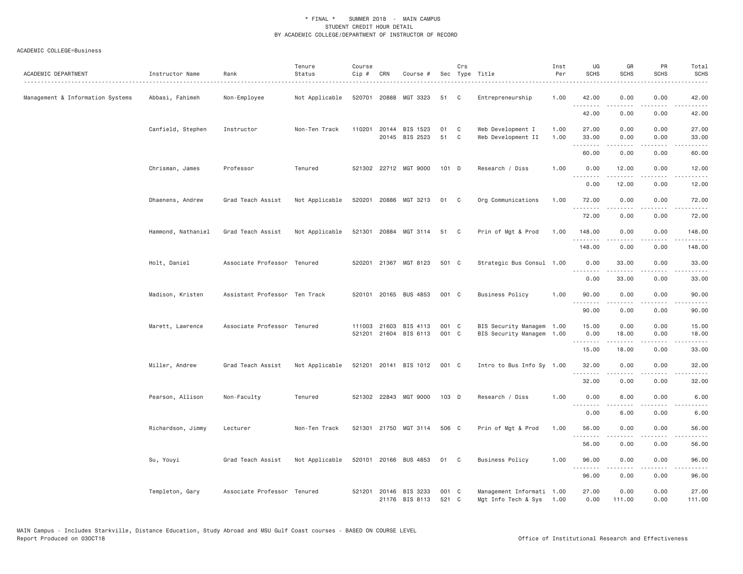\* FINAL \* SUMMER 2018 - MAIN CAMPUS
STUDENT CREDIT HOUR DETAIL
BY ACADEMIC COLLEGE/DEPARTMENT OF INSTRUCTOR OF RECORD

ACADEMIC COLLEGE=Business

| ACADEMIC DEPARTMENT | Instructor Name | Rank | Tenure Status | Course Cip # | CRN | Course # | Sec | Crs Type | Title | Inst Per | UG SCHS | GR SCHS | PR SCHS | Total SCHS |
|---|---|---|---|---|---|---|---|---|---|---|---|---|---|---|
| Management & Information Systems | Abbasi, Fahimeh | Non-Employee | Not Applicable | 520701 | 20888 | MGT 3323 | 51 | C | Entrepreneurship | 1.00 | 42.00 | 0.00 | 0.00 | 42.00 |
| | | | | | | | | | | | 42.00 | 0.00 | 0.00 | 42.00 |
| | Canfield, Stephen | Instructor | Non-Ten Track | 110201 | 20144 | BIS 1523 | 01 | C | Web Development I | 1.00 | 27.00 | 0.00 | 0.00 | 27.00 |
| | | | | | 20145 | BIS 2523 | 51 | C | Web Development II | 1.00 | 33.00 | 0.00 | 0.00 | 33.00 |
| | | | | | | | | | | | 60.00 | 0.00 | 0.00 | 60.00 |
| | Chrisman, James | Professor | Tenured | 521302 | 22712 | MGT 9000 | 101 | D | Research / Diss | 1.00 | 0.00 | 12.00 | 0.00 | 12.00 |
| | | | | | | | | | | | 0.00 | 12.00 | 0.00 | 12.00 |
| | Dhaenens, Andrew | Grad Teach Assist | Not Applicable | 520201 | 20886 | MGT 3213 | 01 | C | Org Communications | 1.00 | 72.00 | 0.00 | 0.00 | 72.00 |
| | | | | | | | | | | | 72.00 | 0.00 | 0.00 | 72.00 |
| | Hammond, Nathaniel | Grad Teach Assist | Not Applicable | 521301 | 20884 | MGT 3114 | 51 | C | Prin of Mgt & Prod | 1.00 | 148.00 | 0.00 | 0.00 | 148.00 |
| | | | | | | | | | | | 148.00 | 0.00 | 0.00 | 148.00 |
| | Holt, Daniel | Associate Professor | Tenured | 520201 | 21367 | MGT 8123 | 501 | C | Strategic Bus Consul | 1.00 | 0.00 | 33.00 | 0.00 | 33.00 |
| | | | | | | | | | | | 0.00 | 33.00 | 0.00 | 33.00 |
| | Madison, Kristen | Assistant Professor | Ten Track | 520101 | 20165 | BUS 4853 | 001 | C | Business Policy | 1.00 | 90.00 | 0.00 | 0.00 | 90.00 |
| | | | | | | | | | | | 90.00 | 0.00 | 0.00 | 90.00 |
| | Marett, Lawrence | Associate Professor | Tenured | 111003 | 21603 | BIS 4113 | 001 | C | BIS Security Managem | 1.00 | 15.00 | 0.00 | 0.00 | 15.00 |
| | | | | 521201 | 21604 | BIS 6113 | 001 | C | BIS Security Managem | 1.00 | 0.00 | 18.00 | 0.00 | 18.00 |
| | | | | | | | | | | | 15.00 | 18.00 | 0.00 | 33.00 |
| | Miller, Andrew | Grad Teach Assist | Not Applicable | 521201 | 20141 | BIS 1012 | 001 | C | Intro to Bus Info Sy | 1.00 | 32.00 | 0.00 | 0.00 | 32.00 |
| | | | | | | | | | | | 32.00 | 0.00 | 0.00 | 32.00 |
| | Pearson, Allison | Non-Faculty | Tenured | 521302 | 22843 | MGT 9000 | 103 | D | Research / Diss | 1.00 | 0.00 | 6.00 | 0.00 | 6.00 |
| | | | | | | | | | | | 0.00 | 6.00 | 0.00 | 6.00 |
| | Richardson, Jimmy | Lecturer | Non-Ten Track | 521301 | 21750 | MGT 3114 | 506 | C | Prin of Mgt & Prod | 1.00 | 56.00 | 0.00 | 0.00 | 56.00 |
| | | | | | | | | | | | 56.00 | 0.00 | 0.00 | 56.00 |
| | Su, Youyi | Grad Teach Assist | Not Applicable | 520101 | 20166 | BUS 4853 | 01 | C | Business Policy | 1.00 | 96.00 | 0.00 | 0.00 | 96.00 |
| | | | | | | | | | | | 96.00 | 0.00 | 0.00 | 96.00 |
| | Templeton, Gary | Associate Professor | Tenured | 521201 | 20146 | BIS 3233 | 001 | C | Management Informati | 1.00 | 27.00 | 0.00 | 0.00 | 27.00 |
| | | | | | 21176 | BIS 8113 | 521 | C | Mgt Info Tech & Sys | 1.00 | 0.00 | 111.00 | 0.00 | 111.00 |

MAIN Campus - Includes Starkville, Distance Education, Study Abroad and MSU Gulf Coast courses - BASED ON COURSE LEVEL
Report Produced on 03OCT18 Office of Institutional Research and Effectiveness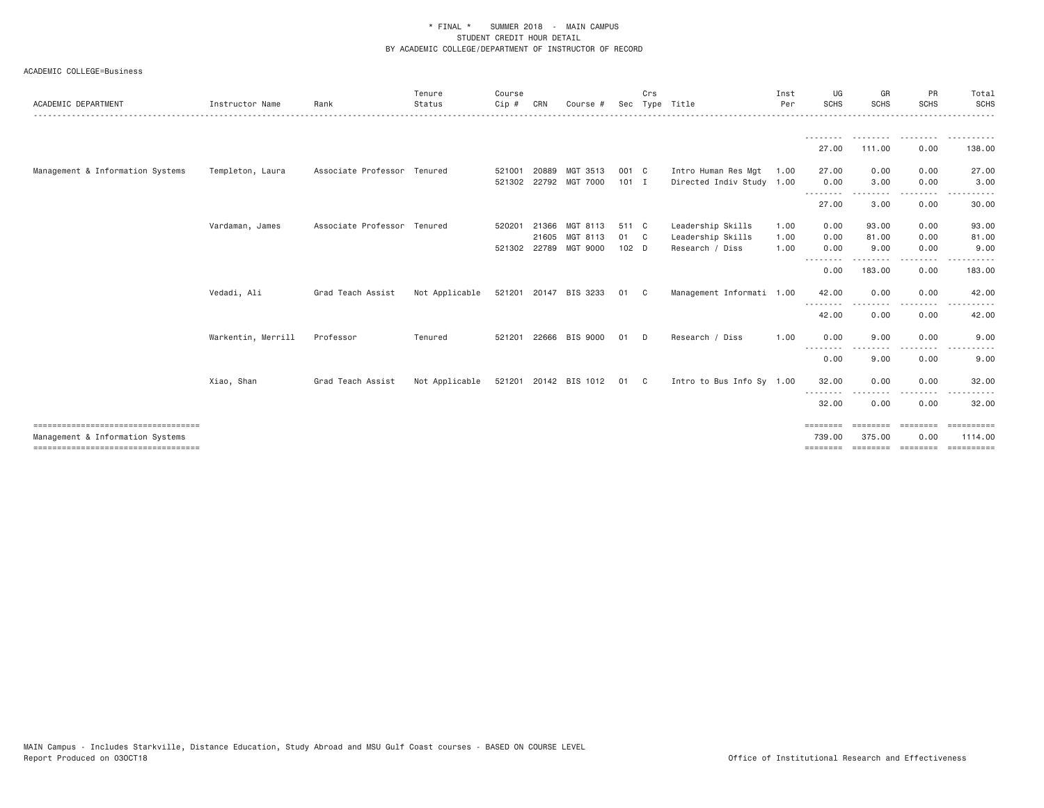\* FINAL \*    SUMMER 2018  -  MAIN CAMPUS
STUDENT CREDIT HOUR DETAIL
BY ACADEMIC COLLEGE/DEPARTMENT OF INSTRUCTOR OF RECORD

ACADEMIC COLLEGE=Business

| ACADEMIC DEPARTMENT | Instructor Name | Rank | Tenure Status | Course Cip # | CRN | Course # | Sec | Crs Type | Title | Inst Per | UG SCHS | GR SCHS | PR SCHS | Total SCHS |
|---|---|---|---|---|---|---|---|---|---|---|---|---|---|---|
| | | | | | | | | | | | 27.00 | 111.00 | 0.00 | 138.00 |
| Management & Information Systems | Templeton, Laura | Associate Professor | Tenured | 521001 | 20889 | MGT 3513 | 001 | C | Intro Human Res Mgt | 1.00 | 27.00 | 0.00 | 0.00 | 27.00 |
| | | | | 521302 | 22792 | MGT 7000 | 101 | I | Directed Indiv Study | 1.00 | 0.00 | 3.00 | 0.00 | 3.00 |
| | | | | | | | | | | | 27.00 | 3.00 | 0.00 | 30.00 |
| | Vardaman, James | Associate Professor | Tenured | 520201 | 21366 | MGT 8113 | 511 | C | Leadership Skills | 1.00 | 0.00 | 93.00 | 0.00 | 93.00 |
| | | | | | 21605 | MGT 8113 | 01 | C | Leadership Skills | 1.00 | 0.00 | 81.00 | 0.00 | 81.00 |
| | | | | 521302 | 22789 | MGT 9000 | 102 | D | Research / Diss | 1.00 | 0.00 | 9.00 | 0.00 | 9.00 |
| | | | | | | | | | | | 0.00 | 183.00 | 0.00 | 183.00 |
| | Vedadi, Ali | Grad Teach Assist | Not Applicable | 521201 | 20147 | BIS 3233 | 01 | C | Management Informati | 1.00 | 42.00 | 0.00 | 0.00 | 42.00 |
| | | | | | | | | | | | 42.00 | 0.00 | 0.00 | 42.00 |
| | Warkentin, Merrill | Professor | Tenured | 521201 | 22666 | BIS 9000 | 01 | D | Research / Diss | 1.00 | 0.00 | 9.00 | 0.00 | 9.00 |
| | | | | | | | | | | | 0.00 | 9.00 | 0.00 | 9.00 |
| | Xiao, Shan | Grad Teach Assist | Not Applicable | 521201 | 20142 | BIS 1012 | 01 | C | Intro to Bus Info Sy | 1.00 | 32.00 | 0.00 | 0.00 | 32.00 |
| | | | | | | | | | | | 32.00 | 0.00 | 0.00 | 32.00 |
| Management & Information Systems | | | | | | | | | | | 739.00 | 375.00 | 0.00 | 1114.00 |

MAIN Campus - Includes Starkville, Distance Education, Study Abroad and MSU Gulf Coast courses - BASED ON COURSE LEVEL
Report Produced on 03OCT18    Office of Institutional Research and Effectiveness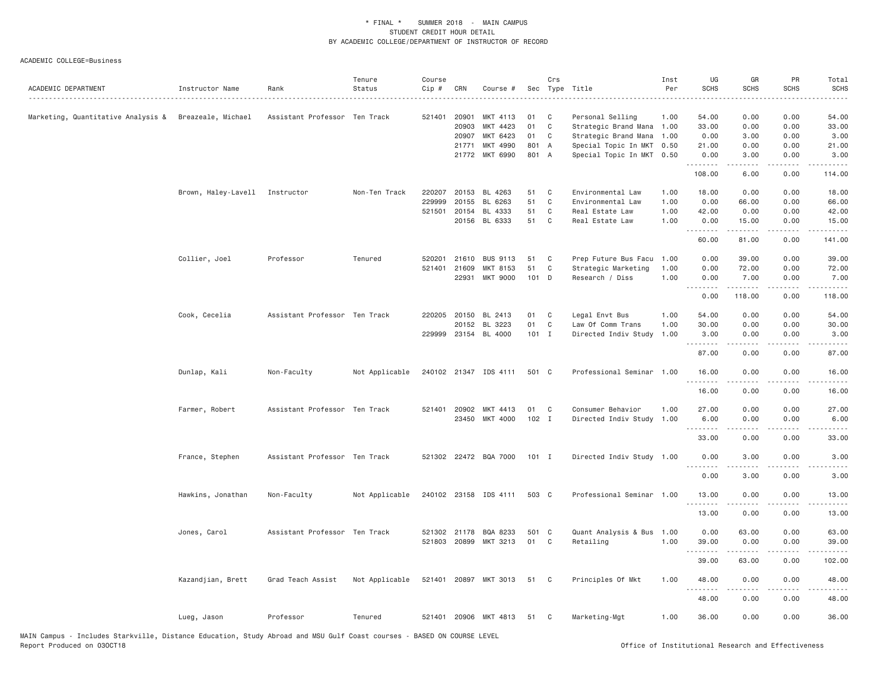\* FINAL \* SUMMER 2018 - MAIN CAMPUS
STUDENT CREDIT HOUR DETAIL
BY ACADEMIC COLLEGE/DEPARTMENT OF INSTRUCTOR OF RECORD

ACADEMIC COLLEGE=Business

| ACADEMIC DEPARTMENT | Instructor Name | Rank | Tenure Status | Course Cip # | CRN | Course # | Sec | Crs Type | Title | Inst Per | UG SCHS | GR SCHS | PR SCHS | Total SCHS |
|---|---|---|---|---|---|---|---|---|---|---|---|---|---|---|
| Marketing, Quantitative Analysis & | Breazeale, Michael | Assistant Professor | Ten Track | 521401 | 20901 | MKT 4113 | 01 | C | Personal Selling | 1.00 | 54.00 | 0.00 | 0.00 | 54.00 |
| | | | | | 20903 | MKT 4423 | 01 | C | Strategic Brand Mana | 1.00 | 33.00 | 0.00 | 0.00 | 33.00 |
| | | | | | 20907 | MKT 6423 | 01 | C | Strategic Brand Mana | 1.00 | 0.00 | 3.00 | 0.00 | 3.00 |
| | | | | | 21771 | MKT 4990 | 801 | A | Special Topic In MKT | 0.50 | 21.00 | 0.00 | 0.00 | 21.00 |
| | | | | | 21772 | MKT 6990 | 801 | A | Special Topic In MKT | 0.50 | 0.00 | 3.00 | 0.00 | 3.00 |
| | | | | | | | | | | | 108.00 | 6.00 | 0.00 | 114.00 |
| | Brown, Haley-Lavell | Instructor | Non-Ten Track | 220207 | 20153 | BL 4263 | 51 | C | Environmental Law | 1.00 | 18.00 | 0.00 | 0.00 | 18.00 |
| | | | | 229999 | 20155 | BL 6263 | 51 | C | Environmental Law | 1.00 | 0.00 | 66.00 | 0.00 | 66.00 |
| | | | | 521501 | 20154 | BL 4333 | 51 | C | Real Estate Law | 1.00 | 42.00 | 0.00 | 0.00 | 42.00 |
| | | | | | 20156 | BL 6333 | 51 | C | Real Estate Law | 1.00 | 0.00 | 15.00 | 0.00 | 15.00 |
| | | | | | | | | | | | 60.00 | 81.00 | 0.00 | 141.00 |
| | Collier, Joel | Professor | Tenured | 520201 | 21610 | BUS 9113 | 51 | C | Prep Future Bus Facu | 1.00 | 0.00 | 39.00 | 0.00 | 39.00 |
| | | | | 521401 | 21609 | MKT 8153 | 51 | C | Strategic Marketing | 1.00 | 0.00 | 72.00 | 0.00 | 72.00 |
| | | | | | 22931 | MKT 9000 | 101 | D | Research / Diss | 1.00 | 0.00 | 7.00 | 0.00 | 7.00 |
| | | | | | | | | | | | 0.00 | 118.00 | 0.00 | 118.00 |
| | Cook, Cecelia | Assistant Professor | Ten Track | 220205 | 20150 | BL 2413 | 01 | C | Legal Envt Bus | 1.00 | 54.00 | 0.00 | 0.00 | 54.00 |
| | | | | | 20152 | BL 3223 | 01 | C | Law Of Comm Trans | 1.00 | 30.00 | 0.00 | 0.00 | 30.00 |
| | | | | 229999 | 23154 | BL 4000 | 101 | I | Directed Indiv Study | 1.00 | 3.00 | 0.00 | 0.00 | 3.00 |
| | | | | | | | | | | | 87.00 | 0.00 | 0.00 | 87.00 |
| | Dunlap, Kali | Non-Faculty | Not Applicable | 240102 | 21347 | IDS 4111 | 501 | C | Professional Seminar | 1.00 | 16.00 | 0.00 | 0.00 | 16.00 |
| | | | | | | | | | | | 16.00 | 0.00 | 0.00 | 16.00 |
| | Farmer, Robert | Assistant Professor | Ten Track | 521401 | 20902 | MKT 4413 | 01 | C | Consumer Behavior | 1.00 | 27.00 | 0.00 | 0.00 | 27.00 |
| | | | | | 23450 | MKT 4000 | 102 | I | Directed Indiv Study | 1.00 | 6.00 | 0.00 | 0.00 | 6.00 |
| | | | | | | | | | | | 33.00 | 0.00 | 0.00 | 33.00 |
| | France, Stephen | Assistant Professor | Ten Track | 521302 | 22472 | BQA 7000 | 101 | I | Directed Indiv Study | 1.00 | 0.00 | 3.00 | 0.00 | 3.00 |
| | | | | | | | | | | | 0.00 | 3.00 | 0.00 | 3.00 |
| | Hawkins, Jonathan | Non-Faculty | Not Applicable | 240102 | 23158 | IDS 4111 | 503 | C | Professional Seminar | 1.00 | 13.00 | 0.00 | 0.00 | 13.00 |
| | | | | | | | | | | | 13.00 | 0.00 | 0.00 | 13.00 |
| | Jones, Carol | Assistant Professor | Ten Track | 521302 | 21178 | BQA 8233 | 501 | C | Quant Analysis & Bus | 1.00 | 0.00 | 63.00 | 0.00 | 63.00 |
| | | | | 521803 | 20899 | MKT 3213 | 01 | C | Retailing | 1.00 | 39.00 | 0.00 | 0.00 | 39.00 |
| | | | | | | | | | | | 39.00 | 63.00 | 0.00 | 102.00 |
| | Kazandjian, Brett | Grad Teach Assist | Not Applicable | 521401 | 20897 | MKT 3013 | 51 | C | Principles Of Mkt | 1.00 | 48.00 | 0.00 | 0.00 | 48.00 |
| | | | | | | | | | | | 48.00 | 0.00 | 0.00 | 48.00 |
| | Lueg, Jason | Professor | Tenured | 521401 | 20906 | MKT 4813 | 51 | C | Marketing-Mgt | 1.00 | 36.00 | 0.00 | 0.00 | 36.00 |

MAIN Campus - Includes Starkville, Distance Education, Study Abroad and MSU Gulf Coast courses - BASED ON COURSE LEVEL
Report Produced on 03OCT18

Office of Institutional Research and Effectiveness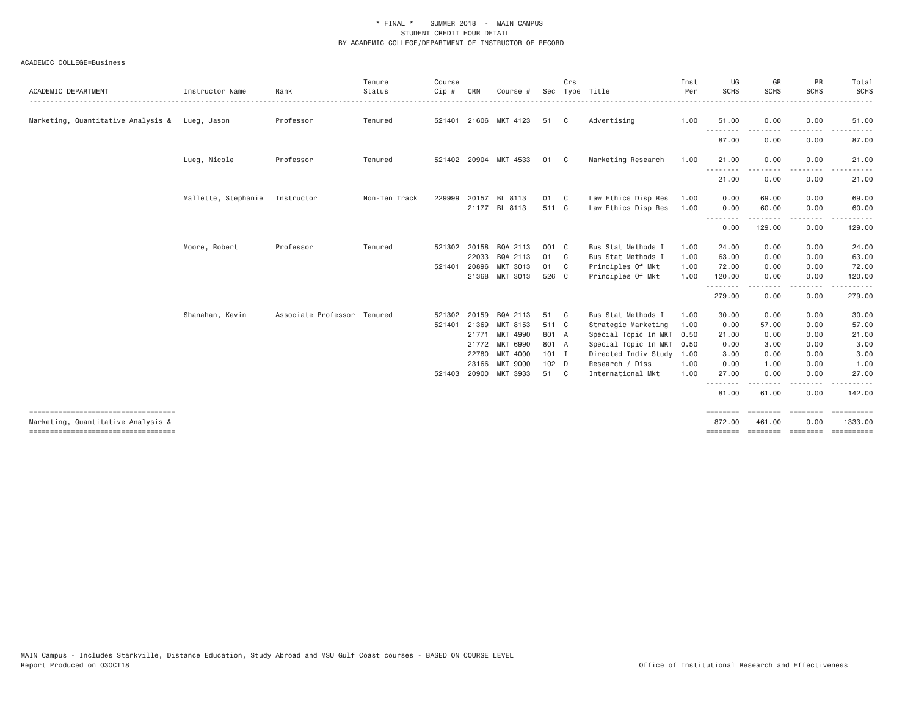\* FINAL \* SUMMER 2018 - MAIN CAMPUS
STUDENT CREDIT HOUR DETAIL
BY ACADEMIC COLLEGE/DEPARTMENT OF INSTRUCTOR OF RECORD

ACADEMIC COLLEGE=Business

| ACADEMIC DEPARTMENT | Instructor Name | Rank | Tenure Status | Course Cip # | CRN | Course # | Sec | Crs Type | Title | Inst Per | UG SCHS | GR SCHS | PR SCHS | Total SCHS |
|---|---|---|---|---|---|---|---|---|---|---|---|---|---|---|
| Marketing, Quantitative Analysis & | Lueg, Jason | Professor | Tenured | 521401 | 21606 | MKT 4123 | 51 | C | Advertising | 1.00 | 51.00 | 0.00 | 0.00 | 51.00 |
| | | | | | | | | | | | 87.00 | 0.00 | 0.00 | 87.00 |
| | Lueg, Nicole | Professor | Tenured | 521402 | 20904 | MKT 4533 | 01 | C | Marketing Research | 1.00 | 21.00 | 0.00 | 0.00 | 21.00 |
| | | | | | | | | | | | 21.00 | 0.00 | 0.00 | 21.00 |
| | Mallette, Stephanie | Instructor | Non-Ten Track | 229999 | 20157 | BL 8113 | 01 | C | Law Ethics Disp Res | 1.00 | 0.00 | 69.00 | 0.00 | 69.00 |
| | | | | | 21177 | BL 8113 | 511 | C | Law Ethics Disp Res | 1.00 | 0.00 | 60.00 | 0.00 | 60.00 |
| | | | | | | | | | | | 0.00 | 129.00 | 0.00 | 129.00 |
| | Moore, Robert | Professor | Tenured | 521302 | 20158 | BQA 2113 | 001 | C | Bus Stat Methods I | 1.00 | 24.00 | 0.00 | 0.00 | 24.00 |
| | | | | | 22033 | BQA 2113 | 01 | C | Bus Stat Methods I | 1.00 | 63.00 | 0.00 | 0.00 | 63.00 |
| | | | | 521401 | 20896 | MKT 3013 | 01 | C | Principles Of Mkt | 1.00 | 72.00 | 0.00 | 0.00 | 72.00 |
| | | | | | 21368 | MKT 3013 | 526 | C | Principles Of Mkt | 1.00 | 120.00 | 0.00 | 0.00 | 120.00 |
| | | | | | | | | | | | 279.00 | 0.00 | 0.00 | 279.00 |
| | Shanahan, Kevin | Associate Professor | Tenured | 521302 | 20159 | BQA 2113 | 51 | C | Bus Stat Methods I | 1.00 | 30.00 | 0.00 | 0.00 | 30.00 |
| | | | | 521401 | 21369 | MKT 8153 | 511 | C | Strategic Marketing | 1.00 | 0.00 | 57.00 | 0.00 | 57.00 |
| | | | | | 21771 | MKT 4990 | 801 | A | Special Topic In MKT | 0.50 | 21.00 | 0.00 | 0.00 | 21.00 |
| | | | | | 21772 | MKT 6990 | 801 | A | Special Topic In MKT | 0.50 | 0.00 | 3.00 | 0.00 | 3.00 |
| | | | | | 22780 | MKT 4000 | 101 | I | Directed Indiv Study | 1.00 | 3.00 | 0.00 | 0.00 | 3.00 |
| | | | | | 23166 | MKT 9000 | 102 | D | Research / Diss | 1.00 | 0.00 | 1.00 | 0.00 | 1.00 |
| | | | | 521403 | 20900 | MKT 3933 | 51 | C | International Mkt | 1.00 | 27.00 | 0.00 | 0.00 | 27.00 |
| | | | | | | | | | | | 81.00 | 61.00 | 0.00 | 142.00 |
| Marketing, Quantitative Analysis & | | | | | | | | | | | 872.00 | 461.00 | 0.00 | 1333.00 |

MAIN Campus - Includes Starkville, Distance Education, Study Abroad and MSU Gulf Coast courses - BASED ON COURSE LEVEL
Report Produced on 03OCT18

Office of Institutional Research and Effectiveness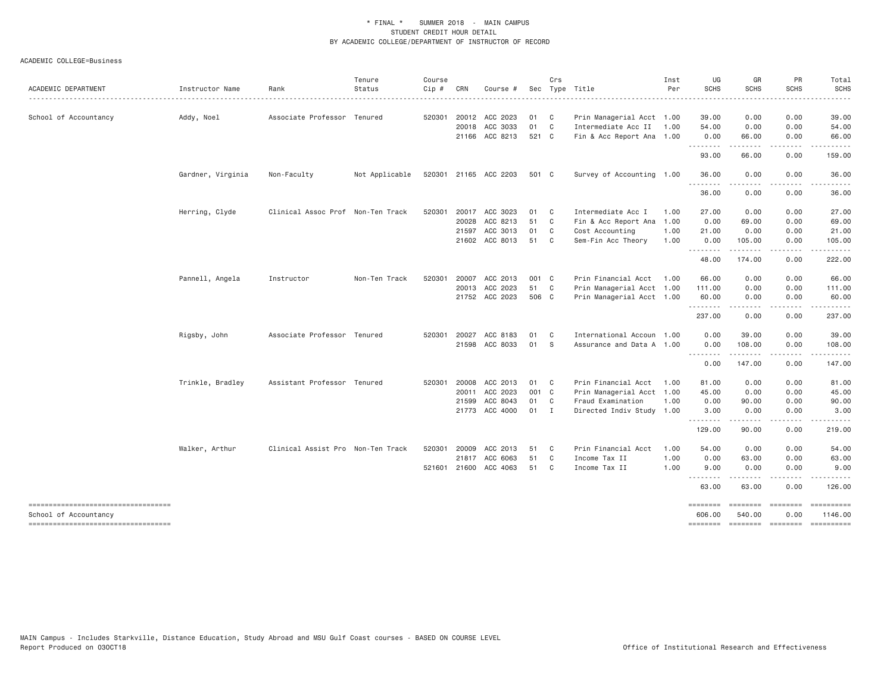\* FINAL \* SUMMER 2018 - MAIN CAMPUS
STUDENT CREDIT HOUR DETAIL
BY ACADEMIC COLLEGE/DEPARTMENT OF INSTRUCTOR OF RECORD

ACADEMIC COLLEGE=Business

| ACADEMIC DEPARTMENT | Instructor Name | Rank | Tenure Status | Course Cip # | CRN | Course # | Sec | Crs Type | Title | Inst Per | UG SCHS | GR SCHS | PR SCHS | Total SCHS |
|---|---|---|---|---|---|---|---|---|---|---|---|---|---|---|
| School of Accountancy | Addy, Noel | Associate Professor | Tenured | 520301 | 20012 | ACC 2023 | 01 | C | Prin Managerial Acct | 1.00 | 39.00 | 0.00 | 0.00 | 39.00 |
| | | | | | 20018 | ACC 3033 | 01 | C | Intermediate Acc II | 1.00 | 54.00 | 0.00 | 0.00 | 54.00 |
| | | | | | 21166 | ACC 8213 | 521 | C | Fin & Acc Report Ana | 1.00 | 0.00 | 66.00 | 0.00 | 66.00 |
| | | | | | | | | | | | 93.00 | 66.00 | 0.00 | 159.00 |
| | Gardner, Virginia | Non-Faculty | Not Applicable | 520301 | 21165 | ACC 2203 | 501 | C | Survey of Accounting | 1.00 | 36.00 | 0.00 | 0.00 | 36.00 |
| | | | | | | | | | | | 36.00 | 0.00 | 0.00 | 36.00 |
| | Herring, Clyde | Clinical Assoc Prof | Non-Ten Track | 520301 | 20017 | ACC 3023 | 01 | C | Intermediate Acc I | 1.00 | 27.00 | 0.00 | 0.00 | 27.00 |
| | | | | | 20028 | ACC 8213 | 51 | C | Fin & Acc Report Ana | 1.00 | 0.00 | 69.00 | 0.00 | 69.00 |
| | | | | | 21597 | ACC 3013 | 01 | C | Cost Accounting | 1.00 | 21.00 | 0.00 | 0.00 | 21.00 |
| | | | | | 21602 | ACC 8013 | 51 | C | Sem-Fin Acc Theory | 1.00 | 0.00 | 105.00 | 0.00 | 105.00 |
| | | | | | | | | | | | 48.00 | 174.00 | 0.00 | 222.00 |
| | Pannell, Angela | Instructor | Non-Ten Track | 520301 | 20007 | ACC 2013 | 001 | C | Prin Financial Acct | 1.00 | 66.00 | 0.00 | 0.00 | 66.00 |
| | | | | | 20013 | ACC 2023 | 51 | C | Prin Managerial Acct | 1.00 | 111.00 | 0.00 | 0.00 | 111.00 |
| | | | | | 21752 | ACC 2023 | 506 | C | Prin Managerial Acct | 1.00 | 60.00 | 0.00 | 0.00 | 60.00 |
| | | | | | | | | | | | 237.00 | 0.00 | 0.00 | 237.00 |
| | Rigsby, John | Associate Professor | Tenured | 520301 | 20027 | ACC 8183 | 01 | C | International Accoun | 1.00 | 0.00 | 39.00 | 0.00 | 39.00 |
| | | | | | 21598 | ACC 8033 | 01 | S | Assurance and Data A | 1.00 | 0.00 | 108.00 | 0.00 | 108.00 |
| | | | | | | | | | | | 0.00 | 147.00 | 0.00 | 147.00 |
| | Trinkle, Bradley | Assistant Professor | Tenured | 520301 | 20008 | ACC 2013 | 01 | C | Prin Financial Acct | 1.00 | 81.00 | 0.00 | 0.00 | 81.00 |
| | | | | | 20011 | ACC 2023 | 001 | C | Prin Managerial Acct | 1.00 | 45.00 | 0.00 | 0.00 | 45.00 |
| | | | | | 21599 | ACC 8043 | 01 | C | Fraud Examination | 1.00 | 0.00 | 90.00 | 0.00 | 90.00 |
| | | | | | 21773 | ACC 4000 | 01 | I | Directed Indiv Study | 1.00 | 3.00 | 0.00 | 0.00 | 3.00 |
| | | | | | | | | | | | 129.00 | 90.00 | 0.00 | 219.00 |
| | Walker, Arthur | Clinical Assist Pro | Non-Ten Track | 520301 | 20009 | ACC 2013 | 51 | C | Prin Financial Acct | 1.00 | 54.00 | 0.00 | 0.00 | 54.00 |
| | | | | | 21817 | ACC 6063 | 51 | C | Income Tax II | 1.00 | 0.00 | 63.00 | 0.00 | 63.00 |
| | | | | 521601 | 21600 | ACC 4063 | 51 | C | Income Tax II | 1.00 | 9.00 | 0.00 | 0.00 | 9.00 |
| | | | | | | | | | | | 63.00 | 63.00 | 0.00 | 126.00 |
| School of Accountancy | | | | | | | | | | | 606.00 | 540.00 | 0.00 | 1146.00 |

MAIN Campus - Includes Starkville, Distance Education, Study Abroad and MSU Gulf Coast courses - BASED ON COURSE LEVEL
Report Produced on 03OCT18

Office of Institutional Research and Effectiveness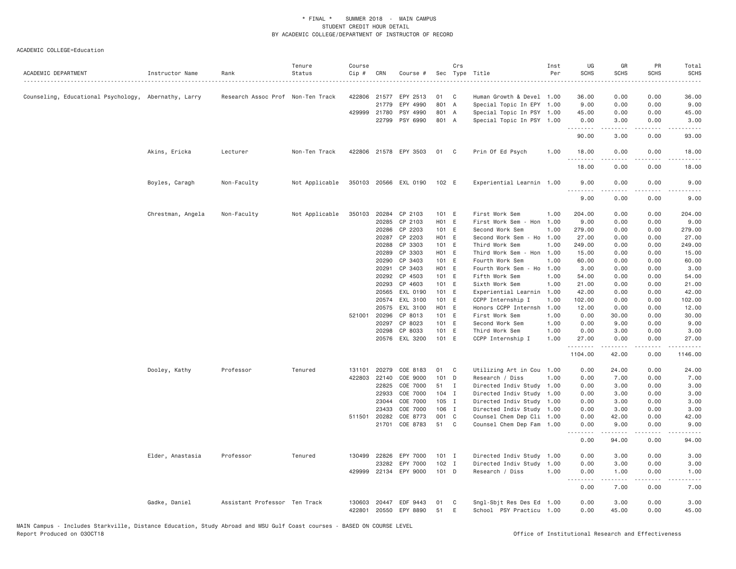\* FINAL \* SUMMER 2018 - MAIN CAMPUS
STUDENT CREDIT HOUR DETAIL
BY ACADEMIC COLLEGE/DEPARTMENT OF INSTRUCTOR OF RECORD

ACADEMIC COLLEGE=Education

| ACADEMIC DEPARTMENT | Instructor Name | Rank | Tenure Status | Course Cip # | CRN | Course # | Sec | Crs Type | Title | Inst Per | UG SCHS | GR SCHS | PR SCHS | Total SCHS |
|---|---|---|---|---|---|---|---|---|---|---|---|---|---|---|
| Counseling, Educational Psychology, | Abernathy, Larry | Research Assoc Prof | Non-Ten Track | 422806 | 21577 | EPY 2513 | 01 | C | Human Growth & Devel | 1.00 | 36.00 | 0.00 | 0.00 | 36.00 |
| | | | | | 21779 | EPY 4990 | 801 | A | Special Topic In EPY | 1.00 | 9.00 | 0.00 | 0.00 | 9.00 |
| | | | | 429999 | 21780 | PSY 4990 | 801 | A | Special Topic In PSY | 1.00 | 45.00 | 0.00 | 0.00 | 45.00 |
| | | | | | 22799 | PSY 6990 | 801 | A | Special Topic In PSY | 1.00 | 0.00 | 3.00 | 0.00 | 3.00 |
| | | | | | | | | | | | 90.00 | 3.00 | 0.00 | 93.00 |
| | Akins, Ericka | Lecturer | Non-Ten Track | 422806 | 21578 | EPY 3503 | 01 | C | Prin Of Ed Psych | 1.00 | 18.00 | 0.00 | 0.00 | 18.00 |
| | | | | | | | | | | | 18.00 | 0.00 | 0.00 | 18.00 |
| | Boyles, Caragh | Non-Faculty | Not Applicable | 350103 | 20566 | EXL 0190 | 102 | E | Experiential Learnin | 1.00 | 9.00 | 0.00 | 0.00 | 9.00 |
| | | | | | | | | | | | 9.00 | 0.00 | 0.00 | 9.00 |
| | Chrestman, Angela | Non-Faculty | Not Applicable | 350103 | 20284 | CP 2103 | 101 | E | First Work Sem | 1.00 | 204.00 | 0.00 | 0.00 | 204.00 |
| | | | | | 20285 | CP 2103 | H01 | E | First Work Sem - Hon | 1.00 | 9.00 | 0.00 | 0.00 | 9.00 |
| | | | | | 20286 | CP 2203 | 101 | E | Second Work Sem | 1.00 | 279.00 | 0.00 | 0.00 | 279.00 |
| | | | | | 20287 | CP 2203 | H01 | E | Second Work Sem - Ho | 1.00 | 27.00 | 0.00 | 0.00 | 27.00 |
| | | | | | 20288 | CP 3303 | 101 | E | Third Work Sem | 1.00 | 249.00 | 0.00 | 0.00 | 249.00 |
| | | | | | 20289 | CP 3303 | H01 | E | Third Work Sem - Hon | 1.00 | 15.00 | 0.00 | 0.00 | 15.00 |
| | | | | | 20290 | CP 3403 | 101 | E | Fourth Work Sem | 1.00 | 60.00 | 0.00 | 0.00 | 60.00 |
| | | | | | 20291 | CP 3403 | H01 | E | Fourth Work Sem - Ho | 1.00 | 3.00 | 0.00 | 0.00 | 3.00 |
| | | | | | 20292 | CP 4503 | 101 | E | Fifth Work Sem | 1.00 | 54.00 | 0.00 | 0.00 | 54.00 |
| | | | | | 20293 | CP 4603 | 101 | E | Sixth Work Sem | 1.00 | 21.00 | 0.00 | 0.00 | 21.00 |
| | | | | | 20565 | EXL 0190 | 101 | E | Experiential Learnin | 1.00 | 42.00 | 0.00 | 0.00 | 42.00 |
| | | | | | 20574 | EXL 3100 | 101 | E | CCPP Internship I | 1.00 | 102.00 | 0.00 | 0.00 | 102.00 |
| | | | | | 20575 | EXL 3100 | H01 | E | Honors CCPP Internsh | 1.00 | 12.00 | 0.00 | 0.00 | 12.00 |
| | | | | 521001 | 20296 | CP 8013 | 101 | E | First Work Sem | 1.00 | 0.00 | 30.00 | 0.00 | 30.00 |
| | | | | | 20297 | CP 8023 | 101 | E | Second Work Sem | 1.00 | 0.00 | 9.00 | 0.00 | 9.00 |
| | | | | | 20298 | CP 8033 | 101 | E | Third Work Sem | 1.00 | 0.00 | 3.00 | 0.00 | 3.00 |
| | | | | | 20576 | EXL 3200 | 101 | E | CCPP Internship I | 1.00 | 27.00 | 0.00 | 0.00 | 27.00 |
| | | | | | | | | | | | 1104.00 | 42.00 | 0.00 | 1146.00 |
| | Dooley, Kathy | Professor | Tenured | 131101 | 20279 | COE 8183 | 01 | C | Utilizing Art in Cou | 1.00 | 0.00 | 24.00 | 0.00 | 24.00 |
| | | | | 422803 | 22140 | COE 9000 | 101 | D | Research / Diss | 1.00 | 0.00 | 7.00 | 0.00 | 7.00 |
| | | | | | 22825 | COE 7000 | 51 | I | Directed Indiv Study | 1.00 | 0.00 | 3.00 | 0.00 | 3.00 |
| | | | | | 22933 | COE 7000 | 104 | I | Directed Indiv Study | 1.00 | 0.00 | 3.00 | 0.00 | 3.00 |
| | | | | | 23044 | COE 7000 | 105 | I | Directed Indiv Study | 1.00 | 0.00 | 3.00 | 0.00 | 3.00 |
| | | | | | 23433 | COE 7000 | 106 | I | Directed Indiv Study | 1.00 | 0.00 | 3.00 | 0.00 | 3.00 |
| | | | | 511501 | 20282 | COE 8773 | 001 | C | Counsel Chem Dep Cli | 1.00 | 0.00 | 42.00 | 0.00 | 42.00 |
| | | | | | 21701 | COE 8783 | 51 | C | Counsel Chem Dep Fam | 1.00 | 0.00 | 9.00 | 0.00 | 9.00 |
| | | | | | | | | | | | 0.00 | 94.00 | 0.00 | 94.00 |
| | Elder, Anastasia | Professor | Tenured | 130499 | 22826 | EPY 7000 | 101 | I | Directed Indiv Study | 1.00 | 0.00 | 3.00 | 0.00 | 3.00 |
| | | | | | 23282 | EPY 7000 | 102 | I | Directed Indiv Study | 1.00 | 0.00 | 3.00 | 0.00 | 3.00 |
| | | | | 429999 | 22134 | EPY 9000 | 101 | D | Research / Diss | 1.00 | 0.00 | 1.00 | 0.00 | 1.00 |
| | | | | | | | | | | | 0.00 | 7.00 | 0.00 | 7.00 |
| | Gadke, Daniel | Assistant Professor | Ten Track | 130603 | 20447 | EDF 9443 | 01 | C | Sngl-Sbjt Res Des Ed | 1.00 | 0.00 | 3.00 | 0.00 | 3.00 |
| | | | | 422801 | 20550 | EPY 8890 | 51 | E | School PSY Practicu | 1.00 | 0.00 | 45.00 | 0.00 | 45.00 |

MAIN Campus - Includes Starkville, Distance Education, Study Abroad and MSU Gulf Coast courses - BASED ON COURSE LEVEL
Report Produced on 03OCT18 Office of Institutional Research and Effectiveness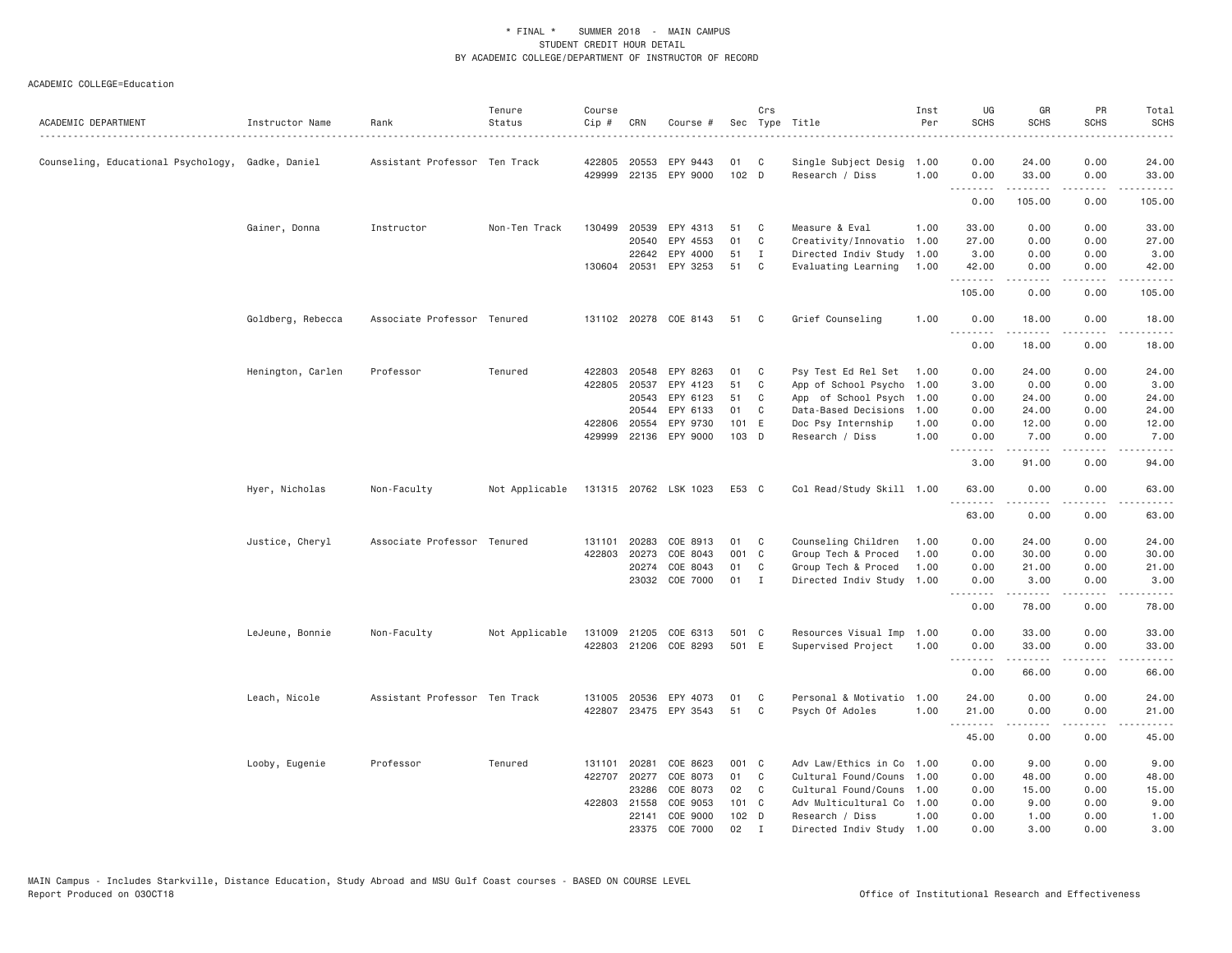\* FINAL \* SUMMER 2018 - MAIN CAMPUS
STUDENT CREDIT HOUR DETAIL
BY ACADEMIC COLLEGE/DEPARTMENT OF INSTRUCTOR OF RECORD

ACADEMIC COLLEGE=Education

| ACADEMIC DEPARTMENT | Instructor Name | Rank | Tenure Status | Course Cip # | CRN | Course # | Sec | Crs Type | Title | Inst Per | UG SCHS | GR SCHS | PR SCHS | Total SCHS |
|---|---|---|---|---|---|---|---|---|---|---|---|---|---|---|
| Counseling, Educational Psychology, | Gadke, Daniel | Assistant Professor | Ten Track | 422805 | 20553 | EPY 9443 | 01 | C | Single Subject Desig | 1.00 | 0.00 | 24.00 | 0.00 | 24.00 |
| | | | | 429999 | 22135 | EPY 9000 | 102 | D | Research / Diss | 1.00 | 0.00 | 33.00 | 0.00 | 33.00 |
| | | | | | | | | | | | 0.00 | 105.00 | 0.00 | 105.00 |
| | Gainer, Donna | Instructor | Non-Ten Track | 130499 | 20539 | EPY 4313 | 51 | C | Measure & Eval | 1.00 | 33.00 | 0.00 | 0.00 | 33.00 |
| | | | | | 20540 | EPY 4553 | 01 | C | Creativity/Innovatio | 1.00 | 27.00 | 0.00 | 0.00 | 27.00 |
| | | | | | 22642 | EPY 4000 | 51 | I | Directed Indiv Study | 1.00 | 3.00 | 0.00 | 0.00 | 3.00 |
| | | | | 130604 | 20531 | EPY 3253 | 51 | C | Evaluating Learning | 1.00 | 42.00 | 0.00 | 0.00 | 42.00 |
| | | | | | | | | | | | 105.00 | 0.00 | 0.00 | 105.00 |
| | Goldberg, Rebecca | Associate Professor | Tenured | 131102 | 20278 | COE 8143 | 51 | C | Grief Counseling | 1.00 | 0.00 | 18.00 | 0.00 | 18.00 |
| | | | | | | | | | | | 0.00 | 18.00 | 0.00 | 18.00 |
| | Henington, Carlen | Professor | Tenured | 422803 | 20548 | EPY 8263 | 01 | C | Psy Test Ed Rel Set | 1.00 | 0.00 | 24.00 | 0.00 | 24.00 |
| | | | | 422805 | 20537 | EPY 4123 | 51 | C | App of School Psycho | 1.00 | 3.00 | 0.00 | 0.00 | 3.00 |
| | | | | | 20543 | EPY 6123 | 51 | C | App of School Psych | 1.00 | 0.00 | 24.00 | 0.00 | 24.00 |
| | | | | | 20544 | EPY 6133 | 01 | C | Data-Based Decisions | 1.00 | 0.00 | 24.00 | 0.00 | 24.00 |
| | | | | 422806 | 20554 | EPY 9730 | 101 | E | Doc Psy Internship | 1.00 | 0.00 | 12.00 | 0.00 | 12.00 |
| | | | | 429999 | 22136 | EPY 9000 | 103 | D | Research / Diss | 1.00 | 0.00 | 7.00 | 0.00 | 7.00 |
| | | | | | | | | | | | 3.00 | 91.00 | 0.00 | 94.00 |
| | Hyer, Nicholas | Non-Faculty | Not Applicable | 131315 | 20762 | LSK 1023 | E53 | C | Col Read/Study Skill | 1.00 | 63.00 | 0.00 | 0.00 | 63.00 |
| | | | | | | | | | | | 63.00 | 0.00 | 0.00 | 63.00 |
| | Justice, Cheryl | Associate Professor | Tenured | 131101 | 20283 | COE 8913 | 01 | C | Counseling Children | 1.00 | 0.00 | 24.00 | 0.00 | 24.00 |
| | | | | 422803 | 20273 | COE 8043 | 001 | C | Group Tech & Proced | 1.00 | 0.00 | 30.00 | 0.00 | 30.00 |
| | | | | | 20274 | COE 8043 | 01 | C | Group Tech & Proced | 1.00 | 0.00 | 21.00 | 0.00 | 21.00 |
| | | | | | 23032 | COE 7000 | 01 | I | Directed Indiv Study | 1.00 | 0.00 | 3.00 | 0.00 | 3.00 |
| | | | | | | | | | | | 0.00 | 78.00 | 0.00 | 78.00 |
| | LeJeune, Bonnie | Non-Faculty | Not Applicable | 131009 | 21205 | COE 6313 | 501 | C | Resources Visual Imp | 1.00 | 0.00 | 33.00 | 0.00 | 33.00 |
| | | | | 422803 | 21206 | COE 8293 | 501 | E | Supervised Project | 1.00 | 0.00 | 33.00 | 0.00 | 33.00 |
| | | | | | | | | | | | 0.00 | 66.00 | 0.00 | 66.00 |
| | Leach, Nicole | Assistant Professor | Ten Track | 131005 | 20536 | EPY 4073 | 01 | C | Personal & Motivatio | 1.00 | 24.00 | 0.00 | 0.00 | 24.00 |
| | | | | 422807 | 23475 | EPY 3543 | 51 | C | Psych Of Adoles | 1.00 | 21.00 | 0.00 | 0.00 | 21.00 |
| | | | | | | | | | | | 45.00 | 0.00 | 0.00 | 45.00 |
| | Looby, Eugenie | Professor | Tenured | 131101 | 20281 | COE 8623 | 001 | C | Adv Law/Ethics in Co | 1.00 | 0.00 | 9.00 | 0.00 | 9.00 |
| | | | | 422707 | 20277 | COE 8073 | 01 | C | Cultural Found/Couns | 1.00 | 0.00 | 48.00 | 0.00 | 48.00 |
| | | | | | 23286 | COE 8073 | 02 | C | Cultural Found/Couns | 1.00 | 0.00 | 15.00 | 0.00 | 15.00 |
| | | | | 422803 | 21558 | COE 9053 | 101 | C | Adv Multicultural Co | 1.00 | 0.00 | 9.00 | 0.00 | 9.00 |
| | | | | | 22141 | COE 9000 | 102 | D | Research / Diss | 1.00 | 0.00 | 1.00 | 0.00 | 1.00 |
| | | | | | 23375 | COE 7000 | 02 | I | Directed Indiv Study | 1.00 | 0.00 | 3.00 | 0.00 | 3.00 |

MAIN Campus - Includes Starkville, Distance Education, Study Abroad and MSU Gulf Coast courses - BASED ON COURSE LEVEL
Report Produced on 03OCT18 Office of Institutional Research and Effectiveness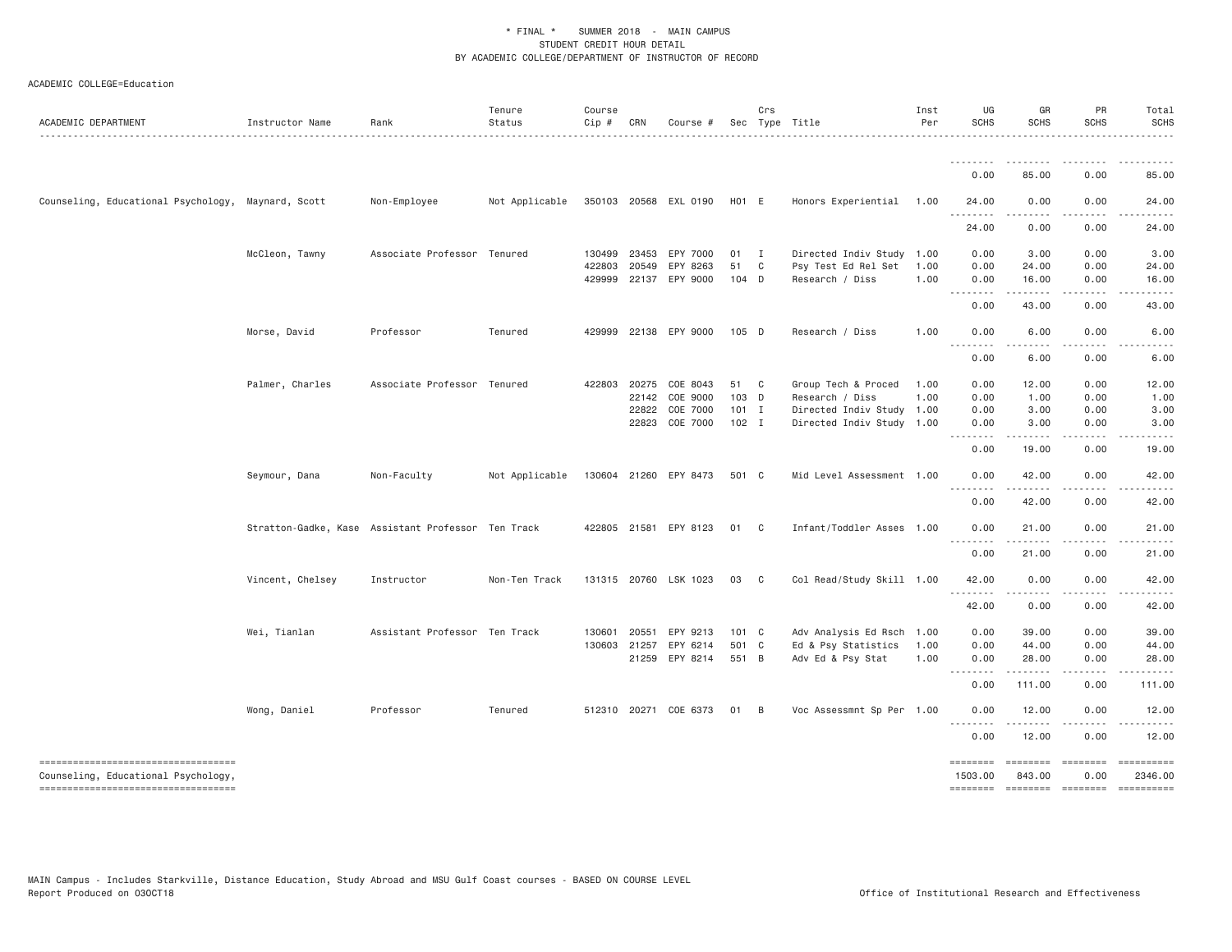\* FINAL \* SUMMER 2018 - MAIN CAMPUS
STUDENT CREDIT HOUR DETAIL
BY ACADEMIC COLLEGE/DEPARTMENT OF INSTRUCTOR OF RECORD

ACADEMIC COLLEGE=Education

| ACADEMIC DEPARTMENT | Instructor Name | Rank | Tenure Status | Course Cip # | CRN | Course # | Sec | Crs Type | Title | Inst Per | UG SCHS | GR SCHS | PR SCHS | Total SCHS |
|---|---|---|---|---|---|---|---|---|---|---|---|---|---|---|
| | | | | | | | | | | | 0.00 | 85.00 | 0.00 | 85.00 |
| Counseling, Educational Psychology, | Maynard, Scott | Non-Employee | Not Applicable | 350103 | 20568 | EXL 0190 | H01 | E | Honors Experiential | 1.00 | 24.00 | 0.00 | 0.00 | 24.00 |
| | | | | | | | | | | | 24.00 | 0.00 | 0.00 | 24.00 |
| | McCleon, Tawny | Associate Professor | Tenured | 130499 | 23453 | EPY 7000 | 01 | I | Directed Indiv Study | 1.00 | 0.00 | 3.00 | 0.00 | 3.00 |
| | | | | 422803 | 20549 | EPY 8263 | 51 | C | Psy Test Ed Rel Set | 1.00 | 0.00 | 24.00 | 0.00 | 24.00 |
| | | | | 429999 | 22137 | EPY 9000 | 104 | D | Research / Diss | 1.00 | 0.00 | 16.00 | 0.00 | 16.00 |
| | | | | | | | | | | | 0.00 | 43.00 | 0.00 | 43.00 |
| | Morse, David | Professor | Tenured | 429999 | 22138 | EPY 9000 | 105 | D | Research / Diss | 1.00 | 0.00 | 6.00 | 0.00 | 6.00 |
| | | | | | | | | | | | 0.00 | 6.00 | 0.00 | 6.00 |
| | Palmer, Charles | Associate Professor | Tenured | 422803 | 20275 | COE 8043 | 51 | C | Group Tech & Proced | 1.00 | 0.00 | 12.00 | 0.00 | 12.00 |
| | | | | | 22142 | COE 9000 | 103 | D | Research / Diss | 1.00 | 0.00 | 1.00 | 0.00 | 1.00 |
| | | | | | 22822 | COE 7000 | 101 | I | Directed Indiv Study | 1.00 | 0.00 | 3.00 | 0.00 | 3.00 |
| | | | | | 22823 | COE 7000 | 102 | I | Directed Indiv Study | 1.00 | 0.00 | 3.00 | 0.00 | 3.00 |
| | | | | | | | | | | | 0.00 | 19.00 | 0.00 | 19.00 |
| | Seymour, Dana | Non-Faculty | Not Applicable | 130604 | 21260 | EPY 8473 | 501 | C | Mid Level Assessment | 1.00 | 0.00 | 42.00 | 0.00 | 42.00 |
| | | | | | | | | | | | 0.00 | 42.00 | 0.00 | 42.00 |
| | Stratton-Gadke, Kase | Assistant Professor | Ten Track | 422805 | 21581 | EPY 8123 | 01 | C | Infant/Toddler Asses | 1.00 | 0.00 | 21.00 | 0.00 | 21.00 |
| | | | | | | | | | | | 0.00 | 21.00 | 0.00 | 21.00 |
| | Vincent, Chelsey | Instructor | Non-Ten Track | 131315 | 20760 | LSK 1023 | 03 | C | Col Read/Study Skill | 1.00 | 42.00 | 0.00 | 0.00 | 42.00 |
| | | | | | | | | | | | 42.00 | 0.00 | 0.00 | 42.00 |
| | Wei, Tianlan | Assistant Professor | Ten Track | 130601 | 20551 | EPY 9213 | 101 | C | Adv Analysis Ed Rsch | 1.00 | 0.00 | 39.00 | 0.00 | 39.00 |
| | | | | 130603 | 21257 | EPY 6214 | 501 | C | Ed & Psy Statistics | 1.00 | 0.00 | 44.00 | 0.00 | 44.00 |
| | | | | | 21259 | EPY 8214 | 551 | B | Adv Ed & Psy Stat | 1.00 | 0.00 | 28.00 | 0.00 | 28.00 |
| | | | | | | | | | | | 0.00 | 111.00 | 0.00 | 111.00 |
| | Wong, Daniel | Professor | Tenured | 512310 | 20271 | COE 6373 | 01 | B | Voc Assessmnt Sp Per | 1.00 | 0.00 | 12.00 | 0.00 | 12.00 |
| | | | | | | | | | | | 0.00 | 12.00 | 0.00 | 12.00 |
| Counseling, Educational Psychology, | | | | | | | | | | | 1503.00 | 843.00 | 0.00 | 2346.00 |

MAIN Campus - Includes Starkville, Distance Education, Study Abroad and MSU Gulf Coast courses - BASED ON COURSE LEVEL
Report Produced on 03OCT18

Office of Institutional Research and Effectiveness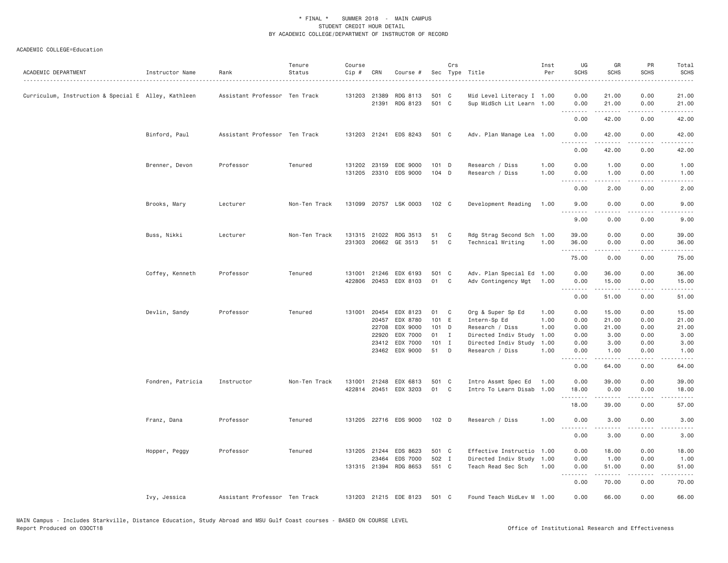\* FINAL \* SUMMER 2018 - MAIN CAMPUS
STUDENT CREDIT HOUR DETAIL
BY ACADEMIC COLLEGE/DEPARTMENT OF INSTRUCTOR OF RECORD

ACADEMIC COLLEGE=Education

| ACADEMIC DEPARTMENT | Instructor Name | Rank | Tenure Status | Course Cip # | CRN | Course # | Sec | Crs Type | Title | Inst Per | UG SCHS | GR SCHS | PR SCHS | Total SCHS |
|---|---|---|---|---|---|---|---|---|---|---|---|---|---|---|
| Curriculum, Instruction & Special E | Alley, Kathleen | Assistant Professor | Ten Track | 131203 | 21389 | RDG 8113 | 501 | C | Mid Level Literacy I | 1.00 | 0.00 | 21.00 | 0.00 | 21.00 |
| | | | | | 21391 | RDG 8123 | 501 | C | Sup MidSch Lit Learn | 1.00 | 0.00 | 21.00 | 0.00 | 21.00 |
| | | | | | | | | | | | 0.00 | 42.00 | 0.00 | 42.00 |
| | Binford, Paul | Assistant Professor | Ten Track | 131203 | 21241 | EDS 8243 | 501 | C | Adv. Plan Manage Lea | 1.00 | 0.00 | 42.00 | 0.00 | 42.00 |
| | | | | | | | | | | | 0.00 | 42.00 | 0.00 | 42.00 |
| | Brenner, Devon | Professor | Tenured | 131202 | 23159 | EDE 9000 | 101 | D | Research / Diss | 1.00 | 0.00 | 1.00 | 0.00 | 1.00 |
| | | | | 131205 | 23310 | EDS 9000 | 104 | D | Research / Diss | 1.00 | 0.00 | 1.00 | 0.00 | 1.00 |
| | | | | | | | | | | | 0.00 | 2.00 | 0.00 | 2.00 |
| | Brooks, Mary | Lecturer | Non-Ten Track | 131099 | 20757 | LSK 0003 | 102 | C | Development Reading | 1.00 | 9.00 | 0.00 | 0.00 | 9.00 |
| | | | | | | | | | | | 9.00 | 0.00 | 0.00 | 9.00 |
| | Buss, Nikki | Lecturer | Non-Ten Track | 131315 | 21022 | RDG 3513 | 51 | C | Rdg Strag Second Sch | 1.00 | 39.00 | 0.00 | 0.00 | 39.00 |
| | | | | 231303 | 20662 | GE 3513 | 51 | C | Technical Writing | 1.00 | 36.00 | 0.00 | 0.00 | 36.00 |
| | | | | | | | | | | | 75.00 | 0.00 | 0.00 | 75.00 |
| | Coffey, Kenneth | Professor | Tenured | 131001 | 21246 | EDX 6193 | 501 | C | Adv. Plan Special Ed | 1.00 | 0.00 | 36.00 | 0.00 | 36.00 |
| | | | | 422806 | 20453 | EDX 8103 | 01 | C | Adv Contingency Mgt | 1.00 | 0.00 | 15.00 | 0.00 | 15.00 |
| | | | | | | | | | | | 0.00 | 51.00 | 0.00 | 51.00 |
| | Devlin, Sandy | Professor | Tenured | 131001 | 20454 | EDX 8123 | 01 | C | Org & Super Sp Ed | 1.00 | 0.00 | 15.00 | 0.00 | 15.00 |
| | | | | | 20457 | EDX 8780 | 101 | E | Intern-Sp Ed | 1.00 | 0.00 | 21.00 | 0.00 | 21.00 |
| | | | | | 22708 | EDX 9000 | 101 | D | Research / Diss | 1.00 | 0.00 | 21.00 | 0.00 | 21.00 |
| | | | | | 22920 | EDX 7000 | 01 | I | Directed Indiv Study | 1.00 | 0.00 | 3.00 | 0.00 | 3.00 |
| | | | | | 23412 | EDX 7000 | 101 | I | Directed Indiv Study | 1.00 | 0.00 | 3.00 | 0.00 | 3.00 |
| | | | | | 23462 | EDX 9000 | 51 | D | Research / Diss | 1.00 | 0.00 | 1.00 | 0.00 | 1.00 |
| | | | | | | | | | | | 0.00 | 64.00 | 0.00 | 64.00 |
| | Fondren, Patricia | Instructor | Non-Ten Track | 131001 | 21248 | EDX 6813 | 501 | C | Intro Assmt Spec Ed | 1.00 | 0.00 | 39.00 | 0.00 | 39.00 |
| | | | | 422814 | 20451 | EDX 3203 | 01 | C | Intro To Learn Disab | 1.00 | 18.00 | 0.00 | 0.00 | 18.00 |
| | | | | | | | | | | | 18.00 | 39.00 | 0.00 | 57.00 |
| | Franz, Dana | Professor | Tenured | 131205 | 22716 | EDS 9000 | 102 | D | Research / Diss | 1.00 | 0.00 | 3.00 | 0.00 | 3.00 |
| | | | | | | | | | | | 0.00 | 3.00 | 0.00 | 3.00 |
| | Hopper, Peggy | Professor | Tenured | 131205 | 21244 | EDS 8623 | 501 | C | Effective Instructio | 1.00 | 0.00 | 18.00 | 0.00 | 18.00 |
| | | | | | 23464 | EDS 7000 | 502 | I | Directed Indiv Study | 1.00 | 0.00 | 1.00 | 0.00 | 1.00 |
| | | | | 131315 | 21394 | RDG 8653 | 551 | C | Teach Read Sec Sch | 1.00 | 0.00 | 51.00 | 0.00 | 51.00 |
| | | | | | | | | | | | 0.00 | 70.00 | 0.00 | 70.00 |
| | Ivy, Jessica | Assistant Professor | Ten Track | 131203 | 21215 | EDE 8123 | 501 | C | Found Teach MidLev M | 1.00 | 0.00 | 66.00 | 0.00 | 66.00 |

MAIN Campus - Includes Starkville, Distance Education, Study Abroad and MSU Gulf Coast courses - BASED ON COURSE LEVEL
Report Produced on 03OCT18 Office of Institutional Research and Effectiveness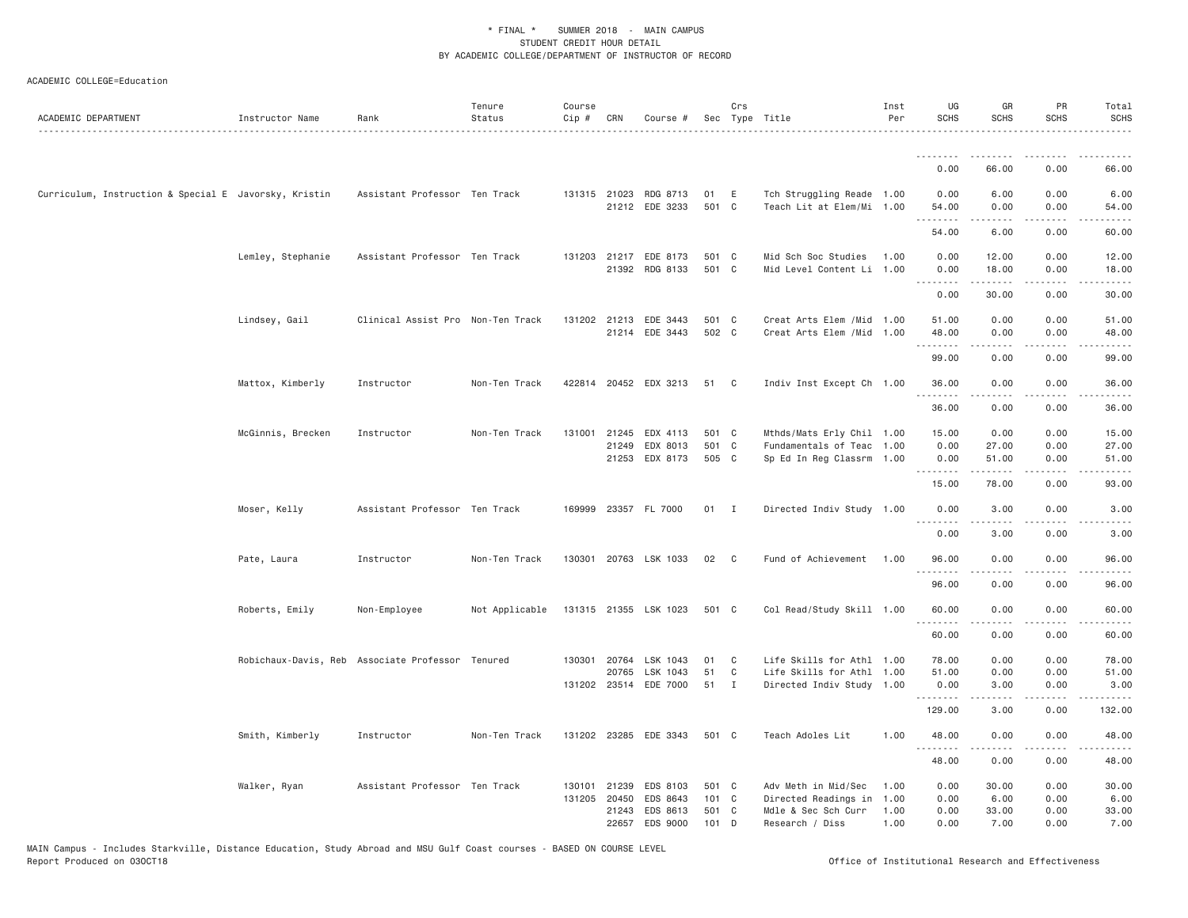ACADEMIC COLLEGE=Education

| ACADEMIC DEPARTMENT | Instructor Name | Rank | Tenure Status | Course Cip # | CRN | Course # | Sec | Crs Type | Title | Inst Per | UG SCHS | GR SCHS | PR SCHS | Total SCHS |
|---|---|---|---|---|---|---|---|---|---|---|---|---|---|---|
| | | | | | | | | | | | 0.00 | 66.00 | 0.00 | 66.00 |
| Curriculum, Instruction & Special E | Javorsky, Kristin | Assistant Professor | Ten Track | 131315 | 21023 | RDG 8713 | 01 | E | Tch Struggling Reade | 1.00 | 0.00 | 6.00 | 0.00 | 6.00 |
| | | | | | 21212 | EDE 3233 | 501 | C | Teach Lit at Elem/Mi | 1.00 | 54.00 | 0.00 | 0.00 | 54.00 |
| | | | | | | | | | | | 54.00 | 6.00 | 0.00 | 60.00 |
| | Lemley, Stephanie | Assistant Professor | Ten Track | 131203 | 21217 | EDE 8173 | 501 | C | Mid Sch Soc Studies | 1.00 | 0.00 | 12.00 | 0.00 | 12.00 |
| | | | | | 21392 | RDG 8133 | 501 | C | Mid Level Content Li | 1.00 | 0.00 | 18.00 | 0.00 | 18.00 |
| | | | | | | | | | | | 0.00 | 30.00 | 0.00 | 30.00 |
| | Lindsey, Gail | Clinical Assist Pro | Non-Ten Track | 131202 | 21213 | EDE 3443 | 501 | C | Creat Arts Elem /Mid | 1.00 | 51.00 | 0.00 | 0.00 | 51.00 |
| | | | | | 21214 | EDE 3443 | 502 | C | Creat Arts Elem /Mid | 1.00 | 48.00 | 0.00 | 0.00 | 48.00 |
| | | | | | | | | | | | 99.00 | 0.00 | 0.00 | 99.00 |
| | Mattox, Kimberly | Instructor | Non-Ten Track | 422814 | 20452 | EDX 3213 | 51 | C | Indiv Inst Except Ch | 1.00 | 36.00 | 0.00 | 0.00 | 36.00 |
| | | | | | | | | | | | 36.00 | 0.00 | 0.00 | 36.00 |
| | McGinnis, Brecken | Instructor | Non-Ten Track | 131001 | 21245 | EDX 4113 | 501 | C | Mthds/Mats Erly Chil | 1.00 | 15.00 | 0.00 | 0.00 | 15.00 |
| | | | | | 21249 | EDX 8013 | 501 | C | Fundamentals of Teac | 1.00 | 0.00 | 27.00 | 0.00 | 27.00 |
| | | | | | 21253 | EDX 8173 | 505 | C | Sp Ed In Reg Classrm | 1.00 | 0.00 | 51.00 | 0.00 | 51.00 |
| | | | | | | | | | | | 15.00 | 78.00 | 0.00 | 93.00 |
| | Moser, Kelly | Assistant Professor | Ten Track | 169999 | 23357 | FL 7000 | 01 | I | Directed Indiv Study | 1.00 | 0.00 | 3.00 | 0.00 | 3.00 |
| | | | | | | | | | | | 0.00 | 3.00 | 0.00 | 3.00 |
| | Pate, Laura | Instructor | Non-Ten Track | 130301 | 20763 | LSK 1033 | 02 | C | Fund of Achievement | 1.00 | 96.00 | 0.00 | 0.00 | 96.00 |
| | | | | | | | | | | | 96.00 | 0.00 | 0.00 | 96.00 |
| | Roberts, Emily | Non-Employee | Not Applicable | 131315 | 21355 | LSK 1023 | 501 | C | Col Read/Study Skill | 1.00 | 60.00 | 0.00 | 0.00 | 60.00 |
| | | | | | | | | | | | 60.00 | 0.00 | 0.00 | 60.00 |
| | Robichaux-Davis, Reb | Associate Professor | Tenured | 130301 | 20764 | LSK 1043 | 01 | C | Life Skills for Athl | 1.00 | 78.00 | 0.00 | 0.00 | 78.00 |
| | | | | | 20765 | LSK 1043 | 51 | C | Life Skills for Athl | 1.00 | 51.00 | 0.00 | 0.00 | 51.00 |
| | | | | 131202 | 23514 | EDE 7000 | 51 | I | Directed Indiv Study | 1.00 | 0.00 | 3.00 | 0.00 | 3.00 |
| | | | | | | | | | | | 129.00 | 3.00 | 0.00 | 132.00 |
| | Smith, Kimberly | Instructor | Non-Ten Track | 131202 | 23285 | EDE 3343 | 501 | C | Teach Adoles Lit | 1.00 | 48.00 | 0.00 | 0.00 | 48.00 |
| | | | | | | | | | | | 48.00 | 0.00 | 0.00 | 48.00 |
| | Walker, Ryan | Assistant Professor | Ten Track | 130101 | 21239 | EDS 8103 | 501 | C | Adv Meth in Mid/Sec | 1.00 | 0.00 | 30.00 | 0.00 | 30.00 |
| | | | | 131205 | 20450 | EDS 8643 | 101 | C | Directed Readings in | 1.00 | 0.00 | 6.00 | 0.00 | 6.00 |
| | | | | | 21243 | EDS 8613 | 501 | C | Mdle & Sec Sch Curr | 1.00 | 0.00 | 33.00 | 0.00 | 33.00 |
| | | | | | 22657 | EDS 9000 | 101 | D | Research / Diss | 1.00 | 0.00 | 7.00 | 0.00 | 7.00 |

MAIN Campus - Includes Starkville, Distance Education, Study Abroad and MSU Gulf Coast courses - BASED ON COURSE LEVEL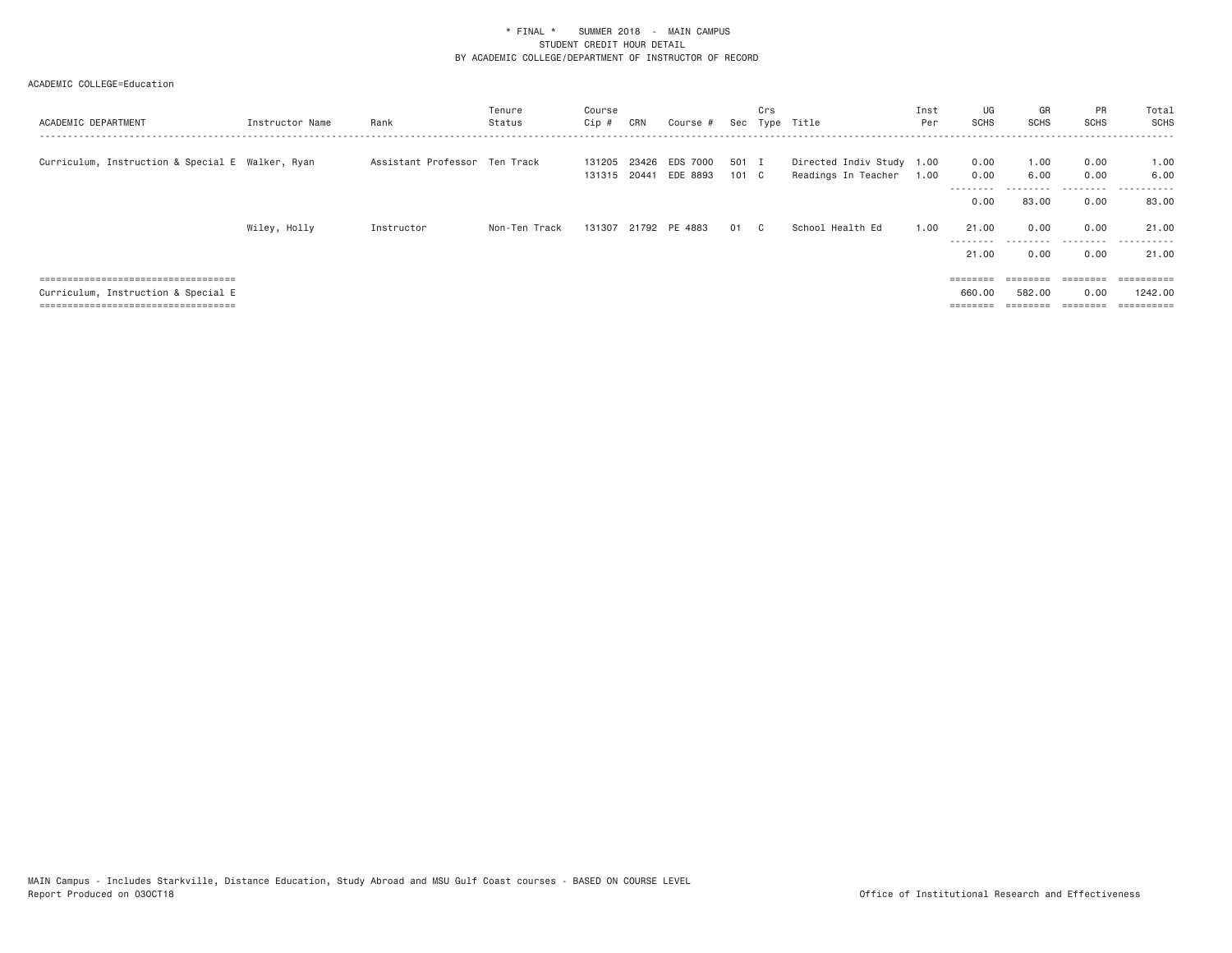\* FINAL \*    SUMMER 2018  -  MAIN CAMPUS
STUDENT CREDIT HOUR DETAIL
BY ACADEMIC COLLEGE/DEPARTMENT OF INSTRUCTOR OF RECORD

ACADEMIC COLLEGE=Education

| ACADEMIC DEPARTMENT | Instructor Name | Rank | Tenure Status | Course Cip # | CRN | Course # | Sec | Crs Type | Title | Inst Per | UG SCHS | GR SCHS | PR SCHS | Total SCHS |
|---|---|---|---|---|---|---|---|---|---|---|---|---|---|---|
| Curriculum, Instruction & Special E | Walker, Ryan | Assistant Professor | Ten Track | 131205 | 23426 | EDS 7000 | 501 | I | Directed Indiv Study | 1.00 | 0.00 | 1.00 | 0.00 | 1.00 |
| | | | | 131315 | 20441 | EDE 8893 | 101 | C | Readings In Teacher | 1.00 | 0.00 | 6.00 | 0.00 | 6.00 |
| | | | | | | | | | | | 0.00 | 83.00 | 0.00 | 83.00 |
| | Wiley, Holly | Instructor | Non-Ten Track | 131307 | 21792 | PE 4883 | 01 | C | School Health Ed | 1.00 | 21.00 | 0.00 | 0.00 | 21.00 |
| | | | | | | | | | | | 21.00 | 0.00 | 0.00 | 21.00 |
| Curriculum, Instruction & Special E | | | | | | | | | | | 660.00 | 582.00 | 0.00 | 1242.00 |

MAIN Campus - Includes Starkville, Distance Education, Study Abroad and MSU Gulf Coast courses - BASED ON COURSE LEVEL
Report Produced on 03OCT18    Office of Institutional Research and Effectiveness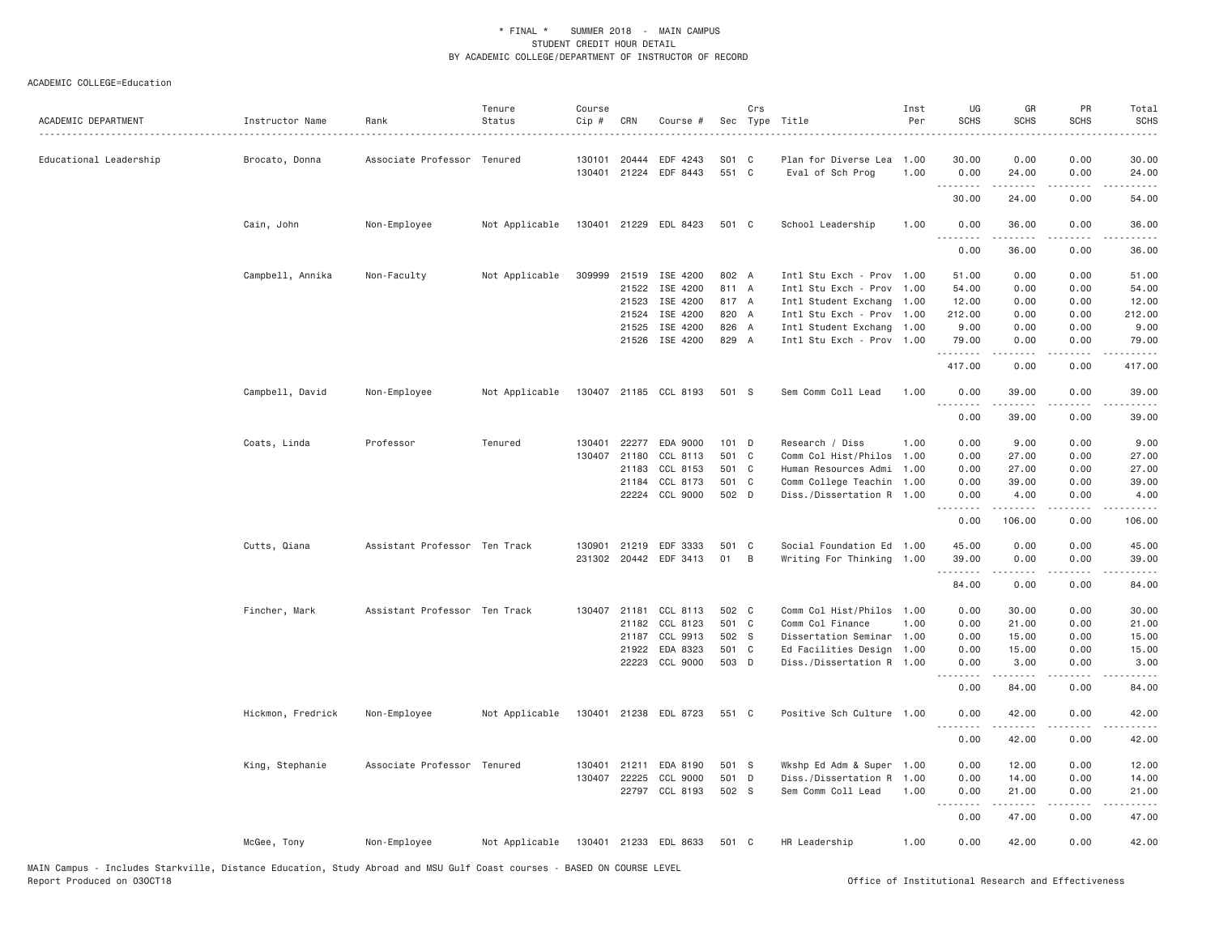\* FINAL \* SUMMER 2018 - MAIN CAMPUS
STUDENT CREDIT HOUR DETAIL
BY ACADEMIC COLLEGE/DEPARTMENT OF INSTRUCTOR OF RECORD

ACADEMIC COLLEGE=Education

| ACADEMIC DEPARTMENT | Instructor Name | Rank | Tenure Status | Course Cip # | CRN | Course # | Sec | Crs Type | Title | Inst Per | UG SCHS | GR SCHS | PR SCHS | Total SCHS |
|---|---|---|---|---|---|---|---|---|---|---|---|---|---|---|
| Educational Leadership | Brocato, Donna | Associate Professor | Tenured | 130101 | 20444 | EDF 4243 | S01 | C | Plan for Diverse Lea | 1.00 | 30.00 | 0.00 | 0.00 | 30.00 |
| | | | | 130401 | 21224 | EDF 8443 | 551 | C | Eval of Sch Prog | 1.00 | 0.00 | 24.00 | 0.00 | 24.00 |
| | | | | | | | | | | | 30.00 | 24.00 | 0.00 | 54.00 |
| | Cain, John | Non-Employee | Not Applicable | 130401 | 21229 | EDL 8423 | 501 | C | School Leadership | 1.00 | 0.00 | 36.00 | 0.00 | 36.00 |
| | | | | | | | | | | | 0.00 | 36.00 | 0.00 | 36.00 |
| | Campbell, Annika | Non-Faculty | Not Applicable | 309999 | 21519 | ISE 4200 | 802 | A | Intl Stu Exch - Prov | 1.00 | 51.00 | 0.00 | 0.00 | 51.00 |
| | | | | | 21522 | ISE 4200 | 811 | A | Intl Stu Exch - Prov | 1.00 | 54.00 | 0.00 | 0.00 | 54.00 |
| | | | | | 21523 | ISE 4200 | 817 | A | Intl Student Exchang | 1.00 | 12.00 | 0.00 | 0.00 | 12.00 |
| | | | | | 21524 | ISE 4200 | 820 | A | Intl Stu Exch - Prov | 1.00 | 212.00 | 0.00 | 0.00 | 212.00 |
| | | | | | 21525 | ISE 4200 | 826 | A | Intl Student Exchang | 1.00 | 9.00 | 0.00 | 0.00 | 9.00 |
| | | | | | 21526 | ISE 4200 | 829 | A | Intl Stu Exch - Prov | 1.00 | 79.00 | 0.00 | 0.00 | 79.00 |
| | | | | | | | | | | | 417.00 | 0.00 | 0.00 | 417.00 |
| | Campbell, David | Non-Employee | Not Applicable | 130407 | 21185 | CCL 8193 | 501 | S | Sem Comm Coll Lead | 1.00 | 0.00 | 39.00 | 0.00 | 39.00 |
| | | | | | | | | | | | 0.00 | 39.00 | 0.00 | 39.00 |
| | Coats, Linda | Professor | Tenured | 130401 | 22277 | EDA 9000 | 101 | D | Research / Diss | 1.00 | 0.00 | 9.00 | 0.00 | 9.00 |
| | | | | 130407 | 21180 | CCL 8113 | 501 | C | Comm Col Hist/Philos | 1.00 | 0.00 | 27.00 | 0.00 | 27.00 |
| | | | | | 21183 | CCL 8153 | 501 | C | Human Resources Admi | 1.00 | 0.00 | 27.00 | 0.00 | 27.00 |
| | | | | | 21184 | CCL 8173 | 501 | C | Comm College Teachin | 1.00 | 0.00 | 39.00 | 0.00 | 39.00 |
| | | | | | 22224 | CCL 9000 | 502 | D | Diss./Dissertation R | 1.00 | 0.00 | 4.00 | 0.00 | 4.00 |
| | | | | | | | | | | | 0.00 | 106.00 | 0.00 | 106.00 |
| | Cutts, Qiana | Assistant Professor | Ten Track | 130901 | 21219 | EDF 3333 | 501 | C | Social Foundation Ed | 1.00 | 45.00 | 0.00 | 0.00 | 45.00 |
| | | | | 231302 | 20442 | EDF 3413 | 01 | B | Writing For Thinking | 1.00 | 39.00 | 0.00 | 0.00 | 39.00 |
| | | | | | | | | | | | 84.00 | 0.00 | 0.00 | 84.00 |
| | Fincher, Mark | Assistant Professor | Ten Track | 130407 | 21181 | CCL 8113 | 502 | C | Comm Col Hist/Philos | 1.00 | 0.00 | 30.00 | 0.00 | 30.00 |
| | | | | | 21182 | CCL 8123 | 501 | C | Comm Col Finance | 1.00 | 0.00 | 21.00 | 0.00 | 21.00 |
| | | | | | 21187 | CCL 9913 | 502 | S | Dissertation Seminar | 1.00 | 0.00 | 15.00 | 0.00 | 15.00 |
| | | | | | 21922 | EDA 8323 | 501 | C | Ed Facilities Design | 1.00 | 0.00 | 15.00 | 0.00 | 15.00 |
| | | | | | 22223 | CCL 9000 | 503 | D | Diss./Dissertation R | 1.00 | 0.00 | 3.00 | 0.00 | 3.00 |
| | | | | | | | | | | | 0.00 | 84.00 | 0.00 | 84.00 |
| | Hickmon, Fredrick | Non-Employee | Not Applicable | 130401 | 21238 | EDL 8723 | 551 | C | Positive Sch Culture | 1.00 | 0.00 | 42.00 | 0.00 | 42.00 |
| | | | | | | | | | | | 0.00 | 42.00 | 0.00 | 42.00 |
| | King, Stephanie | Associate Professor | Tenured | 130401 | 21211 | EDA 8190 | 501 | S | Wkshp Ed Adm & Super | 1.00 | 0.00 | 12.00 | 0.00 | 12.00 |
| | | | | 130407 | 22225 | CCL 9000 | 501 | D | Diss./Dissertation R | 1.00 | 0.00 | 14.00 | 0.00 | 14.00 |
| | | | | | 22797 | CCL 8193 | 502 | S | Sem Comm Coll Lead | 1.00 | 0.00 | 21.00 | 0.00 | 21.00 |
| | | | | | | | | | | | 0.00 | 47.00 | 0.00 | 47.00 |
| | McGee, Tony | Non-Employee | Not Applicable | 130401 | 21233 | EDL 8633 | 501 | C | HR Leadership | 1.00 | 0.00 | 42.00 | 0.00 | 42.00 |

MAIN Campus - Includes Starkville, Distance Education, Study Abroad and MSU Gulf Coast courses - BASED ON COURSE LEVEL
Report Produced on 03OCT18

Office of Institutional Research and Effectiveness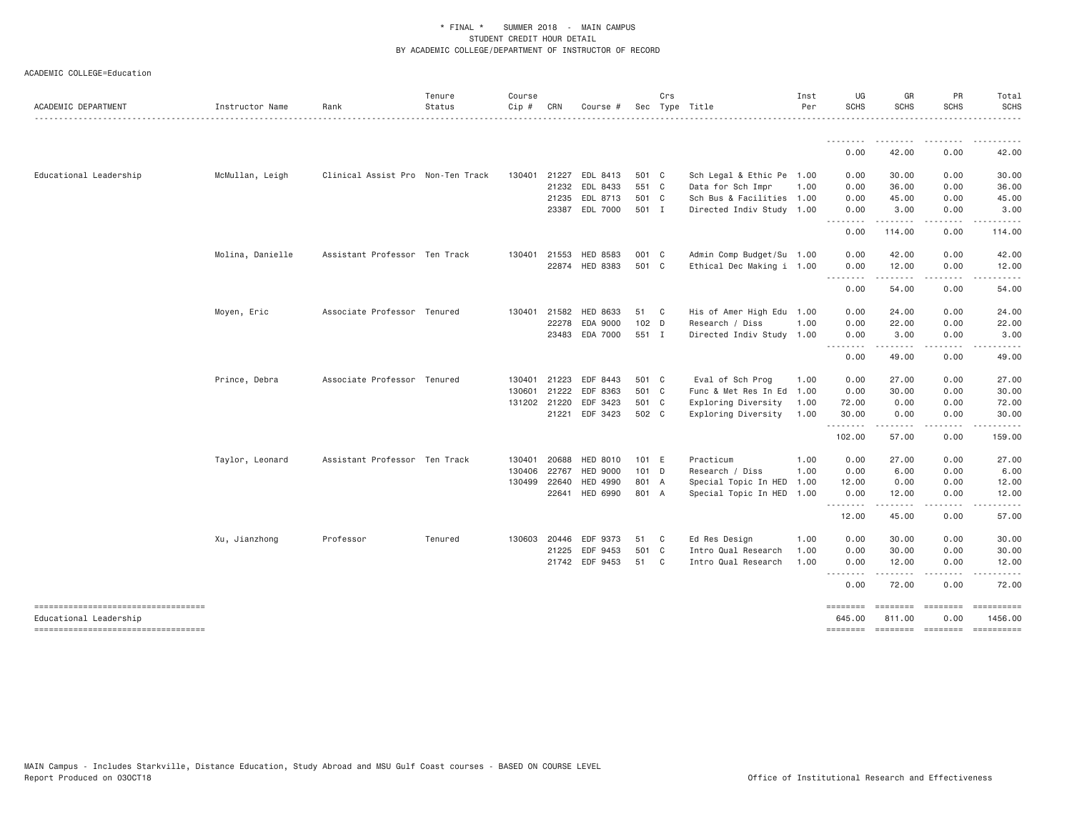\* FINAL \* SUMMER 2018 - MAIN CAMPUS
STUDENT CREDIT HOUR DETAIL
BY ACADEMIC COLLEGE/DEPARTMENT OF INSTRUCTOR OF RECORD

ACADEMIC COLLEGE=Education

| ACADEMIC DEPARTMENT | Instructor Name | Rank | Tenure Status | Course Cip # | CRN | Course # | Sec | Crs Type | Title | Inst Per | UG SCHS | GR SCHS | PR SCHS | Total SCHS |
|---|---|---|---|---|---|---|---|---|---|---|---|---|---|---|
| | | | | | | | | | | | 0.00 | 42.00 | 0.00 | 42.00 |
| Educational Leadership | McMullan, Leigh | Clinical Assist Pro | Non-Ten Track | 130401 | 21227 | EDL 8413 | 501 | C | Sch Legal & Ethic Pe | 1.00 | 0.00 | 30.00 | 0.00 | 30.00 |
| | | | | | 21232 | EDL 8433 | 551 | C | Data for Sch Impr | 1.00 | 0.00 | 36.00 | 0.00 | 36.00 |
| | | | | | 21235 | EDL 8713 | 501 | C | Sch Bus & Facilities | 1.00 | 0.00 | 45.00 | 0.00 | 45.00 |
| | | | | | 23387 | EDL 7000 | 501 | I | Directed Indiv Study | 1.00 | 0.00 | 3.00 | 0.00 | 3.00 |
| | | | | | | | | | | | 0.00 | 114.00 | 0.00 | 114.00 |
| | Molina, Danielle | Assistant Professor | Ten Track | 130401 | 21553 | HED 8583 | 001 | C | Admin Comp Budget/Su | 1.00 | 0.00 | 42.00 | 0.00 | 42.00 |
| | | | | | 22874 | HED 8383 | 501 | C | Ethical Dec Making i | 1.00 | 0.00 | 12.00 | 0.00 | 12.00 |
| | | | | | | | | | | | 0.00 | 54.00 | 0.00 | 54.00 |
| | Moyen, Eric | Associate Professor | Tenured | 130401 | 21582 | HED 8633 | 51 | C | His of Amer High Edu | 1.00 | 0.00 | 24.00 | 0.00 | 24.00 |
| | | | | | 22278 | EDA 9000 | 102 | D | Research / Diss | 1.00 | 0.00 | 22.00 | 0.00 | 22.00 |
| | | | | | 23483 | EDA 7000 | 551 | I | Directed Indiv Study | 1.00 | 0.00 | 3.00 | 0.00 | 3.00 |
| | | | | | | | | | | | 0.00 | 49.00 | 0.00 | 49.00 |
| | Prince, Debra | Associate Professor | Tenured | 130401 | 21223 | EDF 8443 | 501 | C | Eval of Sch Prog | 1.00 | 0.00 | 27.00 | 0.00 | 27.00 |
| | | | | 130601 | 21222 | EDF 8363 | 501 | C | Func & Met Res In Ed | 1.00 | 0.00 | 30.00 | 0.00 | 30.00 |
| | | | | 131202 | 21220 | EDF 3423 | 501 | C | Exploring Diversity | 1.00 | 72.00 | 0.00 | 0.00 | 72.00 |
| | | | | | 21221 | EDF 3423 | 502 | C | Exploring Diversity | 1.00 | 30.00 | 0.00 | 0.00 | 30.00 |
| | | | | | | | | | | | 102.00 | 57.00 | 0.00 | 159.00 |
| | Taylor, Leonard | Assistant Professor | Ten Track | 130401 | 20688 | HED 8010 | 101 | E | Practicum | 1.00 | 0.00 | 27.00 | 0.00 | 27.00 |
| | | | | 130406 | 22767 | HED 9000 | 101 | D | Research / Diss | 1.00 | 0.00 | 6.00 | 0.00 | 6.00 |
| | | | | 130499 | 22640 | HED 4990 | 801 | A | Special Topic In HED | 1.00 | 12.00 | 0.00 | 0.00 | 12.00 |
| | | | | | 22641 | HED 6990 | 801 | A | Special Topic In HED | 1.00 | 0.00 | 12.00 | 0.00 | 12.00 |
| | | | | | | | | | | | 12.00 | 45.00 | 0.00 | 57.00 |
| | Xu, Jianzhong | Professor | Tenured | 130603 | 20446 | EDF 9373 | 51 | C | Ed Res Design | 1.00 | 0.00 | 30.00 | 0.00 | 30.00 |
| | | | | | 21225 | EDF 9453 | 501 | C | Intro Qual Research | 1.00 | 0.00 | 30.00 | 0.00 | 30.00 |
| | | | | | 21742 | EDF 9453 | 51 | C | Intro Qual Research | 1.00 | 0.00 | 12.00 | 0.00 | 12.00 |
| | | | | | | | | | | | 0.00 | 72.00 | 0.00 | 72.00 |
| Educational Leadership | | | | | | | | | | | 645.00 | 811.00 | 0.00 | 1456.00 |

MAIN Campus - Includes Starkville, Distance Education, Study Abroad and MSU Gulf Coast courses - BASED ON COURSE LEVEL
Report Produced on 03OCT18

Office of Institutional Research and Effectiveness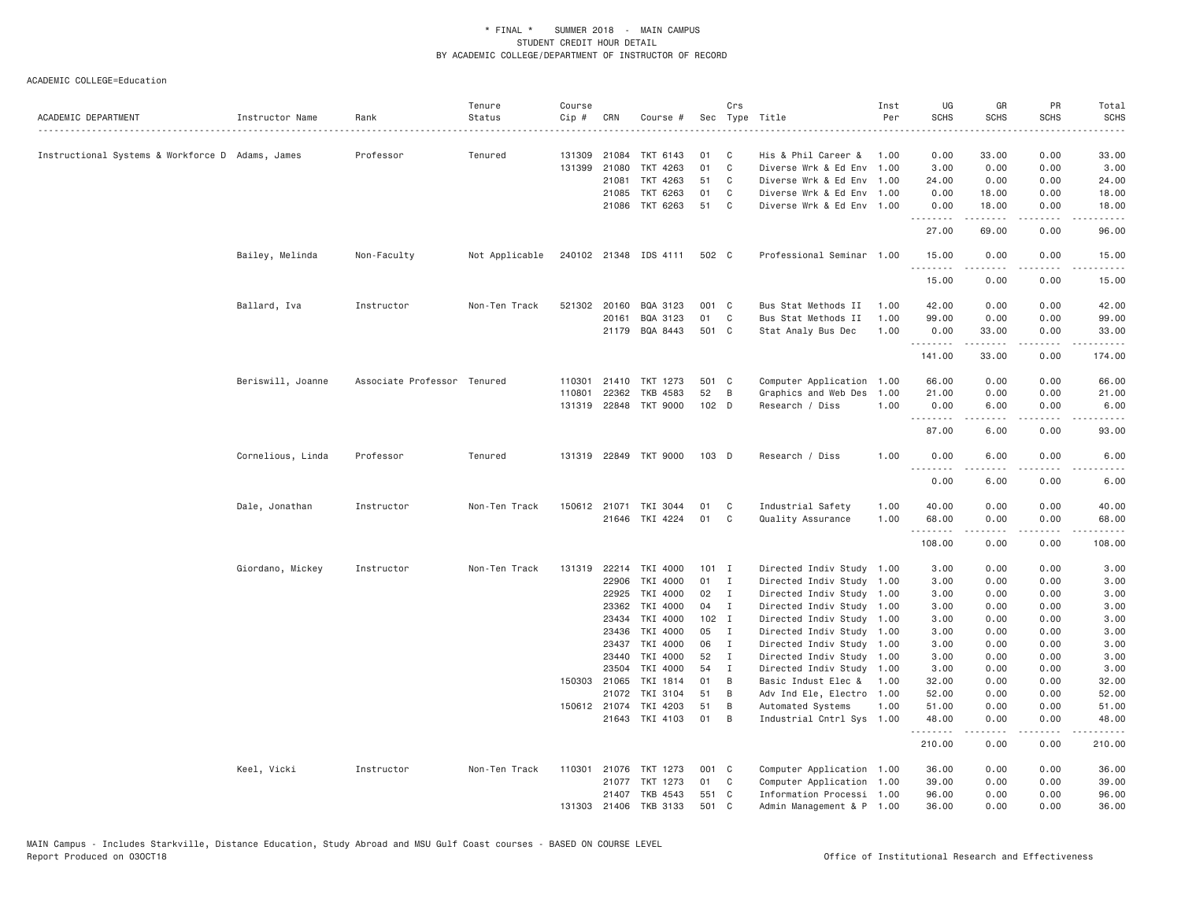\* FINAL \* SUMMER 2018 - MAIN CAMPUS
STUDENT CREDIT HOUR DETAIL
BY ACADEMIC COLLEGE/DEPARTMENT OF INSTRUCTOR OF RECORD

ACADEMIC COLLEGE=Education

| ACADEMIC DEPARTMENT | Instructor Name | Rank | Tenure Status | Course Cip # | CRN | Course # | Sec | Crs Type | Title | Inst Per | UG SCHS | GR SCHS | PR SCHS | Total SCHS |
|---|---|---|---|---|---|---|---|---|---|---|---|---|---|---|
| Instructional Systems & Workforce D | Adams, James | Professor | Tenured | 131309 | 21084 | TKT 6143 | 01 | C | His & Phil Career & | 1.00 | 0.00 | 33.00 | 0.00 | 33.00 |
| | | | | 131399 | 21080 | TKT 4263 | 01 | C | Diverse Wrk & Ed Env | 1.00 | 3.00 | 0.00 | 0.00 | 3.00 |
| | | | | | 21081 | TKT 4263 | 51 | C | Diverse Wrk & Ed Env | 1.00 | 24.00 | 0.00 | 0.00 | 24.00 |
| | | | | | 21085 | TKT 6263 | 01 | C | Diverse Wrk & Ed Env | 1.00 | 0.00 | 18.00 | 0.00 | 18.00 |
| | | | | | 21086 | TKT 6263 | 51 | C | Diverse Wrk & Ed Env | 1.00 | 0.00 | 18.00 | 0.00 | 18.00 |
| | | | | | | | | | | | 27.00 | 69.00 | 0.00 | 96.00 |
| | Bailey, Melinda | Non-Faculty | Not Applicable | 240102 | 21348 | IDS 4111 | 502 | C | Professional Seminar | 1.00 | 15.00 | 0.00 | 0.00 | 15.00 |
| | | | | | | | | | | | 15.00 | 0.00 | 0.00 | 15.00 |
| | Ballard, Iva | Instructor | Non-Ten Track | 521302 | 20160 | BQA 3123 | 001 | C | Bus Stat Methods II | 1.00 | 42.00 | 0.00 | 0.00 | 42.00 |
| | | | | | 20161 | BQA 3123 | 01 | C | Bus Stat Methods II | 1.00 | 99.00 | 0.00 | 0.00 | 99.00 |
| | | | | | 21179 | BQA 8443 | 501 | C | Stat Analy Bus Dec | 1.00 | 0.00 | 33.00 | 0.00 | 33.00 |
| | | | | | | | | | | | 141.00 | 33.00 | 0.00 | 174.00 |
| | Beriswill, Joanne | Associate Professor | Tenured | 110301 | 21410 | TKT 1273 | 501 | C | Computer Application | 1.00 | 66.00 | 0.00 | 0.00 | 66.00 |
| | | | | 110801 | 22362 | TKB 4583 | 52 | B | Graphics and Web Des | 1.00 | 21.00 | 0.00 | 0.00 | 21.00 |
| | | | | 131319 | 22848 | TKT 9000 | 102 | D | Research / Diss | 1.00 | 0.00 | 6.00 | 0.00 | 6.00 |
| | | | | | | | | | | | 87.00 | 6.00 | 0.00 | 93.00 |
| | Cornelious, Linda | Professor | Tenured | 131319 | 22849 | TKT 9000 | 103 | D | Research / Diss | 1.00 | 0.00 | 6.00 | 0.00 | 6.00 |
| | | | | | | | | | | | 0.00 | 6.00 | 0.00 | 6.00 |
| | Dale, Jonathan | Instructor | Non-Ten Track | 150612 | 21071 | TKI 3044 | 01 | C | Industrial Safety | 1.00 | 40.00 | 0.00 | 0.00 | 40.00 |
| | | | | | 21646 | TKI 4224 | 01 | C | Quality Assurance | 1.00 | 68.00 | 0.00 | 0.00 | 68.00 |
| | | | | | | | | | | | 108.00 | 0.00 | 0.00 | 108.00 |
| | Giordano, Mickey | Instructor | Non-Ten Track | 131319 | 22214 | TKI 4000 | 101 | I | Directed Indiv Study | 1.00 | 3.00 | 0.00 | 0.00 | 3.00 |
| | | | | | 22906 | TKI 4000 | 01 | I | Directed Indiv Study | 1.00 | 3.00 | 0.00 | 0.00 | 3.00 |
| | | | | | 22925 | TKI 4000 | 02 | I | Directed Indiv Study | 1.00 | 3.00 | 0.00 | 0.00 | 3.00 |
| | | | | | 23362 | TKI 4000 | 04 | I | Directed Indiv Study | 1.00 | 3.00 | 0.00 | 0.00 | 3.00 |
| | | | | | 23434 | TKI 4000 | 102 | I | Directed Indiv Study | 1.00 | 3.00 | 0.00 | 0.00 | 3.00 |
| | | | | | 23436 | TKI 4000 | 05 | I | Directed Indiv Study | 1.00 | 3.00 | 0.00 | 0.00 | 3.00 |
| | | | | | 23437 | TKI 4000 | 06 | I | Directed Indiv Study | 1.00 | 3.00 | 0.00 | 0.00 | 3.00 |
| | | | | | 23440 | TKI 4000 | 52 | I | Directed Indiv Study | 1.00 | 3.00 | 0.00 | 0.00 | 3.00 |
| | | | | | 23504 | TKI 4000 | 54 | I | Directed Indiv Study | 1.00 | 3.00 | 0.00 | 0.00 | 3.00 |
| | | | | 150303 | 21065 | TKI 1814 | 01 | B | Basic Indust Elec & | 1.00 | 32.00 | 0.00 | 0.00 | 32.00 |
| | | | | | 21072 | TKI 3104 | 51 | B | Adv Ind Ele, Electro | 1.00 | 52.00 | 0.00 | 0.00 | 52.00 |
| | | | | 150612 | 21074 | TKI 4203 | 51 | B | Automated Systems | 1.00 | 51.00 | 0.00 | 0.00 | 51.00 |
| | | | | | 21643 | TKI 4103 | 01 | B | Industrial Cntrl Sys | 1.00 | 48.00 | 0.00 | 0.00 | 48.00 |
| | | | | | | | | | | | 210.00 | 0.00 | 0.00 | 210.00 |
| | Keel, Vicki | Instructor | Non-Ten Track | 110301 | 21076 | TKT 1273 | 001 | C | Computer Application | 1.00 | 36.00 | 0.00 | 0.00 | 36.00 |
| | | | | | 21077 | TKT 1273 | 01 | C | Computer Application | 1.00 | 39.00 | 0.00 | 0.00 | 39.00 |
| | | | | | 21407 | TKB 4543 | 551 | C | Information Processi | 1.00 | 96.00 | 0.00 | 0.00 | 96.00 |
| | | | | 131303 | 21406 | TKB 3133 | 501 | C | Admin Management & P | 1.00 | 36.00 | 0.00 | 0.00 | 36.00 |

MAIN Campus - Includes Starkville, Distance Education, Study Abroad and MSU Gulf Coast courses - BASED ON COURSE LEVEL
Report Produced on 03OCT18 — Office of Institutional Research and Effectiveness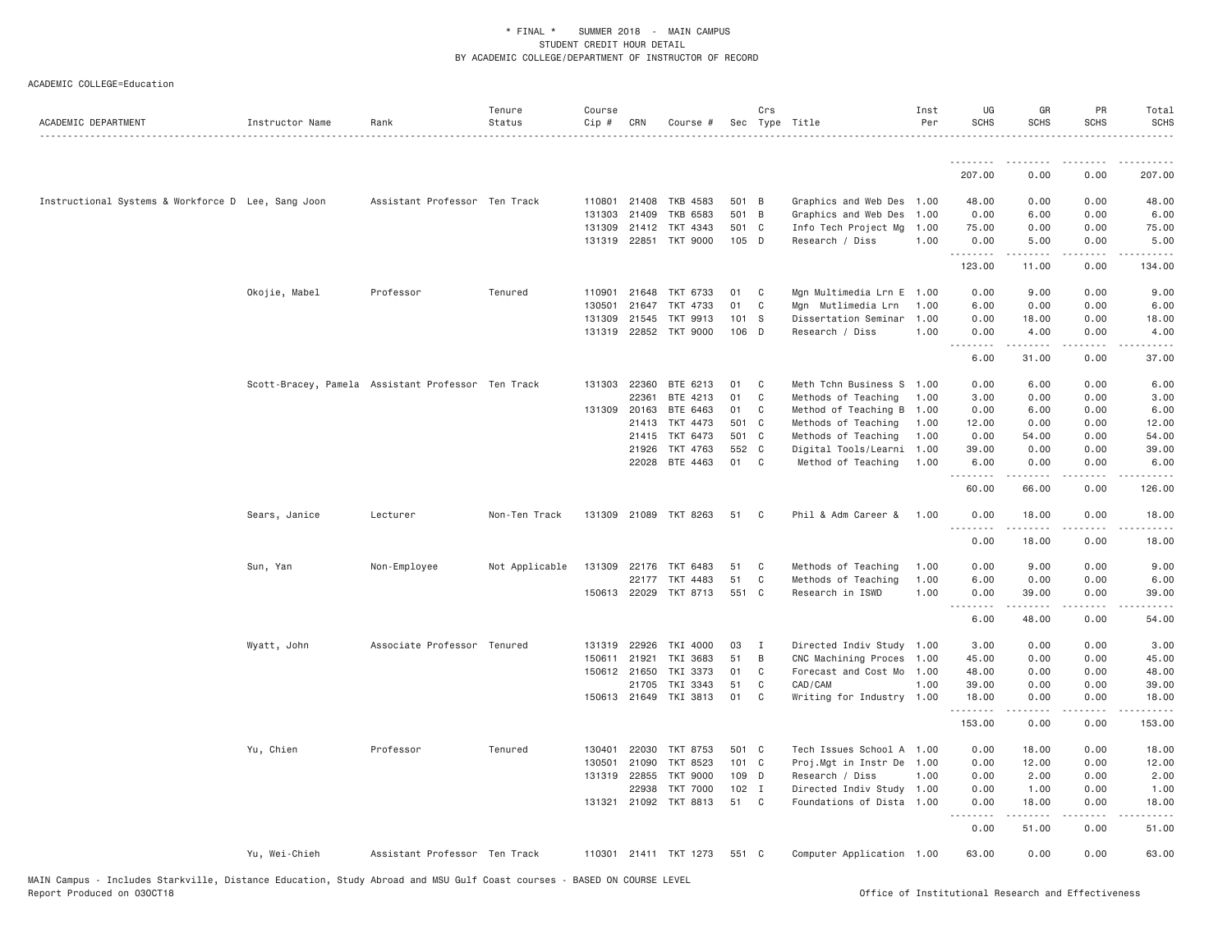* FINAL * SUMMER 2018 - MAIN CAMPUS
STUDENT CREDIT HOUR DETAIL
BY ACADEMIC COLLEGE/DEPARTMENT OF INSTRUCTOR OF RECORD

ACADEMIC COLLEGE=Education

| ACADEMIC DEPARTMENT | Instructor Name | Rank | Tenure Status | Course Cip # | CRN | Course # | Sec | Crs Type | Title | Inst Per | UG SCHS | GR SCHS | PR SCHS | Total SCHS |
|---|---|---|---|---|---|---|---|---|---|---|---|---|---|---|
| | | | | | | | | | | | 207.00 | 0.00 | 0.00 | 207.00 |
| Instructional Systems & Workforce D | Lee, Sang Joon | Assistant Professor | Ten Track | 110801 | 21408 | TKB 4583 | 501 | B | Graphics and Web Des | 1.00 | 48.00 | 0.00 | 0.00 | 48.00 |
| | | | | 131303 | 21409 | TKB 6583 | 501 | B | Graphics and Web Des | 1.00 | 0.00 | 6.00 | 0.00 | 6.00 |
| | | | | 131309 | 21412 | TKT 4343 | 501 | C | Info Tech Project Mg | 1.00 | 75.00 | 0.00 | 0.00 | 75.00 |
| | | | | 131319 | 22851 | TKT 9000 | 105 | D | Research / Diss | 1.00 | 0.00 | 5.00 | 0.00 | 5.00 |
| | | | | | | | | | | | 123.00 | 11.00 | 0.00 | 134.00 |
| | Okojie, Mabel | Professor | Tenured | 110901 | 21648 | TKT 6733 | 01 | C | Mgn Multimedia Lrn E | 1.00 | 0.00 | 9.00 | 0.00 | 9.00 |
| | | | | 130501 | 21647 | TKT 4733 | 01 | C | Mgn Mutlimedia Lrn | 1.00 | 6.00 | 0.00 | 0.00 | 6.00 |
| | | | | 131309 | 21545 | TKT 9913 | 101 | S | Dissertation Seminar | 1.00 | 0.00 | 18.00 | 0.00 | 18.00 |
| | | | | 131319 | 22852 | TKT 9000 | 106 | D | Research / Diss | 1.00 | 0.00 | 4.00 | 0.00 | 4.00 |
| | | | | | | | | | | | 6.00 | 31.00 | 0.00 | 37.00 |
| | Scott-Bracey, Pamela | Assistant Professor | Ten Track | 131303 | 22360 | BTE 6213 | 01 | C | Meth Tchn Business S | 1.00 | 0.00 | 6.00 | 0.00 | 6.00 |
| | | | | | 22361 | BTE 4213 | 01 | C | Methods of Teaching | 1.00 | 3.00 | 0.00 | 0.00 | 3.00 |
| | | | | 131309 | 20163 | BTE 6463 | 01 | C | Method of Teaching B | 1.00 | 0.00 | 6.00 | 0.00 | 6.00 |
| | | | | | 21413 | TKT 4473 | 501 | C | Methods of Teaching | 1.00 | 12.00 | 0.00 | 0.00 | 12.00 |
| | | | | | 21415 | TKT 6473 | 501 | C | Methods of Teaching | 1.00 | 0.00 | 54.00 | 0.00 | 54.00 |
| | | | | | 21926 | TKT 4763 | 552 | C | Digital Tools/Learni | 1.00 | 39.00 | 0.00 | 0.00 | 39.00 |
| | | | | | 22028 | BTE 4463 | 01 | C | Method of Teaching | 1.00 | 6.00 | 0.00 | 0.00 | 6.00 |
| | | | | | | | | | | | 60.00 | 66.00 | 0.00 | 126.00 |
| | Sears, Janice | Lecturer | Non-Ten Track | 131309 | 21089 | TKT 8263 | 51 | C | Phil & Adm Career & | 1.00 | 0.00 | 18.00 | 0.00 | 18.00 |
| | | | | | | | | | | | 0.00 | 18.00 | 0.00 | 18.00 |
| | Sun, Yan | Non-Employee | Not Applicable | 131309 | 22176 | TKT 6483 | 51 | C | Methods of Teaching | 1.00 | 0.00 | 9.00 | 0.00 | 9.00 |
| | | | | | 22177 | TKT 4483 | 51 | C | Methods of Teaching | 1.00 | 6.00 | 0.00 | 0.00 | 6.00 |
| | | | | 150613 | 22029 | TKT 8713 | 551 | C | Research in ISWD | 1.00 | 0.00 | 39.00 | 0.00 | 39.00 |
| | | | | | | | | | | | 6.00 | 48.00 | 0.00 | 54.00 |
| | Wyatt, John | Associate Professor | Tenured | 131319 | 22926 | TKI 4000 | 03 | I | Directed Indiv Study | 1.00 | 3.00 | 0.00 | 0.00 | 3.00 |
| | | | | 150611 | 21921 | TKI 3683 | 51 | B | CNC Machining Proces | 1.00 | 45.00 | 0.00 | 0.00 | 45.00 |
| | | | | 150612 | 21650 | TKI 3373 | 01 | C | Forecast and Cost Mo | 1.00 | 48.00 | 0.00 | 0.00 | 48.00 |
| | | | | | 21705 | TKI 3343 | 51 | C | CAD/CAM | 1.00 | 39.00 | 0.00 | 0.00 | 39.00 |
| | | | | 150613 | 21649 | TKI 3813 | 01 | C | Writing for Industry | 1.00 | 18.00 | 0.00 | 0.00 | 18.00 |
| | | | | | | | | | | | 153.00 | 0.00 | 0.00 | 153.00 |
| | Yu, Chien | Professor | Tenured | 130401 | 22030 | TKT 8753 | 501 | C | Tech Issues School A | 1.00 | 0.00 | 18.00 | 0.00 | 18.00 |
| | | | | 130501 | 21090 | TKT 8523 | 101 | C | Proj.Mgt in Instr De | 1.00 | 0.00 | 12.00 | 0.00 | 12.00 |
| | | | | 131319 | 22855 | TKT 9000 | 109 | D | Research / Diss | 1.00 | 0.00 | 2.00 | 0.00 | 2.00 |
| | | | | | 22938 | TKT 7000 | 102 | I | Directed Indiv Study | 1.00 | 0.00 | 1.00 | 0.00 | 1.00 |
| | | | | 131321 | 21092 | TKT 8813 | 51 | C | Foundations of Dista | 1.00 | 0.00 | 18.00 | 0.00 | 18.00 |
| | | | | | | | | | | | 0.00 | 51.00 | 0.00 | 51.00 |
| | Yu, Wei-Chieh | Assistant Professor | Ten Track | 110301 | 21411 | TKT 1273 | 551 | C | Computer Application | 1.00 | 63.00 | 0.00 | 0.00 | 63.00 |

MAIN Campus - Includes Starkville, Distance Education, Study Abroad and MSU Gulf Coast courses - BASED ON COURSE LEVEL
Report Produced on 03OCT18 Office of Institutional Research and Effectiveness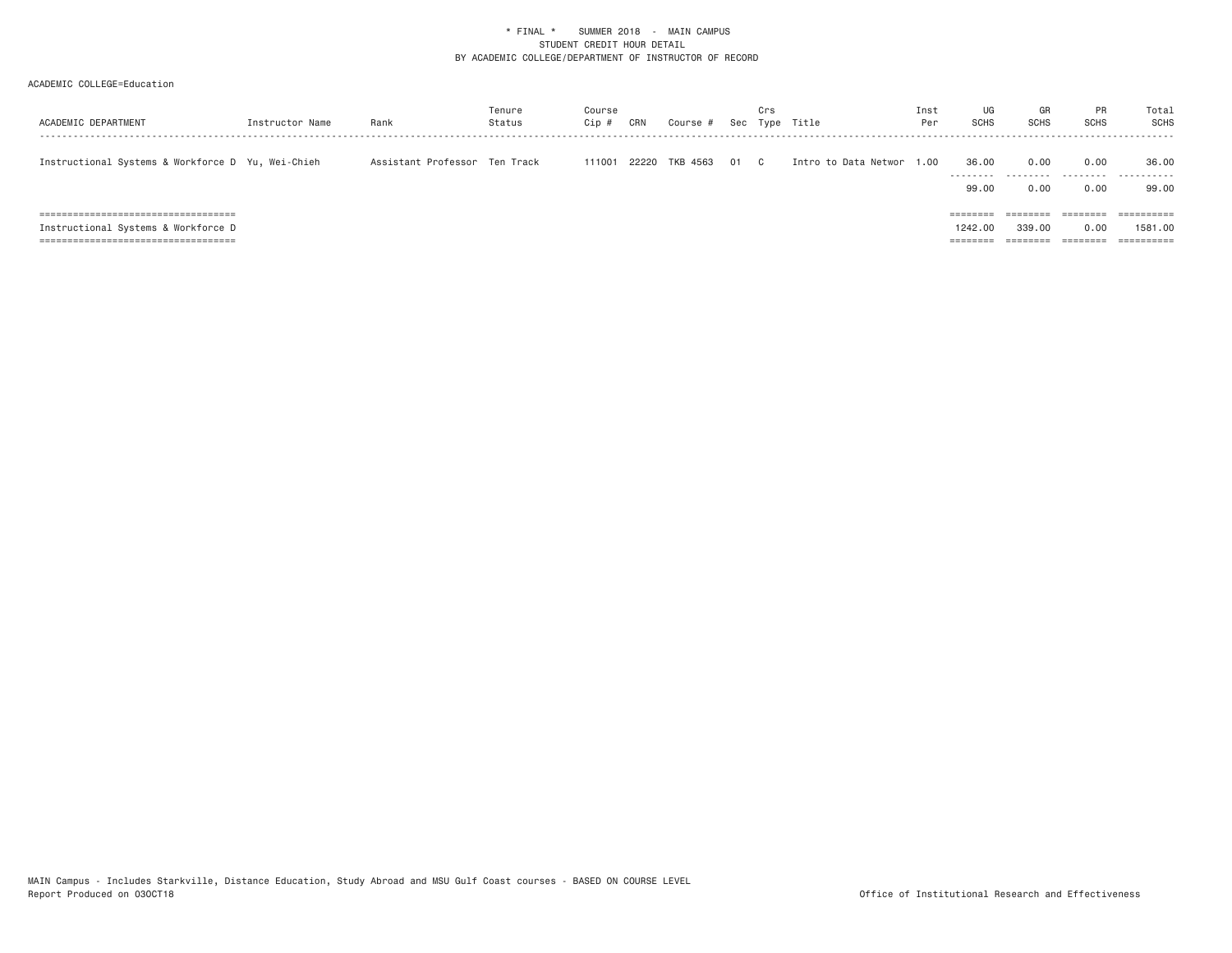\* FINAL \*    SUMMER 2018  -  MAIN CAMPUS
STUDENT CREDIT HOUR DETAIL
BY ACADEMIC COLLEGE/DEPARTMENT OF INSTRUCTOR OF RECORD

ACADEMIC COLLEGE=Education

| ACADEMIC DEPARTMENT | Instructor Name | Rank | Tenure Status | Course Cip # | CRN | Course # | Sec | Crs Type | Title | Inst Per | UG SCHS | GR SCHS | PR SCHS | Total SCHS |
|---|---|---|---|---|---|---|---|---|---|---|---|---|---|---|
| Instructional Systems & Workforce D | Yu, Wei-Chieh | Assistant Professor | Ten Track | 111001 | 22220 | TKB 4563 | 01 | C | Intro to Data Networ | 1.00 | 36.00 | 0.00 | 0.00 | 36.00 |
| | | | | | | | | | | | 99.00 | 0.00 | 0.00 | 99.00 |
| Instructional Systems & Workforce D | | | | | | | | | | | 1242.00 | 339.00 | 0.00 | 1581.00 |

MAIN Campus - Includes Starkville, Distance Education, Study Abroad and MSU Gulf Coast courses - BASED ON COURSE LEVEL
Report Produced on 03OCT18

Office of Institutional Research and Effectiveness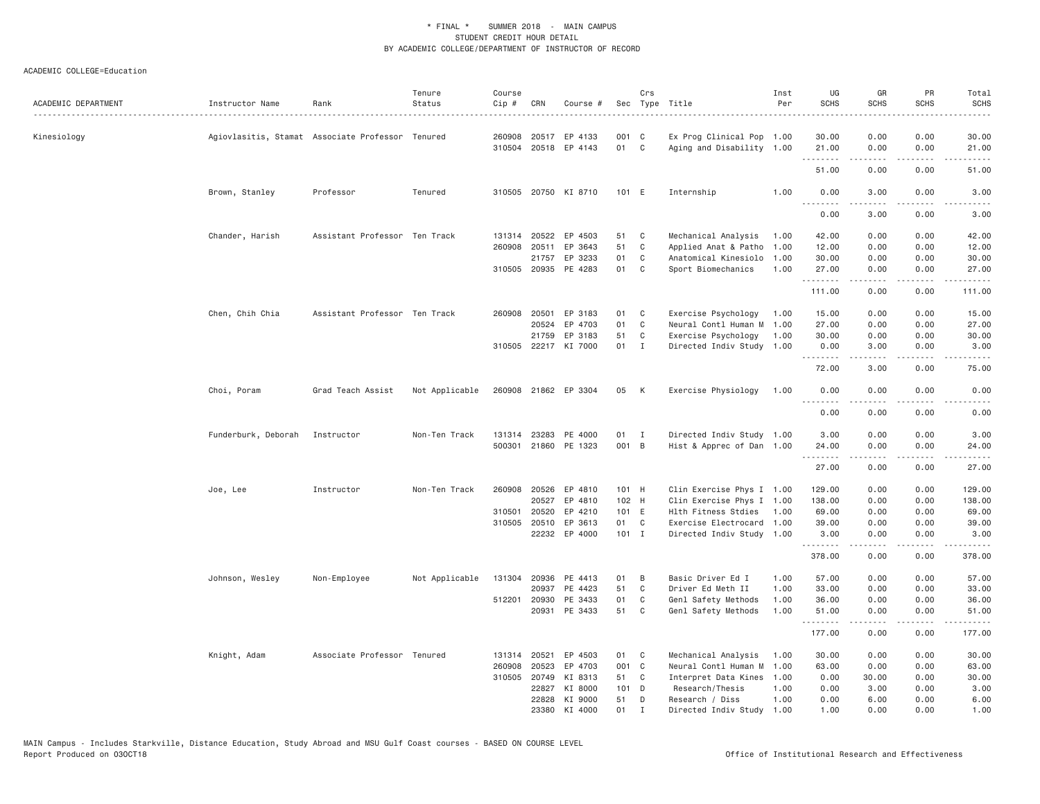\* FINAL \* SUMMER 2018 - MAIN CAMPUS
STUDENT CREDIT HOUR DETAIL
BY ACADEMIC COLLEGE/DEPARTMENT OF INSTRUCTOR OF RECORD

ACADEMIC COLLEGE=Education

| ACADEMIC DEPARTMENT | Instructor Name | Rank | Tenure Status | Course Cip # | CRN | Course # | Sec | Crs Type | Title | Inst Per | UG SCHS | GR SCHS | PR SCHS | Total SCHS |
|---|---|---|---|---|---|---|---|---|---|---|---|---|---|---|
| Kinesiology | Agiovlasitis, Stamat | Associate Professor | Tenured | 260908 | 20517 | EP 4133 | 001 | C | Ex Prog Clinical Pop | 1.00 | 30.00 | 0.00 | 0.00 | 30.00 |
| | | | | 310504 | 20518 | EP 4143 | 01 | C | Aging and Disability | 1.00 | 21.00 | 0.00 | 0.00 | 21.00 |
| | | | | | | | | | | | 51.00 | 0.00 | 0.00 | 51.00 |
| | Brown, Stanley | Professor | Tenured | 310505 | 20750 | KI 8710 | 101 | E | Internship | 1.00 | 0.00 | 3.00 | 0.00 | 3.00 |
| | | | | | | | | | | | 0.00 | 3.00 | 0.00 | 3.00 |
| | Chander, Harish | Assistant Professor | Ten Track | 131314 | 20522 | EP 4503 | 51 | C | Mechanical Analysis | 1.00 | 42.00 | 0.00 | 0.00 | 42.00 |
| | | | | 260908 | 20511 | EP 3643 | 51 | C | Applied Anat & Patho | 1.00 | 12.00 | 0.00 | 0.00 | 12.00 |
| | | | | | 21757 | EP 3233 | 01 | C | Anatomical Kinesiolo | 1.00 | 30.00 | 0.00 | 0.00 | 30.00 |
| | | | | 310505 | 20935 | PE 4283 | 01 | C | Sport Biomechanics | 1.00 | 27.00 | 0.00 | 0.00 | 27.00 |
| | | | | | | | | | | | 111.00 | 0.00 | 0.00 | 111.00 |
| | Chen, Chih Chia | Assistant Professor | Ten Track | 260908 | 20501 | EP 3183 | 01 | C | Exercise Psychology | 1.00 | 15.00 | 0.00 | 0.00 | 15.00 |
| | | | | | 20524 | EP 4703 | 01 | C | Neural Contl Human M | 1.00 | 27.00 | 0.00 | 0.00 | 27.00 |
| | | | | | 21759 | EP 3183 | 51 | C | Exercise Psychology | 1.00 | 30.00 | 0.00 | 0.00 | 30.00 |
| | | | | 310505 | 22217 | KI 7000 | 01 | I | Directed Indiv Study | 1.00 | 0.00 | 3.00 | 0.00 | 3.00 |
| | | | | | | | | | | | 72.00 | 3.00 | 0.00 | 75.00 |
| | Choi, Poram | Grad Teach Assist | Not Applicable | 260908 | 21862 | EP 3304 | 05 | K | Exercise Physiology | 1.00 | 0.00 | 0.00 | 0.00 | 0.00 |
| | | | | | | | | | | | 0.00 | 0.00 | 0.00 | 0.00 |
| | Funderburk, Deborah | Instructor | Non-Ten Track | 131314 | 23283 | PE 4000 | 01 | I | Directed Indiv Study | 1.00 | 3.00 | 0.00 | 0.00 | 3.00 |
| | | | | 500301 | 21860 | PE 1323 | 001 | B | Hist & Apprec of Dan | 1.00 | 24.00 | 0.00 | 0.00 | 24.00 |
| | | | | | | | | | | | 27.00 | 0.00 | 0.00 | 27.00 |
| | Joe, Lee | Instructor | Non-Ten Track | 260908 | 20526 | EP 4810 | 101 | H | Clin Exercise Phys I | 1.00 | 129.00 | 0.00 | 0.00 | 129.00 |
| | | | | | 20527 | EP 4810 | 102 | H | Clin Exercise Phys I | 1.00 | 138.00 | 0.00 | 0.00 | 138.00 |
| | | | | 310501 | 20520 | EP 4210 | 101 | E | Hlth Fitness Stdies | 1.00 | 69.00 | 0.00 | 0.00 | 69.00 |
| | | | | 310505 | 20510 | EP 3613 | 01 | C | Exercise Electrocard | 1.00 | 39.00 | 0.00 | 0.00 | 39.00 |
| | | | | | 22232 | EP 4000 | 101 | I | Directed Indiv Study | 1.00 | 3.00 | 0.00 | 0.00 | 3.00 |
| | | | | | | | | | | | 378.00 | 0.00 | 0.00 | 378.00 |
| | Johnson, Wesley | Non-Employee | Not Applicable | 131304 | 20936 | PE 4413 | 01 | B | Basic Driver Ed I | 1.00 | 57.00 | 0.00 | 0.00 | 57.00 |
| | | | | | 20937 | PE 4423 | 51 | C | Driver Ed Meth II | 1.00 | 33.00 | 0.00 | 0.00 | 33.00 |
| | | | | 512201 | 20930 | PE 3433 | 01 | C | Genl Safety Methods | 1.00 | 36.00 | 0.00 | 0.00 | 36.00 |
| | | | | | 20931 | PE 3433 | 51 | C | Genl Safety Methods | 1.00 | 51.00 | 0.00 | 0.00 | 51.00 |
| | | | | | | | | | | | 177.00 | 0.00 | 0.00 | 177.00 |
| | Knight, Adam | Associate Professor | Tenured | 131314 | 20521 | EP 4503 | 01 | C | Mechanical Analysis | 1.00 | 30.00 | 0.00 | 0.00 | 30.00 |
| | | | | 260908 | 20523 | EP 4703 | 001 | C | Neural Contl Human M | 1.00 | 63.00 | 0.00 | 0.00 | 63.00 |
| | | | | 310505 | 20749 | KI 8313 | 51 | C | Interpret Data Kines | 1.00 | 0.00 | 30.00 | 0.00 | 30.00 |
| | | | | | 22827 | KI 8000 | 101 | D | Research/Thesis | 1.00 | 0.00 | 3.00 | 0.00 | 3.00 |
| | | | | | 22828 | KI 9000 | 51 | D | Research / Diss | 1.00 | 0.00 | 6.00 | 0.00 | 6.00 |
| | | | | | 23380 | KI 4000 | 01 | I | Directed Indiv Study | 1.00 | 1.00 | 0.00 | 0.00 | 1.00 |

MAIN Campus - Includes Starkville, Distance Education, Study Abroad and MSU Gulf Coast courses - BASED ON COURSE LEVEL
Report Produced on 03OCT18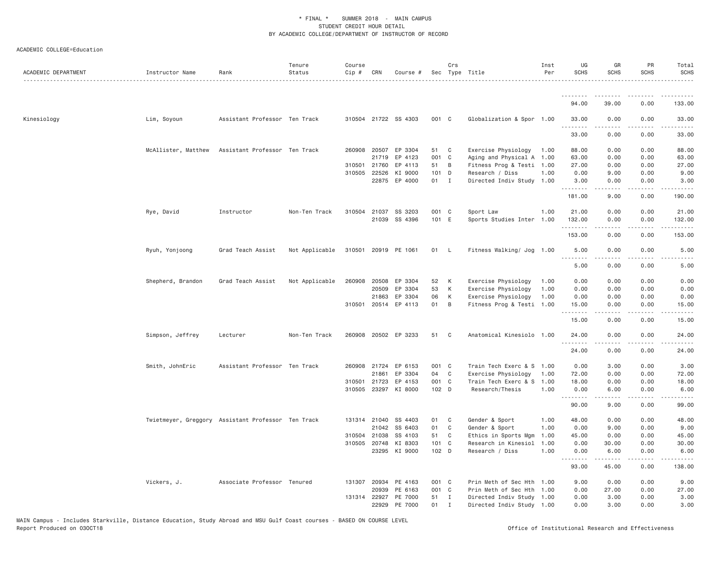\* FINAL \* SUMMER 2018 - MAIN CAMPUS
STUDENT CREDIT HOUR DETAIL
BY ACADEMIC COLLEGE/DEPARTMENT OF INSTRUCTOR OF RECORD

ACADEMIC COLLEGE=Education

| ACADEMIC DEPARTMENT | Instructor Name | Rank | Tenure Status | Course Cip # | CRN | Course # | Sec | Crs Type | Title | Inst Per | UG SCHS | GR SCHS | PR SCHS | Total SCHS |
|---|---|---|---|---|---|---|---|---|---|---|---|---|---|---|
| | | | | | | | | | | | 94.00 | 39.00 | 0.00 | 133.00 |
| Kinesiology | Lim, Soyoun | Assistant Professor | Ten Track | 310504 | 21722 | SS 4303 | 001 | C | Globalization & Spor | 1.00 | 33.00 | 0.00 | 0.00 | 33.00 |
| | | | | | | | | | | | 33.00 | 0.00 | 0.00 | 33.00 |
| | McAllister, Matthew | Assistant Professor | Ten Track | 260908 | 20507 | EP 3304 | 51 | C | Exercise Physiology | 1.00 | 88.00 | 0.00 | 0.00 | 88.00 |
| | | | | | 21719 | EP 4123 | 001 | C | Aging and Physical A | 1.00 | 63.00 | 0.00 | 0.00 | 63.00 |
| | | | | 310501 | 21760 | EP 4113 | 51 | B | Fitness Prog & Testi | 1.00 | 27.00 | 0.00 | 0.00 | 27.00 |
| | | | | 310505 | 22526 | KI 9000 | 101 | D | Research / Diss | 1.00 | 0.00 | 9.00 | 0.00 | 9.00 |
| | | | | | 22875 | EP 4000 | 01 | I | Directed Indiv Study | 1.00 | 3.00 | 0.00 | 0.00 | 3.00 |
| | | | | | | | | | | | 181.00 | 9.00 | 0.00 | 190.00 |
| | Rye, David | Instructor | Non-Ten Track | 310504 | 21037 | SS 3203 | 001 | C | Sport Law | 1.00 | 21.00 | 0.00 | 0.00 | 21.00 |
| | | | | | 21039 | SS 4396 | 101 | E | Sports Studies Inter | 1.00 | 132.00 | 0.00 | 0.00 | 132.00 |
| | | | | | | | | | | | 153.00 | 0.00 | 0.00 | 153.00 |
| | Ryuh, Yonjoong | Grad Teach Assist | Not Applicable | 310501 | 20919 | PE 1061 | 01 | L | Fitness Walking/ Jog | 1.00 | 5.00 | 0.00 | 0.00 | 5.00 |
| | | | | | | | | | | | 5.00 | 0.00 | 0.00 | 5.00 |
| | Shepherd, Brandon | Grad Teach Assist | Not Applicable | 260908 | 20508 | EP 3304 | 52 | K | Exercise Physiology | 1.00 | 0.00 | 0.00 | 0.00 | 0.00 |
| | | | | | 20509 | EP 3304 | 53 | K | Exercise Physiology | 1.00 | 0.00 | 0.00 | 0.00 | 0.00 |
| | | | | | 21863 | EP 3304 | 06 | K | Exercise Physiology | 1.00 | 0.00 | 0.00 | 0.00 | 0.00 |
| | | | | 310501 | 20514 | EP 4113 | 01 | B | Fitness Prog & Testi | 1.00 | 15.00 | 0.00 | 0.00 | 15.00 |
| | | | | | | | | | | | 15.00 | 0.00 | 0.00 | 15.00 |
| | Simpson, Jeffrey | Lecturer | Non-Ten Track | 260908 | 20502 | EP 3233 | 51 | C | Anatomical Kinesiolo | 1.00 | 24.00 | 0.00 | 0.00 | 24.00 |
| | | | | | | | | | | | 24.00 | 0.00 | 0.00 | 24.00 |
| | Smith, JohnEric | Assistant Professor | Ten Track | 260908 | 21724 | EP 6153 | 001 | C | Train Tech Exerc & S | 1.00 | 0.00 | 3.00 | 0.00 | 3.00 |
| | | | | | 21861 | EP 3304 | 04 | C | Exercise Physiology | 1.00 | 72.00 | 0.00 | 0.00 | 72.00 |
| | | | | 310501 | 21723 | EP 4153 | 001 | C | Train Tech Exerc & S | 1.00 | 18.00 | 0.00 | 0.00 | 18.00 |
| | | | | 310505 | 23297 | KI 8000 | 102 | D | Research/Thesis | 1.00 | 0.00 | 6.00 | 0.00 | 6.00 |
| | | | | | | | | | | | 90.00 | 9.00 | 0.00 | 99.00 |
| | Twietmeyer, Greggory | Assistant Professor | Ten Track | 131314 | 21040 | SS 4403 | 01 | C | Gender & Sport | 1.00 | 48.00 | 0.00 | 0.00 | 48.00 |
| | | | | | 21042 | SS 6403 | 01 | C | Gender & Sport | 1.00 | 0.00 | 9.00 | 0.00 | 9.00 |
| | | | | 310504 | 21038 | SS 4103 | 51 | C | Ethics in Sports Mgm | 1.00 | 45.00 | 0.00 | 0.00 | 45.00 |
| | | | | 310505 | 20748 | KI 8303 | 101 | C | Research in Kinesiol | 1.00 | 0.00 | 30.00 | 0.00 | 30.00 |
| | | | | | 23295 | KI 9000 | 102 | D | Research / Diss | 1.00 | 0.00 | 6.00 | 0.00 | 6.00 |
| | | | | | | | | | | | 93.00 | 45.00 | 0.00 | 138.00 |
| | Vickers, J. | Associate Professor | Tenured | 131307 | 20934 | PE 4163 | 001 | C | Prin Meth of Sec Hth | 1.00 | 9.00 | 0.00 | 0.00 | 9.00 |
| | | | | | 20939 | PE 6163 | 001 | C | Prin Meth of Sec Hth | 1.00 | 0.00 | 27.00 | 0.00 | 27.00 |
| | | | | 131314 | 22927 | PE 7000 | 51 | I | Directed Indiv Study | 1.00 | 0.00 | 3.00 | 0.00 | 3.00 |
| | | | | | 22929 | PE 7000 | 01 | I | Directed Indiv Study | 1.00 | 0.00 | 3.00 | 0.00 | 3.00 |

MAIN Campus - Includes Starkville, Distance Education, Study Abroad and MSU Gulf Coast courses - BASED ON COURSE LEVEL
Report Produced on 03OCT18 Office of Institutional Research and Effectiveness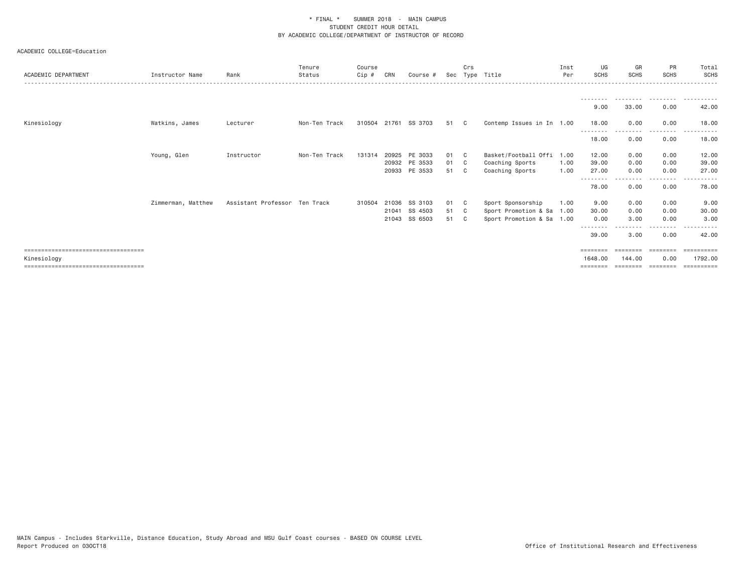\* FINAL \*    SUMMER 2018  -  MAIN CAMPUS
STUDENT CREDIT HOUR DETAIL
BY ACADEMIC COLLEGE/DEPARTMENT OF INSTRUCTOR OF RECORD

ACADEMIC COLLEGE=Education

| ACADEMIC DEPARTMENT | Instructor Name | Rank | Tenure Status | Course Cip # | CRN | Course # | Sec | Crs Type | Title | Inst Per | UG SCHS | GR SCHS | PR SCHS | Total SCHS |
|---|---|---|---|---|---|---|---|---|---|---|---|---|---|---|
| | | | | | | | | | | | 9.00 | 33.00 | 0.00 | 42.00 |
| Kinesiology | Watkins, James | Lecturer | Non-Ten Track | 310504 | 21761 | SS 3703 | 51 | C | Contemp Issues in In | 1.00 | 18.00 | 0.00 | 0.00 | 18.00 |
| | | | | | | | | | | | 18.00 | 0.00 | 0.00 | 18.00 |
| | Young, Glen | Instructor | Non-Ten Track | 131314 | 20925 | PE 3033 | 01 | C | Basket/Football Offi | 1.00 | 12.00 | 0.00 | 0.00 | 12.00 |
| | | | | | 20932 | PE 3533 | 01 | C | Coaching Sports | 1.00 | 39.00 | 0.00 | 0.00 | 39.00 |
| | | | | | 20933 | PE 3533 | 51 | C | Coaching Sports | 1.00 | 27.00 | 0.00 | 0.00 | 27.00 |
| | | | | | | | | | | | 78.00 | 0.00 | 0.00 | 78.00 |
| | Zimmerman, Matthew | Assistant Professor | Ten Track | 310504 | 21036 | SS 3103 | 01 | C | Sport Sponsorship | 1.00 | 9.00 | 0.00 | 0.00 | 9.00 |
| | | | | | 21041 | SS 4503 | 51 | C | Sport Promotion & Sa | 1.00 | 30.00 | 0.00 | 0.00 | 30.00 |
| | | | | | 21043 | SS 6503 | 51 | C | Sport Promotion & Sa | 1.00 | 0.00 | 3.00 | 0.00 | 3.00 |
| | | | | | | | | | | | 39.00 | 3.00 | 0.00 | 42.00 |
| Kinesiology | | | | | | | | | | | 1648.00 | 144.00 | 0.00 | 1792.00 |

MAIN Campus - Includes Starkville, Distance Education, Study Abroad and MSU Gulf Coast courses - BASED ON COURSE LEVEL
Report Produced on 03OCT18    Office of Institutional Research and Effectiveness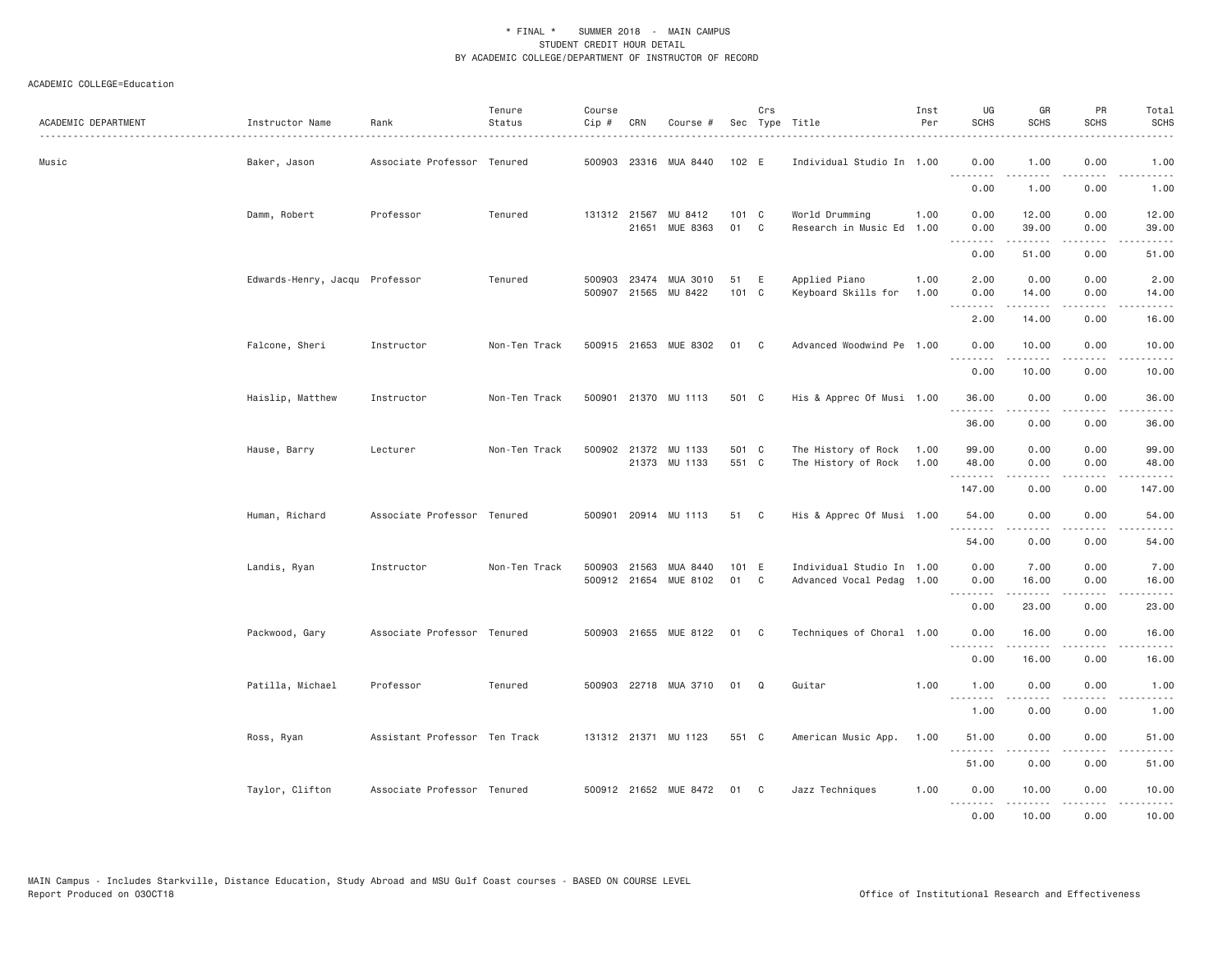\* FINAL \* SUMMER 2018 - MAIN CAMPUS
STUDENT CREDIT HOUR DETAIL
BY ACADEMIC COLLEGE/DEPARTMENT OF INSTRUCTOR OF RECORD

ACADEMIC COLLEGE=Education

| ACADEMIC DEPARTMENT | Instructor Name | Rank | Tenure Status | Course Cip # | CRN | Course # | Sec | Crs Type | Title | Inst Per | UG SCHS | GR SCHS | PR SCHS | Total SCHS |
|---|---|---|---|---|---|---|---|---|---|---|---|---|---|---|
| Music | Baker, Jason | Associate Professor | Tenured | 500903 | 23316 | MUA 8440 | 102 | E | Individual Studio In | 1.00 | 0.00 | 1.00 | 0.00 | 1.00 |
| | | | | | | | | | | | 0.00 | 1.00 | 0.00 | 1.00 |
| | Damm, Robert | Professor | Tenured | 131312 | 21567 | MU 8412 | 101 | C | World Drumming | 1.00 | 0.00 | 12.00 | 0.00 | 12.00 |
| | | | | | 21651 | MUE 8363 | 01 | C | Research in Music Ed | 1.00 | 0.00 | 39.00 | 0.00 | 39.00 |
| | | | | | | | | | | | 0.00 | 51.00 | 0.00 | 51.00 |
| | Edwards-Henry, Jacqu | Professor | Tenured | 500903 | 23474 | MUA 3010 | 51 | E | Applied Piano | 1.00 | 2.00 | 0.00 | 0.00 | 2.00 |
| | | | | 500907 | 21565 | MU 8422 | 101 | C | Keyboard Skills for | 1.00 | 0.00 | 14.00 | 0.00 | 14.00 |
| | | | | | | | | | | | 2.00 | 14.00 | 0.00 | 16.00 |
| | Falcone, Sheri | Instructor | Non-Ten Track | 500915 | 21653 | MUE 8302 | 01 | C | Advanced Woodwind Pe | 1.00 | 0.00 | 10.00 | 0.00 | 10.00 |
| | | | | | | | | | | | 0.00 | 10.00 | 0.00 | 10.00 |
| | Haislip, Matthew | Instructor | Non-Ten Track | 500901 | 21370 | MU 1113 | 501 | C | His & Apprec Of Musi | 1.00 | 36.00 | 0.00 | 0.00 | 36.00 |
| | | | | | | | | | | | 36.00 | 0.00 | 0.00 | 36.00 |
| | Hause, Barry | Lecturer | Non-Ten Track | 500902 | 21372 | MU 1133 | 501 | C | The History of Rock | 1.00 | 99.00 | 0.00 | 0.00 | 99.00 |
| | | | | | 21373 | MU 1133 | 551 | C | The History of Rock | 1.00 | 48.00 | 0.00 | 0.00 | 48.00 |
| | | | | | | | | | | | 147.00 | 0.00 | 0.00 | 147.00 |
| | Human, Richard | Associate Professor | Tenured | 500901 | 20914 | MU 1113 | 51 | C | His & Apprec Of Musi | 1.00 | 54.00 | 0.00 | 0.00 | 54.00 |
| | | | | | | | | | | | 54.00 | 0.00 | 0.00 | 54.00 |
| | Landis, Ryan | Instructor | Non-Ten Track | 500903 | 21563 | MUA 8440 | 101 | E | Individual Studio In | 1.00 | 0.00 | 7.00 | 0.00 | 7.00 |
| | | | | 500912 | 21654 | MUE 8102 | 01 | C | Advanced Vocal Pedag | 1.00 | 0.00 | 16.00 | 0.00 | 16.00 |
| | | | | | | | | | | | 0.00 | 23.00 | 0.00 | 23.00 |
| | Packwood, Gary | Associate Professor | Tenured | 500903 | 21655 | MUE 8122 | 01 | C | Techniques of Choral | 1.00 | 0.00 | 16.00 | 0.00 | 16.00 |
| | | | | | | | | | | | 0.00 | 16.00 | 0.00 | 16.00 |
| | Patilla, Michael | Professor | Tenured | 500903 | 22718 | MUA 3710 | 01 | Q | Guitar | 1.00 | 1.00 | 0.00 | 0.00 | 1.00 |
| | | | | | | | | | | | 1.00 | 0.00 | 0.00 | 1.00 |
| | Ross, Ryan | Assistant Professor | Ten Track | 131312 | 21371 | MU 1123 | 551 | C | American Music App. | 1.00 | 51.00 | 0.00 | 0.00 | 51.00 |
| | | | | | | | | | | | 51.00 | 0.00 | 0.00 | 51.00 |
| | Taylor, Clifton | Associate Professor | Tenured | 500912 | 21652 | MUE 8472 | 01 | C | Jazz Techniques | 1.00 | 0.00 | 10.00 | 0.00 | 10.00 |
| | | | | | | | | | | | 0.00 | 10.00 | 0.00 | 10.00 |

MAIN Campus - Includes Starkville, Distance Education, Study Abroad and MSU Gulf Coast courses - BASED ON COURSE LEVEL
Report Produced on 03OCT18

Office of Institutional Research and Effectiveness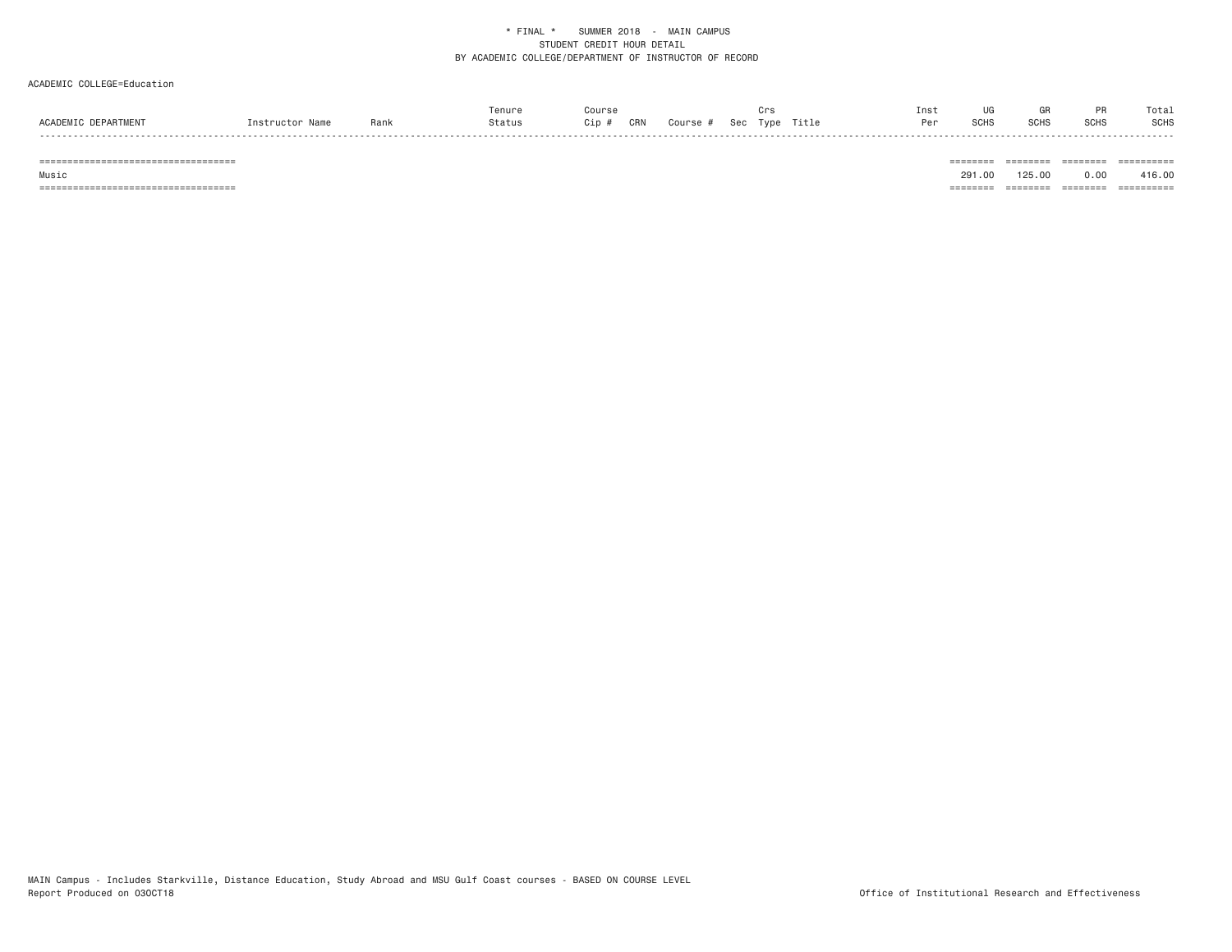\* FINAL \* SUMMER 2018 - MAIN CAMPUS
STUDENT CREDIT HOUR DETAIL
BY ACADEMIC COLLEGE/DEPARTMENT OF INSTRUCTOR OF RECORD

ACADEMIC COLLEGE=Education

| ACADEMIC DEPARTMENT | Instructor Name | Rank | Tenure Status | Course Cip # | CRN | Course # | Sec | Crs Type | Title | Inst Per | UG SCHS | GR SCHS | PR SCHS | Total SCHS |
|---|---|---|---|---|---|---|---|---|---|---|---|---|---|---|
| Music | | | | | | | | | | | 291.00 | 125.00 | 0.00 | 416.00 |

MAIN Campus - Includes Starkville, Distance Education, Study Abroad and MSU Gulf Coast courses - BASED ON COURSE LEVEL
Report Produced on 03OCT18

Office of Institutional Research and Effectiveness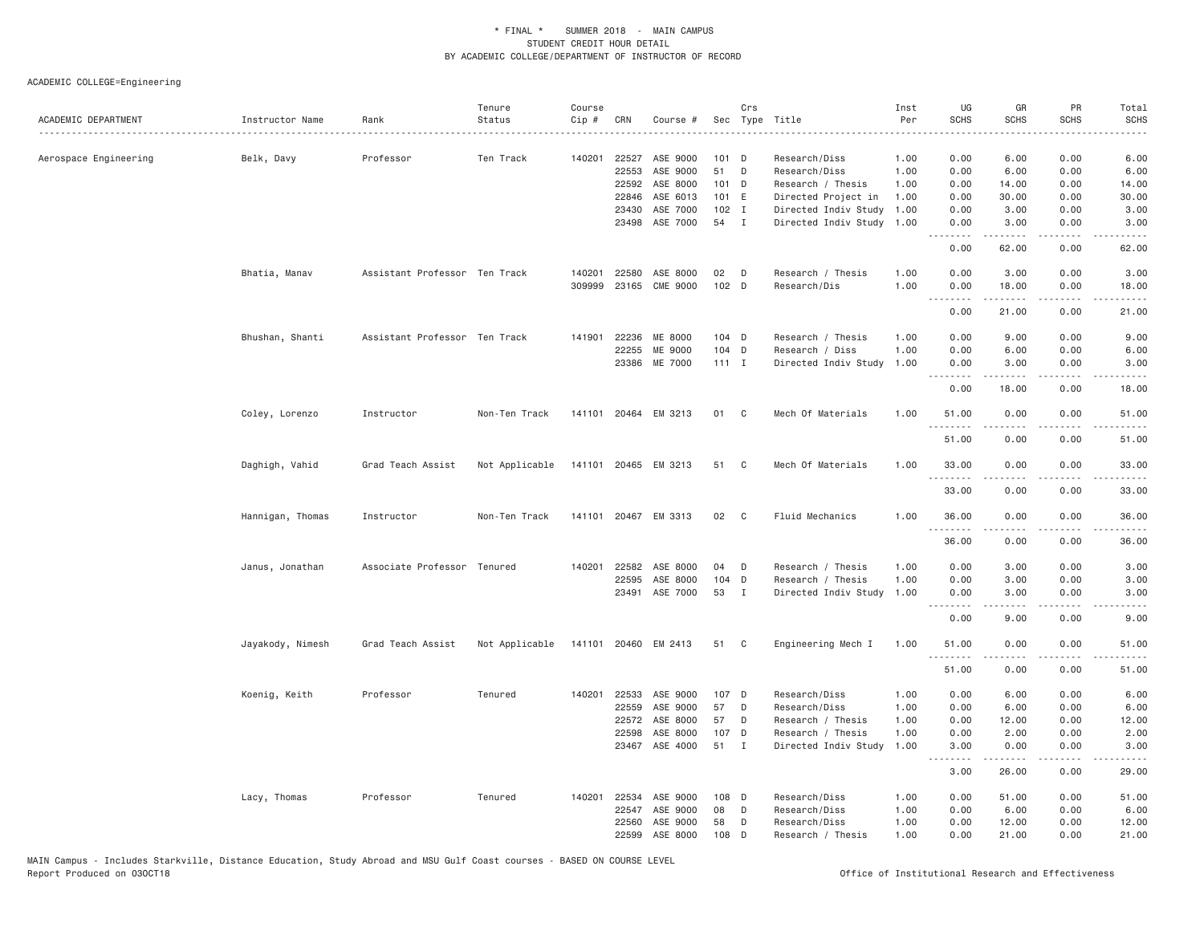\* FINAL \* SUMMER 2018 - MAIN CAMPUS
STUDENT CREDIT HOUR DETAIL
BY ACADEMIC COLLEGE/DEPARTMENT OF INSTRUCTOR OF RECORD

ACADEMIC COLLEGE=Engineering

| ACADEMIC DEPARTMENT | Instructor Name | Rank | Tenure Status | Course Cip # | CRN | Course # | Sec | Crs Type | Title | Inst Per | UG SCHS | GR SCHS | PR SCHS | Total SCHS |
|---|---|---|---|---|---|---|---|---|---|---|---|---|---|---|
| Aerospace Engineering | Belk, Davy | Professor | Ten Track | 140201 | 22527 | ASE 9000 | 101 | D | Research/Diss | 1.00 | 0.00 | 6.00 | 0.00 | 6.00 |
| | | | | | 22553 | ASE 9000 | 51 | D | Research/Diss | 1.00 | 0.00 | 6.00 | 0.00 | 6.00 |
| | | | | | 22592 | ASE 8000 | 101 | D | Research / Thesis | 1.00 | 0.00 | 14.00 | 0.00 | 14.00 |
| | | | | | 22846 | ASE 6013 | 101 | E | Directed Project in | 1.00 | 0.00 | 30.00 | 0.00 | 30.00 |
| | | | | | 23430 | ASE 7000 | 102 | I | Directed Indiv Study | 1.00 | 0.00 | 3.00 | 0.00 | 3.00 |
| | | | | | 23498 | ASE 7000 | 54 | I | Directed Indiv Study | 1.00 | 0.00 | 3.00 | 0.00 | 3.00 |
| | | | | | | | | | | | 0.00 | 62.00 | 0.00 | 62.00 |
| | Bhatia, Manav | Assistant Professor | Ten Track | 140201 | 22580 | ASE 8000 | 02 | D | Research / Thesis | 1.00 | 0.00 | 3.00 | 0.00 | 3.00 |
| | | | | 309999 | 23165 | CME 9000 | 102 | D | Research/Dis | 1.00 | 0.00 | 18.00 | 0.00 | 18.00 |
| | | | | | | | | | | | 0.00 | 21.00 | 0.00 | 21.00 |
| | Bhushan, Shanti | Assistant Professor | Ten Track | 141901 | 22236 | ME 8000 | 104 | D | Research / Thesis | 1.00 | 0.00 | 9.00 | 0.00 | 9.00 |
| | | | | | 22255 | ME 9000 | 104 | D | Research / Diss | 1.00 | 0.00 | 6.00 | 0.00 | 6.00 |
| | | | | | 23386 | ME 7000 | 111 | I | Directed Indiv Study | 1.00 | 0.00 | 3.00 | 0.00 | 3.00 |
| | | | | | | | | | | | 0.00 | 18.00 | 0.00 | 18.00 |
| | Coley, Lorenzo | Instructor | Non-Ten Track | 141101 | 20464 | EM 3213 | 01 | C | Mech Of Materials | 1.00 | 51.00 | 0.00 | 0.00 | 51.00 |
| | | | | | | | | | | | 51.00 | 0.00 | 0.00 | 51.00 |
| | Daghigh, Vahid | Grad Teach Assist | Not Applicable | 141101 | 20465 | EM 3213 | 51 | C | Mech Of Materials | 1.00 | 33.00 | 0.00 | 0.00 | 33.00 |
| | | | | | | | | | | | 33.00 | 0.00 | 0.00 | 33.00 |
| | Hannigan, Thomas | Instructor | Non-Ten Track | 141101 | 20467 | EM 3313 | 02 | C | Fluid Mechanics | 1.00 | 36.00 | 0.00 | 0.00 | 36.00 |
| | | | | | | | | | | | 36.00 | 0.00 | 0.00 | 36.00 |
| | Janus, Jonathan | Associate Professor | Tenured | 140201 | 22582 | ASE 8000 | 04 | D | Research / Thesis | 1.00 | 0.00 | 3.00 | 0.00 | 3.00 |
| | | | | | 22595 | ASE 8000 | 104 | D | Research / Thesis | 1.00 | 0.00 | 3.00 | 0.00 | 3.00 |
| | | | | | 23491 | ASE 7000 | 53 | I | Directed Indiv Study | 1.00 | 0.00 | 3.00 | 0.00 | 3.00 |
| | | | | | | | | | | | 0.00 | 9.00 | 0.00 | 9.00 |
| | Jayakody, Nimesh | Grad Teach Assist | Not Applicable | 141101 | 20460 | EM 2413 | 51 | C | Engineering Mech I | 1.00 | 51.00 | 0.00 | 0.00 | 51.00 |
| | | | | | | | | | | | 51.00 | 0.00 | 0.00 | 51.00 |
| | Koenig, Keith | Professor | Tenured | 140201 | 22533 | ASE 9000 | 107 | D | Research/Diss | 1.00 | 0.00 | 6.00 | 0.00 | 6.00 |
| | | | | | 22559 | ASE 9000 | 57 | D | Research/Diss | 1.00 | 0.00 | 6.00 | 0.00 | 6.00 |
| | | | | | 22572 | ASE 8000 | 57 | D | Research / Thesis | 1.00 | 0.00 | 12.00 | 0.00 | 12.00 |
| | | | | | 22598 | ASE 8000 | 107 | D | Research / Thesis | 1.00 | 0.00 | 2.00 | 0.00 | 2.00 |
| | | | | | 23467 | ASE 4000 | 51 | I | Directed Indiv Study | 1.00 | 3.00 | 0.00 | 0.00 | 3.00 |
| | | | | | | | | | | | 3.00 | 26.00 | 0.00 | 29.00 |
| | Lacy, Thomas | Professor | Tenured | 140201 | 22534 | ASE 9000 | 108 | D | Research/Diss | 1.00 | 0.00 | 51.00 | 0.00 | 51.00 |
| | | | | | 22547 | ASE 9000 | 08 | D | Research/Diss | 1.00 | 0.00 | 6.00 | 0.00 | 6.00 |
| | | | | | 22560 | ASE 9000 | 58 | D | Research/Diss | 1.00 | 0.00 | 12.00 | 0.00 | 12.00 |
| | | | | | 22599 | ASE 8000 | 108 | D | Research / Thesis | 1.00 | 0.00 | 21.00 | 0.00 | 21.00 |

MAIN Campus - Includes Starkville, Distance Education, Study Abroad and MSU Gulf Coast courses - BASED ON COURSE LEVEL
Report Produced on 03OCT18

Office of Institutional Research and Effectiveness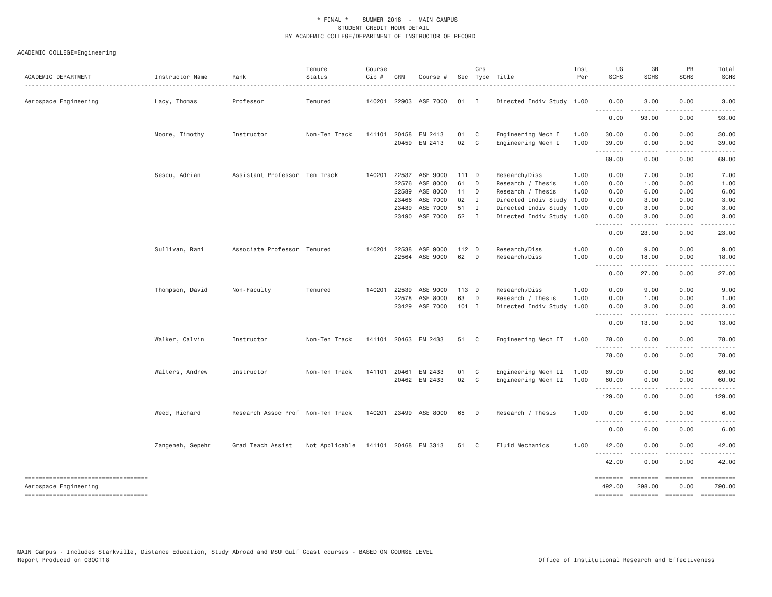\* FINAL \* SUMMER 2018 - MAIN CAMPUS
STUDENT CREDIT HOUR DETAIL
BY ACADEMIC COLLEGE/DEPARTMENT OF INSTRUCTOR OF RECORD

ACADEMIC COLLEGE=Engineering

| ACADEMIC DEPARTMENT | Instructor Name | Rank | Tenure Status | Course Cip # | CRN | Course # | Sec | Crs Type | Title | Inst Per | UG SCHS | GR SCHS | PR SCHS | Total SCHS |
|---|---|---|---|---|---|---|---|---|---|---|---|---|---|---|
| Aerospace Engineering | Lacy, Thomas | Professor | Tenured | 140201 | 22903 | ASE 7000 | 01 | I | Directed Indiv Study | 1.00 | 0.00 | 3.00 | 0.00 | 3.00 |
| | | | | | | | | | | | 0.00 | 93.00 | 0.00 | 93.00 |
| | Moore, Timothy | Instructor | Non-Ten Track | 141101 | 20458 | EM 2413 | 01 | C | Engineering Mech I | 1.00 | 30.00 | 0.00 | 0.00 | 30.00 |
| | | | | | 20459 | EM 2413 | 02 | C | Engineering Mech I | 1.00 | 39.00 | 0.00 | 0.00 | 39.00 |
| | | | | | | | | | | | 69.00 | 0.00 | 0.00 | 69.00 |
| | Sescu, Adrian | Assistant Professor | Ten Track | 140201 | 22537 | ASE 9000 | 111 | D | Research/Diss | 1.00 | 0.00 | 7.00 | 0.00 | 7.00 |
| | | | | | 22576 | ASE 8000 | 61 | D | Research / Thesis | 1.00 | 0.00 | 1.00 | 0.00 | 1.00 |
| | | | | | 22589 | ASE 8000 | 11 | D | Research / Thesis | 1.00 | 0.00 | 6.00 | 0.00 | 6.00 |
| | | | | | 23466 | ASE 7000 | 02 | I | Directed Indiv Study | 1.00 | 0.00 | 3.00 | 0.00 | 3.00 |
| | | | | | 23489 | ASE 7000 | 51 | I | Directed Indiv Study | 1.00 | 0.00 | 3.00 | 0.00 | 3.00 |
| | | | | | 23490 | ASE 7000 | 52 | I | Directed Indiv Study | 1.00 | 0.00 | 3.00 | 0.00 | 3.00 |
| | | | | | | | | | | | 0.00 | 23.00 | 0.00 | 23.00 |
| | Sullivan, Rani | Associate Professor | Tenured | 140201 | 22538 | ASE 9000 | 112 | D | Research/Diss | 1.00 | 0.00 | 9.00 | 0.00 | 9.00 |
| | | | | | 22564 | ASE 9000 | 62 | D | Research/Diss | 1.00 | 0.00 | 18.00 | 0.00 | 18.00 |
| | | | | | | | | | | | 0.00 | 27.00 | 0.00 | 27.00 |
| | Thompson, David | Non-Faculty | Tenured | 140201 | 22539 | ASE 9000 | 113 | D | Research/Diss | 1.00 | 0.00 | 9.00 | 0.00 | 9.00 |
| | | | | | 22578 | ASE 8000 | 63 | D | Research / Thesis | 1.00 | 0.00 | 1.00 | 0.00 | 1.00 |
| | | | | | 23429 | ASE 7000 | 101 | I | Directed Indiv Study | 1.00 | 0.00 | 3.00 | 0.00 | 3.00 |
| | | | | | | | | | | | 0.00 | 13.00 | 0.00 | 13.00 |
| | Walker, Calvin | Instructor | Non-Ten Track | 141101 | 20463 | EM 2433 | 51 | C | Engineering Mech II | 1.00 | 78.00 | 0.00 | 0.00 | 78.00 |
| | | | | | | | | | | | 78.00 | 0.00 | 0.00 | 78.00 |
| | Walters, Andrew | Instructor | Non-Ten Track | 141101 | 20461 | EM 2433 | 01 | C | Engineering Mech II | 1.00 | 69.00 | 0.00 | 0.00 | 69.00 |
| | | | | | 20462 | EM 2433 | 02 | C | Engineering Mech II | 1.00 | 60.00 | 0.00 | 0.00 | 60.00 |
| | | | | | | | | | | | 129.00 | 0.00 | 0.00 | 129.00 |
| | Weed, Richard | Research Assoc Prof | Non-Ten Track | 140201 | 23499 | ASE 8000 | 65 | D | Research / Thesis | 1.00 | 0.00 | 6.00 | 0.00 | 6.00 |
| | | | | | | | | | | | 0.00 | 6.00 | 0.00 | 6.00 |
| | Zangeneh, Sepehr | Grad Teach Assist | Not Applicable | 141101 | 20468 | EM 3313 | 51 | C | Fluid Mechanics | 1.00 | 42.00 | 0.00 | 0.00 | 42.00 |
| | | | | | | | | | | | 42.00 | 0.00 | 0.00 | 42.00 |
| Aerospace Engineering | | | | | | | | | | | 492.00 | 298.00 | 0.00 | 790.00 |

MAIN Campus - Includes Starkville, Distance Education, Study Abroad and MSU Gulf Coast courses - BASED ON COURSE LEVEL
Report Produced on 03OCT18

Office of Institutional Research and Effectiveness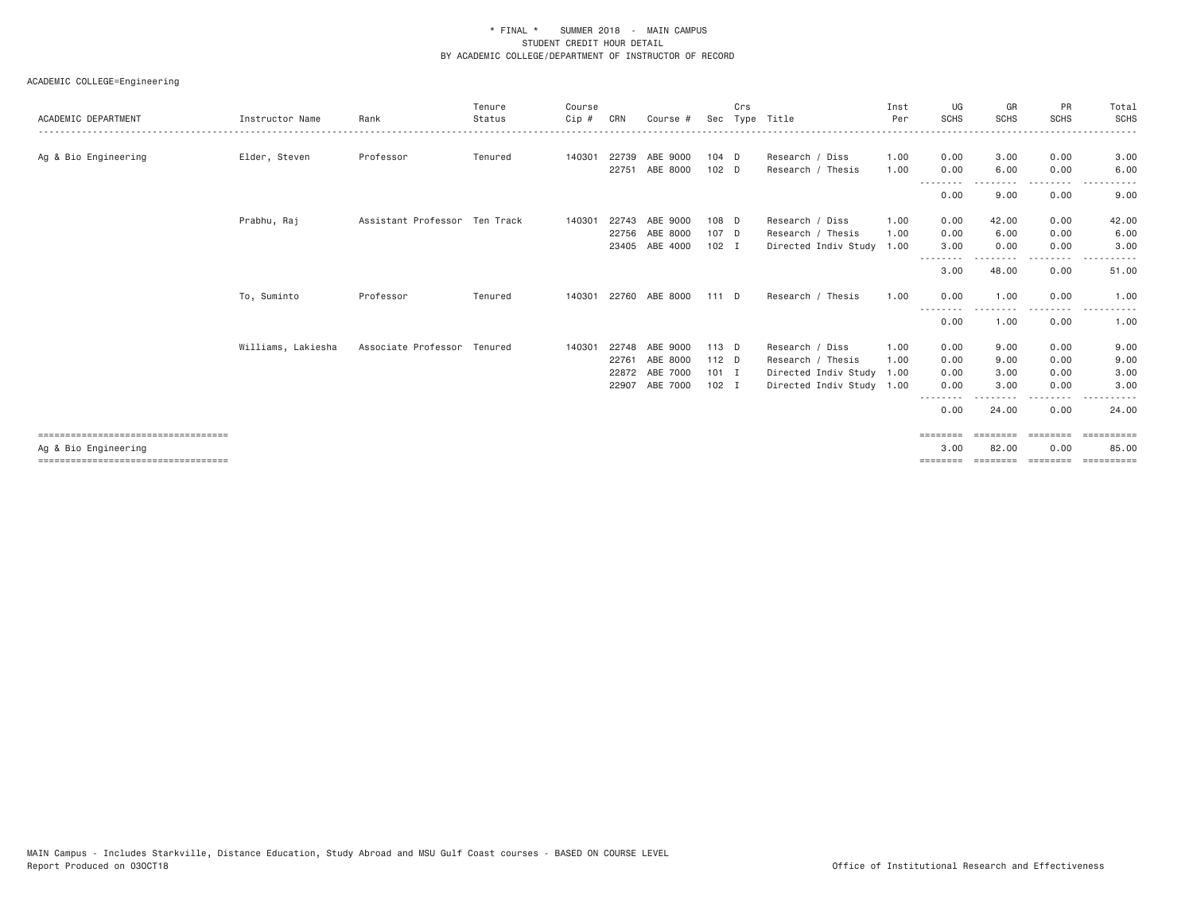\* FINAL \* SUMMER 2018 - MAIN CAMPUS
STUDENT CREDIT HOUR DETAIL
BY ACADEMIC COLLEGE/DEPARTMENT OF INSTRUCTOR OF RECORD

ACADEMIC COLLEGE=Engineering

| ACADEMIC DEPARTMENT | Instructor Name | Rank | Tenure Status | Course Cip # | CRN | Course # | Sec | Crs Type | Title | Inst Per | UG SCHS | GR SCHS | PR SCHS | Total SCHS |
|---|---|---|---|---|---|---|---|---|---|---|---|---|---|---|
| Ag & Bio Engineering | Elder, Steven | Professor | Tenured | 140301 | 22739 | ABE 9000 | 104 | D | Research / Diss | 1.00 | 0.00 | 3.00 | 0.00 | 3.00 |
| | | | | | 22751 | ABE 8000 | 102 | D | Research / Thesis | 1.00 | 0.00 | 6.00 | 0.00 | 6.00 |
| | | | | | | | | | | | 0.00 | 9.00 | 0.00 | 9.00 |
| | Prabhu, Raj | Assistant Professor | Ten Track | 140301 | 22743 | ABE 9000 | 108 | D | Research / Diss | 1.00 | 0.00 | 42.00 | 0.00 | 42.00 |
| | | | | | 22756 | ABE 8000 | 107 | D | Research / Thesis | 1.00 | 0.00 | 6.00 | 0.00 | 6.00 |
| | | | | | 23405 | ABE 4000 | 102 | I | Directed Indiv Study | 1.00 | 3.00 | 0.00 | 0.00 | 3.00 |
| | | | | | | | | | | | 3.00 | 48.00 | 0.00 | 51.00 |
| | To, Suminto | Professor | Tenured | 140301 | 22760 | ABE 8000 | 111 | D | Research / Thesis | 1.00 | 0.00 | 1.00 | 0.00 | 1.00 |
| | | | | | | | | | | | 0.00 | 1.00 | 0.00 | 1.00 |
| | Williams, Lakiesha | Associate Professor | Tenured | 140301 | 22748 | ABE 9000 | 113 | D | Research / Diss | 1.00 | 0.00 | 9.00 | 0.00 | 9.00 |
| | | | | | 22761 | ABE 8000 | 112 | D | Research / Thesis | 1.00 | 0.00 | 9.00 | 0.00 | 9.00 |
| | | | | | 22872 | ABE 7000 | 101 | I | Directed Indiv Study | 1.00 | 0.00 | 3.00 | 0.00 | 3.00 |
| | | | | | 22907 | ABE 7000 | 102 | I | Directed Indiv Study | 1.00 | 0.00 | 3.00 | 0.00 | 3.00 |
| | | | | | | | | | | | 0.00 | 24.00 | 0.00 | 24.00 |
| Ag & Bio Engineering | | | | | | | | | | | 3.00 | 82.00 | 0.00 | 85.00 |

MAIN Campus - Includes Starkville, Distance Education, Study Abroad and MSU Gulf Coast courses - BASED ON COURSE LEVEL
Report Produced on 03OCT18

Office of Institutional Research and Effectiveness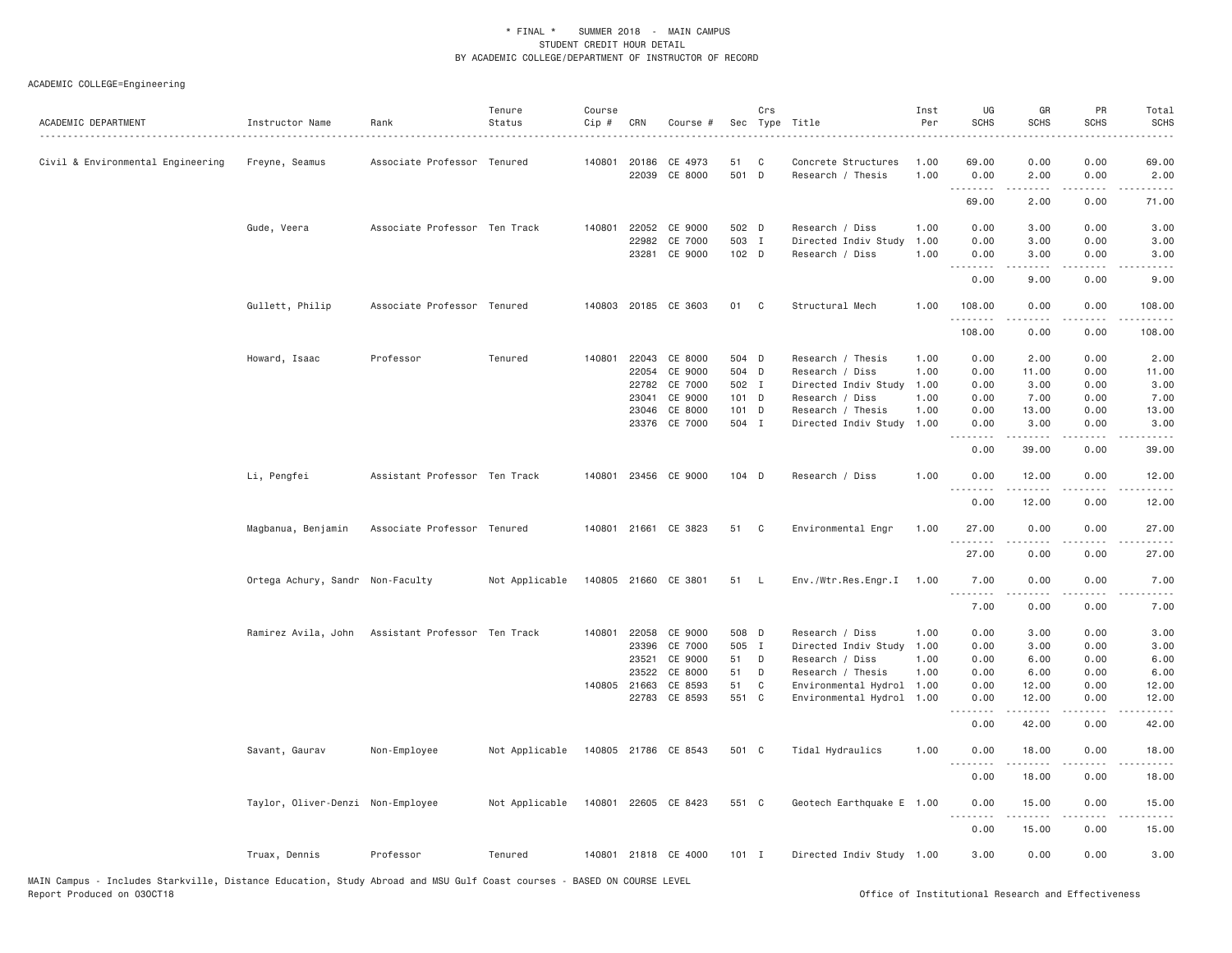\* FINAL \* SUMMER 2018 - MAIN CAMPUS
STUDENT CREDIT HOUR DETAIL
BY ACADEMIC COLLEGE/DEPARTMENT OF INSTRUCTOR OF RECORD

ACADEMIC COLLEGE=Engineering

| ACADEMIC DEPARTMENT | Instructor Name | Rank | Tenure Status | Course Cip # | CRN | Course # | Sec | Crs Type | Title | Inst Per | UG SCHS | GR SCHS | PR SCHS | Total SCHS |
|---|---|---|---|---|---|---|---|---|---|---|---|---|---|---|
| Civil & Environmental Engineering | Freyne, Seamus | Associate Professor | Tenured | 140801 | 20186 | CE 4973 | 51 | C | Concrete Structures | 1.00 | 69.00 | 0.00 | 0.00 | 69.00 |
| | | | | | 22039 | CE 8000 | 501 | D | Research / Thesis | 1.00 | 0.00 | 2.00 | 0.00 | 2.00 |
| | | | | | | | | | | | 69.00 | 2.00 | 0.00 | 71.00 |
| | Gude, Veera | Associate Professor | Ten Track | 140801 | 22052 | CE 9000 | 502 | D | Research / Diss | 1.00 | 0.00 | 3.00 | 0.00 | 3.00 |
| | | | | | 22982 | CE 7000 | 503 | I | Directed Indiv Study | 1.00 | 0.00 | 3.00 | 0.00 | 3.00 |
| | | | | | 23281 | CE 9000 | 102 | D | Research / Diss | 1.00 | 0.00 | 3.00 | 0.00 | 3.00 |
| | | | | | | | | | | | 0.00 | 9.00 | 0.00 | 9.00 |
| | Gullett, Philip | Associate Professor | Tenured | 140803 | 20185 | CE 3603 | 01 | C | Structural Mech | 1.00 | 108.00 | 0.00 | 0.00 | 108.00 |
| | | | | | | | | | | | 108.00 | 0.00 | 0.00 | 108.00 |
| | Howard, Isaac | Professor | Tenured | 140801 | 22043 | CE 8000 | 504 | D | Research / Thesis | 1.00 | 0.00 | 2.00 | 0.00 | 2.00 |
| | | | | | 22054 | CE 9000 | 504 | D | Research / Diss | 1.00 | 0.00 | 11.00 | 0.00 | 11.00 |
| | | | | | 22782 | CE 7000 | 502 | I | Directed Indiv Study | 1.00 | 0.00 | 3.00 | 0.00 | 3.00 |
| | | | | | 23041 | CE 9000 | 101 | D | Research / Diss | 1.00 | 0.00 | 7.00 | 0.00 | 7.00 |
| | | | | | 23046 | CE 8000 | 101 | D | Research / Thesis | 1.00 | 0.00 | 13.00 | 0.00 | 13.00 |
| | | | | | 23376 | CE 7000 | 504 | I | Directed Indiv Study | 1.00 | 0.00 | 3.00 | 0.00 | 3.00 |
| | | | | | | | | | | | 0.00 | 39.00 | 0.00 | 39.00 |
| | Li, Pengfei | Assistant Professor | Ten Track | 140801 | 23456 | CE 9000 | 104 | D | Research / Diss | 1.00 | 0.00 | 12.00 | 0.00 | 12.00 |
| | | | | | | | | | | | 0.00 | 12.00 | 0.00 | 12.00 |
| | Magbanua, Benjamin | Associate Professor | Tenured | 140801 | 21661 | CE 3823 | 51 | C | Environmental Engr | 1.00 | 27.00 | 0.00 | 0.00 | 27.00 |
| | | | | | | | | | | | 27.00 | 0.00 | 0.00 | 27.00 |
| | Ortega Achury, Sandr | Non-Faculty | Not Applicable | 140805 | 21660 | CE 3801 | 51 | L | Env./Wtr.Res.Engr.I | 1.00 | 7.00 | 0.00 | 0.00 | 7.00 |
| | | | | | | | | | | | 7.00 | 0.00 | 0.00 | 7.00 |
| | Ramirez Avila, John | Assistant Professor | Ten Track | 140801 | 22058 | CE 9000 | 508 | D | Research / Diss | 1.00 | 0.00 | 3.00 | 0.00 | 3.00 |
| | | | | | 23396 | CE 7000 | 505 | I | Directed Indiv Study | 1.00 | 0.00 | 3.00 | 0.00 | 3.00 |
| | | | | | 23521 | CE 9000 | 51 | D | Research / Diss | 1.00 | 0.00 | 6.00 | 0.00 | 6.00 |
| | | | | | 23522 | CE 8000 | 51 | D | Research / Thesis | 1.00 | 0.00 | 6.00 | 0.00 | 6.00 |
| | | | | 140805 | 21663 | CE 8593 | 51 | C | Environmental Hydrol | 1.00 | 0.00 | 12.00 | 0.00 | 12.00 |
| | | | | | 22783 | CE 8593 | 551 | C | Environmental Hydrol | 1.00 | 0.00 | 12.00 | 0.00 | 12.00 |
| | | | | | | | | | | | 0.00 | 42.00 | 0.00 | 42.00 |
| | Savant, Gaurav | Non-Employee | Not Applicable | 140805 | 21786 | CE 8543 | 501 | C | Tidal Hydraulics | 1.00 | 0.00 | 18.00 | 0.00 | 18.00 |
| | | | | | | | | | | | 0.00 | 18.00 | 0.00 | 18.00 |
| | Taylor, Oliver-Denzi | Non-Employee | Not Applicable | 140801 | 22605 | CE 8423 | 551 | C | Geotech Earthquake E | 1.00 | 0.00 | 15.00 | 0.00 | 15.00 |
| | | | | | | | | | | | 0.00 | 15.00 | 0.00 | 15.00 |
| | Truax, Dennis | Professor | Tenured | 140801 | 21818 | CE 4000 | 101 | I | Directed Indiv Study | 1.00 | 3.00 | 0.00 | 0.00 | 3.00 |

MAIN Campus - Includes Starkville, Distance Education, Study Abroad and MSU Gulf Coast courses - BASED ON COURSE LEVEL
Report Produced on 03OCT18 Office of Institutional Research and Effectiveness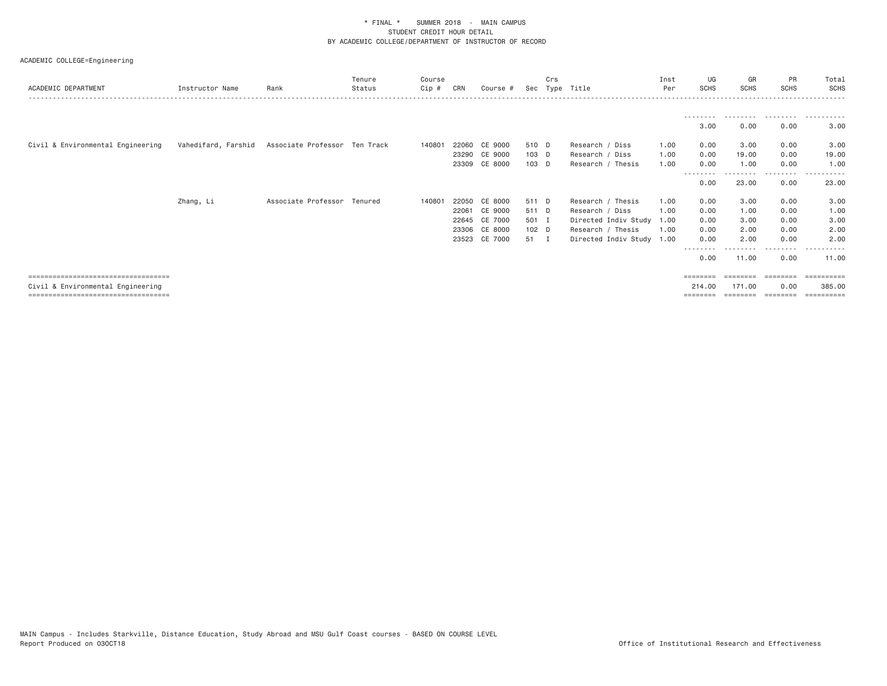\* FINAL \* SUMMER 2018 - MAIN CAMPUS
STUDENT CREDIT HOUR DETAIL
BY ACADEMIC COLLEGE/DEPARTMENT OF INSTRUCTOR OF RECORD

ACADEMIC COLLEGE=Engineering

| ACADEMIC DEPARTMENT | Instructor Name | Rank | Tenure Status | Course Cip # | CRN | Course # | Sec | Crs Type | Title | Inst Per | UG SCHS | GR SCHS | PR SCHS | Total SCHS |
|---|---|---|---|---|---|---|---|---|---|---|---|---|---|---|
| | | | | | | | | | | | 3.00 | 0.00 | 0.00 | 3.00 |
| Civil & Environmental Engineering | Vahedifard, Farshid | Associate Professor | Ten Track | 140801 | 22060 | CE 9000 | 510 | D | Research / Diss | 1.00 | 0.00 | 3.00 | 0.00 | 3.00 |
| | | | | | 23290 | CE 9000 | 103 | D | Research / Diss | 1.00 | 0.00 | 19.00 | 0.00 | 19.00 |
| | | | | | 23309 | CE 8000 | 103 | D | Research / Thesis | 1.00 | 0.00 | 1.00 | 0.00 | 1.00 |
| | | | | | | | | | | | 0.00 | 23.00 | 0.00 | 23.00 |
| | Zhang, Li | Associate Professor | Tenured | 140801 | 22050 | CE 8000 | 511 | D | Research / Thesis | 1.00 | 0.00 | 3.00 | 0.00 | 3.00 |
| | | | | | 22061 | CE 9000 | 511 | D | Research / Diss | 1.00 | 0.00 | 1.00 | 0.00 | 1.00 |
| | | | | | 22645 | CE 7000 | 501 | I | Directed Indiv Study | 1.00 | 0.00 | 3.00 | 0.00 | 3.00 |
| | | | | | 23306 | CE 8000 | 102 | D | Research / Thesis | 1.00 | 0.00 | 2.00 | 0.00 | 2.00 |
| | | | | | 23523 | CE 7000 | 51 | I | Directed Indiv Study | 1.00 | 0.00 | 2.00 | 0.00 | 2.00 |
| | | | | | | | | | | | 0.00 | 11.00 | 0.00 | 11.00 |
| Civil & Environmental Engineering | | | | | | | | | | | 214.00 | 171.00 | 0.00 | 385.00 |

MAIN Campus - Includes Starkville, Distance Education, Study Abroad and MSU Gulf Coast courses - BASED ON COURSE LEVEL
Report Produced on 03OCT18

Office of Institutional Research and Effectiveness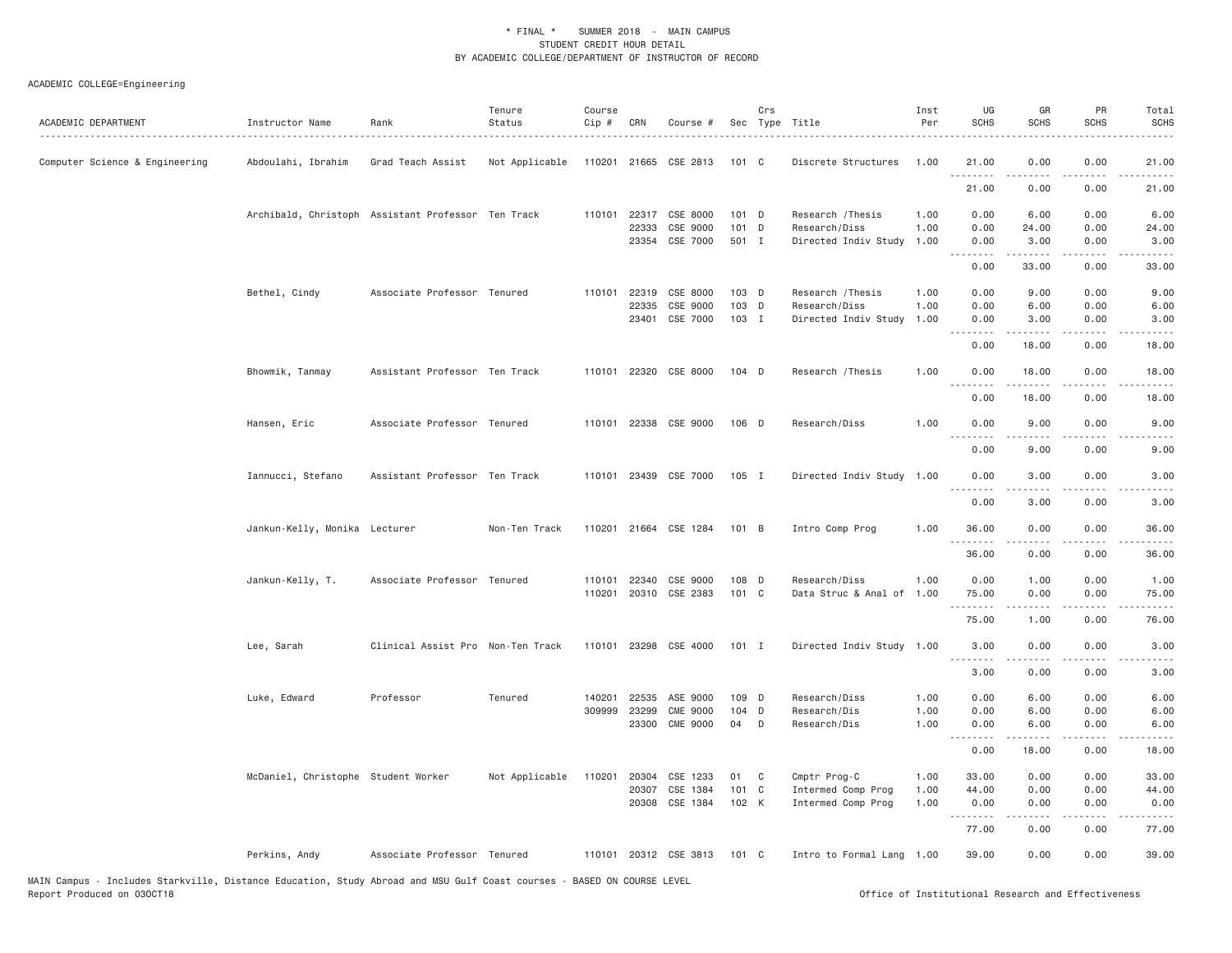\* FINAL \* SUMMER 2018 - MAIN CAMPUS
STUDENT CREDIT HOUR DETAIL
BY ACADEMIC COLLEGE/DEPARTMENT OF INSTRUCTOR OF RECORD

ACADEMIC COLLEGE=Engineering

| ACADEMIC DEPARTMENT | Instructor Name | Rank | Tenure Status | Course Cip # | CRN | Course # | Sec | Crs Type | Title | Inst Per | UG SCHS | GR SCHS | PR SCHS | Total SCHS |
|---|---|---|---|---|---|---|---|---|---|---|---|---|---|---|
| Computer Science & Engineering | Abdoulahi, Ibrahim | Grad Teach Assist | Not Applicable | 110201 | 21665 | CSE 2813 | 101 | C | Discrete Structures | 1.00 | 21.00 | 0.00 | 0.00 | 21.00 |
| | | | | | | | | | | | 21.00 | 0.00 | 0.00 | 21.00 |
| | Archibald, Christoph | Assistant Professor | Ten Track | 110101 | 22317 | CSE 8000 | 101 | D | Research /Thesis | 1.00 | 0.00 | 6.00 | 0.00 | 6.00 |
| | | | | | 22333 | CSE 9000 | 101 | D | Research/Diss | 1.00 | 0.00 | 24.00 | 0.00 | 24.00 |
| | | | | | 23354 | CSE 7000 | 501 | I | Directed Indiv Study | 1.00 | 0.00 | 3.00 | 0.00 | 3.00 |
| | | | | | | | | | | | 0.00 | 33.00 | 0.00 | 33.00 |
| | Bethel, Cindy | Associate Professor | Tenured | 110101 | 22319 | CSE 8000 | 103 | D | Research /Thesis | 1.00 | 0.00 | 9.00 | 0.00 | 9.00 |
| | | | | | 22335 | CSE 9000 | 103 | D | Research/Diss | 1.00 | 0.00 | 6.00 | 0.00 | 6.00 |
| | | | | | 23401 | CSE 7000 | 103 | I | Directed Indiv Study | 1.00 | 0.00 | 3.00 | 0.00 | 3.00 |
| | | | | | | | | | | | 0.00 | 18.00 | 0.00 | 18.00 |
| | Bhowmik, Tanmay | Assistant Professor | Ten Track | 110101 | 22320 | CSE 8000 | 104 | D | Research /Thesis | 1.00 | 0.00 | 18.00 | 0.00 | 18.00 |
| | | | | | | | | | | | 0.00 | 18.00 | 0.00 | 18.00 |
| | Hansen, Eric | Associate Professor | Tenured | 110101 | 22338 | CSE 9000 | 106 | D | Research/Diss | 1.00 | 0.00 | 9.00 | 0.00 | 9.00 |
| | | | | | | | | | | | 0.00 | 9.00 | 0.00 | 9.00 |
| | Iannucci, Stefano | Assistant Professor | Ten Track | 110101 | 23439 | CSE 7000 | 105 | I | Directed Indiv Study | 1.00 | 0.00 | 3.00 | 0.00 | 3.00 |
| | | | | | | | | | | | 0.00 | 3.00 | 0.00 | 3.00 |
| | Jankun-Kelly, Monika | Lecturer | Non-Ten Track | 110201 | 21664 | CSE 1284 | 101 | B | Intro Comp Prog | 1.00 | 36.00 | 0.00 | 0.00 | 36.00 |
| | | | | | | | | | | | 36.00 | 0.00 | 0.00 | 36.00 |
| | Jankun-Kelly, T. | Associate Professor | Tenured | 110101 | 22340 | CSE 9000 | 108 | D | Research/Diss | 1.00 | 0.00 | 1.00 | 0.00 | 1.00 |
| | | | | 110201 | 20310 | CSE 2383 | 101 | C | Data Struc & Anal of | 1.00 | 75.00 | 0.00 | 0.00 | 75.00 |
| | | | | | | | | | | | 75.00 | 1.00 | 0.00 | 76.00 |
| | Lee, Sarah | Clinical Assist Pro | Non-Ten Track | 110101 | 23298 | CSE 4000 | 101 | I | Directed Indiv Study | 1.00 | 3.00 | 0.00 | 0.00 | 3.00 |
| | | | | | | | | | | | 3.00 | 0.00 | 0.00 | 3.00 |
| | Luke, Edward | Professor | Tenured | 140201 | 22535 | ASE 9000 | 109 | D | Research/Diss | 1.00 | 0.00 | 6.00 | 0.00 | 6.00 |
| | | | | 309999 | 23299 | CME 9000 | 104 | D | Research/Dis | 1.00 | 0.00 | 6.00 | 0.00 | 6.00 |
| | | | | | 23300 | CME 9000 | 04 | D | Research/Dis | 1.00 | 0.00 | 6.00 | 0.00 | 6.00 |
| | | | | | | | | | | | 0.00 | 18.00 | 0.00 | 18.00 |
| | McDaniel, Christophe | Student Worker | Not Applicable | 110201 | 20304 | CSE 1233 | 01 | C | Cmptr Prog-C | 1.00 | 33.00 | 0.00 | 0.00 | 33.00 |
| | | | | | 20307 | CSE 1384 | 101 | C | Intermed Comp Prog | 1.00 | 44.00 | 0.00 | 0.00 | 44.00 |
| | | | | | 20308 | CSE 1384 | 102 | K | Intermed Comp Prog | 1.00 | 0.00 | 0.00 | 0.00 | 0.00 |
| | | | | | | | | | | | 77.00 | 0.00 | 0.00 | 77.00 |
| | Perkins, Andy | Associate Professor | Tenured | 110101 | 20312 | CSE 3813 | 101 | C | Intro to Formal Lang | 1.00 | 39.00 | 0.00 | 0.00 | 39.00 |

MAIN Campus - Includes Starkville, Distance Education, Study Abroad and MSU Gulf Coast courses - BASED ON COURSE LEVEL
Report Produced on 03OCT18 — Office of Institutional Research and Effectiveness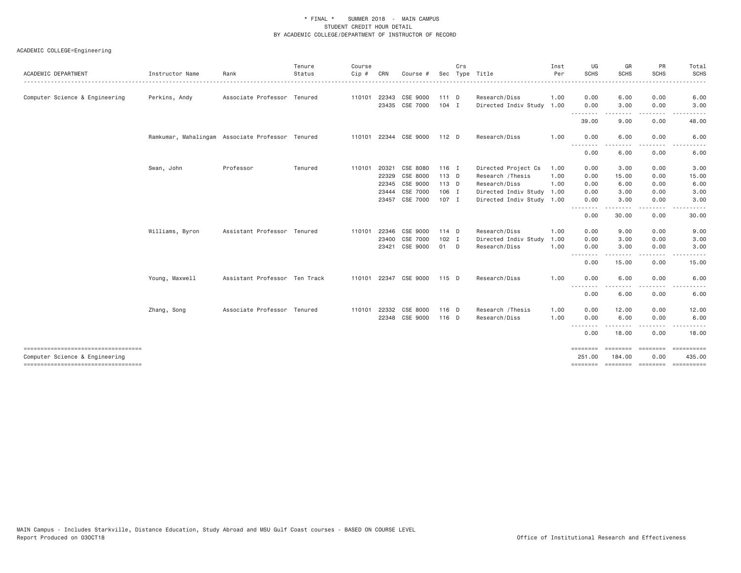\* FINAL \* SUMMER 2018 - MAIN CAMPUS
STUDENT CREDIT HOUR DETAIL
BY ACADEMIC COLLEGE/DEPARTMENT OF INSTRUCTOR OF RECORD

ACADEMIC COLLEGE=Engineering

| ACADEMIC DEPARTMENT | Instructor Name | Rank | Tenure Status | Course Cip # | CRN | Course # | Sec | Crs Type | Title | Inst Per | UG SCHS | GR SCHS | PR SCHS | Total SCHS |
|---|---|---|---|---|---|---|---|---|---|---|---|---|---|---|
| Computer Science & Engineering | Perkins, Andy | Associate Professor | Tenured | 110101 | 22343 | CSE 9000 | 111 | D | Research/Diss | 1.00 | 0.00 | 6.00 | 0.00 | 6.00 |
| | | | | | 23435 | CSE 7000 | 104 | I | Directed Indiv Study | 1.00 | 0.00 | 3.00 | 0.00 | 3.00 |
| | | | | | | | | | | | 39.00 | 9.00 | 0.00 | 48.00 |
| | Ramkumar, Mahalingam | Associate Professor | Tenured | 110101 | 22344 | CSE 9000 | 112 | D | Research/Diss | 1.00 | 0.00 | 6.00 | 0.00 | 6.00 |
| | | | | | | | | | | | 0.00 | 6.00 | 0.00 | 6.00 |
| | Swan, John | Professor | Tenured | 110101 | 20321 | CSE 8080 | 116 | I | Directed Project Cs | 1.00 | 0.00 | 3.00 | 0.00 | 3.00 |
| | | | | | 22329 | CSE 8000 | 113 | D | Research /Thesis | 1.00 | 0.00 | 15.00 | 0.00 | 15.00 |
| | | | | | 22345 | CSE 9000 | 113 | D | Research/Diss | 1.00 | 0.00 | 6.00 | 0.00 | 6.00 |
| | | | | | 23444 | CSE 7000 | 106 | I | Directed Indiv Study | 1.00 | 0.00 | 3.00 | 0.00 | 3.00 |
| | | | | | 23457 | CSE 7000 | 107 | I | Directed Indiv Study | 1.00 | 0.00 | 3.00 | 0.00 | 3.00 |
| | | | | | | | | | | | 0.00 | 30.00 | 0.00 | 30.00 |
| | Williams, Byron | Assistant Professor | Tenured | 110101 | 22346 | CSE 9000 | 114 | D | Research/Diss | 1.00 | 0.00 | 9.00 | 0.00 | 9.00 |
| | | | | | 23400 | CSE 7000 | 102 | I | Directed Indiv Study | 1.00 | 0.00 | 3.00 | 0.00 | 3.00 |
| | | | | | 23421 | CSE 9000 | 01 | D | Research/Diss | 1.00 | 0.00 | 3.00 | 0.00 | 3.00 |
| | | | | | | | | | | | 0.00 | 15.00 | 0.00 | 15.00 |
| | Young, Maxwell | Assistant Professor | Ten Track | 110101 | 22347 | CSE 9000 | 115 | D | Research/Diss | 1.00 | 0.00 | 6.00 | 0.00 | 6.00 |
| | | | | | | | | | | | 0.00 | 6.00 | 0.00 | 6.00 |
| | Zhang, Song | Associate Professor | Tenured | 110101 | 22332 | CSE 8000 | 116 | D | Research /Thesis | 1.00 | 0.00 | 12.00 | 0.00 | 12.00 |
| | | | | | 22348 | CSE 9000 | 116 | D | Research/Diss | 1.00 | 0.00 | 6.00 | 0.00 | 6.00 |
| | | | | | | | | | | | 0.00 | 18.00 | 0.00 | 18.00 |
| Computer Science & Engineering | | | | | | | | | | | 251.00 | 184.00 | 0.00 | 435.00 |

MAIN Campus - Includes Starkville, Distance Education, Study Abroad and MSU Gulf Coast courses - BASED ON COURSE LEVEL
Report Produced on 03OCT18

Office of Institutional Research and Effectiveness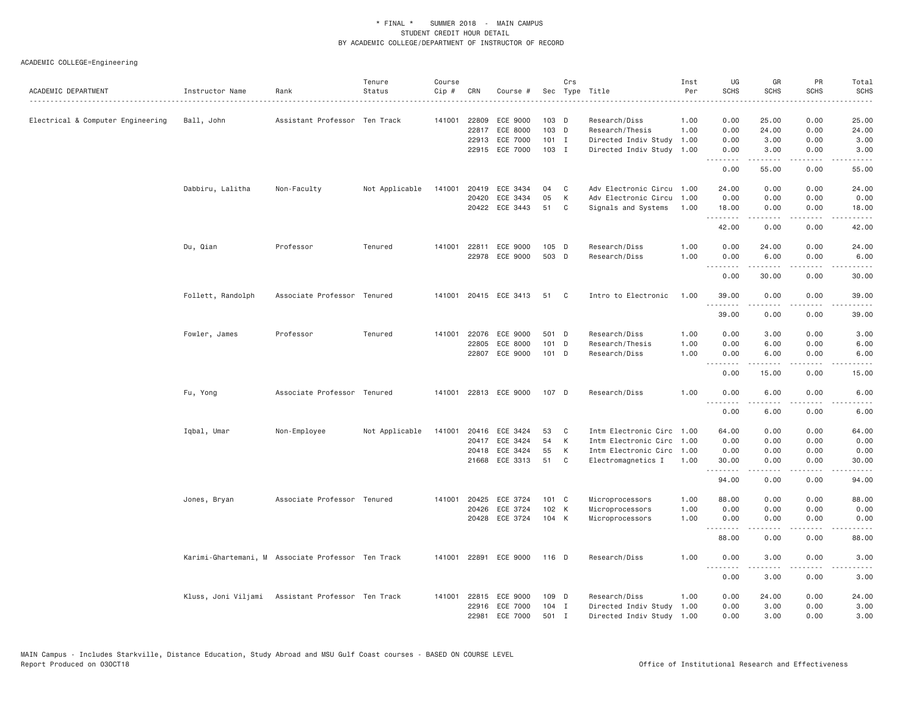\* FINAL \* SUMMER 2018 - MAIN CAMPUS
STUDENT CREDIT HOUR DETAIL
BY ACADEMIC COLLEGE/DEPARTMENT OF INSTRUCTOR OF RECORD

ACADEMIC COLLEGE=Engineering

| ACADEMIC DEPARTMENT | Instructor Name | Rank | Tenure Status | Course Cip # | CRN | Course # | Sec | Crs Type | Title | Inst Per | UG SCHS | GR SCHS | PR SCHS | Total SCHS |
|---|---|---|---|---|---|---|---|---|---|---|---|---|---|---|
| Electrical & Computer Engineering | Ball, John | Assistant Professor | Ten Track | 141001 | 22809 | ECE 9000 | 103 | D | Research/Diss | 1.00 | 0.00 | 25.00 | 0.00 | 25.00 |
| | | | | | 22817 | ECE 8000 | 103 | D | Research/Thesis | 1.00 | 0.00 | 24.00 | 0.00 | 24.00 |
| | | | | | 22913 | ECE 7000 | 101 | I | Directed Indiv Study | 1.00 | 0.00 | 3.00 | 0.00 | 3.00 |
| | | | | | 22915 | ECE 7000 | 103 | I | Directed Indiv Study | 1.00 | 0.00 | 3.00 | 0.00 | 3.00 |
| | | | | | | | | | | | 0.00 | 55.00 | 0.00 | 55.00 |
| | Dabbiru, Lalitha | Non-Faculty | Not Applicable | 141001 | 20419 | ECE 3434 | 04 | C | Adv Electronic Circu | 1.00 | 24.00 | 0.00 | 0.00 | 24.00 |
| | | | | | 20420 | ECE 3434 | 05 | K | Adv Electronic Circu | 1.00 | 0.00 | 0.00 | 0.00 | 0.00 |
| | | | | | 20422 | ECE 3443 | 51 | C | Signals and Systems | 1.00 | 18.00 | 0.00 | 0.00 | 18.00 |
| | | | | | | | | | | | 42.00 | 0.00 | 0.00 | 42.00 |
| | Du, Qian | Professor | Tenured | 141001 | 22811 | ECE 9000 | 105 | D | Research/Diss | 1.00 | 0.00 | 24.00 | 0.00 | 24.00 |
| | | | | | 22978 | ECE 9000 | 503 | D | Research/Diss | 1.00 | 0.00 | 6.00 | 0.00 | 6.00 |
| | | | | | | | | | | | 0.00 | 30.00 | 0.00 | 30.00 |
| | Follett, Randolph | Associate Professor | Tenured | 141001 | 20415 | ECE 3413 | 51 | C | Intro to Electronic | 1.00 | 39.00 | 0.00 | 0.00 | 39.00 |
| | | | | | | | | | | | 39.00 | 0.00 | 0.00 | 39.00 |
| | Fowler, James | Professor | Tenured | 141001 | 22076 | ECE 9000 | 501 | D | Research/Diss | 1.00 | 0.00 | 3.00 | 0.00 | 3.00 |
| | | | | | 22805 | ECE 8000 | 101 | D | Research/Thesis | 1.00 | 0.00 | 6.00 | 0.00 | 6.00 |
| | | | | | 22807 | ECE 9000 | 101 | D | Research/Diss | 1.00 | 0.00 | 6.00 | 0.00 | 6.00 |
| | | | | | | | | | | | 0.00 | 15.00 | 0.00 | 15.00 |
| | Fu, Yong | Associate Professor | Tenured | 141001 | 22813 | ECE 9000 | 107 | D | Research/Diss | 1.00 | 0.00 | 6.00 | 0.00 | 6.00 |
| | | | | | | | | | | | 0.00 | 6.00 | 0.00 | 6.00 |
| | Iqbal, Umar | Non-Employee | Not Applicable | 141001 | 20416 | ECE 3424 | 53 | C | Intm Electronic Circ | 1.00 | 64.00 | 0.00 | 0.00 | 64.00 |
| | | | | | 20417 | ECE 3424 | 54 | K | Intm Electronic Circ | 1.00 | 0.00 | 0.00 | 0.00 | 0.00 |
| | | | | | 20418 | ECE 3424 | 55 | K | Intm Electronic Circ | 1.00 | 0.00 | 0.00 | 0.00 | 0.00 |
| | | | | | 21668 | ECE 3313 | 51 | C | Electromagnetics I | 1.00 | 30.00 | 0.00 | 0.00 | 30.00 |
| | | | | | | | | | | | 94.00 | 0.00 | 0.00 | 94.00 |
| | Jones, Bryan | Associate Professor | Tenured | 141001 | 20425 | ECE 3724 | 101 | C | Microprocessors | 1.00 | 88.00 | 0.00 | 0.00 | 88.00 |
| | | | | | 20426 | ECE 3724 | 102 | K | Microprocessors | 1.00 | 0.00 | 0.00 | 0.00 | 0.00 |
| | | | | | 20428 | ECE 3724 | 104 | K | Microprocessors | 1.00 | 0.00 | 0.00 | 0.00 | 0.00 |
| | | | | | | | | | | | 88.00 | 0.00 | 0.00 | 88.00 |
| | Karimi-Ghartemani, M | Associate Professor | Ten Track | 141001 | 22891 | ECE 9000 | 116 | D | Research/Diss | 1.00 | 0.00 | 3.00 | 0.00 | 3.00 |
| | | | | | | | | | | | 0.00 | 3.00 | 0.00 | 3.00 |
| | Kluss, Joni Viljami | Assistant Professor | Ten Track | 141001 | 22815 | ECE 9000 | 109 | D | Research/Diss | 1.00 | 0.00 | 24.00 | 0.00 | 24.00 |
| | | | | | 22916 | ECE 7000 | 104 | I | Directed Indiv Study | 1.00 | 0.00 | 3.00 | 0.00 | 3.00 |
| | | | | | 22981 | ECE 7000 | 501 | I | Directed Indiv Study | 1.00 | 0.00 | 3.00 | 0.00 | 3.00 |

MAIN Campus - Includes Starkville, Distance Education, Study Abroad and MSU Gulf Coast courses - BASED ON COURSE LEVEL
Report Produced on 03OCT18 Office of Institutional Research and Effectiveness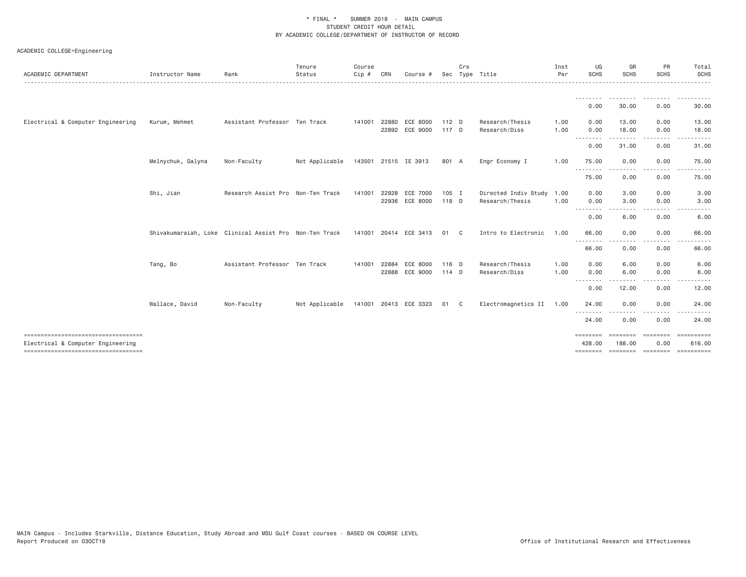\* FINAL \* SUMMER 2018 - MAIN CAMPUS
STUDENT CREDIT HOUR DETAIL
BY ACADEMIC COLLEGE/DEPARTMENT OF INSTRUCTOR OF RECORD

ACADEMIC COLLEGE=Engineering

| ACADEMIC DEPARTMENT | Instructor Name | Rank | Tenure Status | Course Cip # | CRN | Course # | Sec | Crs Type | Title | Inst Per | UG SCHS | GR SCHS | PR SCHS | Total SCHS |
|---|---|---|---|---|---|---|---|---|---|---|---|---|---|---|
| | | | | | | | | | | | 0.00 | 30.00 | 0.00 | 30.00 |
| Electrical & Computer Engineering | Kurum, Mehmet | Assistant Professor | Ten Track | 141001 | 22880 | ECE 8000 | 112 | D | Research/Thesis | 1.00 | 0.00 | 13.00 | 0.00 | 13.00 |
| | | | | | 22892 | ECE 9000 | 117 | D | Research/Diss | 1.00 | 0.00 | 18.00 | 0.00 | 18.00 |
| | | | | | | | | | | | 0.00 | 31.00 | 0.00 | 31.00 |
| | Melnychuk, Galyna | Non-Faculty | Not Applicable | 143501 | 21515 | IE 3913 | 801 | A | Engr Economy I | 1.00 | 75.00 | 0.00 | 0.00 | 75.00 |
| | | | | | | | | | | | 75.00 | 0.00 | 0.00 | 75.00 |
| | Shi, Jian | Research Assist Pro | Non-Ten Track | 141001 | 22928 | ECE 7000 | 105 | I | Directed Indiv Study | 1.00 | 0.00 | 3.00 | 0.00 | 3.00 |
| | | | | | 22936 | ECE 8000 | 118 | D | Research/Thesis | 1.00 | 0.00 | 3.00 | 0.00 | 3.00 |
| | | | | | | | | | | | 0.00 | 6.00 | 0.00 | 6.00 |
| | Shivakumaraiah, Loke | Clinical Assist Pro | Non-Ten Track | 141001 | 20414 | ECE 3413 | 01 | C | Intro to Electronic | 1.00 | 66.00 | 0.00 | 0.00 | 66.00 |
| | | | | | | | | | | | 66.00 | 0.00 | 0.00 | 66.00 |
| | Tang, Bo | Assistant Professor | Ten Track | 141001 | 22884 | ECE 8000 | 116 | D | Research/Thesis | 1.00 | 0.00 | 6.00 | 0.00 | 6.00 |
| | | | | | 22888 | ECE 9000 | 114 | D | Research/Diss | 1.00 | 0.00 | 6.00 | 0.00 | 6.00 |
| | | | | | | | | | | | 0.00 | 12.00 | 0.00 | 12.00 |
| | Wallace, David | Non-Faculty | Not Applicable | 141001 | 20413 | ECE 3323 | 01 | C | Electromagnetics II | 1.00 | 24.00 | 0.00 | 0.00 | 24.00 |
| | | | | | | | | | | | 24.00 | 0.00 | 0.00 | 24.00 |
| Electrical & Computer Engineering | | | | | | | | | | | 428.00 | 188.00 | 0.00 | 616.00 |

MAIN Campus - Includes Starkville, Distance Education, Study Abroad and MSU Gulf Coast courses - BASED ON COURSE LEVEL
Report Produced on 03OCT18

Office of Institutional Research and Effectiveness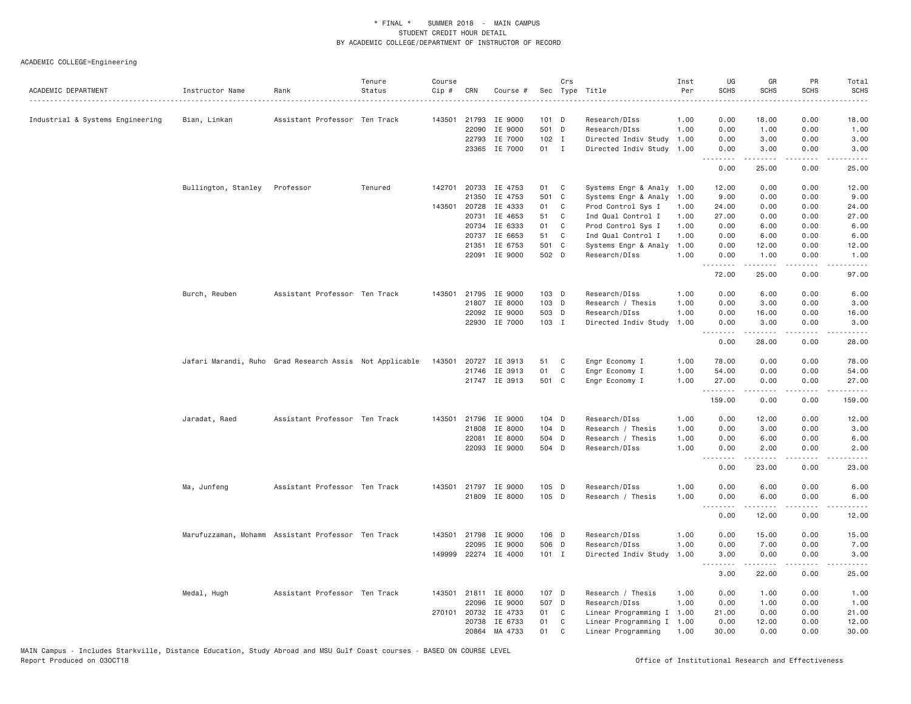\* FINAL \* SUMMER 2018 - MAIN CAMPUS
STUDENT CREDIT HOUR DETAIL
BY ACADEMIC COLLEGE/DEPARTMENT OF INSTRUCTOR OF RECORD

ACADEMIC COLLEGE=Engineering

| ACADEMIC DEPARTMENT | Instructor Name | Rank | Tenure Status | Course Cip # | CRN | Course # | Sec | Crs Type | Title | Inst Per | UG SCHS | GR SCHS | PR SCHS | Total SCHS |
|---|---|---|---|---|---|---|---|---|---|---|---|---|---|---|
| Industrial & Systems Engineering | Bian, Linkan | Assistant Professor | Ten Track | 143501 | 21793 | IE 9000 | 101 | D | Research/DIss | 1.00 | 0.00 | 18.00 | 0.00 | 18.00 |
| | | | | | 22090 | IE 9000 | 501 | D | Research/DIss | 1.00 | 0.00 | 1.00 | 0.00 | 1.00 |
| | | | | | 22793 | IE 7000 | 102 | I | Directed Indiv Study | 1.00 | 0.00 | 3.00 | 0.00 | 3.00 |
| | | | | | 23365 | IE 7000 | 01 | I | Directed Indiv Study | 1.00 | 0.00 | 3.00 | 0.00 | 3.00 |
| | | | | | | | | | | | 0.00 | 25.00 | 0.00 | 25.00 |
| | Bullington, Stanley | Professor | Tenured | 142701 | 20733 | IE 4753 | 01 | C | Systems Engr & Analy | 1.00 | 12.00 | 0.00 | 0.00 | 12.00 |
| | | | | | 21350 | IE 4753 | 501 | C | Systems Engr & Analy | 1.00 | 9.00 | 0.00 | 0.00 | 9.00 |
| | | | | 143501 | 20728 | IE 4333 | 01 | C | Prod Control Sys I | 1.00 | 24.00 | 0.00 | 0.00 | 24.00 |
| | | | | | 20731 | IE 4653 | 51 | C | Ind Qual Control I | 1.00 | 27.00 | 0.00 | 0.00 | 27.00 |
| | | | | | 20734 | IE 6333 | 01 | C | Prod Control Sys I | 1.00 | 0.00 | 6.00 | 0.00 | 6.00 |
| | | | | | 20737 | IE 6653 | 51 | C | Ind Qual Control I | 1.00 | 0.00 | 6.00 | 0.00 | 6.00 |
| | | | | | 21351 | IE 6753 | 501 | C | Systems Engr & Analy | 1.00 | 0.00 | 12.00 | 0.00 | 12.00 |
| | | | | | 22091 | IE 9000 | 502 | D | Research/DIss | 1.00 | 0.00 | 1.00 | 0.00 | 1.00 |
| | | | | | | | | | | | 72.00 | 25.00 | 0.00 | 97.00 |
| | Burch, Reuben | Assistant Professor | Ten Track | 143501 | 21795 | IE 9000 | 103 | D | Research/DIss | 1.00 | 0.00 | 6.00 | 0.00 | 6.00 |
| | | | | | 21807 | IE 8000 | 103 | D | Research / Thesis | 1.00 | 0.00 | 3.00 | 0.00 | 3.00 |
| | | | | | 22092 | IE 9000 | 503 | D | Research/DIss | 1.00 | 0.00 | 16.00 | 0.00 | 16.00 |
| | | | | | 22930 | IE 7000 | 103 | I | Directed Indiv Study | 1.00 | 0.00 | 3.00 | 0.00 | 3.00 |
| | | | | | | | | | | | 0.00 | 28.00 | 0.00 | 28.00 |
| | Jafari Marandi, Ruho | Grad Research Assis | Not Applicable | 143501 | 20727 | IE 3913 | 51 | C | Engr Economy I | 1.00 | 78.00 | 0.00 | 0.00 | 78.00 |
| | | | | | 21746 | IE 3913 | 01 | C | Engr Economy I | 1.00 | 54.00 | 0.00 | 0.00 | 54.00 |
| | | | | | 21747 | IE 3913 | 501 | C | Engr Economy I | 1.00 | 27.00 | 0.00 | 0.00 | 27.00 |
| | | | | | | | | | | | 159.00 | 0.00 | 0.00 | 159.00 |
| | Jaradat, Raed | Assistant Professor | Ten Track | 143501 | 21796 | IE 9000 | 104 | D | Research/DIss | 1.00 | 0.00 | 12.00 | 0.00 | 12.00 |
| | | | | | 21808 | IE 8000 | 104 | D | Research / Thesis | 1.00 | 0.00 | 3.00 | 0.00 | 3.00 |
| | | | | | 22081 | IE 8000 | 504 | D | Research / Thesis | 1.00 | 0.00 | 6.00 | 0.00 | 6.00 |
| | | | | | 22093 | IE 9000 | 504 | D | Research/DIss | 1.00 | 0.00 | 2.00 | 0.00 | 2.00 |
| | | | | | | | | | | | 0.00 | 23.00 | 0.00 | 23.00 |
| | Ma, Junfeng | Assistant Professor | Ten Track | 143501 | 21797 | IE 9000 | 105 | D | Research/DIss | 1.00 | 0.00 | 6.00 | 0.00 | 6.00 |
| | | | | | 21809 | IE 8000 | 105 | D | Research / Thesis | 1.00 | 0.00 | 6.00 | 0.00 | 6.00 |
| | | | | | | | | | | | 0.00 | 12.00 | 0.00 | 12.00 |
| | Marufuzzaman, Mohamm | Assistant Professor | Ten Track | 143501 | 21798 | IE 9000 | 106 | D | Research/DIss | 1.00 | 0.00 | 15.00 | 0.00 | 15.00 |
| | | | | | 22095 | IE 9000 | 506 | D | Research/DIss | 1.00 | 0.00 | 7.00 | 0.00 | 7.00 |
| | | | | 149999 | 22274 | IE 4000 | 101 | I | Directed Indiv Study | 1.00 | 3.00 | 0.00 | 0.00 | 3.00 |
| | | | | | | | | | | | 3.00 | 22.00 | 0.00 | 25.00 |
| | Medal, Hugh | Assistant Professor | Ten Track | 143501 | 21811 | IE 8000 | 107 | D | Research / Thesis | 1.00 | 0.00 | 1.00 | 0.00 | 1.00 |
| | | | | | 22096 | IE 9000 | 507 | D | Research/DIss | 1.00 | 0.00 | 1.00 | 0.00 | 1.00 |
| | | | | 270101 | 20732 | IE 4733 | 01 | C | Linear Programming I | 1.00 | 21.00 | 0.00 | 0.00 | 21.00 |
| | | | | | 20738 | IE 6733 | 01 | C | Linear Programming I | 1.00 | 0.00 | 12.00 | 0.00 | 12.00 |
| | | | | | 20864 | MA 4733 | 01 | C | Linear Programming | 1.00 | 30.00 | 0.00 | 0.00 | 30.00 |

MAIN Campus - Includes Starkville, Distance Education, Study Abroad and MSU Gulf Coast courses - BASED ON COURSE LEVEL
Report Produced on 03OCT18 Office of Institutional Research and Effectiveness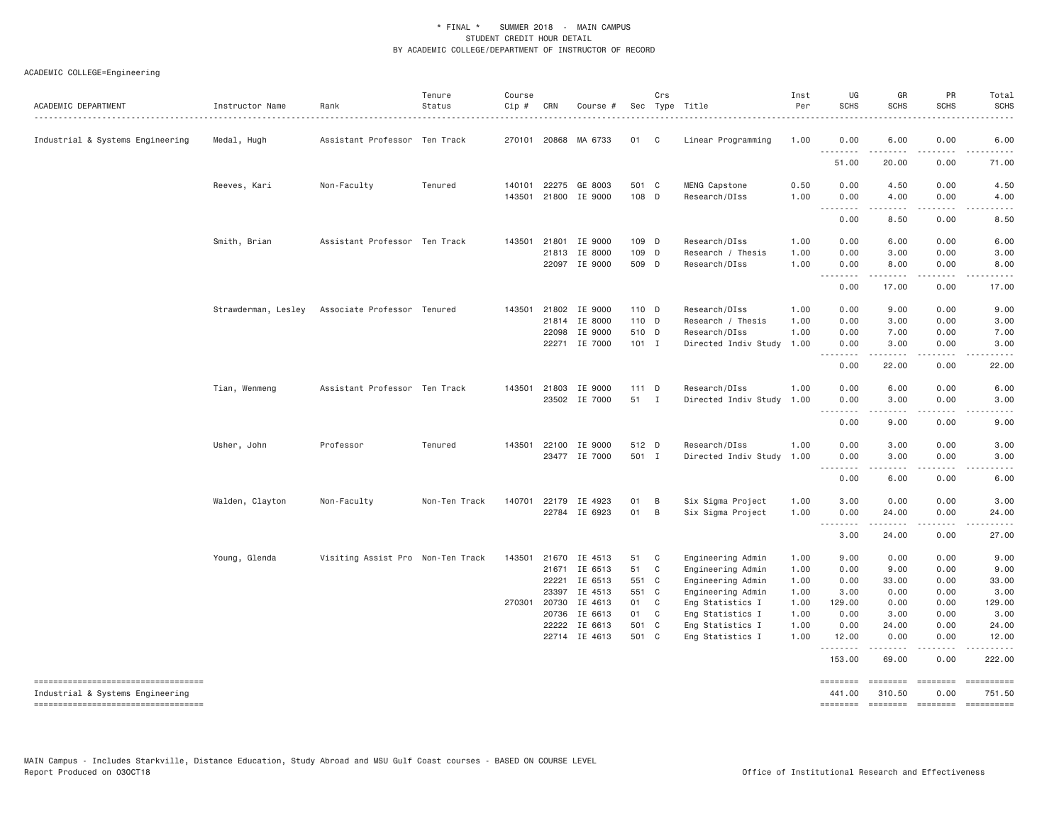\* FINAL \* SUMMER 2018 - MAIN CAMPUS
STUDENT CREDIT HOUR DETAIL
BY ACADEMIC COLLEGE/DEPARTMENT OF INSTRUCTOR OF RECORD

ACADEMIC COLLEGE=Engineering

| ACADEMIC DEPARTMENT | Instructor Name | Rank | Tenure Status | Course Cip # | CRN | Course # | Sec | Crs Type | Title | Inst Per | UG SCHS | GR SCHS | PR SCHS | Total SCHS |
|---|---|---|---|---|---|---|---|---|---|---|---|---|---|---|
| Industrial & Systems Engineering | Medal, Hugh | Assistant Professor | Ten Track | 270101 | 20868 | MA 6733 | 01 | C | Linear Programming | 1.00 | 0.00 | 6.00 | 0.00 | 6.00 |
| | | | | | | | | | | | 51.00 | 20.00 | 0.00 | 71.00 |
| | Reeves, Kari | Non-Faculty | Tenured | 140101 | 22275 | GE 8003 | 501 | C | MENG Capstone | 0.50 | 0.00 | 4.50 | 0.00 | 4.50 |
| | | | | 143501 | 21800 | IE 9000 | 108 | D | Research/DIss | 1.00 | 0.00 | 4.00 | 0.00 | 4.00 |
| | | | | | | | | | | | 0.00 | 8.50 | 0.00 | 8.50 |
| | Smith, Brian | Assistant Professor | Ten Track | 143501 | 21801 | IE 9000 | 109 | D | Research/DIss | 1.00 | 0.00 | 6.00 | 0.00 | 6.00 |
| | | | | | 21813 | IE 8000 | 109 | D | Research / Thesis | 1.00 | 0.00 | 3.00 | 0.00 | 3.00 |
| | | | | | 22097 | IE 9000 | 509 | D | Research/DIss | 1.00 | 0.00 | 8.00 | 0.00 | 8.00 |
| | | | | | | | | | | | 0.00 | 17.00 | 0.00 | 17.00 |
| | Strawderman, Lesley | Associate Professor | Tenured | 143501 | 21802 | IE 9000 | 110 | D | Research/DIss | 1.00 | 0.00 | 9.00 | 0.00 | 9.00 |
| | | | | | 21814 | IE 8000 | 110 | D | Research / Thesis | 1.00 | 0.00 | 3.00 | 0.00 | 3.00 |
| | | | | | 22098 | IE 9000 | 510 | D | Research/DIss | 1.00 | 0.00 | 7.00 | 0.00 | 7.00 |
| | | | | | 22271 | IE 7000 | 101 | I | Directed Indiv Study | 1.00 | 0.00 | 3.00 | 0.00 | 3.00 |
| | | | | | | | | | | | 0.00 | 22.00 | 0.00 | 22.00 |
| | Tian, Wenmeng | Assistant Professor | Ten Track | 143501 | 21803 | IE 9000 | 111 | D | Research/DIss | 1.00 | 0.00 | 6.00 | 0.00 | 6.00 |
| | | | | | 23502 | IE 7000 | 51 | I | Directed Indiv Study | 1.00 | 0.00 | 3.00 | 0.00 | 3.00 |
| | | | | | | | | | | | 0.00 | 9.00 | 0.00 | 9.00 |
| | Usher, John | Professor | Tenured | 143501 | 22100 | IE 9000 | 512 | D | Research/DIss | 1.00 | 0.00 | 3.00 | 0.00 | 3.00 |
| | | | | | 23477 | IE 7000 | 501 | I | Directed Indiv Study | 1.00 | 0.00 | 3.00 | 0.00 | 3.00 |
| | | | | | | | | | | | 0.00 | 6.00 | 0.00 | 6.00 |
| | Walden, Clayton | Non-Faculty | Non-Ten Track | 140701 | 22179 | IE 4923 | 01 | B | Six Sigma Project | 1.00 | 3.00 | 0.00 | 0.00 | 3.00 |
| | | | | | 22784 | IE 6923 | 01 | B | Six Sigma Project | 1.00 | 0.00 | 24.00 | 0.00 | 24.00 |
| | | | | | | | | | | | 3.00 | 24.00 | 0.00 | 27.00 |
| | Young, Glenda | Visiting Assist Pro | Non-Ten Track | 143501 | 21670 | IE 4513 | 51 | C | Engineering Admin | 1.00 | 9.00 | 0.00 | 0.00 | 9.00 |
| | | | | | 21671 | IE 6513 | 51 | C | Engineering Admin | 1.00 | 0.00 | 9.00 | 0.00 | 9.00 |
| | | | | | 22221 | IE 6513 | 551 | C | Engineering Admin | 1.00 | 0.00 | 33.00 | 0.00 | 33.00 |
| | | | | | 23397 | IE 4513 | 551 | C | Engineering Admin | 1.00 | 3.00 | 0.00 | 0.00 | 3.00 |
| | | | | 270301 | 20730 | IE 4613 | 01 | C | Eng Statistics I | 1.00 | 129.00 | 0.00 | 0.00 | 129.00 |
| | | | | | 20736 | IE 6613 | 01 | C | Eng Statistics I | 1.00 | 0.00 | 3.00 | 0.00 | 3.00 |
| | | | | | 22222 | IE 6613 | 501 | C | Eng Statistics I | 1.00 | 0.00 | 24.00 | 0.00 | 24.00 |
| | | | | | 22714 | IE 4613 | 501 | C | Eng Statistics I | 1.00 | 12.00 | 0.00 | 0.00 | 12.00 |
| | | | | | | | | | | | 153.00 | 69.00 | 0.00 | 222.00 |
| Industrial & Systems Engineering | | | | | | | | | | | 441.00 | 310.50 | 0.00 | 751.50 |

MAIN Campus - Includes Starkville, Distance Education, Study Abroad and MSU Gulf Coast courses - BASED ON COURSE LEVEL
Report Produced on 03OCT18 | Office of Institutional Research and Effectiveness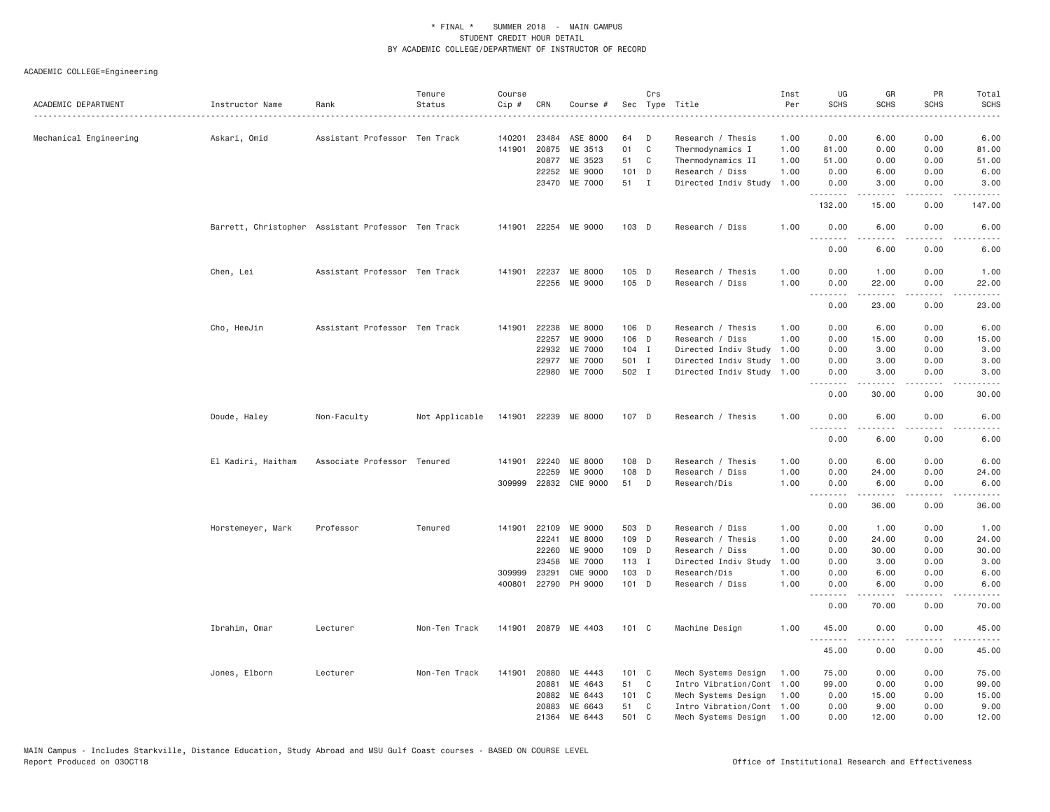\* FINAL \* SUMMER 2018 - MAIN CAMPUS
STUDENT CREDIT HOUR DETAIL
BY ACADEMIC COLLEGE/DEPARTMENT OF INSTRUCTOR OF RECORD

ACADEMIC COLLEGE=Engineering

| ACADEMIC DEPARTMENT | Instructor Name | Rank | Tenure Status | Course Cip # | CRN | Course # | Sec | Crs Type | Title | Inst Per | UG SCHS | GR SCHS | PR SCHS | Total SCHS |
|---|---|---|---|---|---|---|---|---|---|---|---|---|---|---|
| Mechanical Engineering | Askari, Omid | Assistant Professor | Ten Track | 140201 | 23484 | ASE 8000 | 64 | D | Research / Thesis | 1.00 | 0.00 | 6.00 | 0.00 | 6.00 |
| | | | | 141901 | 20875 | ME 3513 | 01 | C | Thermodynamics I | 1.00 | 81.00 | 0.00 | 0.00 | 81.00 |
| | | | | | 20877 | ME 3523 | 51 | C | Thermodynamics II | 1.00 | 51.00 | 0.00 | 0.00 | 51.00 |
| | | | | | 22252 | ME 9000 | 101 | D | Research / Diss | 1.00 | 0.00 | 6.00 | 0.00 | 6.00 |
| | | | | | 23470 | ME 7000 | 51 | I | Directed Indiv Study | 1.00 | 0.00 | 3.00 | 0.00 | 3.00 |
| | | | | | | | | | | | 132.00 | 15.00 | 0.00 | 147.00 |
| | Barrett, Christopher | Assistant Professor | Ten Track | 141901 | 22254 | ME 9000 | 103 | D | Research / Diss | 1.00 | 0.00 | 6.00 | 0.00 | 6.00 |
| | | | | | | | | | | | 0.00 | 6.00 | 0.00 | 6.00 |
| | Chen, Lei | Assistant Professor | Ten Track | 141901 | 22237 | ME 8000 | 105 | D | Research / Thesis | 1.00 | 0.00 | 1.00 | 0.00 | 1.00 |
| | | | | | 22256 | ME 9000 | 105 | D | Research / Diss | 1.00 | 0.00 | 22.00 | 0.00 | 22.00 |
| | | | | | | | | | | | 0.00 | 23.00 | 0.00 | 23.00 |
| | Cho, HeeJin | Assistant Professor | Ten Track | 141901 | 22238 | ME 8000 | 106 | D | Research / Thesis | 1.00 | 0.00 | 6.00 | 0.00 | 6.00 |
| | | | | | 22257 | ME 9000 | 106 | D | Research / Diss | 1.00 | 0.00 | 15.00 | 0.00 | 15.00 |
| | | | | | 22932 | ME 7000 | 104 | I | Directed Indiv Study | 1.00 | 0.00 | 3.00 | 0.00 | 3.00 |
| | | | | | 22977 | ME 7000 | 501 | I | Directed Indiv Study | 1.00 | 0.00 | 3.00 | 0.00 | 3.00 |
| | | | | | 22980 | ME 7000 | 502 | I | Directed Indiv Study | 1.00 | 0.00 | 3.00 | 0.00 | 3.00 |
| | | | | | | | | | | | 0.00 | 30.00 | 0.00 | 30.00 |
| | Doude, Haley | Non-Faculty | Not Applicable | 141901 | 22239 | ME 8000 | 107 | D | Research / Thesis | 1.00 | 0.00 | 6.00 | 0.00 | 6.00 |
| | | | | | | | | | | | 0.00 | 6.00 | 0.00 | 6.00 |
| | El Kadiri, Haitham | Associate Professor | Tenured | 141901 | 22240 | ME 8000 | 108 | D | Research / Thesis | 1.00 | 0.00 | 6.00 | 0.00 | 6.00 |
| | | | | | 22259 | ME 9000 | 108 | D | Research / Diss | 1.00 | 0.00 | 24.00 | 0.00 | 24.00 |
| | | | | 309999 | 22832 | CME 9000 | 51 | D | Research/Dis | 1.00 | 0.00 | 6.00 | 0.00 | 6.00 |
| | | | | | | | | | | | 0.00 | 36.00 | 0.00 | 36.00 |
| | Horstemeyer, Mark | Professor | Tenured | 141901 | 22109 | ME 9000 | 503 | D | Research / Diss | 1.00 | 0.00 | 1.00 | 0.00 | 1.00 |
| | | | | | 22241 | ME 8000 | 109 | D | Research / Thesis | 1.00 | 0.00 | 24.00 | 0.00 | 24.00 |
| | | | | | 22260 | ME 9000 | 109 | D | Research / Diss | 1.00 | 0.00 | 30.00 | 0.00 | 30.00 |
| | | | | | 23458 | ME 7000 | 113 | I | Directed Indiv Study | 1.00 | 0.00 | 3.00 | 0.00 | 3.00 |
| | | | | 309999 | 23291 | CME 9000 | 103 | D | Research/Dis | 1.00 | 0.00 | 6.00 | 0.00 | 6.00 |
| | | | | 400801 | 22790 | PH 9000 | 101 | D | Research / Diss | 1.00 | 0.00 | 6.00 | 0.00 | 6.00 |
| | | | | | | | | | | | 0.00 | 70.00 | 0.00 | 70.00 |
| | Ibrahim, Omar | Lecturer | Non-Ten Track | 141901 | 20879 | ME 4403 | 101 | C | Machine Design | 1.00 | 45.00 | 0.00 | 0.00 | 45.00 |
| | | | | | | | | | | | 45.00 | 0.00 | 0.00 | 45.00 |
| | Jones, Elborn | Lecturer | Non-Ten Track | 141901 | 20880 | ME 4443 | 101 | C | Mech Systems Design | 1.00 | 75.00 | 0.00 | 0.00 | 75.00 |
| | | | | | 20881 | ME 4643 | 51 | C | Intro Vibration/Cont | 1.00 | 99.00 | 0.00 | 0.00 | 99.00 |
| | | | | | 20882 | ME 6443 | 101 | C | Mech Systems Design | 1.00 | 0.00 | 15.00 | 0.00 | 15.00 |
| | | | | | 20883 | ME 6643 | 51 | C | Intro Vibration/Cont | 1.00 | 0.00 | 9.00 | 0.00 | 9.00 |
| | | | | | 21364 | ME 6443 | 501 | C | Mech Systems Design | 1.00 | 0.00 | 12.00 | 0.00 | 12.00 |

MAIN Campus - Includes Starkville, Distance Education, Study Abroad and MSU Gulf Coast courses - BASED ON COURSE LEVEL
Report Produced on 03OCT18

Office of Institutional Research and Effectiveness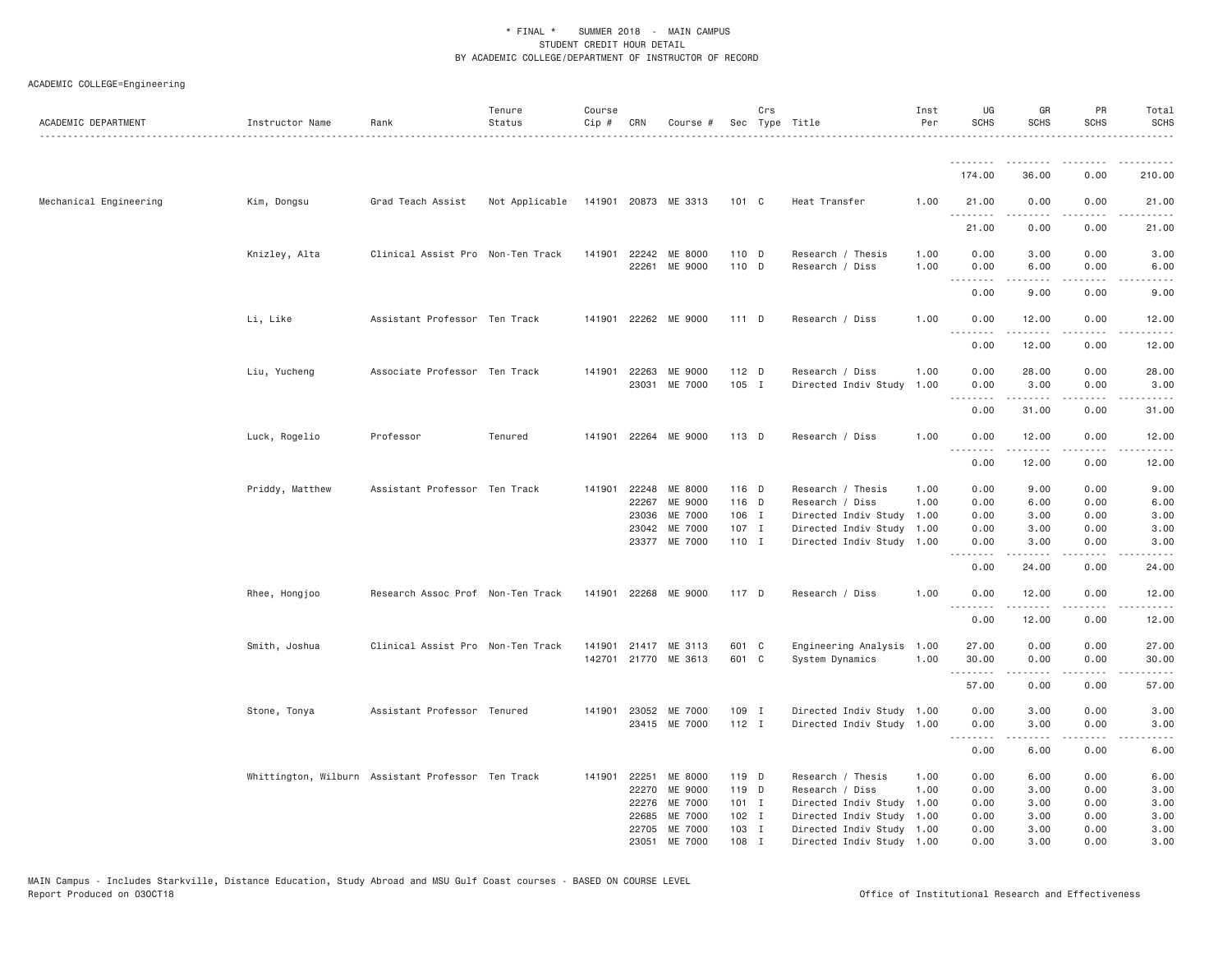\* FINAL \* SUMMER 2018 - MAIN CAMPUS
STUDENT CREDIT HOUR DETAIL
BY ACADEMIC COLLEGE/DEPARTMENT OF INSTRUCTOR OF RECORD

ACADEMIC COLLEGE=Engineering

| ACADEMIC DEPARTMENT | Instructor Name | Rank | Tenure Status | Course Cip # | CRN | Course # | Sec | Crs Type | Title | Inst Per | UG SCHS | GR SCHS | PR SCHS | Total SCHS |
|---|---|---|---|---|---|---|---|---|---|---|---|---|---|---|
| | | | | | | | | | | | 174.00 | 36.00 | 0.00 | 210.00 |
| Mechanical Engineering | Kim, Dongsu | Grad Teach Assist | Not Applicable | 141901 | 20873 | ME 3313 | 101 | C | Heat Transfer | 1.00 | 21.00 | 0.00 | 0.00 | 21.00 |
| | | | | | | | | | | | 21.00 | 0.00 | 0.00 | 21.00 |
| | Knizley, Alta | Clinical Assist Pro | Non-Ten Track | 141901 | 22242 | ME 8000 | 110 | D | Research / Thesis | 1.00 | 0.00 | 3.00 | 0.00 | 3.00 |
| | | | | | 22261 | ME 9000 | 110 | D | Research / Diss | 1.00 | 0.00 | 6.00 | 0.00 | 6.00 |
| | | | | | | | | | | | 0.00 | 9.00 | 0.00 | 9.00 |
| | Li, Like | Assistant Professor | Ten Track | 141901 | 22262 | ME 9000 | 111 | D | Research / Diss | 1.00 | 0.00 | 12.00 | 0.00 | 12.00 |
| | | | | | | | | | | | 0.00 | 12.00 | 0.00 | 12.00 |
| | Liu, Yucheng | Associate Professor | Ten Track | 141901 | 22263 | ME 9000 | 112 | D | Research / Diss | 1.00 | 0.00 | 28.00 | 0.00 | 28.00 |
| | | | | | 23031 | ME 7000 | 105 | I | Directed Indiv Study | 1.00 | 0.00 | 3.00 | 0.00 | 3.00 |
| | | | | | | | | | | | 0.00 | 31.00 | 0.00 | 31.00 |
| | Luck, Rogelio | Professor | Tenured | 141901 | 22264 | ME 9000 | 113 | D | Research / Diss | 1.00 | 0.00 | 12.00 | 0.00 | 12.00 |
| | | | | | | | | | | | 0.00 | 12.00 | 0.00 | 12.00 |
| | Priddy, Matthew | Assistant Professor | Ten Track | 141901 | 22248 | ME 8000 | 116 | D | Research / Thesis | 1.00 | 0.00 | 9.00 | 0.00 | 9.00 |
| | | | | | 22267 | ME 9000 | 116 | D | Research / Diss | 1.00 | 0.00 | 6.00 | 0.00 | 6.00 |
| | | | | | 23036 | ME 7000 | 106 | I | Directed Indiv Study | 1.00 | 0.00 | 3.00 | 0.00 | 3.00 |
| | | | | | 23042 | ME 7000 | 107 | I | Directed Indiv Study | 1.00 | 0.00 | 3.00 | 0.00 | 3.00 |
| | | | | | 23377 | ME 7000 | 110 | I | Directed Indiv Study | 1.00 | 0.00 | 3.00 | 0.00 | 3.00 |
| | | | | | | | | | | | 0.00 | 24.00 | 0.00 | 24.00 |
| | Rhee, Hongjoo | Research Assoc Prof | Non-Ten Track | 141901 | 22268 | ME 9000 | 117 | D | Research / Diss | 1.00 | 0.00 | 12.00 | 0.00 | 12.00 |
| | | | | | | | | | | | 0.00 | 12.00 | 0.00 | 12.00 |
| | Smith, Joshua | Clinical Assist Pro | Non-Ten Track | 141901 | 21417 | ME 3113 | 601 | C | Engineering Analysis | 1.00 | 27.00 | 0.00 | 0.00 | 27.00 |
| | | | | 142701 | 21770 | ME 3613 | 601 | C | System Dynamics | 1.00 | 30.00 | 0.00 | 0.00 | 30.00 |
| | | | | | | | | | | | 57.00 | 0.00 | 0.00 | 57.00 |
| | Stone, Tonya | Assistant Professor | Tenured | 141901 | 23052 | ME 7000 | 109 | I | Directed Indiv Study | 1.00 | 0.00 | 3.00 | 0.00 | 3.00 |
| | | | | | 23415 | ME 7000 | 112 | I | Directed Indiv Study | 1.00 | 0.00 | 3.00 | 0.00 | 3.00 |
| | | | | | | | | | | | 0.00 | 6.00 | 0.00 | 6.00 |
| | Whittington, Wilburn | Assistant Professor | Ten Track | 141901 | 22251 | ME 8000 | 119 | D | Research / Thesis | 1.00 | 0.00 | 6.00 | 0.00 | 6.00 |
| | | | | | 22270 | ME 9000 | 119 | D | Research / Diss | 1.00 | 0.00 | 3.00 | 0.00 | 3.00 |
| | | | | | 22276 | ME 7000 | 101 | I | Directed Indiv Study | 1.00 | 0.00 | 3.00 | 0.00 | 3.00 |
| | | | | | 22685 | ME 7000 | 102 | I | Directed Indiv Study | 1.00 | 0.00 | 3.00 | 0.00 | 3.00 |
| | | | | | 22705 | ME 7000 | 103 | I | Directed Indiv Study | 1.00 | 0.00 | 3.00 | 0.00 | 3.00 |
| | | | | | 23051 | ME 7000 | 108 | I | Directed Indiv Study | 1.00 | 0.00 | 3.00 | 0.00 | 3.00 |

MAIN Campus - Includes Starkville, Distance Education, Study Abroad and MSU Gulf Coast courses - BASED ON COURSE LEVEL
Report Produced on 03OCT18 Office of Institutional Research and Effectiveness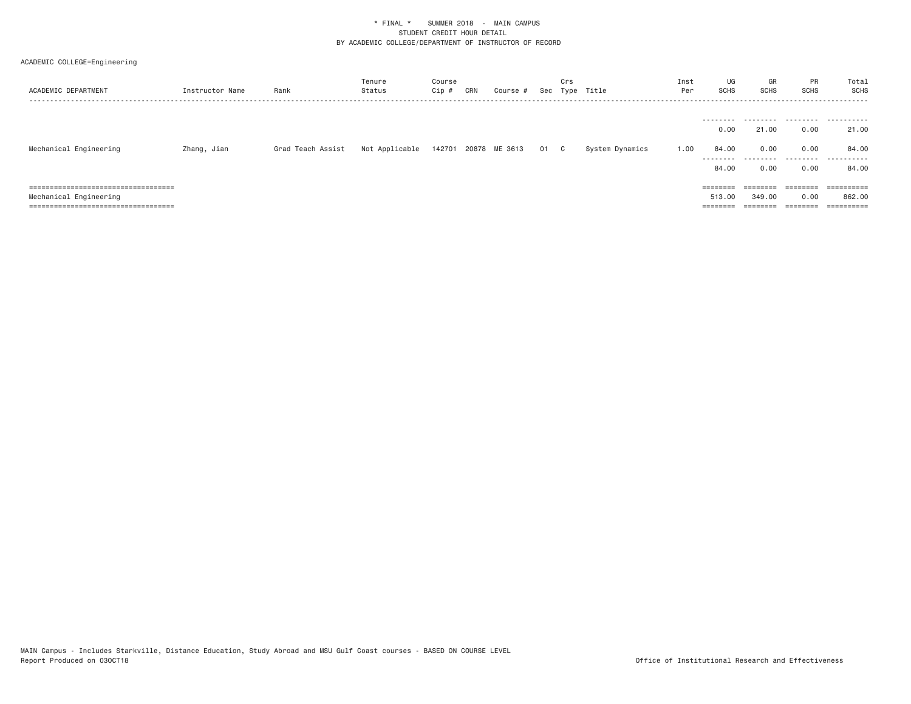\* FINAL \*    SUMMER 2018  -  MAIN CAMPUS
STUDENT CREDIT HOUR DETAIL
BY ACADEMIC COLLEGE/DEPARTMENT OF INSTRUCTOR OF RECORD

ACADEMIC COLLEGE=Engineering

| ACADEMIC DEPARTMENT | Instructor Name | Rank | Tenure Status | Course Cip # | CRN | Course # | Sec | Crs Type | Title | Inst Per | UG SCHS | GR SCHS | PR SCHS | Total SCHS |
|---|---|---|---|---|---|---|---|---|---|---|---|---|---|---|
| | | | | | | | | | | | 0.00 | 21.00 | 0.00 | 21.00 |
| Mechanical Engineering | Zhang, Jian | Grad Teach Assist | Not Applicable | 142701 | 20878 | ME 3613 | 01 | C | System Dynamics | 1.00 | 84.00 | 0.00 | 0.00 | 84.00 |
| | | | | | | | | | | | 84.00 | 0.00 | 0.00 | 84.00 |
| Mechanical Engineering | | | | | | | | | | | 513.00 | 349.00 | 0.00 | 862.00 |

MAIN Campus - Includes Starkville, Distance Education, Study Abroad and MSU Gulf Coast courses - BASED ON COURSE LEVEL
Report Produced on 03OCT18

Office of Institutional Research and Effectiveness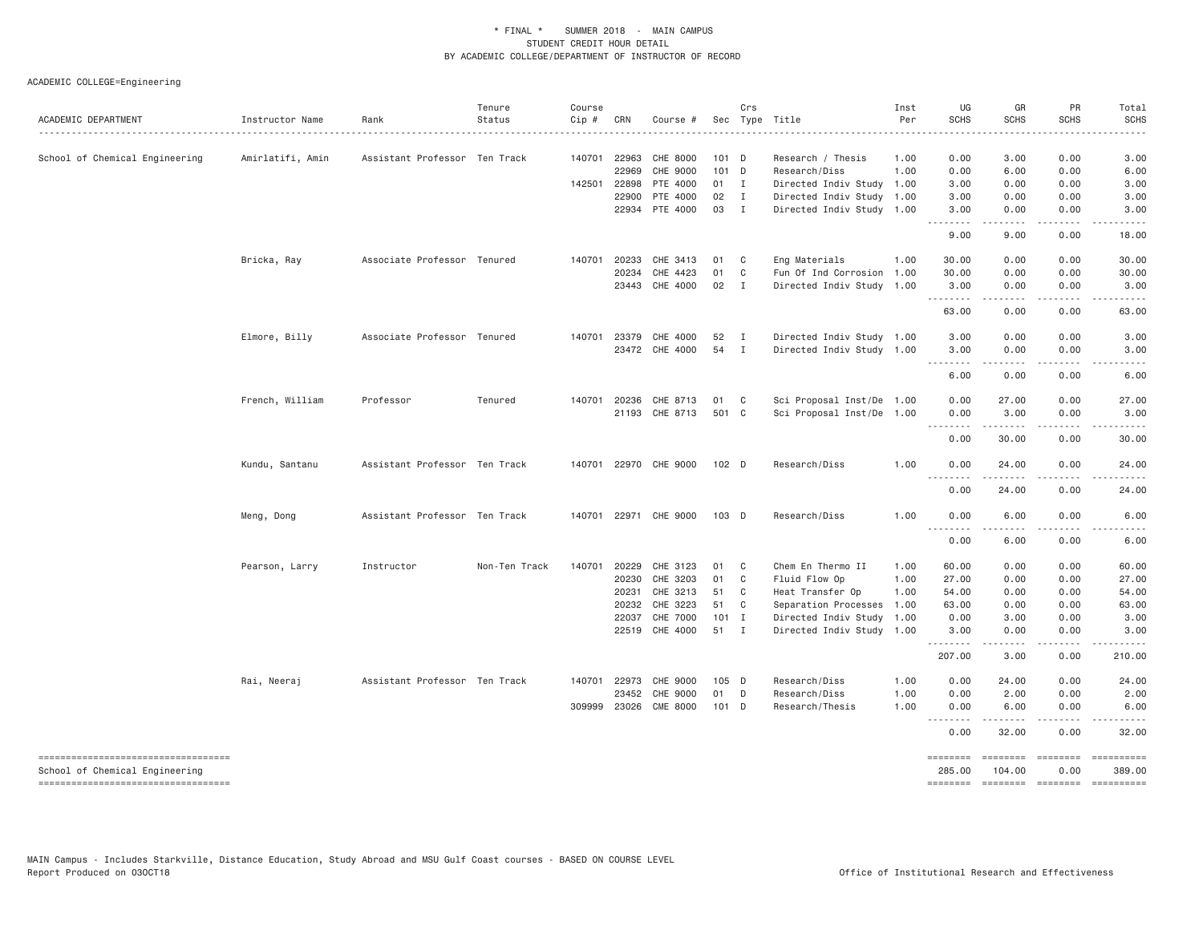# * FINAL * SUMMER 2018 - MAIN CAMPUS
## STUDENT CREDIT HOUR DETAIL
## BY ACADEMIC COLLEGE/DEPARTMENT OF INSTRUCTOR OF RECORD

ACADEMIC COLLEGE=Engineering

| ACADEMIC DEPARTMENT | Instructor Name | Rank | Tenure Status | Course Cip # | CRN | Course # | Sec | Crs Type | Title | Inst Per | UG SCHS | GR SCHS | PR SCHS | Total SCHS |
|---|---|---|---|---|---|---|---|---|---|---|---|---|---|---|
| School of Chemical Engineering | Amirlatifi, Amin | Assistant Professor | Ten Track | 140701 | 22963 | CHE 8000 | 101 | D | Research / Thesis | 1.00 | 0.00 | 3.00 | 0.00 | 3.00 |
| | | | | | 22969 | CHE 9000 | 101 | D | Research/Diss | 1.00 | 0.00 | 6.00 | 0.00 | 6.00 |
| | | | | 142501 | 22898 | PTE 4000 | 01 | I | Directed Indiv Study | 1.00 | 3.00 | 0.00 | 0.00 | 3.00 |
| | | | | | 22900 | PTE 4000 | 02 | I | Directed Indiv Study | 1.00 | 3.00 | 0.00 | 0.00 | 3.00 |
| | | | | | 22934 | PTE 4000 | 03 | I | Directed Indiv Study | 1.00 | 3.00 | 0.00 | 0.00 | 3.00 |
| | | | | | | | | | | | 9.00 | 9.00 | 0.00 | 18.00 |
| | Bricka, Ray | Associate Professor | Tenured | 140701 | 20233 | CHE 3413 | 01 | C | Eng Materials | 1.00 | 30.00 | 0.00 | 0.00 | 30.00 |
| | | | | | 20234 | CHE 4423 | 01 | C | Fun Of Ind Corrosion | 1.00 | 30.00 | 0.00 | 0.00 | 30.00 |
| | | | | | 23443 | CHE 4000 | 02 | I | Directed Indiv Study | 1.00 | 3.00 | 0.00 | 0.00 | 3.00 |
| | | | | | | | | | | | 63.00 | 0.00 | 0.00 | 63.00 |
| | Elmore, Billy | Associate Professor | Tenured | 140701 | 23379 | CHE 4000 | 52 | I | Directed Indiv Study | 1.00 | 3.00 | 0.00 | 0.00 | 3.00 |
| | | | | | 23472 | CHE 4000 | 54 | I | Directed Indiv Study | 1.00 | 3.00 | 0.00 | 0.00 | 3.00 |
| | | | | | | | | | | | 6.00 | 0.00 | 0.00 | 6.00 |
| | French, William | Professor | Tenured | 140701 | 20236 | CHE 8713 | 01 | C | Sci Proposal Inst/De | 1.00 | 0.00 | 27.00 | 0.00 | 27.00 |
| | | | | | 21193 | CHE 8713 | 501 | C | Sci Proposal Inst/De | 1.00 | 0.00 | 3.00 | 0.00 | 3.00 |
| | | | | | | | | | | | 0.00 | 30.00 | 0.00 | 30.00 |
| | Kundu, Santanu | Assistant Professor | Ten Track | 140701 | 22970 | CHE 9000 | 102 | D | Research/Diss | 1.00 | 0.00 | 24.00 | 0.00 | 24.00 |
| | | | | | | | | | | | 0.00 | 24.00 | 0.00 | 24.00 |
| | Meng, Dong | Assistant Professor | Ten Track | 140701 | 22971 | CHE 9000 | 103 | D | Research/Diss | 1.00 | 0.00 | 6.00 | 0.00 | 6.00 |
| | | | | | | | | | | | 0.00 | 6.00 | 0.00 | 6.00 |
| | Pearson, Larry | Instructor | Non-Ten Track | 140701 | 20229 | CHE 3123 | 01 | C | Chem En Thermo II | 1.00 | 60.00 | 0.00 | 0.00 | 60.00 |
| | | | | | 20230 | CHE 3203 | 01 | C | Fluid Flow Op | 1.00 | 27.00 | 0.00 | 0.00 | 27.00 |
| | | | | | 20231 | CHE 3213 | 51 | C | Heat Transfer Op | 1.00 | 54.00 | 0.00 | 0.00 | 54.00 |
| | | | | | 20232 | CHE 3223 | 51 | C | Separation Processes | 1.00 | 63.00 | 0.00 | 0.00 | 63.00 |
| | | | | | 22037 | CHE 7000 | 101 | I | Directed Indiv Study | 1.00 | 0.00 | 3.00 | 0.00 | 3.00 |
| | | | | | 22519 | CHE 4000 | 51 | I | Directed Indiv Study | 1.00 | 3.00 | 0.00 | 0.00 | 3.00 |
| | | | | | | | | | | | 207.00 | 3.00 | 0.00 | 210.00 |
| | Rai, Neeraj | Assistant Professor | Ten Track | 140701 | 22973 | CHE 9000 | 105 | D | Research/Diss | 1.00 | 0.00 | 24.00 | 0.00 | 24.00 |
| | | | | | 23452 | CHE 9000 | 01 | D | Research/Diss | 1.00 | 0.00 | 2.00 | 0.00 | 2.00 |
| | | | | 309999 | 23026 | CME 8000 | 101 | D | Research/Thesis | 1.00 | 0.00 | 6.00 | 0.00 | 6.00 |
| | | | | | | | | | | | 0.00 | 32.00 | 0.00 | 32.00 |
| School of Chemical Engineering | | | | | | | | | | | 285.00 | 104.00 | 0.00 | 389.00 |

MAIN Campus - Includes Starkville, Distance Education, Study Abroad and MSU Gulf Coast courses - BASED ON COURSE LEVEL
Report Produced on 03OCT18 — Office of Institutional Research and Effectiveness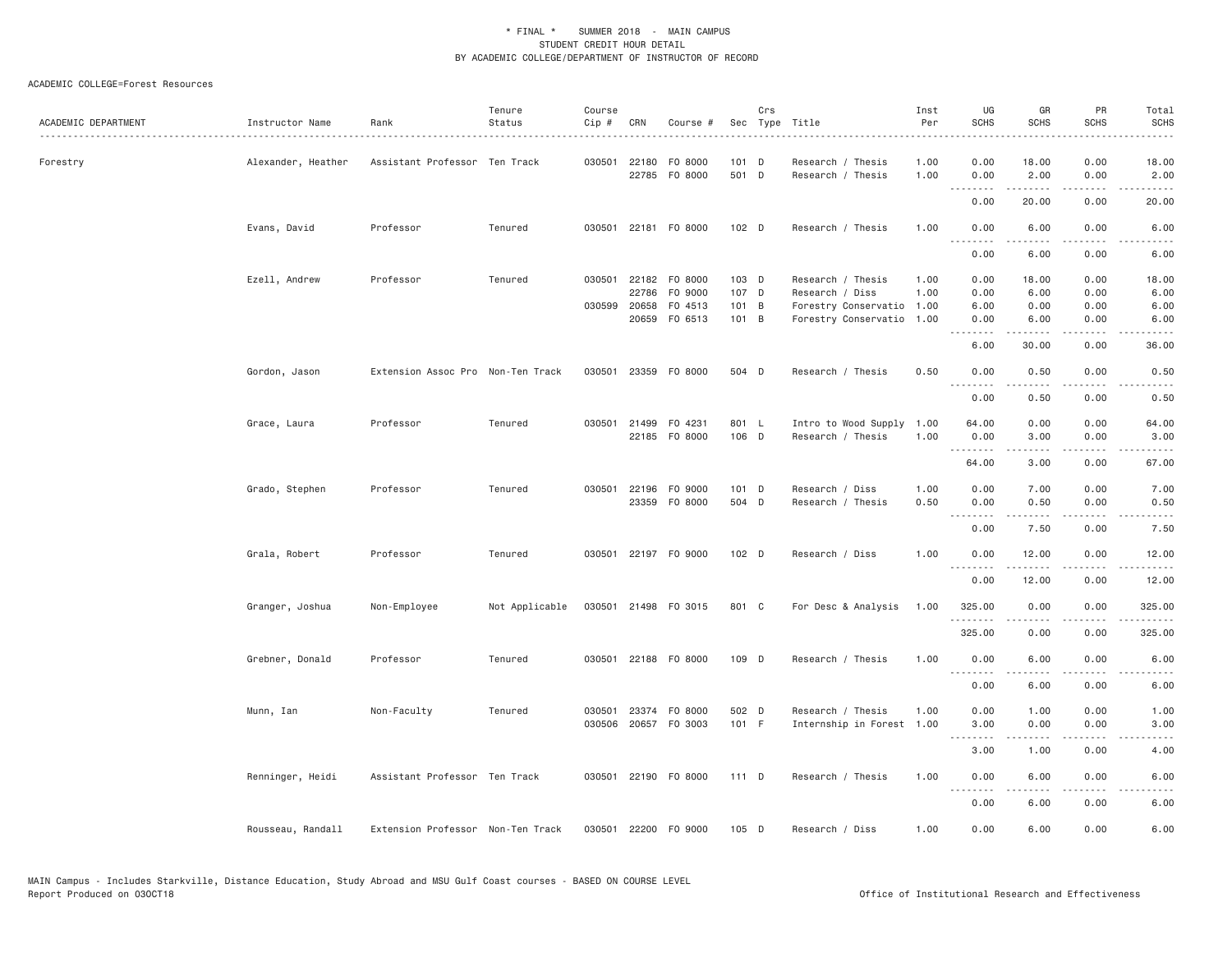\* FINAL \* SUMMER 2018 - MAIN CAMPUS
STUDENT CREDIT HOUR DETAIL
BY ACADEMIC COLLEGE/DEPARTMENT OF INSTRUCTOR OF RECORD

ACADEMIC COLLEGE=Forest Resources

| ACADEMIC DEPARTMENT | Instructor Name | Rank | Tenure Status | Course Cip # | CRN | Course # | Sec | Crs Type | Title | Inst Per | UG SCHS | GR SCHS | PR SCHS | Total SCHS |
|---|---|---|---|---|---|---|---|---|---|---|---|---|---|---|
| Forestry | Alexander, Heather | Assistant Professor | Ten Track | 030501 | 22180 | FO 8000 | 101 | D | Research / Thesis | 1.00 | 0.00 | 18.00 | 0.00 | 18.00 |
| | | | | | 22785 | FO 8000 | 501 | D | Research / Thesis | 1.00 | 0.00 | 2.00 | 0.00 | 2.00 |
| | | | | | | | | | | | 0.00 | 20.00 | 0.00 | 20.00 |
| | Evans, David | Professor | Tenured | 030501 | 22181 | FO 8000 | 102 | D | Research / Thesis | 1.00 | 0.00 | 6.00 | 0.00 | 6.00 |
| | | | | | | | | | | | 0.00 | 6.00 | 0.00 | 6.00 |
| | Ezell, Andrew | Professor | Tenured | 030501 | 22182 | FO 8000 | 103 | D | Research / Thesis | 1.00 | 0.00 | 18.00 | 0.00 | 18.00 |
| | | | | | 22786 | FO 9000 | 107 | D | Research / Diss | 1.00 | 0.00 | 6.00 | 0.00 | 6.00 |
| | | | | 030599 | 20658 | FO 4513 | 101 | B | Forestry Conservatio | 1.00 | 6.00 | 0.00 | 0.00 | 6.00 |
| | | | | | 20659 | FO 6513 | 101 | B | Forestry Conservatio | 1.00 | 0.00 | 6.00 | 0.00 | 6.00 |
| | | | | | | | | | | | 6.00 | 30.00 | 0.00 | 36.00 |
| | Gordon, Jason | Extension Assoc Pro | Non-Ten Track | 030501 | 23359 | FO 8000 | 504 | D | Research / Thesis | 0.50 | 0.00 | 0.50 | 0.00 | 0.50 |
| | | | | | | | | | | | 0.00 | 0.50 | 0.00 | 0.50 |
| | Grace, Laura | Professor | Tenured | 030501 | 21499 | FO 4231 | 801 | L | Intro to Wood Supply | 1.00 | 64.00 | 0.00 | 0.00 | 64.00 |
| | | | | | 22185 | FO 8000 | 106 | D | Research / Thesis | 1.00 | 0.00 | 3.00 | 0.00 | 3.00 |
| | | | | | | | | | | | 64.00 | 3.00 | 0.00 | 67.00 |
| | Grado, Stephen | Professor | Tenured | 030501 | 22196 | FO 9000 | 101 | D | Research / Diss | 1.00 | 0.00 | 7.00 | 0.00 | 7.00 |
| | | | | | 23359 | FO 8000 | 504 | D | Research / Thesis | 0.50 | 0.00 | 0.50 | 0.00 | 0.50 |
| | | | | | | | | | | | 0.00 | 7.50 | 0.00 | 7.50 |
| | Grala, Robert | Professor | Tenured | 030501 | 22197 | FO 9000 | 102 | D | Research / Diss | 1.00 | 0.00 | 12.00 | 0.00 | 12.00 |
| | | | | | | | | | | | 0.00 | 12.00 | 0.00 | 12.00 |
| | Granger, Joshua | Non-Employee | Not Applicable | 030501 | 21498 | FO 3015 | 801 | C | For Desc & Analysis | 1.00 | 325.00 | 0.00 | 0.00 | 325.00 |
| | | | | | | | | | | | 325.00 | 0.00 | 0.00 | 325.00 |
| | Grebner, Donald | Professor | Tenured | 030501 | 22188 | FO 8000 | 109 | D | Research / Thesis | 1.00 | 0.00 | 6.00 | 0.00 | 6.00 |
| | | | | | | | | | | | 0.00 | 6.00 | 0.00 | 6.00 |
| | Munn, Ian | Non-Faculty | Tenured | 030501 | 23374 | FO 8000 | 502 | D | Research / Thesis | 1.00 | 0.00 | 1.00 | 0.00 | 1.00 |
| | | | | 030506 | 20657 | FO 3003 | 101 | F | Internship in Forest | 1.00 | 3.00 | 0.00 | 0.00 | 3.00 |
| | | | | | | | | | | | 3.00 | 1.00 | 0.00 | 4.00 |
| | Renninger, Heidi | Assistant Professor | Ten Track | 030501 | 22190 | FO 8000 | 111 | D | Research / Thesis | 1.00 | 0.00 | 6.00 | 0.00 | 6.00 |
| | | | | | | | | | | | 0.00 | 6.00 | 0.00 | 6.00 |
| | Rousseau, Randall | Extension Professor | Non-Ten Track | 030501 | 22200 | FO 9000 | 105 | D | Research / Diss | 1.00 | 0.00 | 6.00 | 0.00 | 6.00 |

MAIN Campus - Includes Starkville, Distance Education, Study Abroad and MSU Gulf Coast courses - BASED ON COURSE LEVEL
Report Produced on 03OCT18 Office of Institutional Research and Effectiveness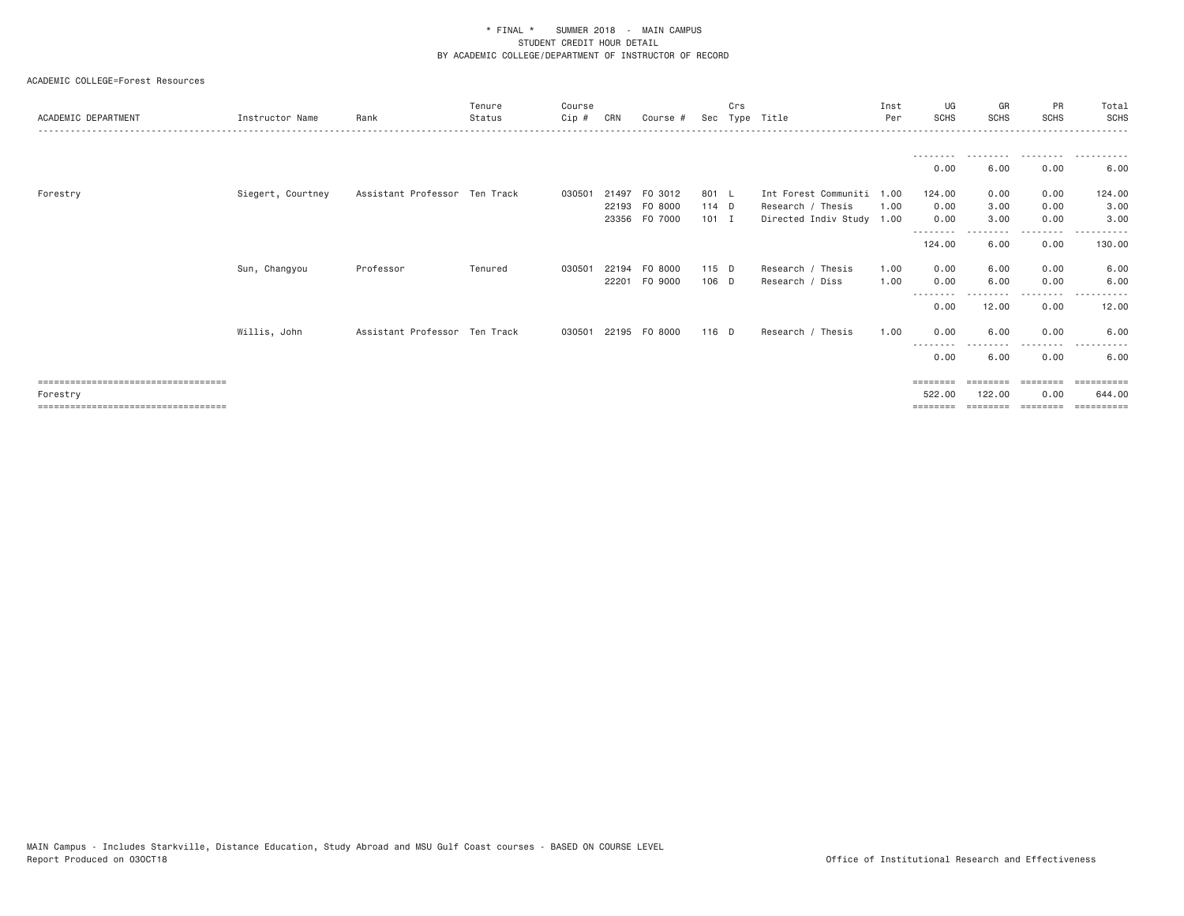\* FINAL \* SUMMER 2018 - MAIN CAMPUS
STUDENT CREDIT HOUR DETAIL
BY ACADEMIC COLLEGE/DEPARTMENT OF INSTRUCTOR OF RECORD

ACADEMIC COLLEGE=Forest Resources

| ACADEMIC DEPARTMENT | Instructor Name | Rank | Tenure Status | Course Cip # | CRN | Course # | Sec | Crs Type | Title | Inst Per | UG SCHS | GR SCHS | PR SCHS | Total SCHS |
|---|---|---|---|---|---|---|---|---|---|---|---|---|---|---|
| | | | | | | | | | | | 0.00 | 6.00 | 0.00 | 6.00 |
| Forestry | Siegert, Courtney | Assistant Professor | Ten Track | 030501 | 21497 | FO 3012 | 801 | L | Int Forest Communiti | 1.00 | 124.00 | 0.00 | 0.00 | 124.00 |
| | | | | | 22193 | FO 8000 | 114 | D | Research / Thesis | 1.00 | 0.00 | 3.00 | 0.00 | 3.00 |
| | | | | | 23356 | FO 7000 | 101 | I | Directed Indiv Study | 1.00 | 0.00 | 3.00 | 0.00 | 3.00 |
| | | | | | | | | | | | 124.00 | 6.00 | 0.00 | 130.00 |
| | Sun, Changyou | Professor | Tenured | 030501 | 22194 | FO 8000 | 115 | D | Research / Thesis | 1.00 | 0.00 | 6.00 | 0.00 | 6.00 |
| | | | | | 22201 | FO 9000 | 106 | D | Research / Diss | 1.00 | 0.00 | 6.00 | 0.00 | 6.00 |
| | | | | | | | | | | | 0.00 | 12.00 | 0.00 | 12.00 |
| | Willis, John | Assistant Professor | Ten Track | 030501 | 22195 | FO 8000 | 116 | D | Research / Thesis | 1.00 | 0.00 | 6.00 | 0.00 | 6.00 |
| | | | | | | | | | | | 0.00 | 6.00 | 0.00 | 6.00 |
| Forestry | | | | | | | | | | | 522.00 | 122.00 | 0.00 | 644.00 |

MAIN Campus - Includes Starkville, Distance Education, Study Abroad and MSU Gulf Coast courses - BASED ON COURSE LEVEL
Report Produced on 03OCT18 Office of Institutional Research and Effectiveness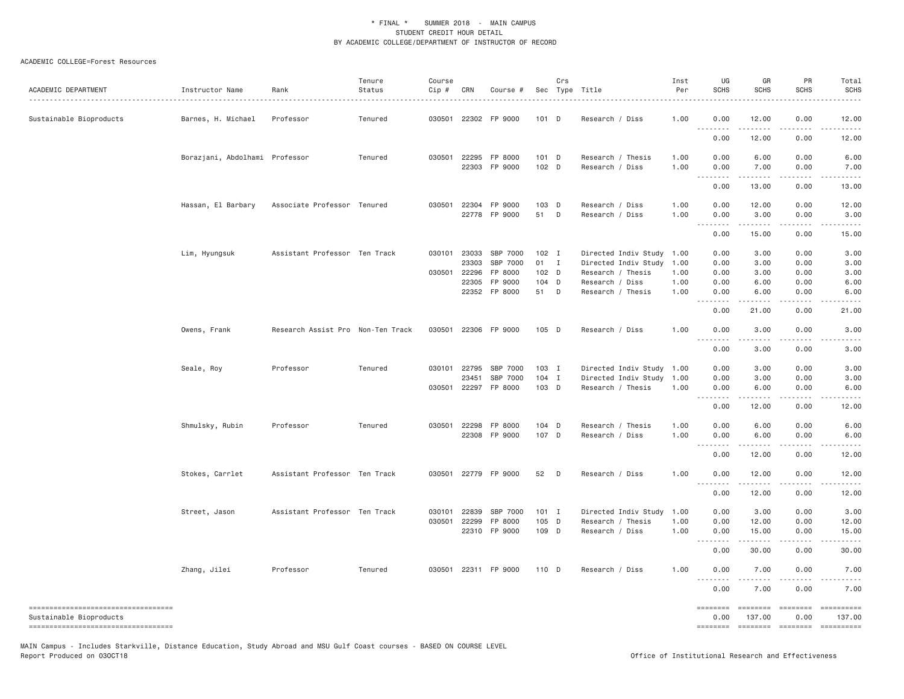\* FINAL \* SUMMER 2018 - MAIN CAMPUS
STUDENT CREDIT HOUR DETAIL
BY ACADEMIC COLLEGE/DEPARTMENT OF INSTRUCTOR OF RECORD

ACADEMIC COLLEGE=Forest Resources

| ACADEMIC DEPARTMENT | Instructor Name | Rank | Tenure Status | Course Cip # | CRN | Course # | Sec | Crs Type | Title | Inst Per | UG SCHS | GR SCHS | PR SCHS | Total SCHS |
|---|---|---|---|---|---|---|---|---|---|---|---|---|---|---|
| Sustainable Bioproducts | Barnes, H. Michael | Professor | Tenured | 030501 | 22302 | FP 9000 | 101 | D | Research / Diss | 1.00 | 0.00 | 12.00 | 0.00 | 12.00 |
| | | | | | | | | | | | 0.00 | 12.00 | 0.00 | 12.00 |
| | Borazjani, Abdolhami | Professor | Tenured | 030501 | 22295 | FP 8000 | 101 | D | Research / Thesis | 1.00 | 0.00 | 6.00 | 0.00 | 6.00 |
| | | | | | 22303 | FP 9000 | 102 | D | Research / Diss | 1.00 | 0.00 | 7.00 | 0.00 | 7.00 |
| | | | | | | | | | | | 0.00 | 13.00 | 0.00 | 13.00 |
| | Hassan, El Barbary | Associate Professor | Tenured | 030501 | 22304 | FP 9000 | 103 | D | Research / Diss | 1.00 | 0.00 | 12.00 | 0.00 | 12.00 |
| | | | | | 22778 | FP 9000 | 51 | D | Research / Diss | 1.00 | 0.00 | 3.00 | 0.00 | 3.00 |
| | | | | | | | | | | | 0.00 | 15.00 | 0.00 | 15.00 |
| | Lim, Hyungsuk | Assistant Professor | Ten Track | 030101 | 23033 | SBP 7000 | 102 | I | Directed Indiv Study | 1.00 | 0.00 | 3.00 | 0.00 | 3.00 |
| | | | | | 23303 | SBP 7000 | 01 | I | Directed Indiv Study | 1.00 | 0.00 | 3.00 | 0.00 | 3.00 |
| | | | | 030501 | 22296 | FP 8000 | 102 | D | Research / Thesis | 1.00 | 0.00 | 3.00 | 0.00 | 3.00 |
| | | | | | 22305 | FP 9000 | 104 | D | Research / Diss | 1.00 | 0.00 | 6.00 | 0.00 | 6.00 |
| | | | | | 22352 | FP 8000 | 51 | D | Research / Thesis | 1.00 | 0.00 | 6.00 | 0.00 | 6.00 |
| | | | | | | | | | | | 0.00 | 21.00 | 0.00 | 21.00 |
| | Owens, Frank | Research Assist Pro | Non-Ten Track | 030501 | 22306 | FP 9000 | 105 | D | Research / Diss | 1.00 | 0.00 | 3.00 | 0.00 | 3.00 |
| | | | | | | | | | | | 0.00 | 3.00 | 0.00 | 3.00 |
| | Seale, Roy | Professor | Tenured | 030101 | 22795 | SBP 7000 | 103 | I | Directed Indiv Study | 1.00 | 0.00 | 3.00 | 0.00 | 3.00 |
| | | | | | 23451 | SBP 7000 | 104 | I | Directed Indiv Study | 1.00 | 0.00 | 3.00 | 0.00 | 3.00 |
| | | | | 030501 | 22297 | FP 8000 | 103 | D | Research / Thesis | 1.00 | 0.00 | 6.00 | 0.00 | 6.00 |
| | | | | | | | | | | | 0.00 | 12.00 | 0.00 | 12.00 |
| | Shmulsky, Rubin | Professor | Tenured | 030501 | 22298 | FP 8000 | 104 | D | Research / Thesis | 1.00 | 0.00 | 6.00 | 0.00 | 6.00 |
| | | | | | 22308 | FP 9000 | 107 | D | Research / Diss | 1.00 | 0.00 | 6.00 | 0.00 | 6.00 |
| | | | | | | | | | | | 0.00 | 12.00 | 0.00 | 12.00 |
| | Stokes, Carrlet | Assistant Professor | Ten Track | 030501 | 22779 | FP 9000 | 52 | D | Research / Diss | 1.00 | 0.00 | 12.00 | 0.00 | 12.00 |
| | | | | | | | | | | | 0.00 | 12.00 | 0.00 | 12.00 |
| | Street, Jason | Assistant Professor | Ten Track | 030101 | 22839 | SBP 7000 | 101 | I | Directed Indiv Study | 1.00 | 0.00 | 3.00 | 0.00 | 3.00 |
| | | | | 030501 | 22299 | FP 8000 | 105 | D | Research / Thesis | 1.00 | 0.00 | 12.00 | 0.00 | 12.00 |
| | | | | | 22310 | FP 9000 | 109 | D | Research / Diss | 1.00 | 0.00 | 15.00 | 0.00 | 15.00 |
| | | | | | | | | | | | 0.00 | 30.00 | 0.00 | 30.00 |
| | Zhang, Jilei | Professor | Tenured | 030501 | 22311 | FP 9000 | 110 | D | Research / Diss | 1.00 | 0.00 | 7.00 | 0.00 | 7.00 |
| | | | | | | | | | | | 0.00 | 7.00 | 0.00 | 7.00 |
| Sustainable Bioproducts | | | | | | | | | | | 0.00 | 137.00 | 0.00 | 137.00 |

MAIN Campus - Includes Starkville, Distance Education, Study Abroad and MSU Gulf Coast courses - BASED ON COURSE LEVEL
Report Produced on 03OCT18

Office of Institutional Research and Effectiveness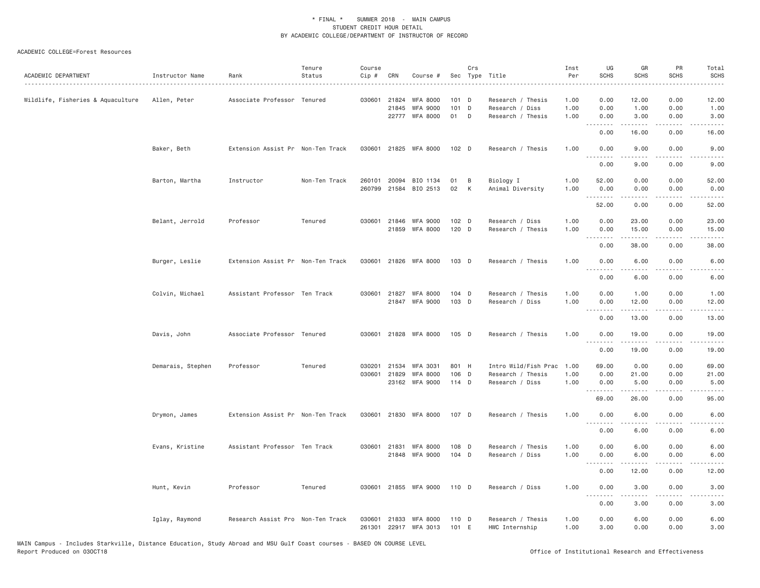\* FINAL \* SUMMER 2018 - MAIN CAMPUS
STUDENT CREDIT HOUR DETAIL
BY ACADEMIC COLLEGE/DEPARTMENT OF INSTRUCTOR OF RECORD

ACADEMIC COLLEGE=Forest Resources

| ACADEMIC DEPARTMENT | Instructor Name | Rank | Tenure Status | Course Cip # | CRN | Course # | Sec | Crs Type | Title | Inst Per | UG SCHS | GR SCHS | PR SCHS | Total SCHS |
|---|---|---|---|---|---|---|---|---|---|---|---|---|---|---|
| Wildlife, Fisheries & Aquaculture | Allen, Peter | Associate Professor | Tenured | 030601 | 21824 | WFA 8000 | 101 | D | Research / Thesis | 1.00 | 0.00 | 12.00 | 0.00 | 12.00 |
| | | | | | 21845 | WFA 9000 | 101 | D | Research / Diss | 1.00 | 0.00 | 1.00 | 0.00 | 1.00 |
| | | | | | 22777 | WFA 8000 | 01 | D | Research / Thesis | 1.00 | 0.00 | 3.00 | 0.00 | 3.00 |
| | | | | | | | | | | | 0.00 | 16.00 | 0.00 | 16.00 |
| | Baker, Beth | Extension Assist Pr | Non-Ten Track | 030601 | 21825 | WFA 8000 | 102 | D | Research / Thesis | 1.00 | 0.00 | 9.00 | 0.00 | 9.00 |
| | | | | | | | | | | | 0.00 | 9.00 | 0.00 | 9.00 |
| | Barton, Martha | Instructor | Non-Ten Track | 260101 | 20094 | BIO 1134 | 01 | B | Biology I | 1.00 | 52.00 | 0.00 | 0.00 | 52.00 |
| | | | | 260799 | 21584 | BIO 2513 | 02 | K | Animal Diversity | 1.00 | 0.00 | 0.00 | 0.00 | 0.00 |
| | | | | | | | | | | | 52.00 | 0.00 | 0.00 | 52.00 |
| | Belant, Jerrold | Professor | Tenured | 030601 | 21846 | WFA 9000 | 102 | D | Research / Diss | 1.00 | 0.00 | 23.00 | 0.00 | 23.00 |
| | | | | | 21859 | WFA 8000 | 120 | D | Research / Thesis | 1.00 | 0.00 | 15.00 | 0.00 | 15.00 |
| | | | | | | | | | | | 0.00 | 38.00 | 0.00 | 38.00 |
| | Burger, Leslie | Extension Assist Pr | Non-Ten Track | 030601 | 21826 | WFA 8000 | 103 | D | Research / Thesis | 1.00 | 0.00 | 6.00 | 0.00 | 6.00 |
| | | | | | | | | | | | 0.00 | 6.00 | 0.00 | 6.00 |
| | Colvin, Michael | Assistant Professor | Ten Track | 030601 | 21827 | WFA 8000 | 104 | D | Research / Thesis | 1.00 | 0.00 | 1.00 | 0.00 | 1.00 |
| | | | | | 21847 | WFA 9000 | 103 | D | Research / Diss | 1.00 | 0.00 | 12.00 | 0.00 | 12.00 |
| | | | | | | | | | | | 0.00 | 13.00 | 0.00 | 13.00 |
| | Davis, John | Associate Professor | Tenured | 030601 | 21828 | WFA 8000 | 105 | D | Research / Thesis | 1.00 | 0.00 | 19.00 | 0.00 | 19.00 |
| | | | | | | | | | | | 0.00 | 19.00 | 0.00 | 19.00 |
| | Demarais, Stephen | Professor | Tenured | 030201 | 21534 | WFA 3031 | 801 | H | Intro Wild/Fish Prac | 1.00 | 69.00 | 0.00 | 0.00 | 69.00 |
| | | | | 030601 | 21829 | WFA 8000 | 106 | D | Research / Thesis | 1.00 | 0.00 | 21.00 | 0.00 | 21.00 |
| | | | | | 23162 | WFA 9000 | 114 | D | Research / Diss | 1.00 | 0.00 | 5.00 | 0.00 | 5.00 |
| | | | | | | | | | | | 69.00 | 26.00 | 0.00 | 95.00 |
| | Drymon, James | Extension Assist Pr | Non-Ten Track | 030601 | 21830 | WFA 8000 | 107 | D | Research / Thesis | 1.00 | 0.00 | 6.00 | 0.00 | 6.00 |
| | | | | | | | | | | | 0.00 | 6.00 | 0.00 | 6.00 |
| | Evans, Kristine | Assistant Professor | Ten Track | 030601 | 21831 | WFA 8000 | 108 | D | Research / Thesis | 1.00 | 0.00 | 6.00 | 0.00 | 6.00 |
| | | | | | 21848 | WFA 9000 | 104 | D | Research / Diss | 1.00 | 0.00 | 6.00 | 0.00 | 6.00 |
| | | | | | | | | | | | 0.00 | 12.00 | 0.00 | 12.00 |
| | Hunt, Kevin | Professor | Tenured | 030601 | 21855 | WFA 9000 | 110 | D | Research / Diss | 1.00 | 0.00 | 3.00 | 0.00 | 3.00 |
| | | | | | | | | | | | 0.00 | 3.00 | 0.00 | 3.00 |
| | Iglay, Raymond | Research Assist Pro | Non-Ten Track | 030601 | 21833 | WFA 8000 | 110 | D | Research / Thesis | 1.00 | 0.00 | 6.00 | 0.00 | 6.00 |
| | | | | 261301 | 22917 | WFA 3013 | 101 | E | HWC Internship | 1.00 | 3.00 | 0.00 | 0.00 | 3.00 |

MAIN Campus - Includes Starkville, Distance Education, Study Abroad and MSU Gulf Coast courses - BASED ON COURSE LEVEL
Report Produced on 03OCT18

Office of Institutional Research and Effectiveness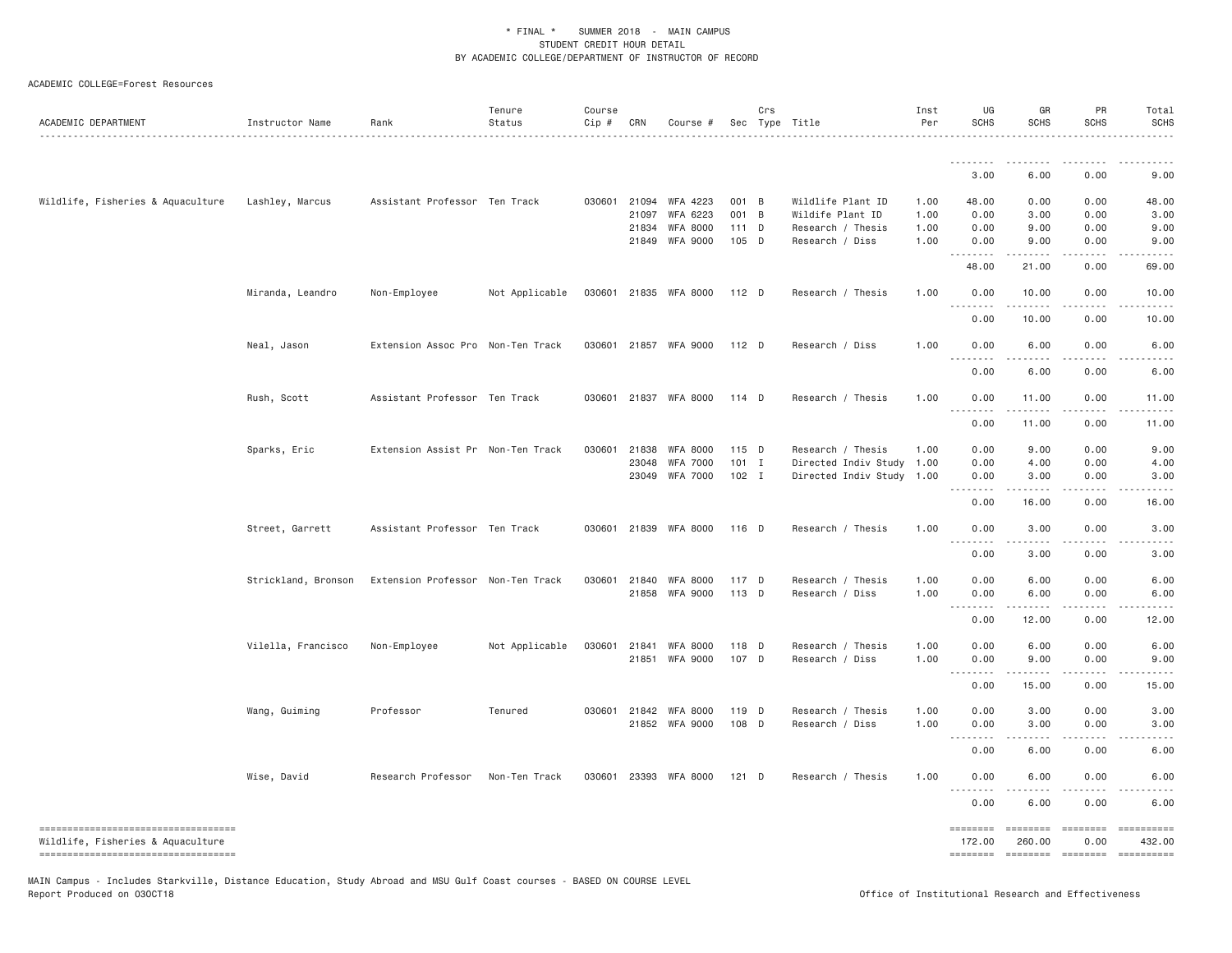\* FINAL \* SUMMER 2018 - MAIN CAMPUS
STUDENT CREDIT HOUR DETAIL
BY ACADEMIC COLLEGE/DEPARTMENT OF INSTRUCTOR OF RECORD

ACADEMIC COLLEGE=Forest Resources

| ACADEMIC DEPARTMENT | Instructor Name | Rank | Tenure Status | Course Cip # | CRN | Course # | Sec | Crs Type | Title | Inst Per | UG SCHS | GR SCHS | PR SCHS | Total SCHS |
|---|---|---|---|---|---|---|---|---|---|---|---|---|---|---|
| | | | | | | | | | | | 3.00 | 6.00 | 0.00 | 9.00 |
| Wildlife, Fisheries & Aquaculture | Lashley, Marcus | Assistant Professor | Ten Track | 030601 | 21094 | WFA 4223 | 001 | B | Wildlife Plant ID | 1.00 | 48.00 | 0.00 | 0.00 | 48.00 |
| | | | | | 21097 | WFA 6223 | 001 | B | Wildlife Plant ID | 1.00 | 0.00 | 3.00 | 0.00 | 3.00 |
| | | | | | 21834 | WFA 8000 | 111 | D | Research / Thesis | 1.00 | 0.00 | 9.00 | 0.00 | 9.00 |
| | | | | | 21849 | WFA 9000 | 105 | D | Research / Diss | 1.00 | 0.00 | 9.00 | 0.00 | 9.00 |
| | | | | | | | | | | | 48.00 | 21.00 | 0.00 | 69.00 |
| | Miranda, Leandro | Non-Employee | Not Applicable | 030601 | 21835 | WFA 8000 | 112 | D | Research / Thesis | 1.00 | 0.00 | 10.00 | 0.00 | 10.00 |
| | | | | | | | | | | | 0.00 | 10.00 | 0.00 | 10.00 |
| | Neal, Jason | Extension Assoc Pro | Non-Ten Track | 030601 | 21857 | WFA 9000 | 112 | D | Research / Diss | 1.00 | 0.00 | 6.00 | 0.00 | 6.00 |
| | | | | | | | | | | | 0.00 | 6.00 | 0.00 | 6.00 |
| | Rush, Scott | Assistant Professor | Ten Track | 030601 | 21837 | WFA 8000 | 114 | D | Research / Thesis | 1.00 | 0.00 | 11.00 | 0.00 | 11.00 |
| | | | | | | | | | | | 0.00 | 11.00 | 0.00 | 11.00 |
| | Sparks, Eric | Extension Assist Pr | Non-Ten Track | 030601 | 21838 | WFA 8000 | 115 | D | Research / Thesis | 1.00 | 0.00 | 9.00 | 0.00 | 9.00 |
| | | | | | 23048 | WFA 7000 | 101 | I | Directed Indiv Study | 1.00 | 0.00 | 4.00 | 0.00 | 4.00 |
| | | | | | 23049 | WFA 7000 | 102 | I | Directed Indiv Study | 1.00 | 0.00 | 3.00 | 0.00 | 3.00 |
| | | | | | | | | | | | 0.00 | 16.00 | 0.00 | 16.00 |
| | Street, Garrett | Assistant Professor | Ten Track | 030601 | 21839 | WFA 8000 | 116 | D | Research / Thesis | 1.00 | 0.00 | 3.00 | 0.00 | 3.00 |
| | | | | | | | | | | | 0.00 | 3.00 | 0.00 | 3.00 |
| | Strickland, Bronson | Extension Professor | Non-Ten Track | 030601 | 21840 | WFA 8000 | 117 | D | Research / Thesis | 1.00 | 0.00 | 6.00 | 0.00 | 6.00 |
| | | | | | 21858 | WFA 9000 | 113 | D | Research / Diss | 1.00 | 0.00 | 6.00 | 0.00 | 6.00 |
| | | | | | | | | | | | 0.00 | 12.00 | 0.00 | 12.00 |
| | Vilella, Francisco | Non-Employee | Not Applicable | 030601 | 21841 | WFA 8000 | 118 | D | Research / Thesis | 1.00 | 0.00 | 6.00 | 0.00 | 6.00 |
| | | | | | 21851 | WFA 9000 | 107 | D | Research / Diss | 1.00 | 0.00 | 9.00 | 0.00 | 9.00 |
| | | | | | | | | | | | 0.00 | 15.00 | 0.00 | 15.00 |
| | Wang, Guiming | Professor | Tenured | 030601 | 21842 | WFA 8000 | 119 | D | Research / Thesis | 1.00 | 0.00 | 3.00 | 0.00 | 3.00 |
| | | | | | 21852 | WFA 9000 | 108 | D | Research / Diss | 1.00 | 0.00 | 3.00 | 0.00 | 3.00 |
| | | | | | | | | | | | 0.00 | 6.00 | 0.00 | 6.00 |
| | Wise, David | Research Professor | Non-Ten Track | 030601 | 23393 | WFA 8000 | 121 | D | Research / Thesis | 1.00 | 0.00 | 6.00 | 0.00 | 6.00 |
| | | | | | | | | | | | 0.00 | 6.00 | 0.00 | 6.00 |
| Wildlife, Fisheries & Aquaculture | | | | | | | | | | | 172.00 | 260.00 | 0.00 | 432.00 |

MAIN Campus - Includes Starkville, Distance Education, Study Abroad and MSU Gulf Coast courses - BASED ON COURSE LEVEL
Report Produced on 03OCT18

Office of Institutional Research and Effectiveness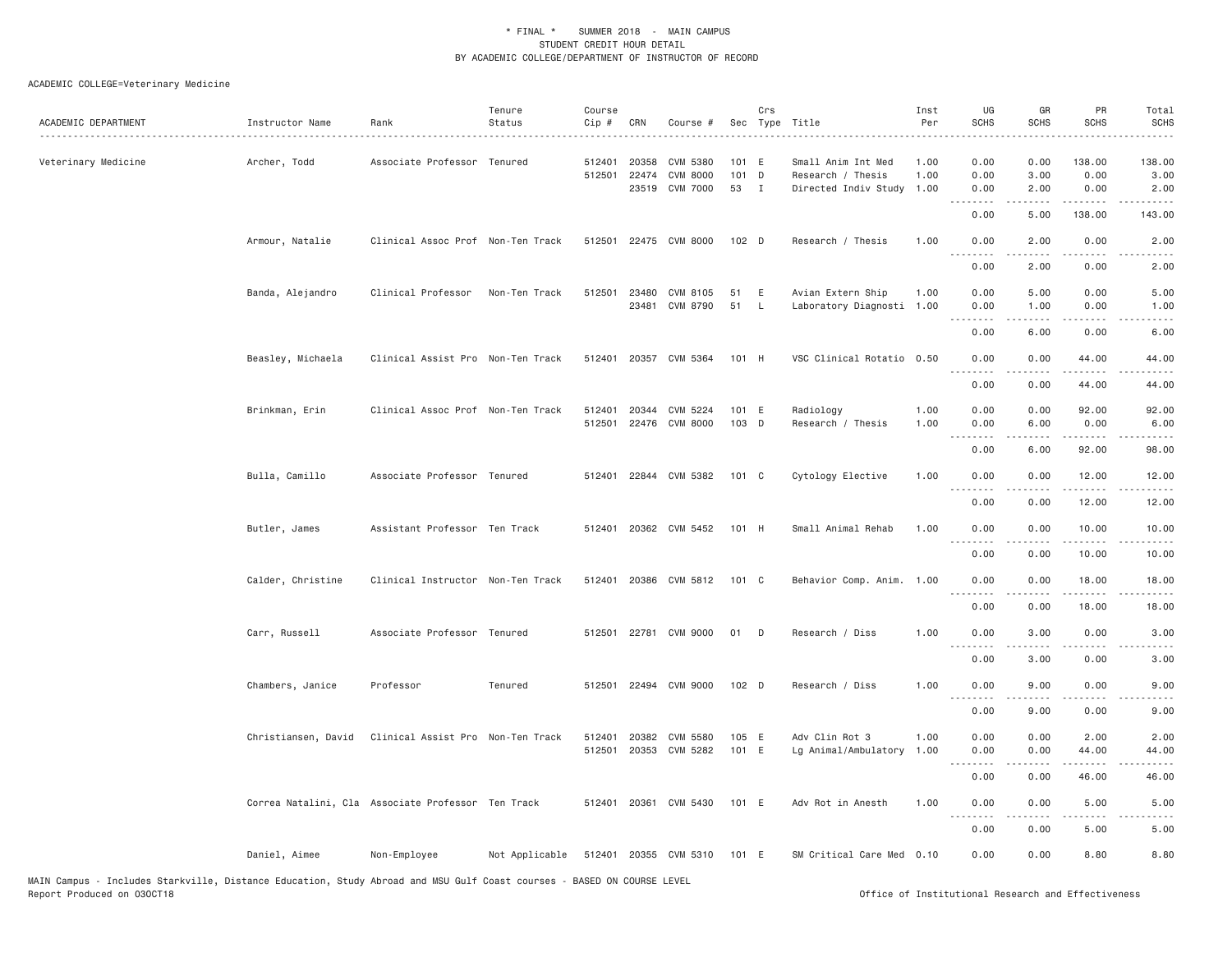\* FINAL \* SUMMER 2018 - MAIN CAMPUS
STUDENT CREDIT HOUR DETAIL
BY ACADEMIC COLLEGE/DEPARTMENT OF INSTRUCTOR OF RECORD

ACADEMIC COLLEGE=Veterinary Medicine

| ACADEMIC DEPARTMENT | Instructor Name | Rank | Tenure Status | Course Cip # | CRN | Course # | Sec | Crs Type | Title | Inst Per | UG SCHS | GR SCHS | PR SCHS | Total SCHS |
|---|---|---|---|---|---|---|---|---|---|---|---|---|---|---|
| Veterinary Medicine | Archer, Todd | Associate Professor | Tenured | 512401 | 20358 | CVM 5380 | 101 | E | Small Anim Int Med | 1.00 | 0.00 | 0.00 | 138.00 | 138.00 |
| | | | | 512501 | 22474 | CVM 8000 | 101 | D | Research / Thesis | 1.00 | 0.00 | 3.00 | 0.00 | 3.00 |
| | | | | | 23519 | CVM 7000 | 53 | I | Directed Indiv Study | 1.00 | 0.00 | 2.00 | 0.00 | 2.00 |
| | | | | | | | | | | | 0.00 | 5.00 | 138.00 | 143.00 |
| | Armour, Natalie | Clinical Assoc Prof | Non-Ten Track | 512501 | 22475 | CVM 8000 | 102 | D | Research / Thesis | 1.00 | 0.00 | 2.00 | 0.00 | 2.00 |
| | | | | | | | | | | | 0.00 | 2.00 | 0.00 | 2.00 |
| | Banda, Alejandro | Clinical Professor | Non-Ten Track | 512501 | 23480 | CVM 8105 | 51 | E | Avian Extern Ship | 1.00 | 0.00 | 5.00 | 0.00 | 5.00 |
| | | | | | 23481 | CVM 8790 | 51 | L | Laboratory Diagnosti | 1.00 | 0.00 | 1.00 | 0.00 | 1.00 |
| | | | | | | | | | | | 0.00 | 6.00 | 0.00 | 6.00 |
| | Beasley, Michaela | Clinical Assist Pro | Non-Ten Track | 512401 | 20357 | CVM 5364 | 101 | H | VSC Clinical Rotatio | 0.50 | 0.00 | 0.00 | 44.00 | 44.00 |
| | | | | | | | | | | | 0.00 | 0.00 | 44.00 | 44.00 |
| | Brinkman, Erin | Clinical Assoc Prof | Non-Ten Track | 512401 | 20344 | CVM 5224 | 101 | E | Radiology | 1.00 | 0.00 | 0.00 | 92.00 | 92.00 |
| | | | | 512501 | 22476 | CVM 8000 | 103 | D | Research / Thesis | 1.00 | 0.00 | 6.00 | 0.00 | 6.00 |
| | | | | | | | | | | | 0.00 | 6.00 | 92.00 | 98.00 |
| | Bulla, Camillo | Associate Professor | Tenured | 512401 | 22844 | CVM 5382 | 101 | C | Cytology Elective | 1.00 | 0.00 | 0.00 | 12.00 | 12.00 |
| | | | | | | | | | | | 0.00 | 0.00 | 12.00 | 12.00 |
| | Butler, James | Assistant Professor | Ten Track | 512401 | 20362 | CVM 5452 | 101 | H | Small Animal Rehab | 1.00 | 0.00 | 0.00 | 10.00 | 10.00 |
| | | | | | | | | | | | 0.00 | 0.00 | 10.00 | 10.00 |
| | Calder, Christine | Clinical Instructor | Non-Ten Track | 512401 | 20386 | CVM 5812 | 101 | C | Behavior Comp. Anim. | 1.00 | 0.00 | 0.00 | 18.00 | 18.00 |
| | | | | | | | | | | | 0.00 | 0.00 | 18.00 | 18.00 |
| | Carr, Russell | Associate Professor | Tenured | 512501 | 22781 | CVM 9000 | 01 | D | Research / Diss | 1.00 | 0.00 | 3.00 | 0.00 | 3.00 |
| | | | | | | | | | | | 0.00 | 3.00 | 0.00 | 3.00 |
| | Chambers, Janice | Professor | Tenured | 512501 | 22494 | CVM 9000 | 102 | D | Research / Diss | 1.00 | 0.00 | 9.00 | 0.00 | 9.00 |
| | | | | | | | | | | | 0.00 | 9.00 | 0.00 | 9.00 |
| | Christiansen, David | Clinical Assist Pro | Non-Ten Track | 512401 | 20382 | CVM 5580 | 105 | E | Adv Clin Rot 3 | 1.00 | 0.00 | 0.00 | 2.00 | 2.00 |
| | | | | 512501 | 20353 | CVM 5282 | 101 | E | Lg Animal/Ambulatory | 1.00 | 0.00 | 0.00 | 44.00 | 44.00 |
| | | | | | | | | | | | 0.00 | 0.00 | 46.00 | 46.00 |
| | Correa Natalini, Cla | Associate Professor | Ten Track | 512401 | 20361 | CVM 5430 | 101 | E | Adv Rot in Anesth | 1.00 | 0.00 | 0.00 | 5.00 | 5.00 |
| | | | | | | | | | | | 0.00 | 0.00 | 5.00 | 5.00 |
| | Daniel, Aimee | Non-Employee | Not Applicable | 512401 | 20355 | CVM 5310 | 101 | E | SM Critical Care Med | 0.10 | 0.00 | 0.00 | 8.80 | 8.80 |

MAIN Campus - Includes Starkville, Distance Education, Study Abroad and MSU Gulf Coast courses - BASED ON COURSE LEVEL
Report Produced on 03OCT18

Office of Institutional Research and Effectiveness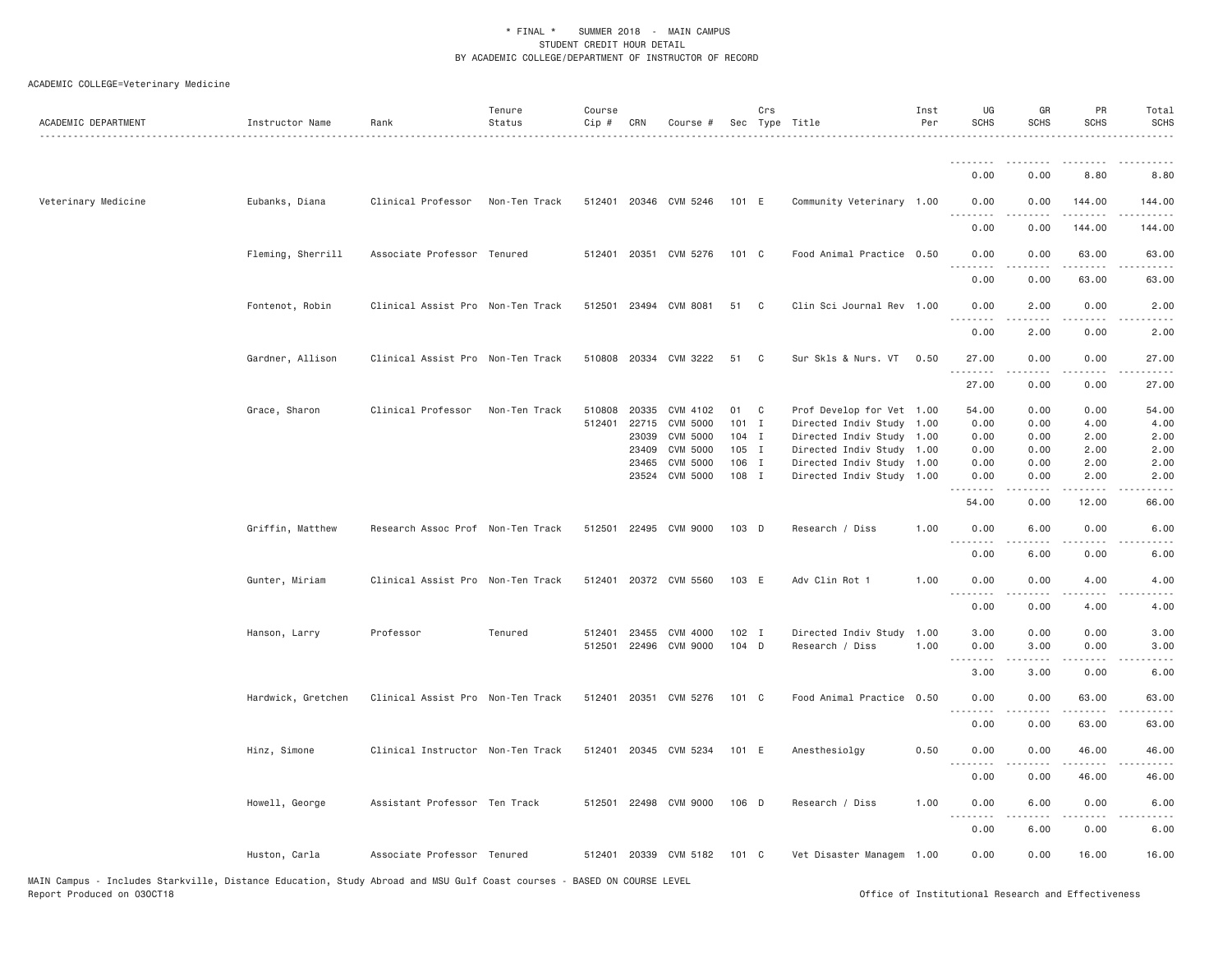# * FINAL * SUMMER 2018 - MAIN CAMPUS
## STUDENT CREDIT HOUR DETAIL
## BY ACADEMIC COLLEGE/DEPARTMENT OF INSTRUCTOR OF RECORD

ACADEMIC COLLEGE=Veterinary Medicine

| ACADEMIC DEPARTMENT | Instructor Name | Rank | Tenure Status | Course Cip # | CRN | Course # | Sec | Crs Type | Title | Inst Per | UG SCHS | GR SCHS | PR SCHS | Total SCHS |
|---|---|---|---|---|---|---|---|---|---|---|---|---|---|---|
| | | | | | | | | | | | 0.00 | 0.00 | 8.80 | 8.80 |
| Veterinary Medicine | Eubanks, Diana | Clinical Professor | Non-Ten Track | 512401 | 20346 | CVM 5246 | 101 | E | Community Veterinary | 1.00 | 0.00 | 0.00 | 144.00 | 144.00 |
| | | | | | | | | | | | 0.00 | 0.00 | 144.00 | 144.00 |
| | Fleming, Sherrill | Associate Professor | Tenured | 512401 | 20351 | CVM 5276 | 101 | C | Food Animal Practice | 0.50 | 0.00 | 0.00 | 63.00 | 63.00 |
| | | | | | | | | | | | 0.00 | 0.00 | 63.00 | 63.00 |
| | Fontenot, Robin | Clinical Assist Pro | Non-Ten Track | 512501 | 23494 | CVM 8081 | 51 | C | Clin Sci Journal Rev | 1.00 | 0.00 | 2.00 | 0.00 | 2.00 |
| | | | | | | | | | | | 0.00 | 2.00 | 0.00 | 2.00 |
| | Gardner, Allison | Clinical Assist Pro | Non-Ten Track | 510808 | 20334 | CVM 3222 | 51 | C | Sur Skls & Nurs. VT | 0.50 | 27.00 | 0.00 | 0.00 | 27.00 |
| | | | | | | | | | | | 27.00 | 0.00 | 0.00 | 27.00 |
| | Grace, Sharon | Clinical Professor | Non-Ten Track | 510808 | 20335 | CVM 4102 | 01 | C | Prof Develop for Vet | 1.00 | 54.00 | 0.00 | 0.00 | 54.00 |
| | | | | 512401 | 22715 | CVM 5000 | 101 | I | Directed Indiv Study | 1.00 | 0.00 | 0.00 | 4.00 | 4.00 |
| | | | | | 23039 | CVM 5000 | 104 | I | Directed Indiv Study | 1.00 | 0.00 | 0.00 | 2.00 | 2.00 |
| | | | | | 23409 | CVM 5000 | 105 | I | Directed Indiv Study | 1.00 | 0.00 | 0.00 | 2.00 | 2.00 |
| | | | | | 23465 | CVM 5000 | 106 | I | Directed Indiv Study | 1.00 | 0.00 | 0.00 | 2.00 | 2.00 |
| | | | | | 23524 | CVM 5000 | 108 | I | Directed Indiv Study | 1.00 | 0.00 | 0.00 | 2.00 | 2.00 |
| | | | | | | | | | | | 54.00 | 0.00 | 12.00 | 66.00 |
| | Griffin, Matthew | Research Assoc Prof | Non-Ten Track | 512501 | 22495 | CVM 9000 | 103 | D | Research / Diss | 1.00 | 0.00 | 6.00 | 0.00 | 6.00 |
| | | | | | | | | | | | 0.00 | 6.00 | 0.00 | 6.00 |
| | Gunter, Miriam | Clinical Assist Pro | Non-Ten Track | 512401 | 20372 | CVM 5560 | 103 | E | Adv Clin Rot 1 | 1.00 | 0.00 | 0.00 | 4.00 | 4.00 |
| | | | | | | | | | | | 0.00 | 0.00 | 4.00 | 4.00 |
| | Hanson, Larry | Professor | Tenured | 512401 | 23455 | CVM 4000 | 102 | I | Directed Indiv Study | 1.00 | 3.00 | 0.00 | 0.00 | 3.00 |
| | | | | 512501 | 22496 | CVM 9000 | 104 | D | Research / Diss | 1.00 | 0.00 | 3.00 | 0.00 | 3.00 |
| | | | | | | | | | | | 3.00 | 3.00 | 0.00 | 6.00 |
| | Hardwick, Gretchen | Clinical Assist Pro | Non-Ten Track | 512401 | 20351 | CVM 5276 | 101 | C | Food Animal Practice | 0.50 | 0.00 | 0.00 | 63.00 | 63.00 |
| | | | | | | | | | | | 0.00 | 0.00 | 63.00 | 63.00 |
| | Hinz, Simone | Clinical Instructor | Non-Ten Track | 512401 | 20345 | CVM 5234 | 101 | E | Anesthesiolgy | 0.50 | 0.00 | 0.00 | 46.00 | 46.00 |
| | | | | | | | | | | | 0.00 | 0.00 | 46.00 | 46.00 |
| | Howell, George | Assistant Professor | Ten Track | 512501 | 22498 | CVM 9000 | 106 | D | Research / Diss | 1.00 | 0.00 | 6.00 | 0.00 | 6.00 |
| | | | | | | | | | | | 0.00 | 6.00 | 0.00 | 6.00 |
| | Huston, Carla | Associate Professor | Tenured | 512401 | 20339 | CVM 5182 | 101 | C | Vet Disaster Managem | 1.00 | 0.00 | 0.00 | 16.00 | 16.00 |

MAIN Campus - Includes Starkville, Distance Education, Study Abroad and MSU Gulf Coast courses - BASED ON COURSE LEVEL
Report Produced on 03OCT18

Office of Institutional Research and Effectiveness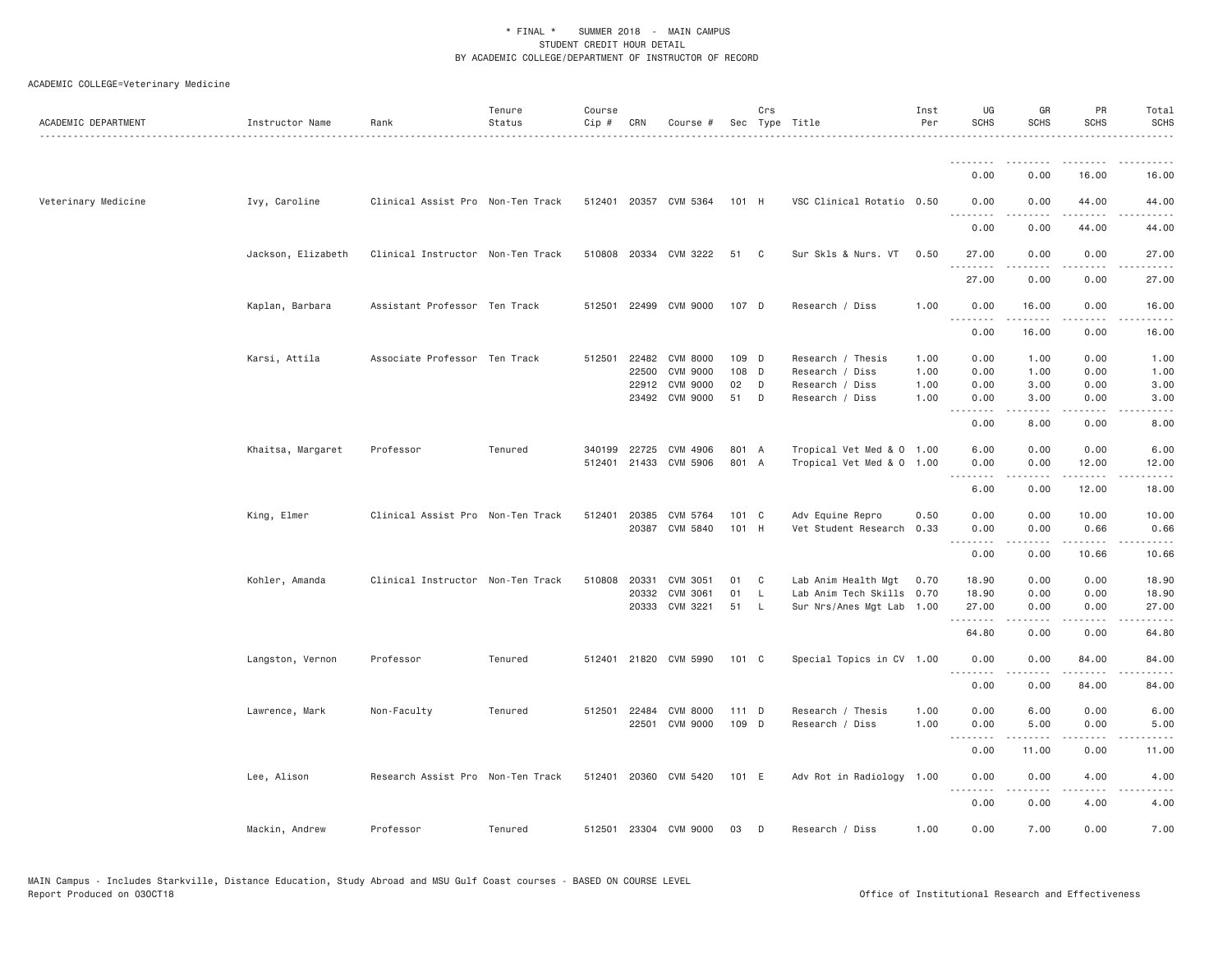\* FINAL \* SUMMER 2018 - MAIN CAMPUS
STUDENT CREDIT HOUR DETAIL
BY ACADEMIC COLLEGE/DEPARTMENT OF INSTRUCTOR OF RECORD

ACADEMIC COLLEGE=Veterinary Medicine

| ACADEMIC DEPARTMENT | Instructor Name | Rank | Tenure Status | Course Cip # | CRN | Course # | Sec | Crs Type | Title | Inst Per | UG SCHS | GR SCHS | PR SCHS | Total SCHS |
|---|---|---|---|---|---|---|---|---|---|---|---|---|---|---|
| | | | | | | | | | | | 0.00 | 0.00 | 16.00 | 16.00 |
| Veterinary Medicine | Ivy, Caroline | Clinical Assist Pro | Non-Ten Track | 512401 | 20357 | CVM 5364 | 101 | H | VSC Clinical Rotatio | 0.50 | 0.00 | 0.00 | 44.00 | 44.00 |
| | | | | | | | | | | | 0.00 | 0.00 | 44.00 | 44.00 |
| | Jackson, Elizabeth | Clinical Instructor | Non-Ten Track | 510808 | 20334 | CVM 3222 | 51 | C | Sur Skls & Nurs. VT | 0.50 | 27.00 | 0.00 | 0.00 | 27.00 |
| | | | | | | | | | | | 27.00 | 0.00 | 0.00 | 27.00 |
| | Kaplan, Barbara | Assistant Professor | Ten Track | 512501 | 22499 | CVM 9000 | 107 | D | Research / Diss | 1.00 | 0.00 | 16.00 | 0.00 | 16.00 |
| | | | | | | | | | | | 0.00 | 16.00 | 0.00 | 16.00 |
| | Karsi, Attila | Associate Professor | Ten Track | 512501 | 22482 | CVM 8000 | 109 | D | Research / Thesis | 1.00 | 0.00 | 1.00 | 0.00 | 1.00 |
| | | | | | 22500 | CVM 9000 | 108 | D | Research / Diss | 1.00 | 0.00 | 1.00 | 0.00 | 1.00 |
| | | | | | 22912 | CVM 9000 | 02 | D | Research / Diss | 1.00 | 0.00 | 3.00 | 0.00 | 3.00 |
| | | | | | 23492 | CVM 9000 | 51 | D | Research / Diss | 1.00 | 0.00 | 3.00 | 0.00 | 3.00 |
| | | | | | | | | | | | 0.00 | 8.00 | 0.00 | 8.00 |
| | Khaitsa, Margaret | Professor | Tenured | 340199 | 22725 | CVM 4906 | 801 | A | Tropical Vet Med & O | 1.00 | 6.00 | 0.00 | 0.00 | 6.00 |
| | | | | 512401 | 21433 | CVM 5906 | 801 | A | Tropical Vet Med & O | 1.00 | 0.00 | 0.00 | 12.00 | 12.00 |
| | | | | | | | | | | | 6.00 | 0.00 | 12.00 | 18.00 |
| | King, Elmer | Clinical Assist Pro | Non-Ten Track | 512401 | 20385 | CVM 5764 | 101 | C | Adv Equine Repro | 0.50 | 0.00 | 0.00 | 10.00 | 10.00 |
| | | | | | 20387 | CVM 5840 | 101 | H | Vet Student Research | 0.33 | 0.00 | 0.00 | 0.66 | 0.66 |
| | | | | | | | | | | | 0.00 | 0.00 | 10.66 | 10.66 |
| | Kohler, Amanda | Clinical Instructor | Non-Ten Track | 510808 | 20331 | CVM 3051 | 01 | C | Lab Anim Health Mgt | 0.70 | 18.90 | 0.00 | 0.00 | 18.90 |
| | | | | | 20332 | CVM 3061 | 01 | L | Lab Anim Tech Skills | 0.70 | 18.90 | 0.00 | 0.00 | 18.90 |
| | | | | | 20333 | CVM 3221 | 51 | L | Sur Nrs/Anes Mgt Lab | 1.00 | 27.00 | 0.00 | 0.00 | 27.00 |
| | | | | | | | | | | | 64.80 | 0.00 | 0.00 | 64.80 |
| | Langston, Vernon | Professor | Tenured | 512401 | 21820 | CVM 5990 | 101 | C | Special Topics in CV | 1.00 | 0.00 | 0.00 | 84.00 | 84.00 |
| | | | | | | | | | | | 0.00 | 0.00 | 84.00 | 84.00 |
| | Lawrence, Mark | Non-Faculty | Tenured | 512501 | 22484 | CVM 8000 | 111 | D | Research / Thesis | 1.00 | 0.00 | 6.00 | 0.00 | 6.00 |
| | | | | | 22501 | CVM 9000 | 109 | D | Research / Diss | 1.00 | 0.00 | 5.00 | 0.00 | 5.00 |
| | | | | | | | | | | | 0.00 | 11.00 | 0.00 | 11.00 |
| | Lee, Alison | Research Assist Pro | Non-Ten Track | 512401 | 20360 | CVM 5420 | 101 | E | Adv Rot in Radiology | 1.00 | 0.00 | 0.00 | 4.00 | 4.00 |
| | | | | | | | | | | | 0.00 | 0.00 | 4.00 | 4.00 |
| | Mackin, Andrew | Professor | Tenured | 512501 | 23304 | CVM 9000 | 03 | D | Research / Diss | 1.00 | 0.00 | 7.00 | 0.00 | 7.00 |

MAIN Campus - Includes Starkville, Distance Education, Study Abroad and MSU Gulf Coast courses - BASED ON COURSE LEVEL
Report Produced on 03OCT18 Office of Institutional Research and Effectiveness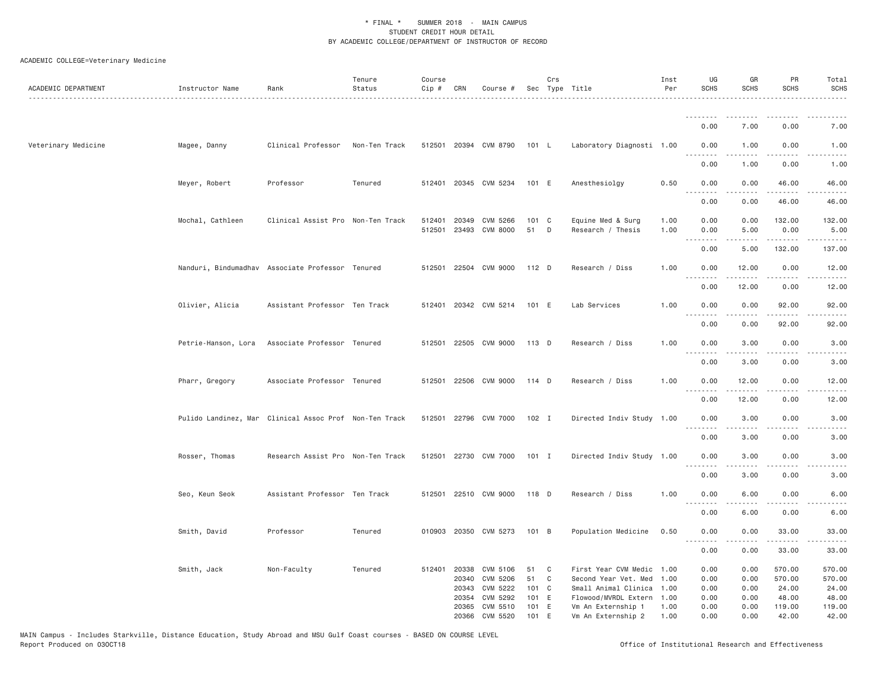\* FINAL \* SUMMER 2018 - MAIN CAMPUS
STUDENT CREDIT HOUR DETAIL
BY ACADEMIC COLLEGE/DEPARTMENT OF INSTRUCTOR OF RECORD

ACADEMIC COLLEGE=Veterinary Medicine

| ACADEMIC DEPARTMENT | Instructor Name | Rank | Tenure Status | Course Cip # | CRN | Course # | Sec | Crs Type | Title | Inst Per | UG SCHS | GR SCHS | PR SCHS | Total SCHS |
|---|---|---|---|---|---|---|---|---|---|---|---|---|---|---|
| | | | | | | | | | | | 0.00 | 7.00 | 0.00 | 7.00 |
| Veterinary Medicine | Magee, Danny | Clinical Professor | Non-Ten Track | 512501 | 20394 | CVM 8790 | 101 | L | Laboratory Diagnosti | 1.00 | 0.00 | 1.00 | 0.00 | 1.00 |
| | | | | | | | | | | | 0.00 | 1.00 | 0.00 | 1.00 |
| | Meyer, Robert | Professor | Tenured | 512401 | 20345 | CVM 5234 | 101 | E | Anesthesiolgy | 0.50 | 0.00 | 0.00 | 46.00 | 46.00 |
| | | | | | | | | | | | 0.00 | 0.00 | 46.00 | 46.00 |
| | Mochal, Cathleen | Clinical Assist Pro | Non-Ten Track | 512401 | 20349 | CVM 5266 | 101 | C | Equine Med & Surg | 1.00 | 0.00 | 0.00 | 132.00 | 132.00 |
| | | | | 512501 | 23493 | CVM 8000 | 51 | D | Research / Thesis | 1.00 | 0.00 | 5.00 | 0.00 | 5.00 |
| | | | | | | | | | | | 0.00 | 5.00 | 132.00 | 137.00 |
| | Nanduri, Bindumadhav | Associate Professor | Tenured | 512501 | 22504 | CVM 9000 | 112 | D | Research / Diss | 1.00 | 0.00 | 12.00 | 0.00 | 12.00 |
| | | | | | | | | | | | 0.00 | 12.00 | 0.00 | 12.00 |
| | Olivier, Alicia | Assistant Professor | Ten Track | 512401 | 20342 | CVM 5214 | 101 | E | Lab Services | 1.00 | 0.00 | 0.00 | 92.00 | 92.00 |
| | | | | | | | | | | | 0.00 | 0.00 | 92.00 | 92.00 |
| | Petrie-Hanson, Lora | Associate Professor | Tenured | 512501 | 22505 | CVM 9000 | 113 | D | Research / Diss | 1.00 | 0.00 | 3.00 | 0.00 | 3.00 |
| | | | | | | | | | | | 0.00 | 3.00 | 0.00 | 3.00 |
| | Pharr, Gregory | Associate Professor | Tenured | 512501 | 22506 | CVM 9000 | 114 | D | Research / Diss | 1.00 | 0.00 | 12.00 | 0.00 | 12.00 |
| | | | | | | | | | | | 0.00 | 12.00 | 0.00 | 12.00 |
| | Pulido Landinez, Mar | Clinical Assoc Prof | Non-Ten Track | 512501 | 22796 | CVM 7000 | 102 | I | Directed Indiv Study | 1.00 | 0.00 | 3.00 | 0.00 | 3.00 |
| | | | | | | | | | | | 0.00 | 3.00 | 0.00 | 3.00 |
| | Rosser, Thomas | Research Assist Pro | Non-Ten Track | 512501 | 22730 | CVM 7000 | 101 | I | Directed Indiv Study | 1.00 | 0.00 | 3.00 | 0.00 | 3.00 |
| | | | | | | | | | | | 0.00 | 3.00 | 0.00 | 3.00 |
| | Seo, Keun Seok | Assistant Professor | Ten Track | 512501 | 22510 | CVM 9000 | 118 | D | Research / Diss | 1.00 | 0.00 | 6.00 | 0.00 | 6.00 |
| | | | | | | | | | | | 0.00 | 6.00 | 0.00 | 6.00 |
| | Smith, David | Professor | Tenured | 010903 | 20350 | CVM 5273 | 101 | B | Population Medicine | 0.50 | 0.00 | 0.00 | 33.00 | 33.00 |
| | | | | | | | | | | | 0.00 | 0.00 | 33.00 | 33.00 |
| | Smith, Jack | Non-Faculty | Tenured | 512401 | 20338 | CVM 5106 | 51 | C | First Year CVM Medic | 1.00 | 0.00 | 0.00 | 570.00 | 570.00 |
| | | | | | 20340 | CVM 5206 | 51 | C | Second Year Vet. Med | 1.00 | 0.00 | 0.00 | 570.00 | 570.00 |
| | | | | | 20343 | CVM 5222 | 101 | C | Small Animal Clinica | 1.00 | 0.00 | 0.00 | 24.00 | 24.00 |
| | | | | | 20354 | CVM 5292 | 101 | E | Flowood/MVRDL Extern | 1.00 | 0.00 | 0.00 | 48.00 | 48.00 |
| | | | | | 20365 | CVM 5510 | 101 | E | Vm An Externship 1 | 1.00 | 0.00 | 0.00 | 119.00 | 119.00 |
| | | | | | 20366 | CVM 5520 | 101 | E | Vm An Externship 2 | 1.00 | 0.00 | 0.00 | 42.00 | 42.00 |

MAIN Campus - Includes Starkville, Distance Education, Study Abroad and MSU Gulf Coast courses - BASED ON COURSE LEVEL
Report Produced on 03OCT18 Office of Institutional Research and Effectiveness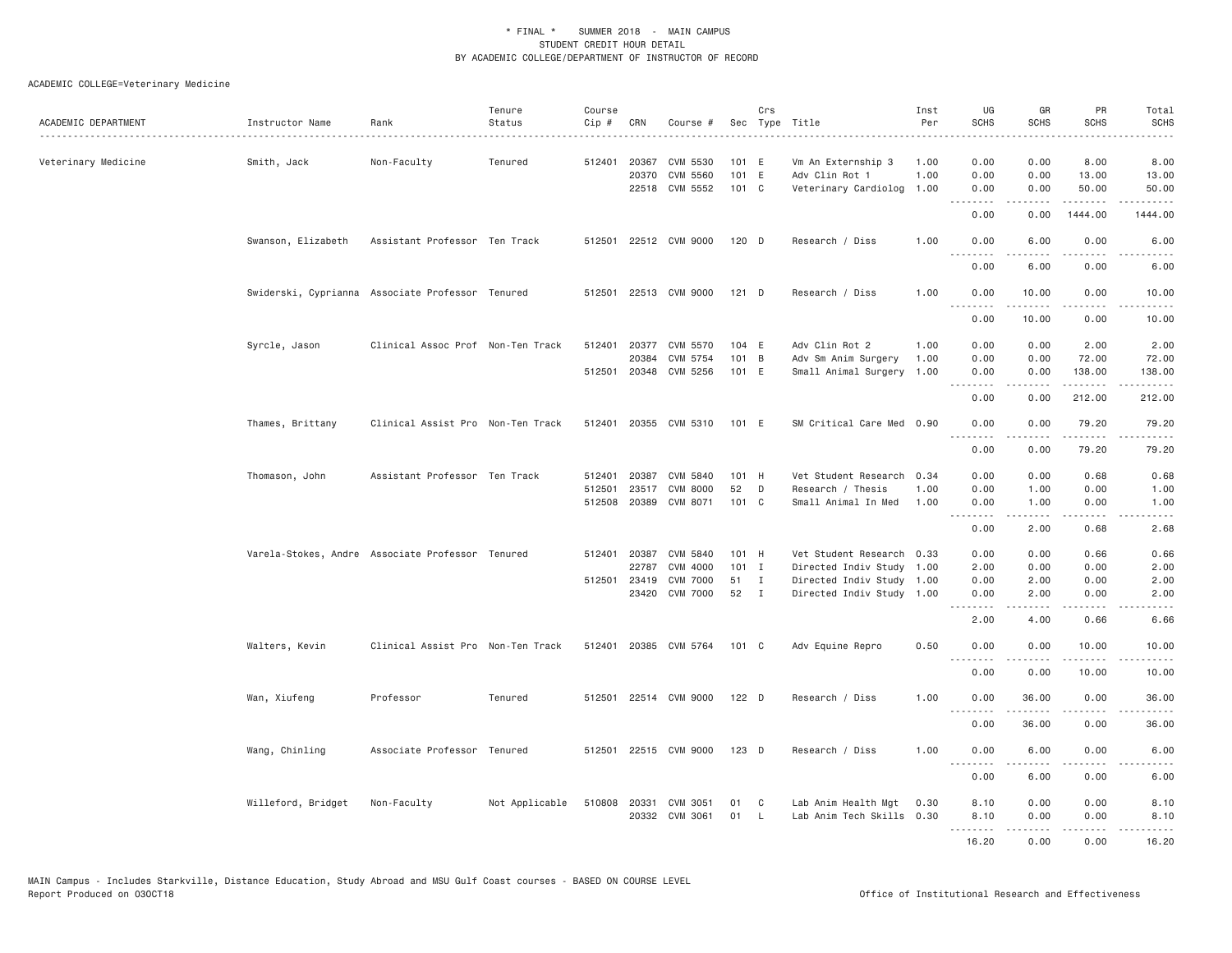\* FINAL \* SUMMER 2018 - MAIN CAMPUS
STUDENT CREDIT HOUR DETAIL
BY ACADEMIC COLLEGE/DEPARTMENT OF INSTRUCTOR OF RECORD

ACADEMIC COLLEGE=Veterinary Medicine

| ACADEMIC DEPARTMENT | Instructor Name | Rank | Tenure Status | Course Cip # | CRN | Course # | Sec | Crs Type | Title | Inst Per | UG SCHS | GR SCHS | PR SCHS | Total SCHS |
|---|---|---|---|---|---|---|---|---|---|---|---|---|---|---|
| Veterinary Medicine | Smith, Jack | Non-Faculty | Tenured | 512401 | 20367 | CVM 5530 | 101 | E | Vm An Externship 3 | 1.00 | 0.00 | 0.00 | 8.00 | 8.00 |
| | | | | | 20370 | CVM 5560 | 101 | E | Adv Clin Rot 1 | 1.00 | 0.00 | 0.00 | 13.00 | 13.00 |
| | | | | | 22518 | CVM 5552 | 101 | C | Veterinary Cardiolog | 1.00 | 0.00 | 0.00 | 50.00 | 50.00 |
| | | | | | | | | | | | 0.00 | 0.00 | 1444.00 | 1444.00 |
| | Swanson, Elizabeth | Assistant Professor | Ten Track | 512501 | 22512 | CVM 9000 | 120 | D | Research / Diss | 1.00 | 0.00 | 6.00 | 0.00 | 6.00 |
| | | | | | | | | | | | 0.00 | 6.00 | 0.00 | 6.00 |
| | Swiderski, Cyprianna | Associate Professor | Tenured | 512501 | 22513 | CVM 9000 | 121 | D | Research / Diss | 1.00 | 0.00 | 10.00 | 0.00 | 10.00 |
| | | | | | | | | | | | 0.00 | 10.00 | 0.00 | 10.00 |
| | Syrcle, Jason | Clinical Assoc Prof | Non-Ten Track | 512401 | 20377 | CVM 5570 | 104 | E | Adv Clin Rot 2 | 1.00 | 0.00 | 0.00 | 2.00 | 2.00 |
| | | | | | 20384 | CVM 5754 | 101 | B | Adv Sm Anim Surgery | 1.00 | 0.00 | 0.00 | 72.00 | 72.00 |
| | | | | 512501 | 20348 | CVM 5256 | 101 | E | Small Animal Surgery | 1.00 | 0.00 | 0.00 | 138.00 | 138.00 |
| | | | | | | | | | | | 0.00 | 0.00 | 212.00 | 212.00 |
| | Thames, Brittany | Clinical Assist Pro | Non-Ten Track | 512401 | 20355 | CVM 5310 | 101 | E | SM Critical Care Med | 0.90 | 0.00 | 0.00 | 79.20 | 79.20 |
| | | | | | | | | | | | 0.00 | 0.00 | 79.20 | 79.20 |
| | Thomason, John | Assistant Professor | Ten Track | 512401 | 20387 | CVM 5840 | 101 | H | Vet Student Research | 0.34 | 0.00 | 0.00 | 0.68 | 0.68 |
| | | | | 512501 | 23517 | CVM 8000 | 52 | D | Research / Thesis | 1.00 | 0.00 | 1.00 | 0.00 | 1.00 |
| | | | | 512508 | 20389 | CVM 8071 | 101 | C | Small Animal In Med | 1.00 | 0.00 | 1.00 | 0.00 | 1.00 |
| | | | | | | | | | | | 0.00 | 2.00 | 0.68 | 2.68 |
| | Varela-Stokes, Andre | Associate Professor | Tenured | 512401 | 20387 | CVM 5840 | 101 | H | Vet Student Research | 0.33 | 0.00 | 0.00 | 0.66 | 0.66 |
| | | | | | 22787 | CVM 4000 | 101 | I | Directed Indiv Study | 1.00 | 2.00 | 0.00 | 0.00 | 2.00 |
| | | | | 512501 | 23419 | CVM 7000 | 51 | I | Directed Indiv Study | 1.00 | 0.00 | 2.00 | 0.00 | 2.00 |
| | | | | | 23420 | CVM 7000 | 52 | I | Directed Indiv Study | 1.00 | 0.00 | 2.00 | 0.00 | 2.00 |
| | | | | | | | | | | | 2.00 | 4.00 | 0.66 | 6.66 |
| | Walters, Kevin | Clinical Assist Pro | Non-Ten Track | 512401 | 20385 | CVM 5764 | 101 | C | Adv Equine Repro | 0.50 | 0.00 | 0.00 | 10.00 | 10.00 |
| | | | | | | | | | | | 0.00 | 0.00 | 10.00 | 10.00 |
| | Wan, Xiufeng | Professor | Tenured | 512501 | 22514 | CVM 9000 | 122 | D | Research / Diss | 1.00 | 0.00 | 36.00 | 0.00 | 36.00 |
| | | | | | | | | | | | 0.00 | 36.00 | 0.00 | 36.00 |
| | Wang, Chinling | Associate Professor | Tenured | 512501 | 22515 | CVM 9000 | 123 | D | Research / Diss | 1.00 | 0.00 | 6.00 | 0.00 | 6.00 |
| | | | | | | | | | | | 0.00 | 6.00 | 0.00 | 6.00 |
| | Willeford, Bridget | Non-Faculty | Not Applicable | 510808 | 20331 | CVM 3051 | 01 | C | Lab Anim Health Mgt | 0.30 | 8.10 | 0.00 | 0.00 | 8.10 |
| | | | | | 20332 | CVM 3061 | 01 | L | Lab Anim Tech Skills | 0.30 | 8.10 | 0.00 | 0.00 | 8.10 |
| | | | | | | | | | | | 16.20 | 0.00 | 0.00 | 16.20 |

MAIN Campus - Includes Starkville, Distance Education, Study Abroad and MSU Gulf Coast courses - BASED ON COURSE LEVEL
Report Produced on 03OCT18 Office of Institutional Research and Effectiveness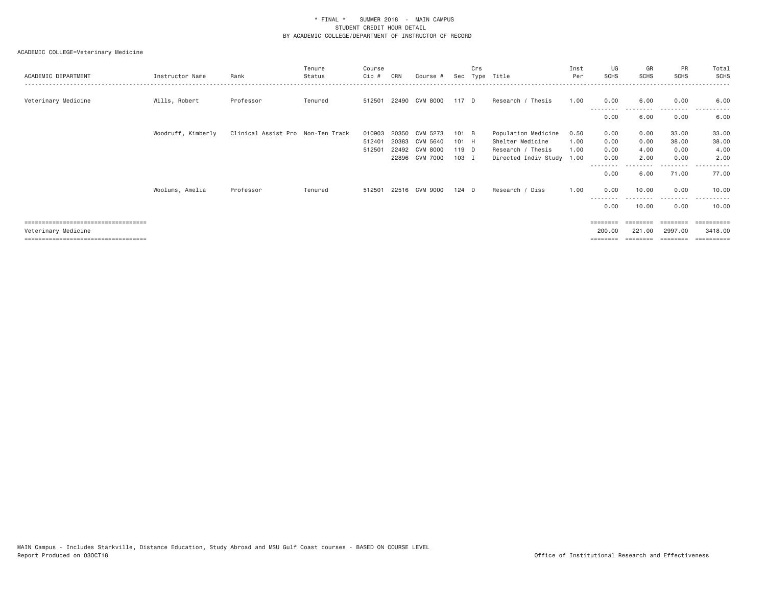\* FINAL \*    SUMMER 2018  -  MAIN CAMPUS
STUDENT CREDIT HOUR DETAIL
BY ACADEMIC COLLEGE/DEPARTMENT OF INSTRUCTOR OF RECORD

ACADEMIC COLLEGE=Veterinary Medicine

| ACADEMIC DEPARTMENT | Instructor Name | Rank | Tenure Status | Course Cip # | CRN | Course # | Sec | Crs Type | Title | Inst Per | UG SCHS | GR SCHS | PR SCHS | Total SCHS |
|---|---|---|---|---|---|---|---|---|---|---|---|---|---|---|
| Veterinary Medicine | Wills, Robert | Professor | Tenured | 512501 | 22490 | CVM 8000 | 117 | D | Research / Thesis | 1.00 | 0.00 | 6.00 | 0.00 | 6.00 |
| | | | | | | | | | | | 0.00 | 6.00 | 0.00 | 6.00 |
| | Woodruff, Kimberly | Clinical Assist Pro | Non-Ten Track | 010903 | 20350 | CVM 5273 | 101 | B | Population Medicine | 0.50 | 0.00 | 0.00 | 33.00 | 33.00 |
| | | | | 512401 | 20383 | CVM 5640 | 101 | H | Shelter Medicine | 1.00 | 0.00 | 0.00 | 38.00 | 38.00 |
| | | | | 512501 | 22492 | CVM 8000 | 119 | D | Research / Thesis | 1.00 | 0.00 | 4.00 | 0.00 | 4.00 |
| | | | | | 22896 | CVM 7000 | 103 | I | Directed Indiv Study | 1.00 | 0.00 | 2.00 | 0.00 | 2.00 |
| | | | | | | | | | | | 0.00 | 6.00 | 71.00 | 77.00 |
| | Woolums, Amelia | Professor | Tenured | 512501 | 22516 | CVM 9000 | 124 | D | Research / Diss | 1.00 | 0.00 | 10.00 | 0.00 | 10.00 |
| | | | | | | | | | | | 0.00 | 10.00 | 0.00 | 10.00 |
| Veterinary Medicine | | | | | | | | | | | 200.00 | 221.00 | 2997.00 | 3418.00 |

MAIN Campus - Includes Starkville, Distance Education, Study Abroad and MSU Gulf Coast courses - BASED ON COURSE LEVEL
Report Produced on 03OCT18

Office of Institutional Research and Effectiveness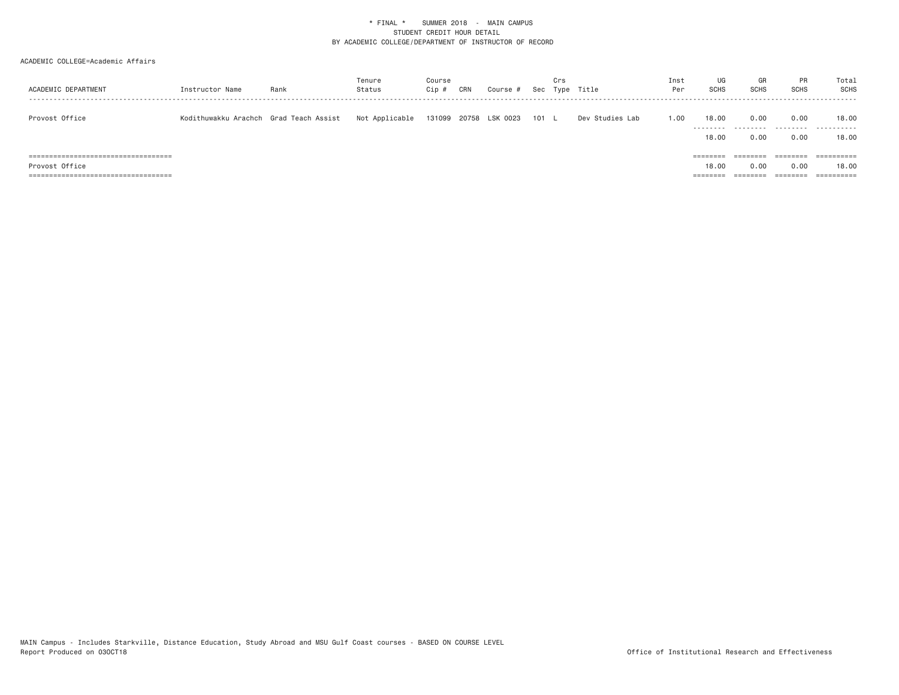\* FINAL \*    SUMMER 2018  -  MAIN CAMPUS
STUDENT CREDIT HOUR DETAIL
BY ACADEMIC COLLEGE/DEPARTMENT OF INSTRUCTOR OF RECORD

ACADEMIC COLLEGE=Academic Affairs

| ACADEMIC DEPARTMENT | Instructor Name | Rank | Tenure Status | Course Cip # | CRN | Course # | Sec | Crs Type | Title | Inst Per | UG SCHS | GR SCHS | PR SCHS | Total SCHS |
|---|---|---|---|---|---|---|---|---|---|---|---|---|---|---|
| Provost Office | Kodithuwakku Arachch | Grad Teach Assist | Not Applicable | 131099 | 20758 | LSK 0023 | 101 | L | Dev Studies Lab | 1.00 | 18.00 | 0.00 | 0.00 | 18.00 |
| | | | | | | | | | | | 18.00 | 0.00 | 0.00 | 18.00 |
| Provost Office | | | | | | | | | | | 18.00 | 0.00 | 0.00 | 18.00 |

MAIN Campus - Includes Starkville, Distance Education, Study Abroad and MSU Gulf Coast courses - BASED ON COURSE LEVEL
Report Produced on 03OCT18

Office of Institutional Research and Effectiveness